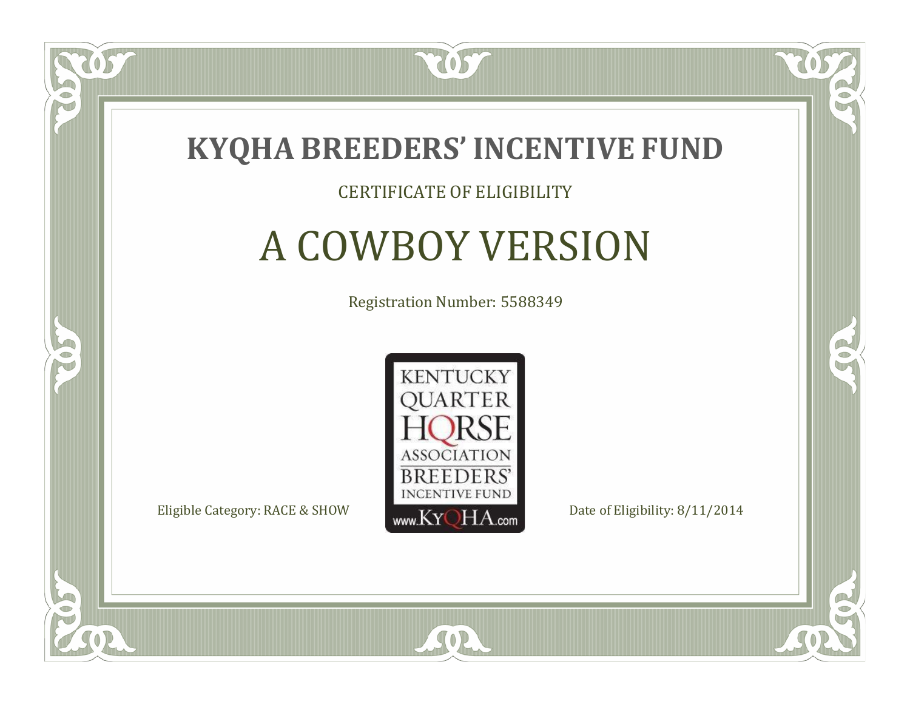# KYQHA BREEDERS' INCENTIVE FUND

CERTIFICATE OF ELIGIBILITY

## A COWBOY VERSION

Registration Number: 5588349

KENTUCKY QUARTER HORSE ASSOCIATION BREEDERS' INCENTIVE FUND www.KyQHA.com

Eligible Category: RACE & SHOW

Date of Eligibility: 8/11/2014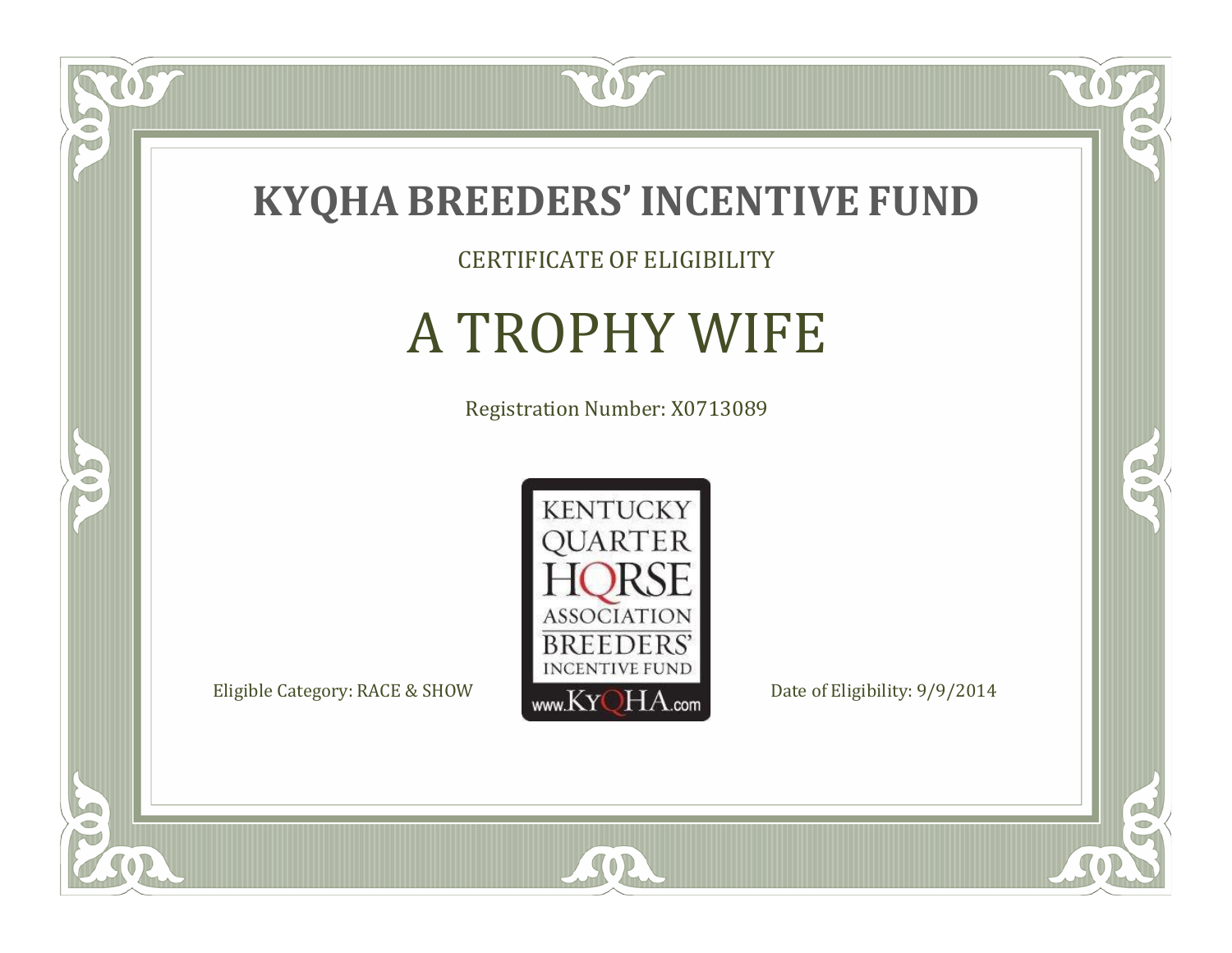# KYQHA BREEDERS' INCENTIVE FUND

CERTIFICATE OF ELIGIBILITY

## A TROPHY WIFE

Registration Number: X0713089

KENTUCKY QUARTER HORSE ASSOCIATION BREEDERS' INCENTIVE FUND
www.KyQHA.com

Eligible Category: RACE & SHOW

Date of Eligibility: 9/9/2014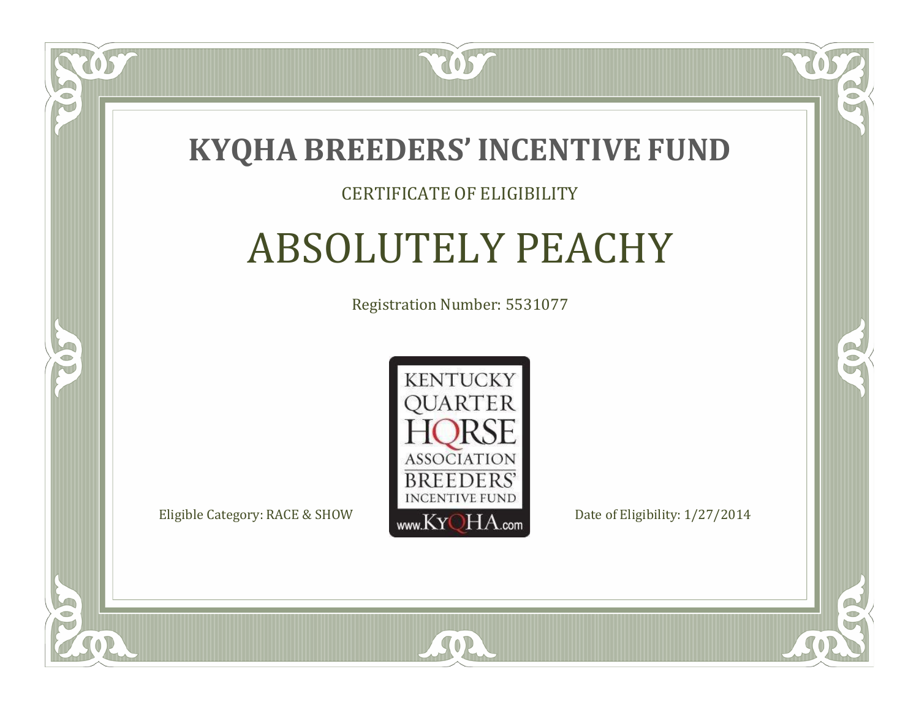# KYQHA BREEDERS' INCENTIVE FUND

CERTIFICATE OF ELIGIBILITY

## ABSOLUTELY PEACHY

Registration Number: 5531077

KENTUCKY QUARTER HORSE ASSOCIATION BREEDERS' INCENTIVE FUND www.KyQHA.com

Eligible Category: RACE & SHOW

Date of Eligibility: 1/27/2014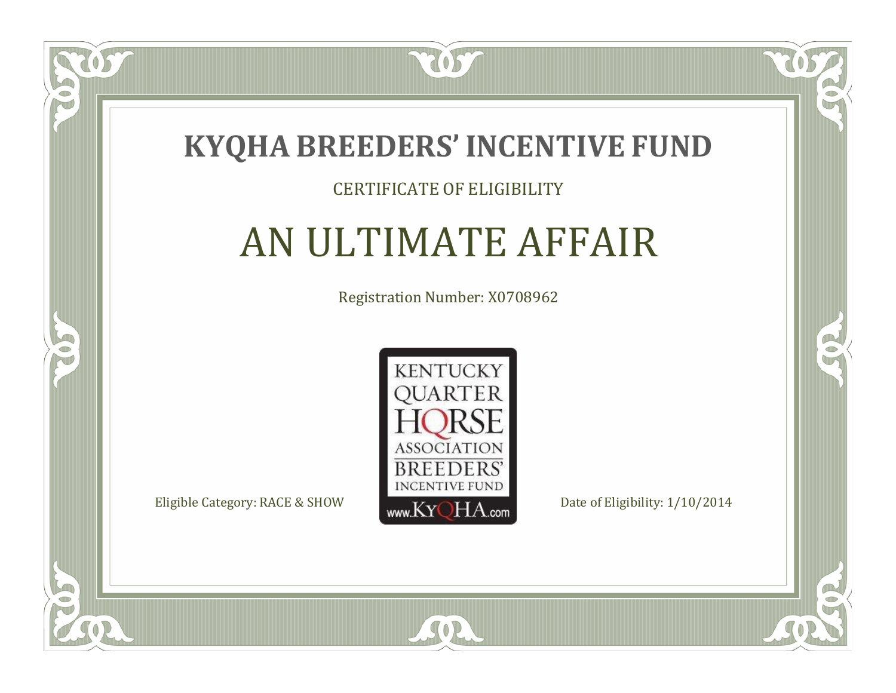# KYQHA BREEDERS' INCENTIVE FUND

CERTIFICATE OF ELIGIBILITY

## AN ULTIMATE AFFAIR

Registration Number: X0708962

KENTUCKY QUARTER HORSE ASSOCIATION BREEDERS' INCENTIVE FUND www.KyQHA.com

Eligible Category: RACE & SHOW

Date of Eligibility: 1/10/2014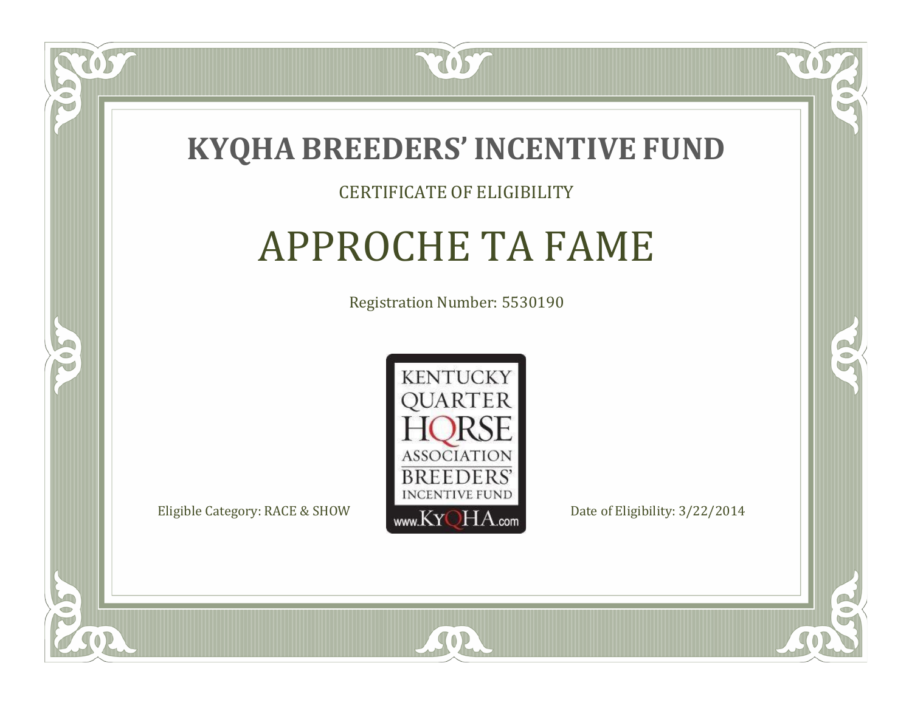# KYQHA BREEDERS' INCENTIVE FUND

CERTIFICATE OF ELIGIBILITY

## APPROCHE TA FAME

Registration Number: 5530190

KENTUCKY QUARTER HORSE ASSOCIATION BREEDERS' INCENTIVE FUND www.KyQHA.com

Eligible Category: RACE & SHOW

Date of Eligibility: 3/22/2014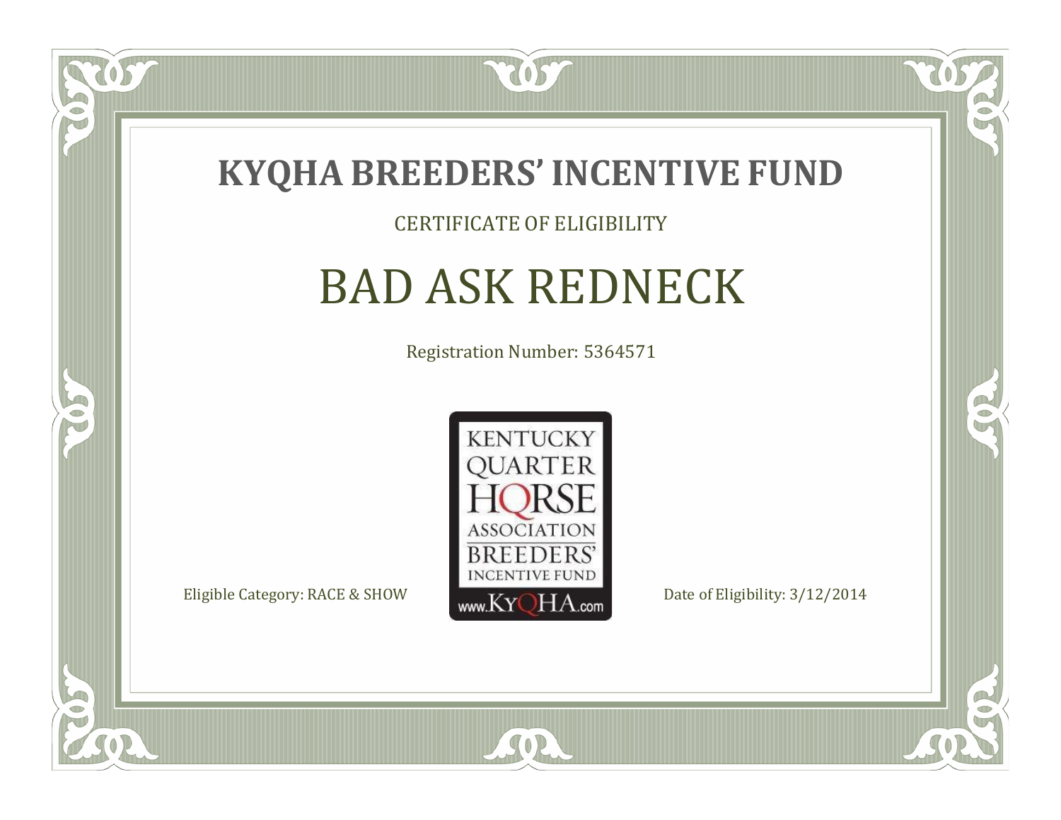# KYQHA BREEDERS' INCENTIVE FUND

CERTIFICATE OF ELIGIBILITY

## BAD ASK REDNECK

Registration Number: 5364571

KENTUCKY QUARTER HORSE ASSOCIATION BREEDERS' INCENTIVE FUND

www.KyQHA.com

Eligible Category: RACE & SHOW

Date of Eligibility: 3/12/2014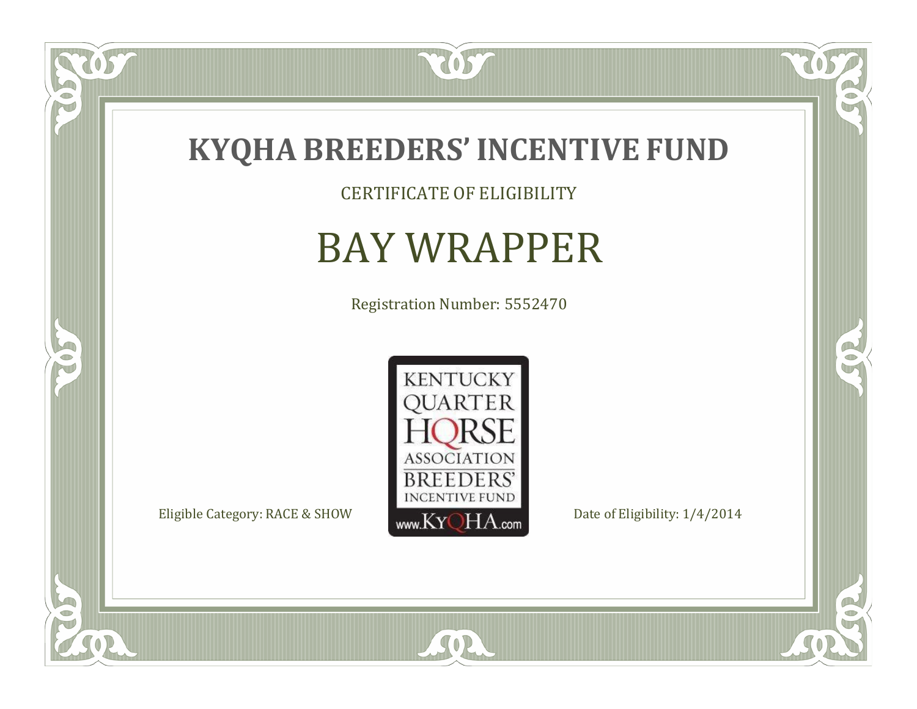# KYQHA BREEDERS’ INCENTIVE FUND

CERTIFICATE OF ELIGIBILITY

## BAY WRAPPER

Registration Number: 5552470

KENTUCKY QUARTER HORSE ASSOCIATION BREEDERS’ INCENTIVE FUND www.KyQHA.com

Eligible Category: RACE & SHOW

Date of Eligibility: 1/4/2014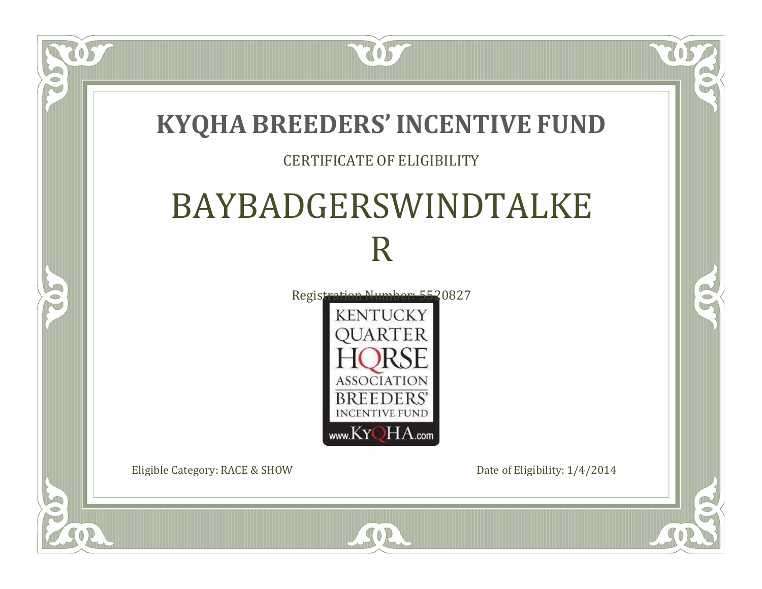# KYQHA BREEDERS' INCENTIVE FUND

CERTIFICATE OF ELIGIBILITY

## BAYBADGERSWINDTALKE R

Registration Number: 5520827

KENTUCKY QUARTER HORSE ASSOCIATION BREEDERS' INCENTIVE FUND www.KyQHA.com

Eligible Category: RACE & SHOW

Date of Eligibility: 1/4/2014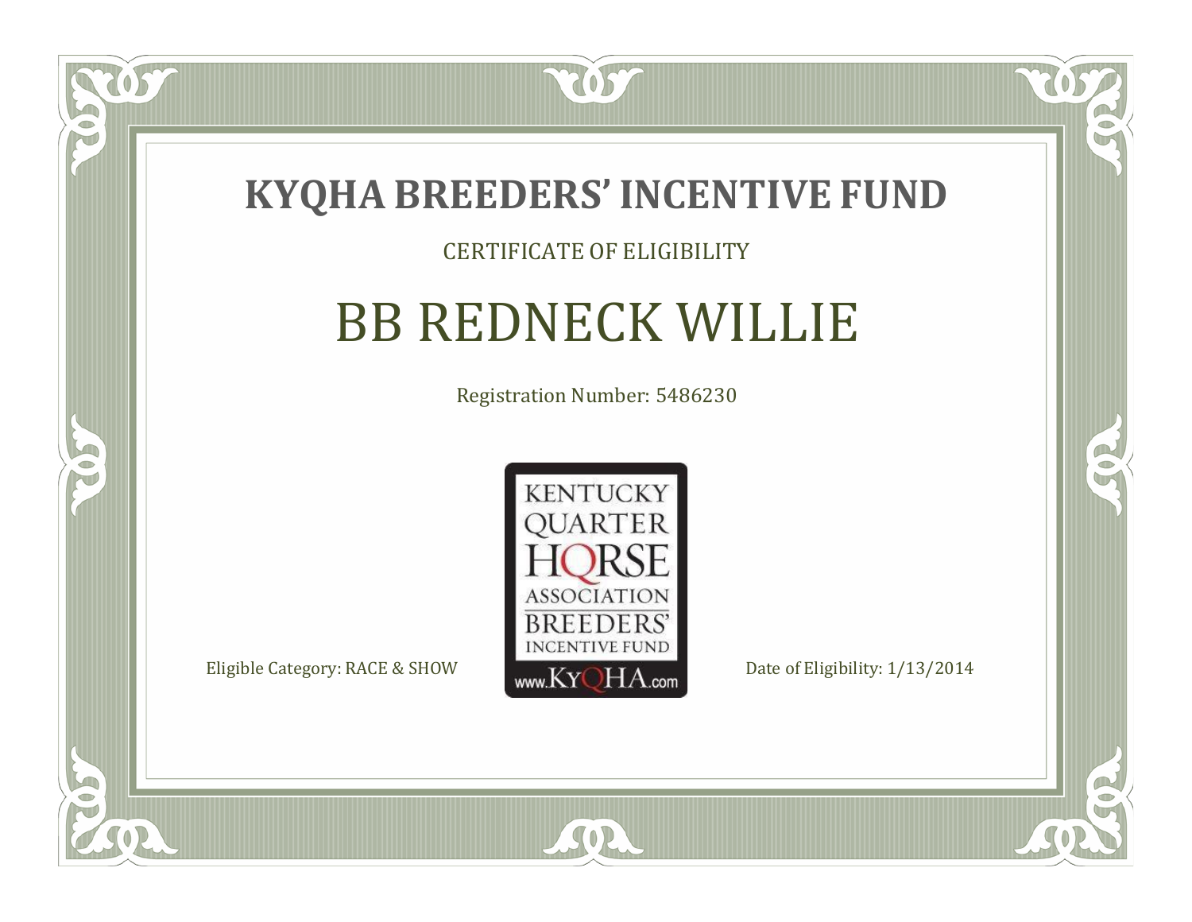# KYQHA BREEDERS' INCENTIVE FUND

CERTIFICATE OF ELIGIBILITY

## BB REDNECK WILLIE

Registration Number: 5486230

KENTUCKY QUARTER HORSE ASSOCIATION BREEDERS' INCENTIVE FUND www.KyQHA.com

Eligible Category: RACE & SHOW

Date of Eligibility: 1/13/2014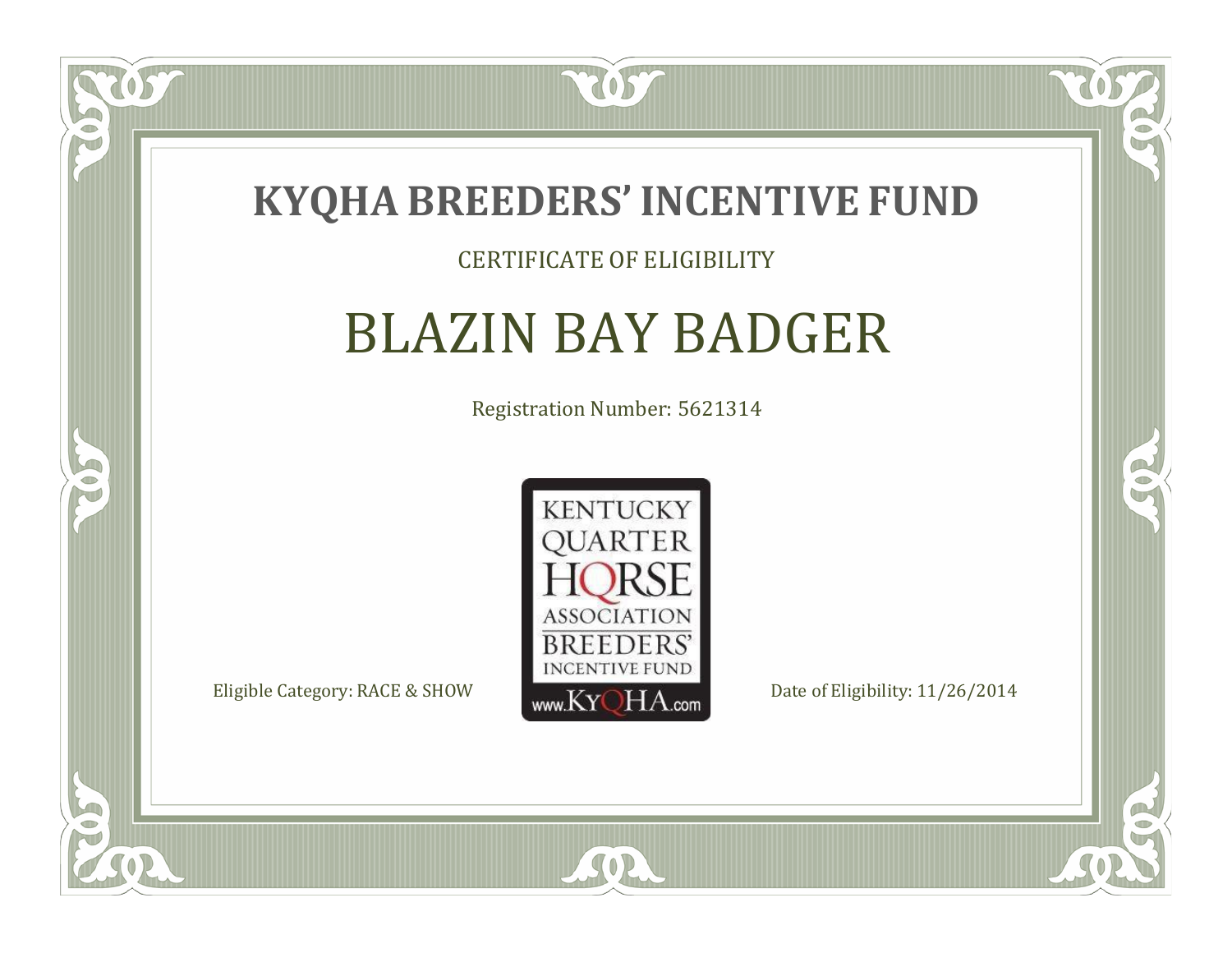# KYQHA BREEDERS' INCENTIVE FUND

CERTIFICATE OF ELIGIBILITY

## BLAZIN BAY BADGER

Registration Number: 5621314

KENTUCKY QUARTER HORSE ASSOCIATION BREEDERS' INCENTIVE FUND www.KyQHA.com

Eligible Category: RACE & SHOW

Date of Eligibility: 11/26/2014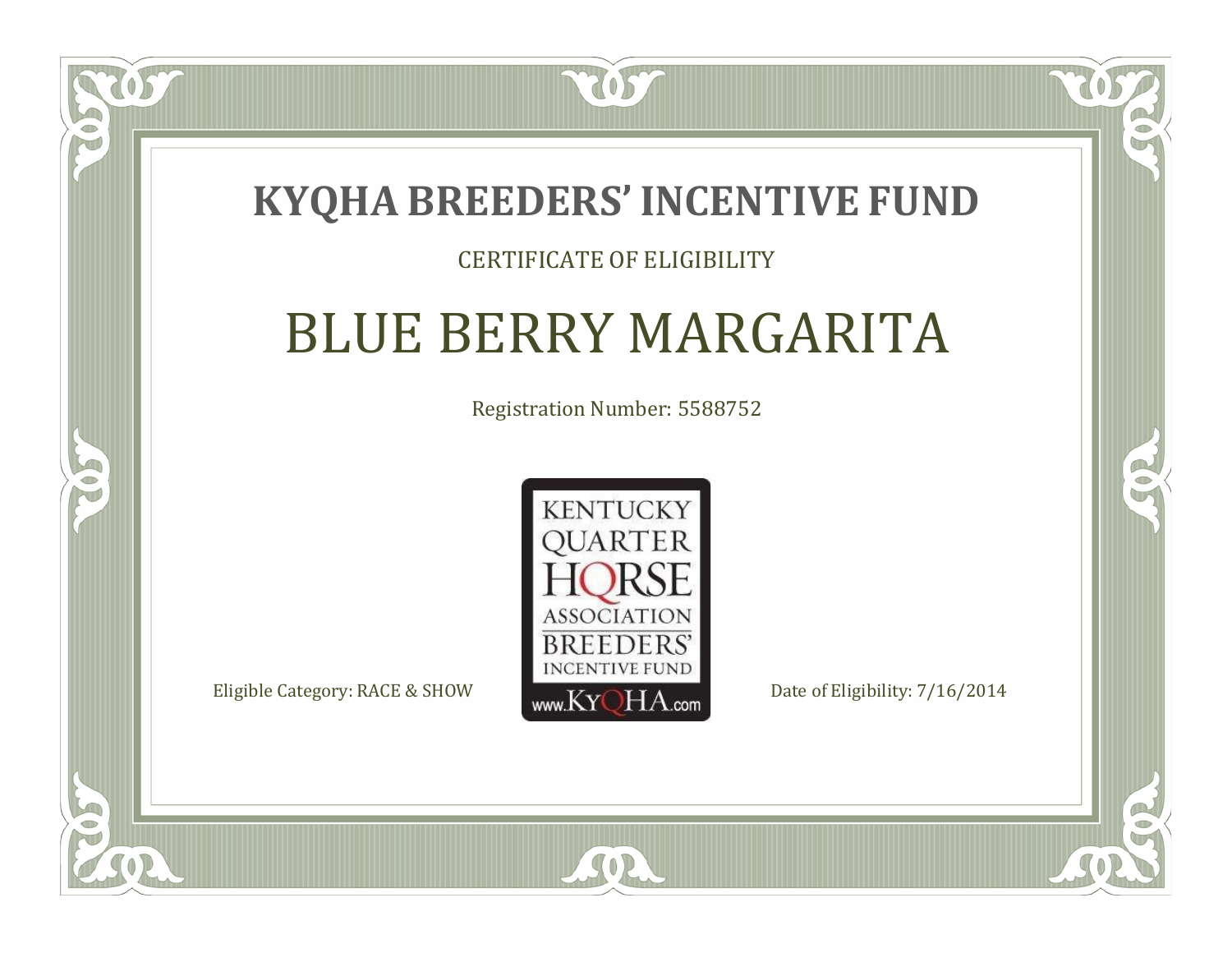# KYQHA BREEDERS' INCENTIVE FUND

CERTIFICATE OF ELIGIBILITY

## BLUE BERRY MARGARITA

Registration Number: 5588752

KENTUCKY QUARTER HORSE ASSOCIATION BREEDERS' INCENTIVE FUND www.KyQHA.com

Eligible Category: RACE & SHOW

Date of Eligibility: 7/16/2014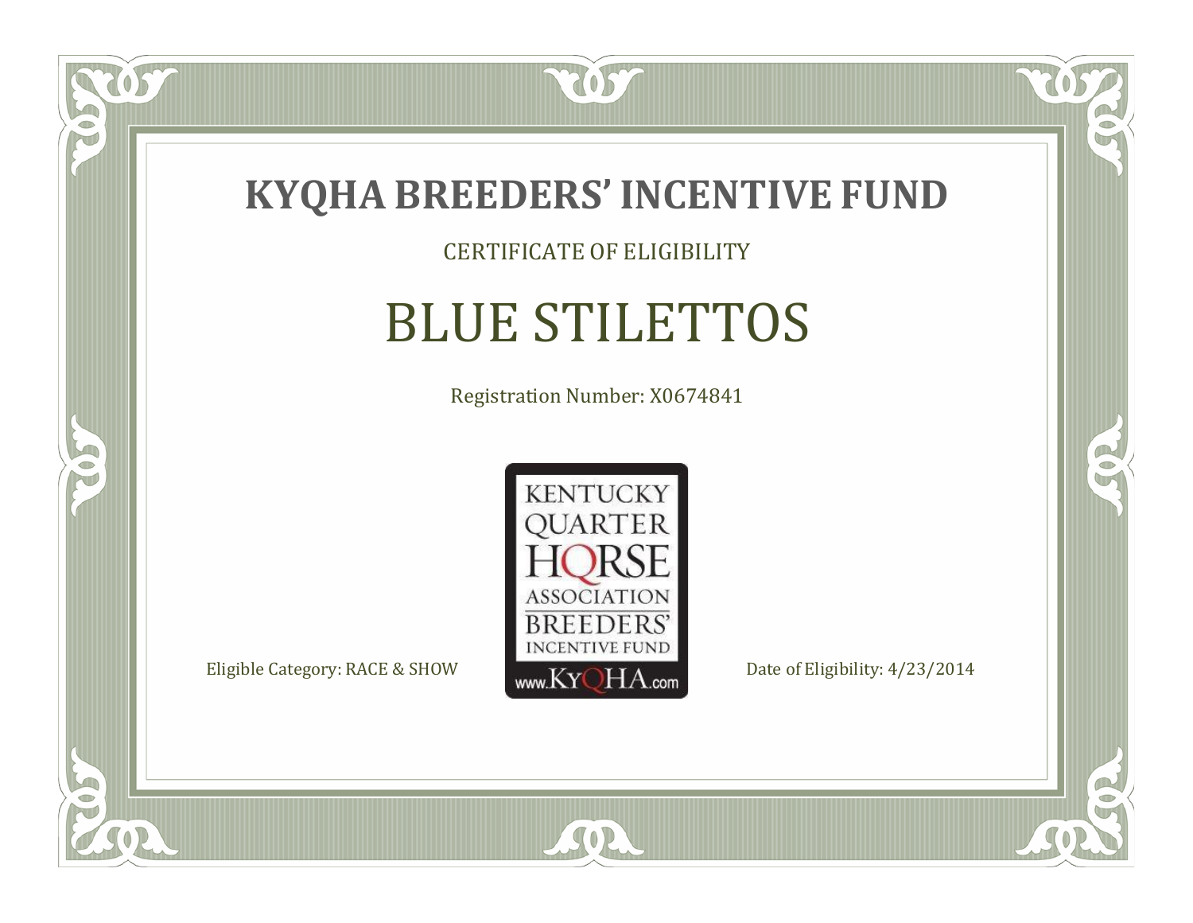# KYQHA BREEDERS' INCENTIVE FUND

CERTIFICATE OF ELIGIBILITY

## BLUE STILETTOS

Registration Number: X0674841

KENTUCKY QUARTER HORSE ASSOCIATION BREEDERS' INCENTIVE FUND www.KyQHA.com

Eligible Category: RACE & SHOW

Date of Eligibility: 4/23/2014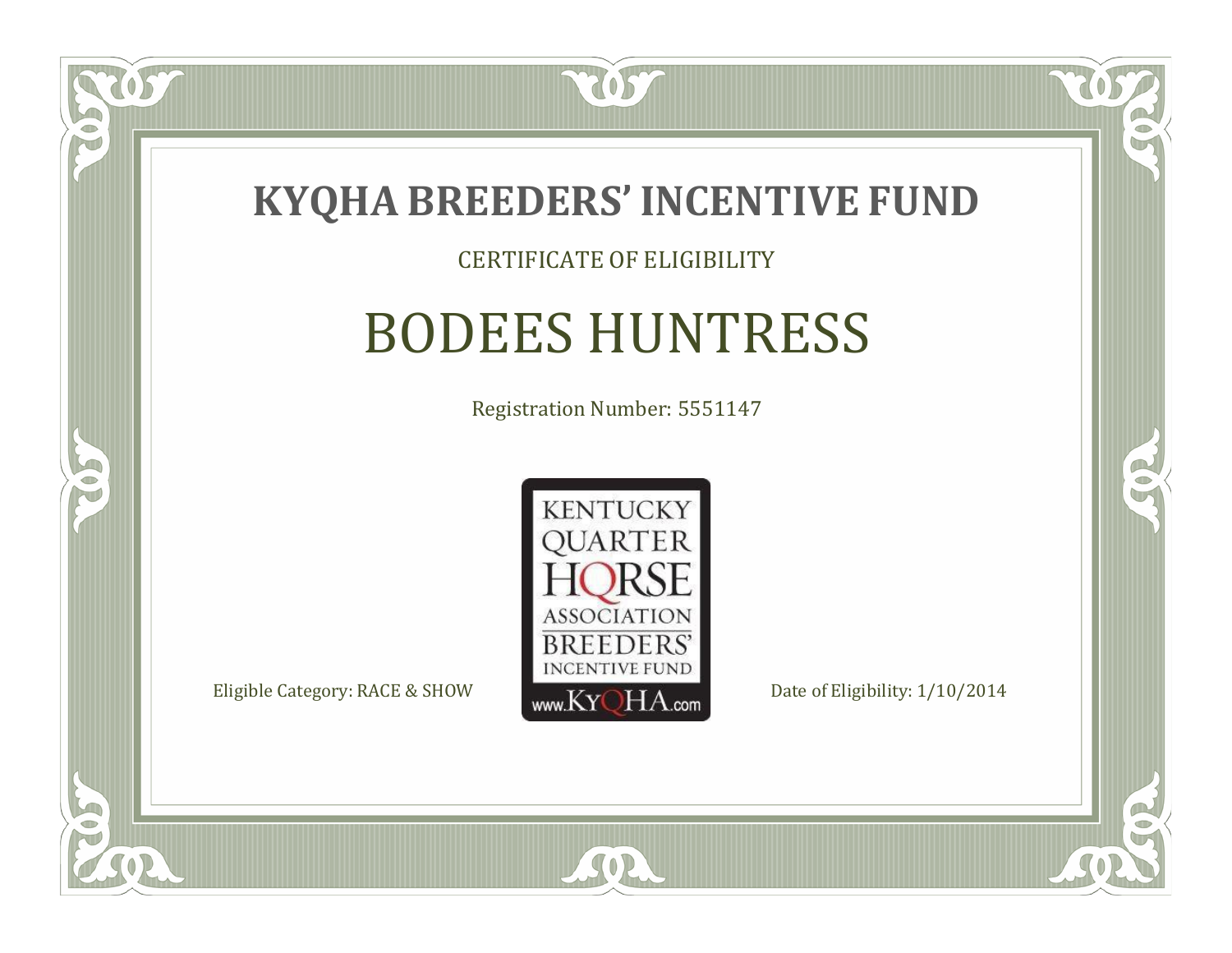# KYQHA BREEDERS' INCENTIVE FUND

CERTIFICATE OF ELIGIBILITY

## BODEES HUNTRESS

Registration Number: 5551147

KENTUCKY QUARTER HORSE ASSOCIATION BREEDERS' INCENTIVE FUND www.KyQHA.com

Eligible Category: RACE & SHOW

Date of Eligibility: 1/10/2014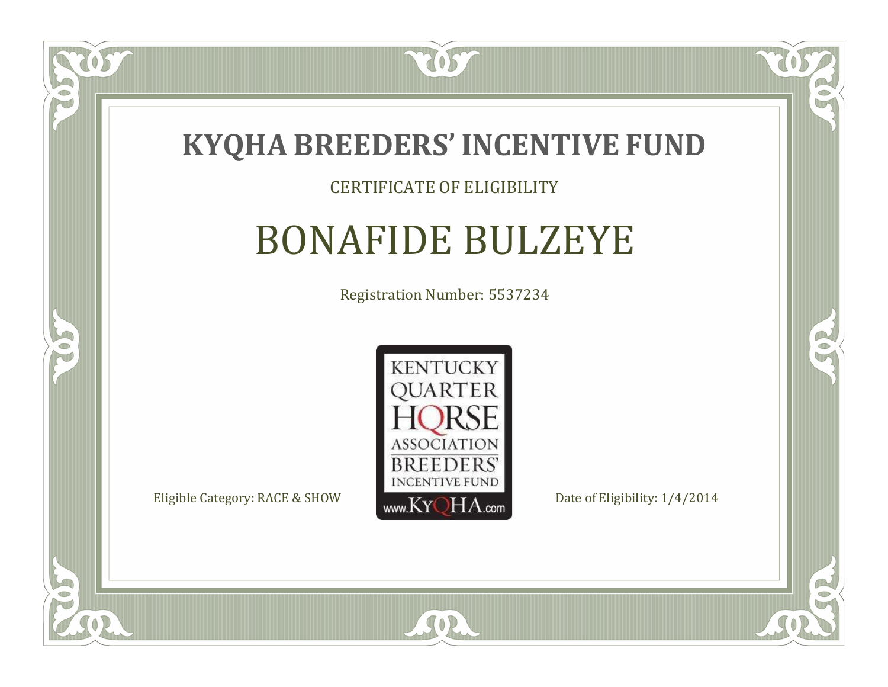# KYQHA BREEDERS' INCENTIVE FUND

CERTIFICATE OF ELIGIBILITY

## BONAFIDE BULZEYE

Registration Number: 5537234

KENTUCKY QUARTER HORSE ASSOCIATION BREEDERS' INCENTIVE FUND www.KyQHA.com

Eligible Category: RACE & SHOW

Date of Eligibility: 1/4/2014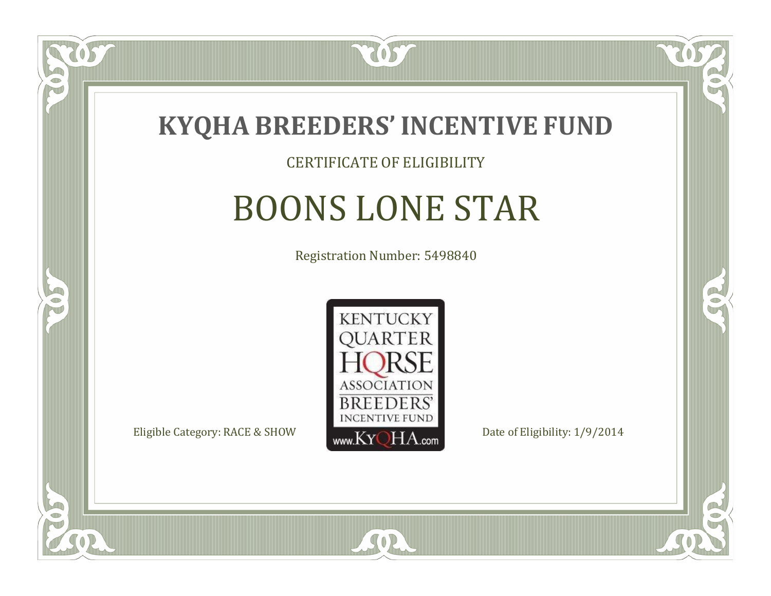# KYQHA BREEDERS' INCENTIVE FUND

CERTIFICATE OF ELIGIBILITY

## BOONS LONE STAR

Registration Number: 5498840

KENTUCKY QUARTER HORSE ASSOCIATION BREEDERS' INCENTIVE FUND www.KyQHA.com

Eligible Category: RACE & SHOW

Date of Eligibility: 1/9/2014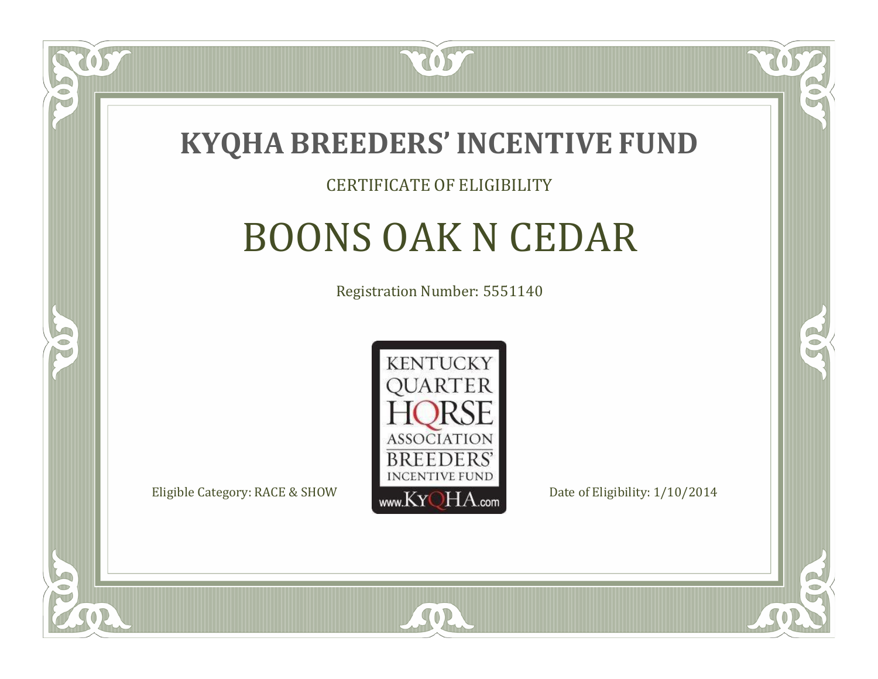# KYQHA BREEDERS' INCENTIVE FUND

CERTIFICATE OF ELIGIBILITY

## BOONS OAK N CEDAR

Registration Number: 5551140

KENTUCKY QUARTER HORSE ASSOCIATION BREEDERS' INCENTIVE FUND

www.KyQHA.com

Eligible Category: RACE & SHOW

Date of Eligibility: 1/10/2014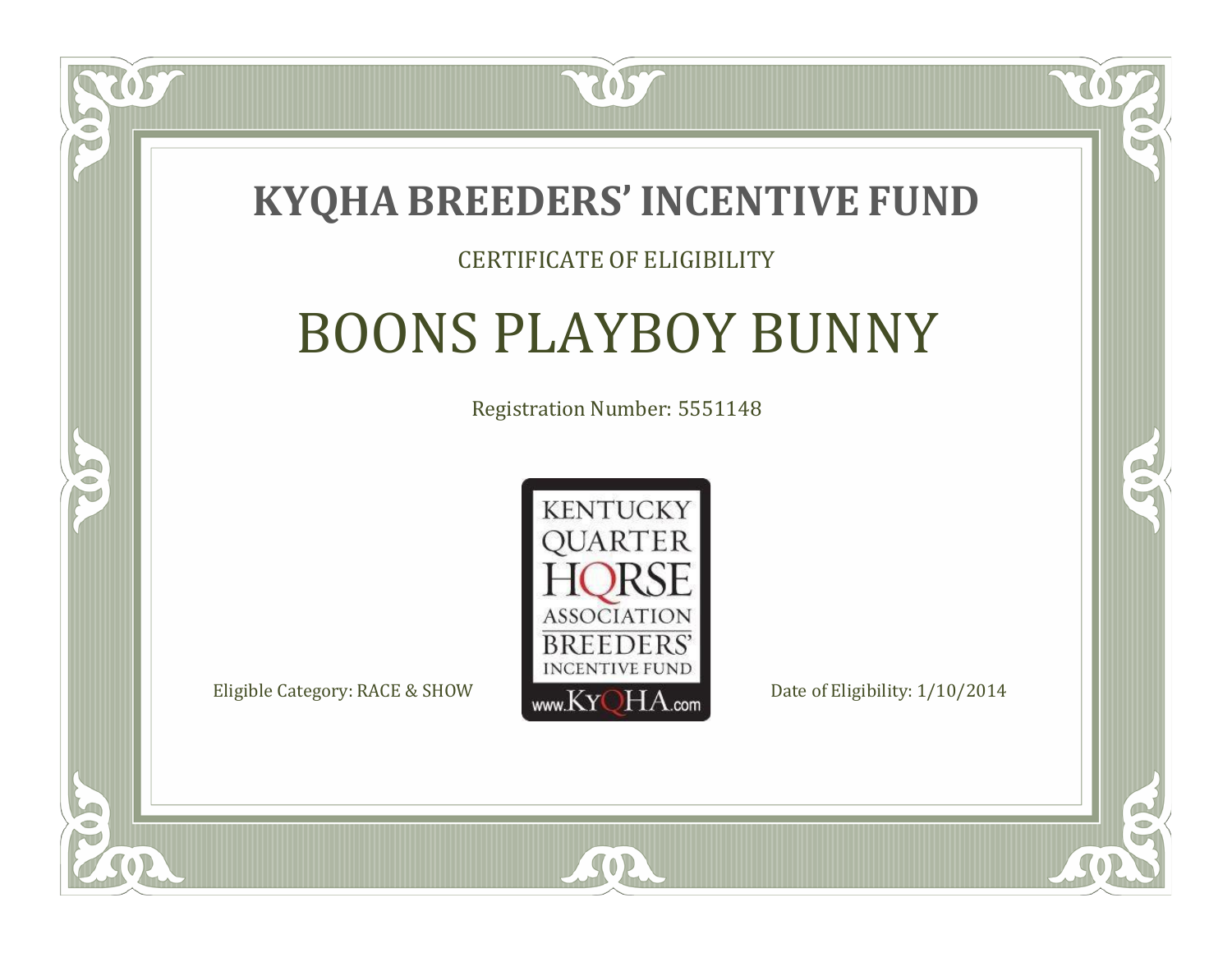# KYQHA BREEDERS' INCENTIVE FUND

CERTIFICATE OF ELIGIBILITY

## BOONS PLAYBOY BUNNY

Registration Number: 5551148

KENTUCKY QUARTER HORSE ASSOCIATION BREEDERS' INCENTIVE FUND www.KyQHA.com

Eligible Category: RACE & SHOW

Date of Eligibility: 1/10/2014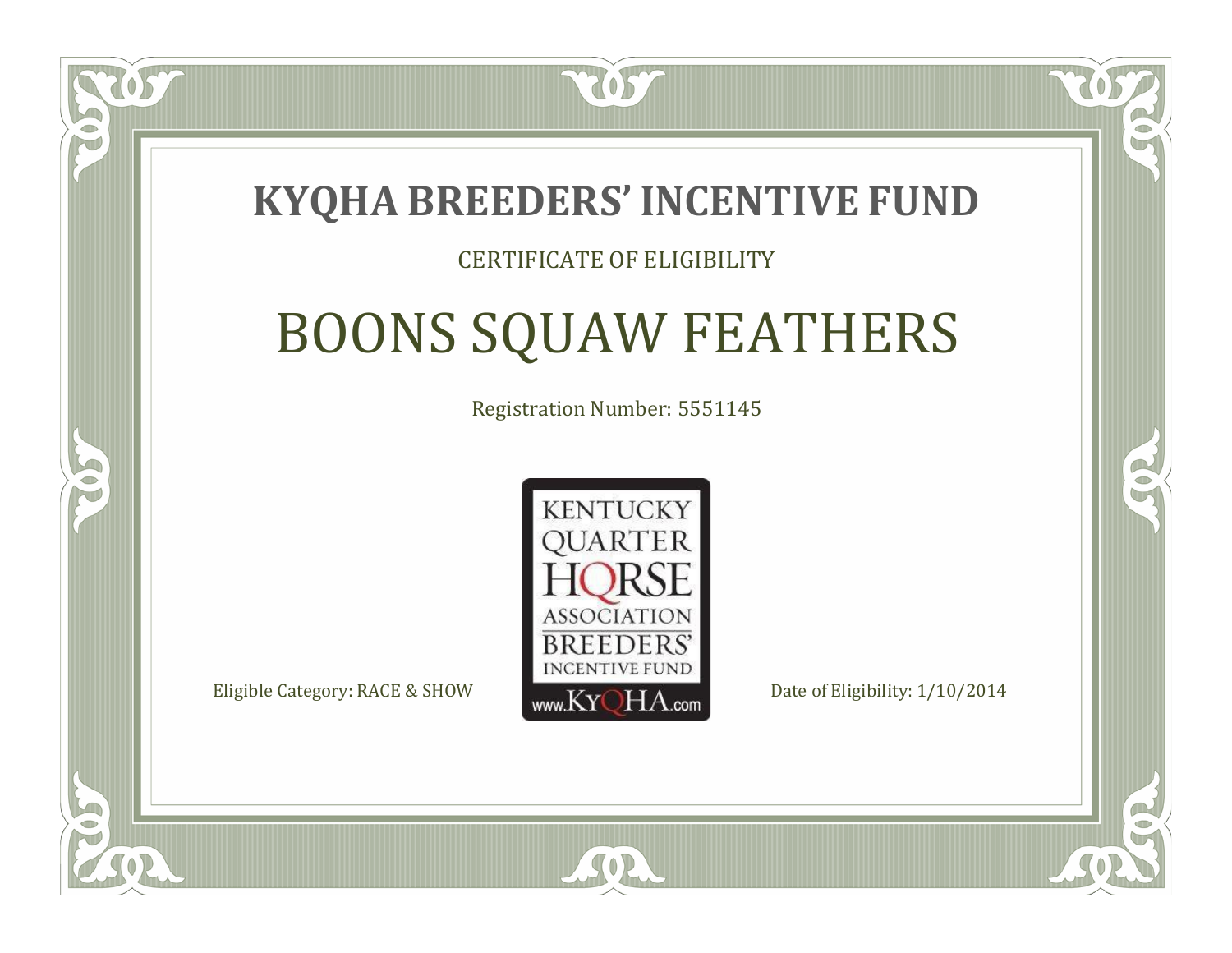# KYQHA BREEDERS' INCENTIVE FUND

CERTIFICATE OF ELIGIBILITY

## BOONS SQUAW FEATHERS

Registration Number: 5551145

KENTUCKY QUARTER HORSE ASSOCIATION BREEDERS' INCENTIVE FUND www.KyQHA.com

Eligible Category: RACE & SHOW

Date of Eligibility: 1/10/2014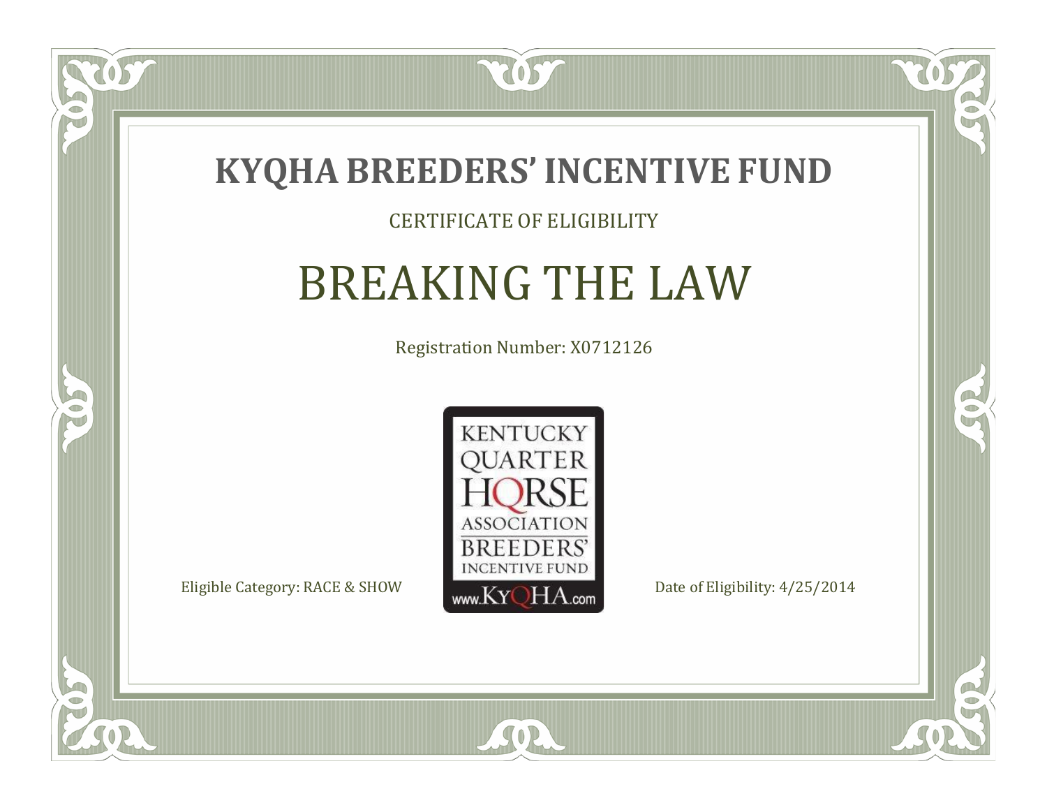# KYQHA BREEDERS' INCENTIVE FUND

CERTIFICATE OF ELIGIBILITY

## BREAKING THE LAW

Registration Number: X0712126

KENTUCKY QUARTER HORSE ASSOCIATION BREEDERS' INCENTIVE FUND www.KyQHA.com

Eligible Category: RACE & SHOW

Date of Eligibility: 4/25/2014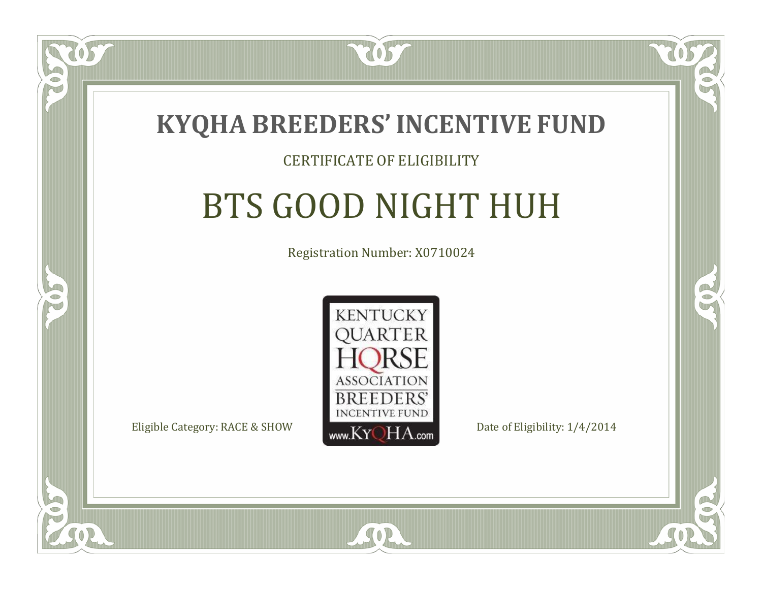# KYQHA BREEDERS' INCENTIVE FUND

CERTIFICATE OF ELIGIBILITY

## BTS GOOD NIGHT HUH

Registration Number: X0710024

KENTUCKY QUARTER HORSE ASSOCIATION BREEDERS' INCENTIVE FUND www.KyQHA.com

Eligible Category: RACE & SHOW

Date of Eligibility: 1/4/2014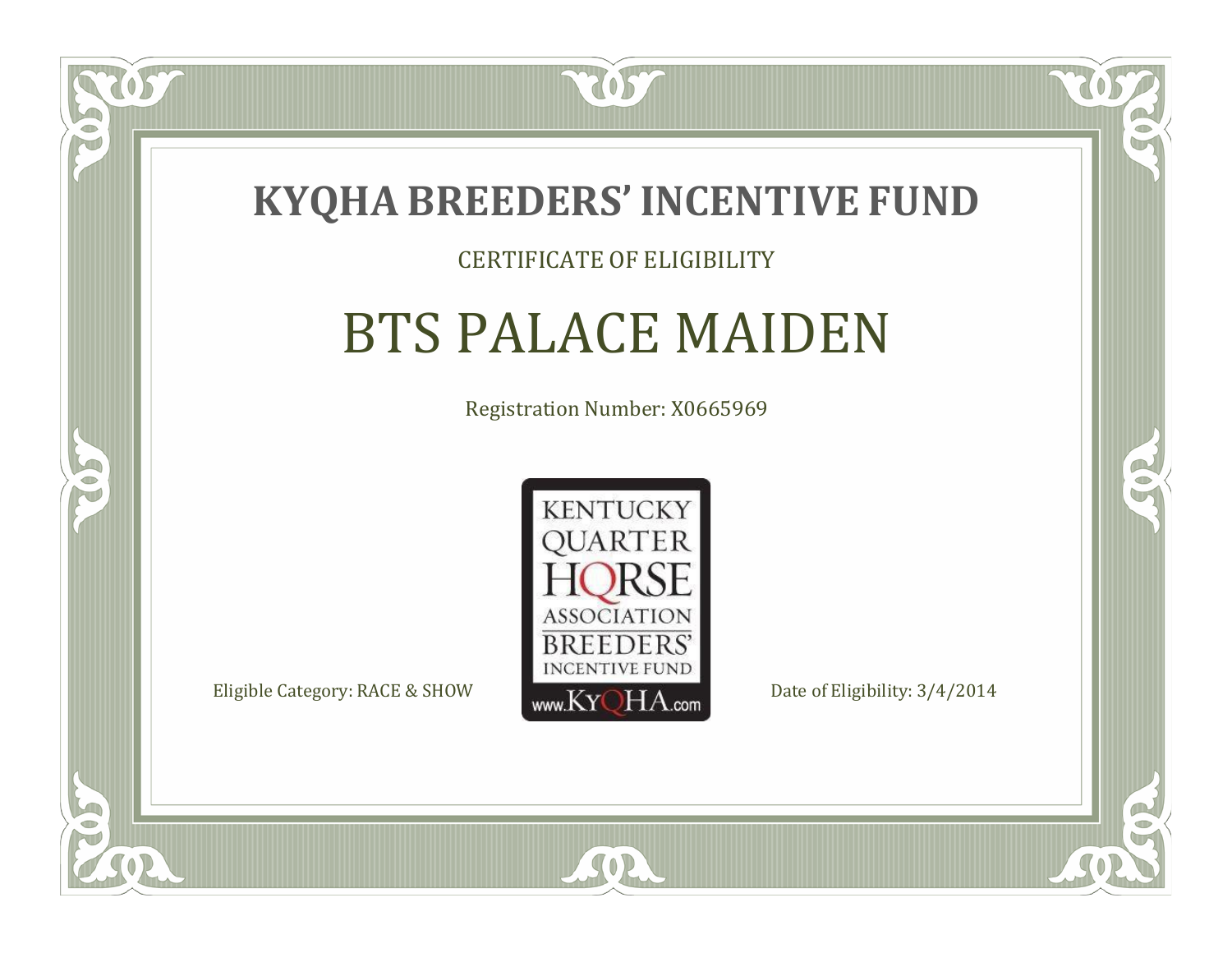# KYQHA BREEDERS' INCENTIVE FUND

CERTIFICATE OF ELIGIBILITY

## BTS PALACE MAIDEN

Registration Number: X0665969

KENTUCKY QUARTER HORSE ASSOCIATION BREEDERS' INCENTIVE FUND

www.KyQHA.com

Eligible Category: RACE & SHOW

Date of Eligibility: 3/4/2014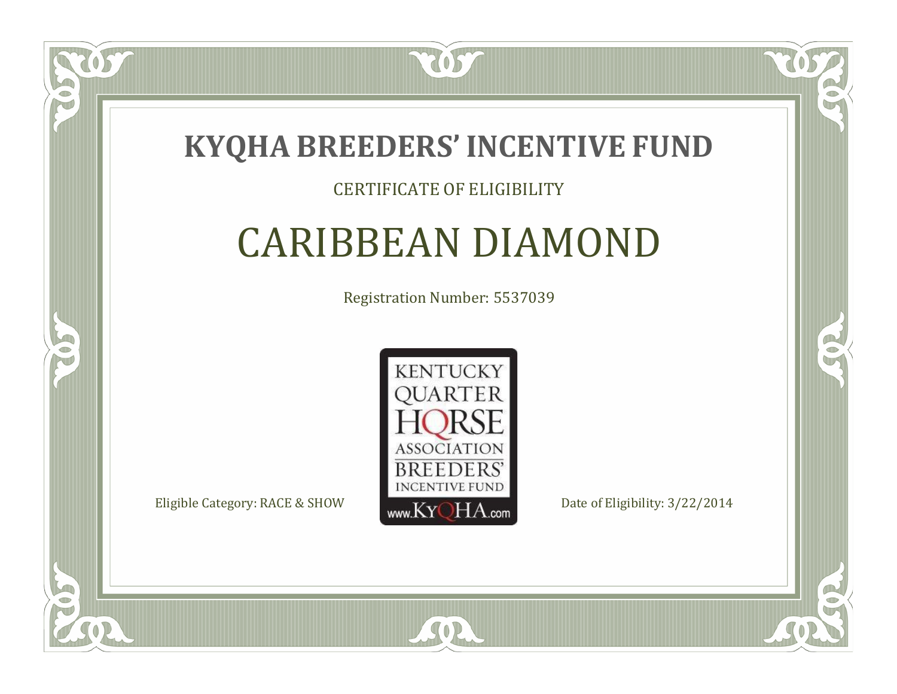# KYQHA BREEDERS' INCENTIVE FUND

CERTIFICATE OF ELIGIBILITY

## CARIBBEAN DIAMOND

Registration Number: 5537039

KENTUCKY QUARTER HORSE ASSOCIATION BREEDERS' INCENTIVE FUND www.KyQHA.com

Eligible Category: RACE & SHOW

Date of Eligibility: 3/22/2014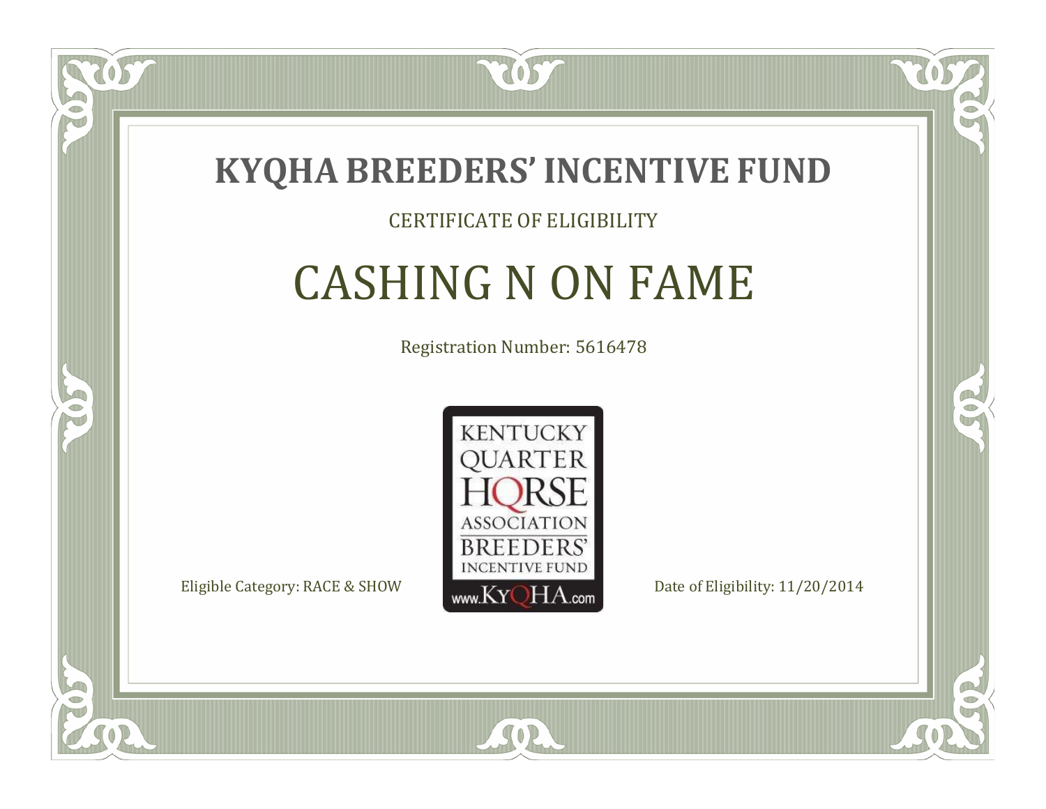# KYQHA BREEDERS' INCENTIVE FUND

CERTIFICATE OF ELIGIBILITY

## CASHING N ON FAME

Registration Number: 5616478

KENTUCKY QUARTER HORSE ASSOCIATION BREEDERS' INCENTIVE FUND www.KyQHA.com

Eligible Category: RACE & SHOW

Date of Eligibility: 11/20/2014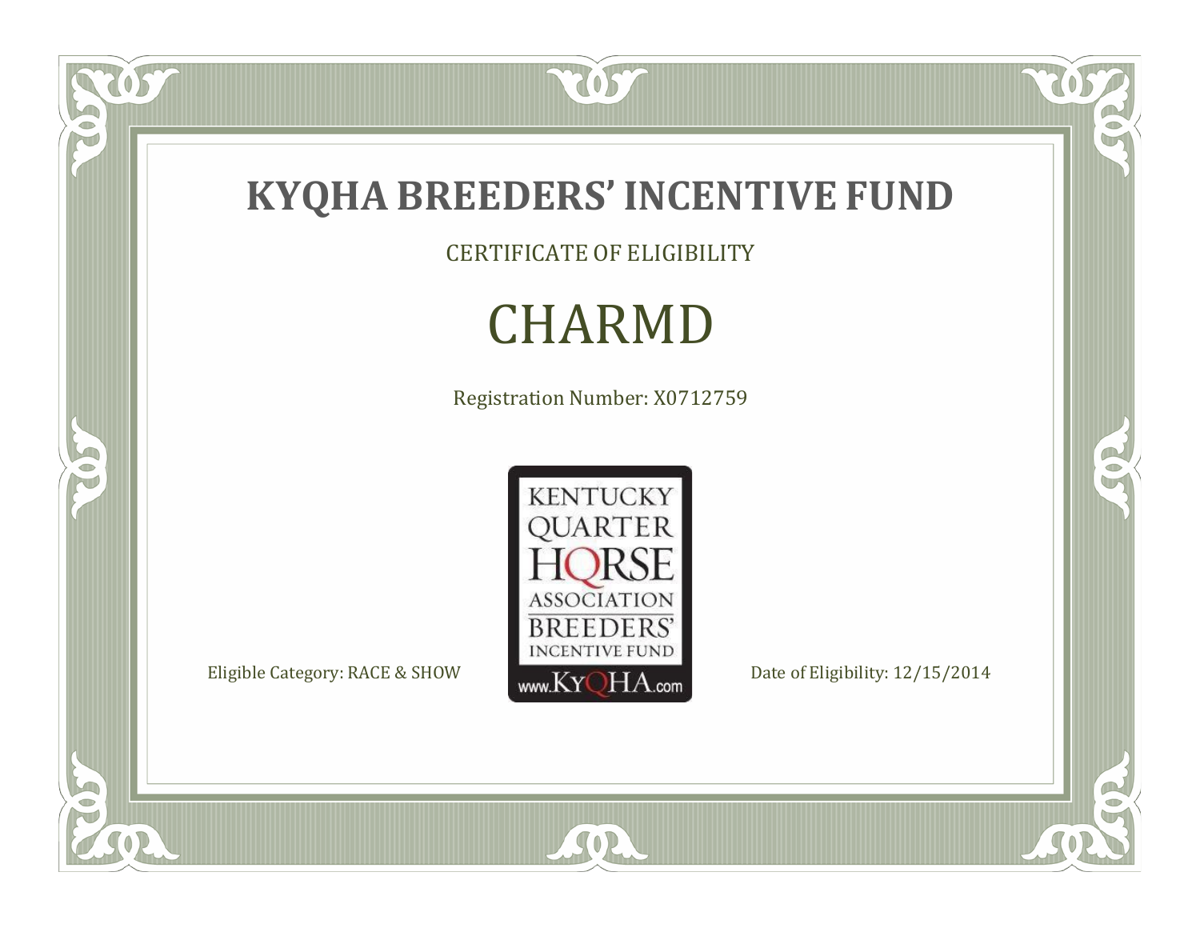# KYQHA BREEDERS' INCENTIVE FUND

CERTIFICATE OF ELIGIBILITY

## CHARMD

Registration Number: X0712759

KENTUCKY QUARTER HORSE ASSOCIATION BREEDERS' INCENTIVE FUND www.KyQHA.com

Eligible Category: RACE & SHOW

Date of Eligibility: 12/15/2014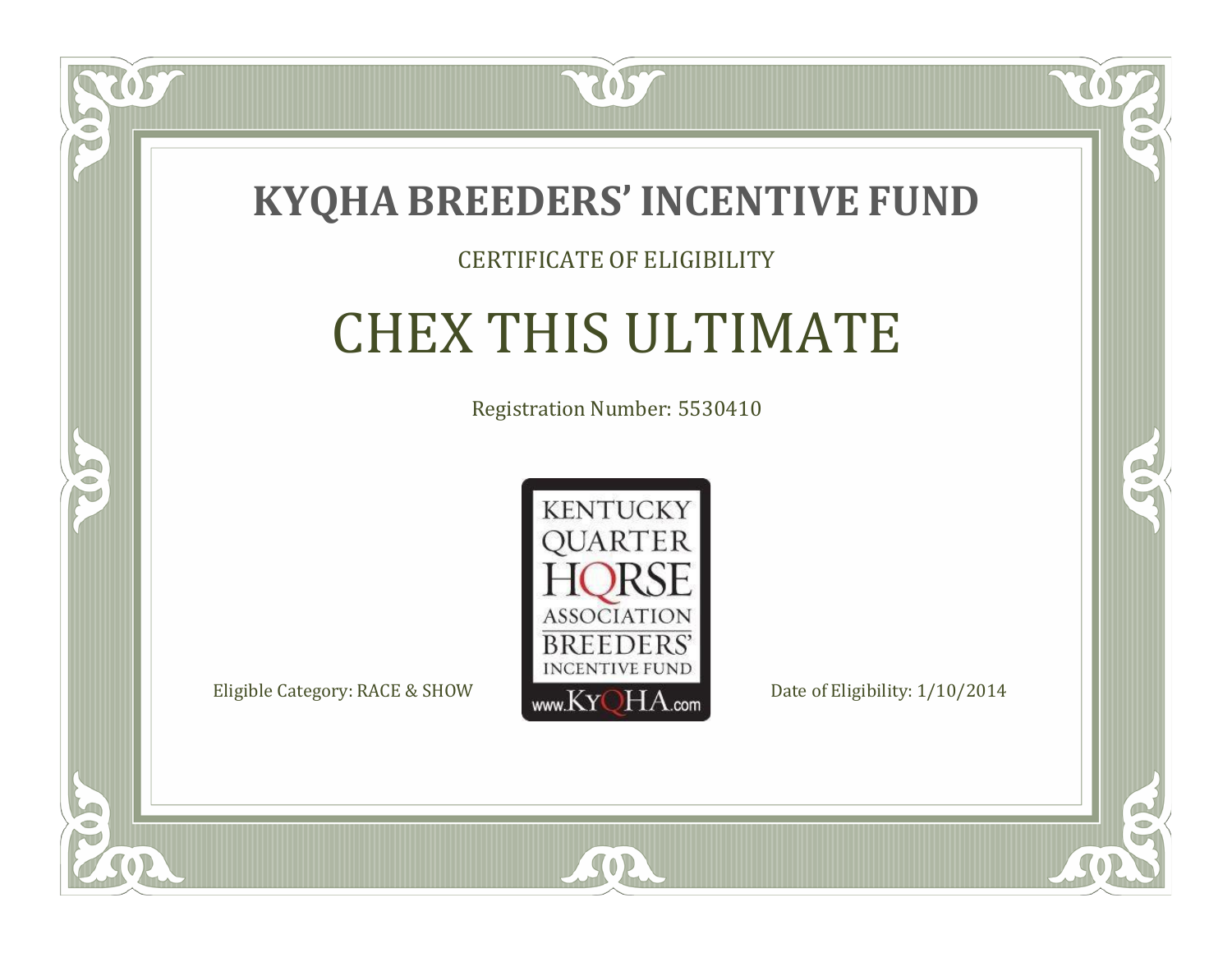# KYQHA BREEDERS' INCENTIVE FUND

CERTIFICATE OF ELIGIBILITY

## CHEX THIS ULTIMATE

Registration Number: 5530410

KENTUCKY QUARTER HORSE ASSOCIATION BREEDERS' INCENTIVE FUND www.KyQHA.com

Eligible Category: RACE & SHOW

Date of Eligibility: 1/10/2014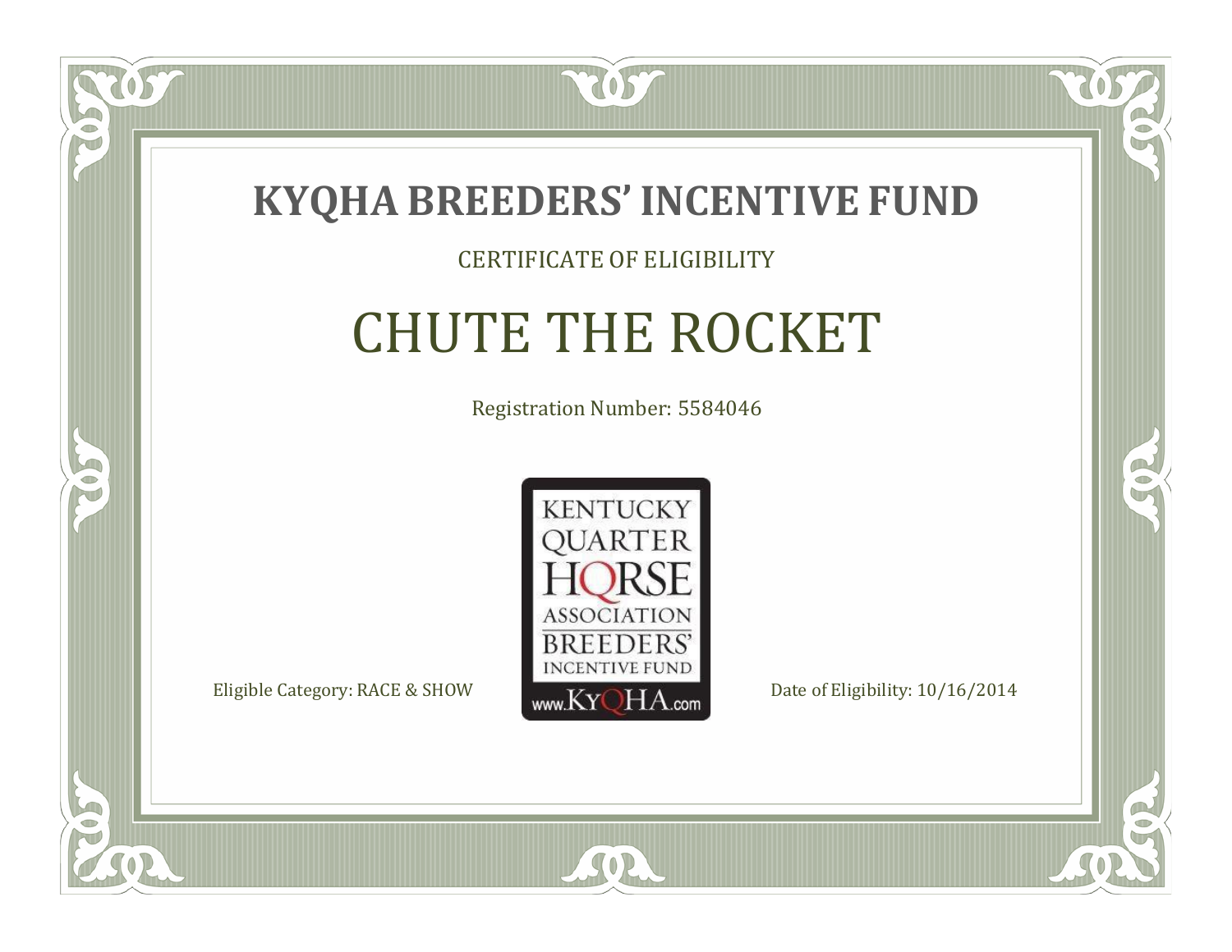# KYQHA BREEDERS' INCENTIVE FUND

CERTIFICATE OF ELIGIBILITY

## CHUTE THE ROCKET

Registration Number: 5584046

KENTUCKY QUARTER HORSE ASSOCIATION BREEDERS' INCENTIVE FUND www.KyQHA.com

Eligible Category: RACE & SHOW

Date of Eligibility: 10/16/2014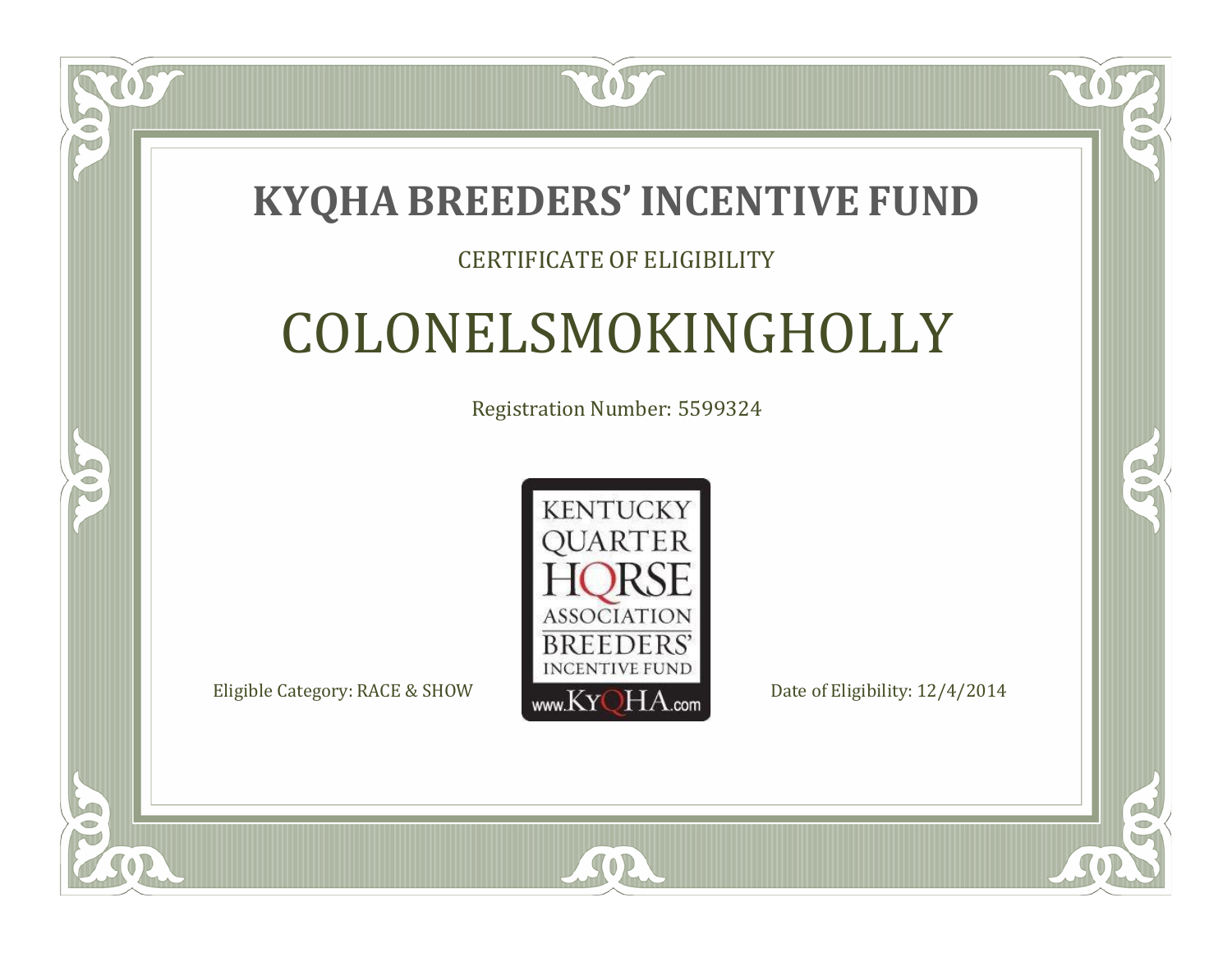# KYQHA BREEDERS' INCENTIVE FUND

CERTIFICATE OF ELIGIBILITY

## COLONELSMOKINGHOLLY

Registration Number: 5599324

KENTUCKY QUARTER HORSE ASSOCIATION BREEDERS' INCENTIVE FUND www.KyQHA.com

Eligible Category: RACE & SHOW

Date of Eligibility: 12/4/2014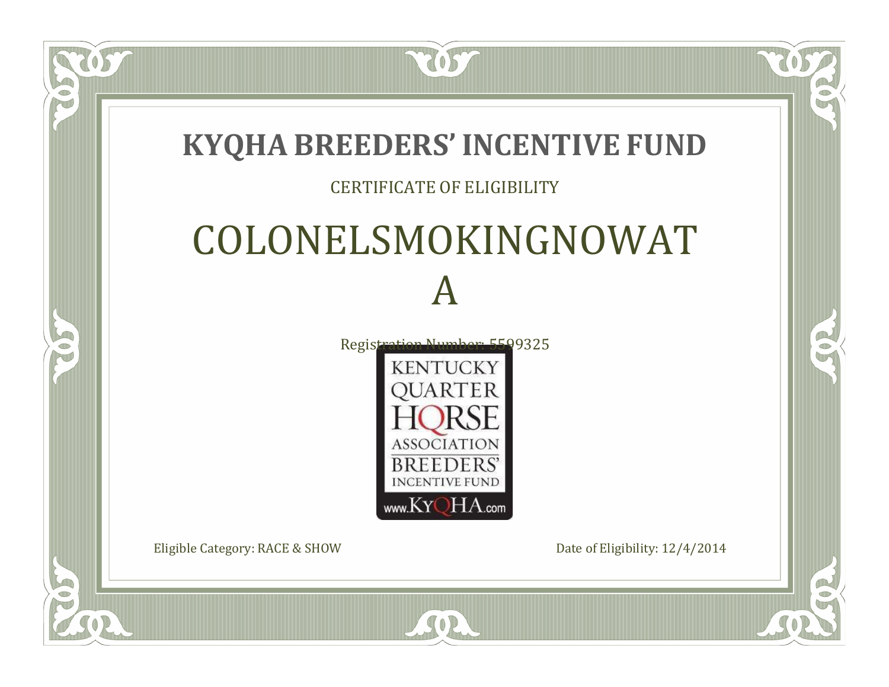# KYQHA BREEDERS' INCENTIVE FUND

CERTIFICATE OF ELIGIBILITY

## COLONELSMOKINGNOWAT A

Registration Number: 5599325

KENTUCKY QUARTER HORSE ASSOCIATION BREEDERS' INCENTIVE FUND www.KyQHA.com

Eligible Category: RACE & SHOW

Date of Eligibility: 12/4/2014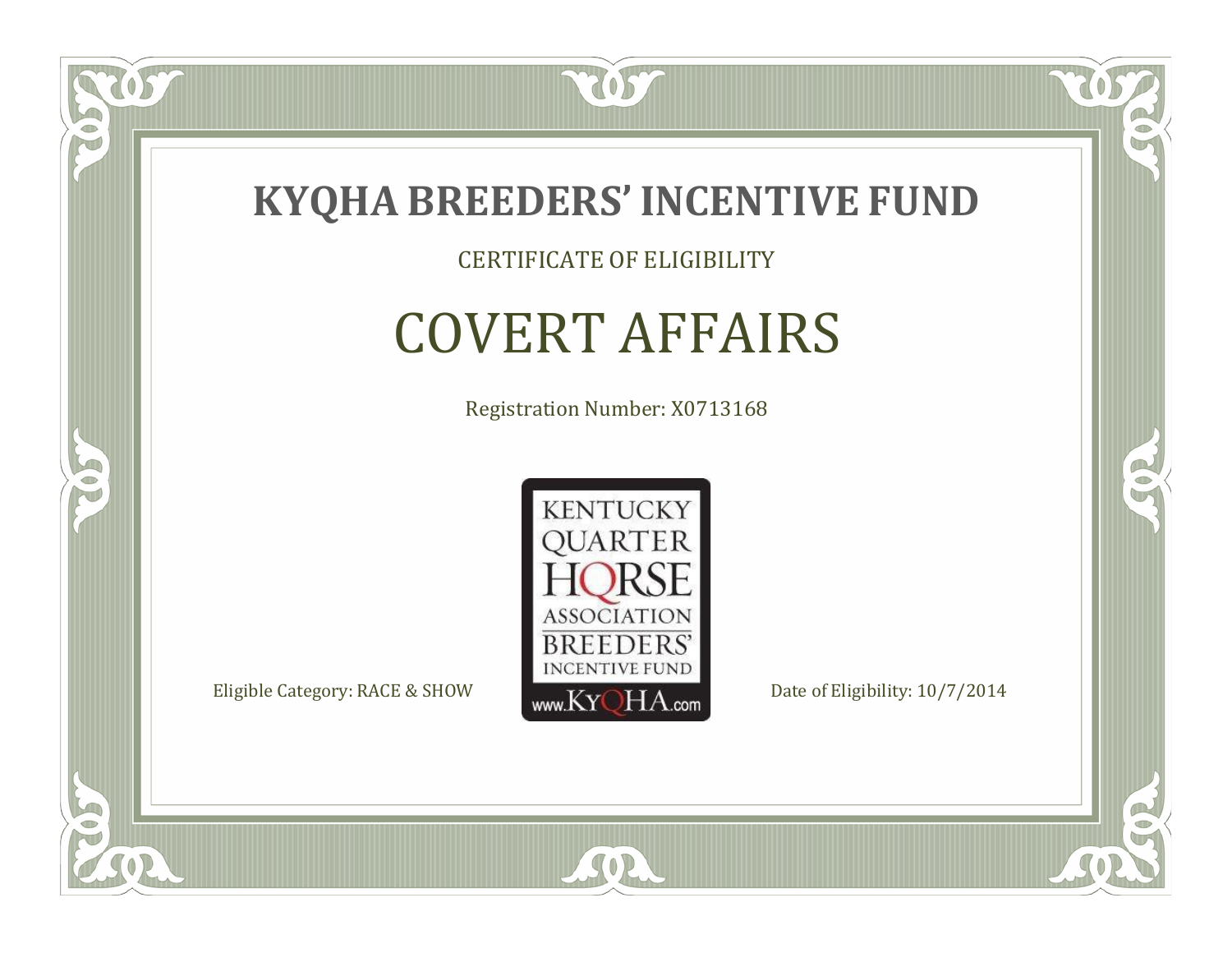# KYQHA BREEDERS' INCENTIVE FUND

CERTIFICATE OF ELIGIBILITY

## COVERT AFFAIRS

Registration Number: X0713168

KENTUCKY QUARTER HORSE ASSOCIATION BREEDERS' INCENTIVE FUND www.KyQHA.com

Eligible Category: RACE & SHOW

Date of Eligibility: 10/7/2014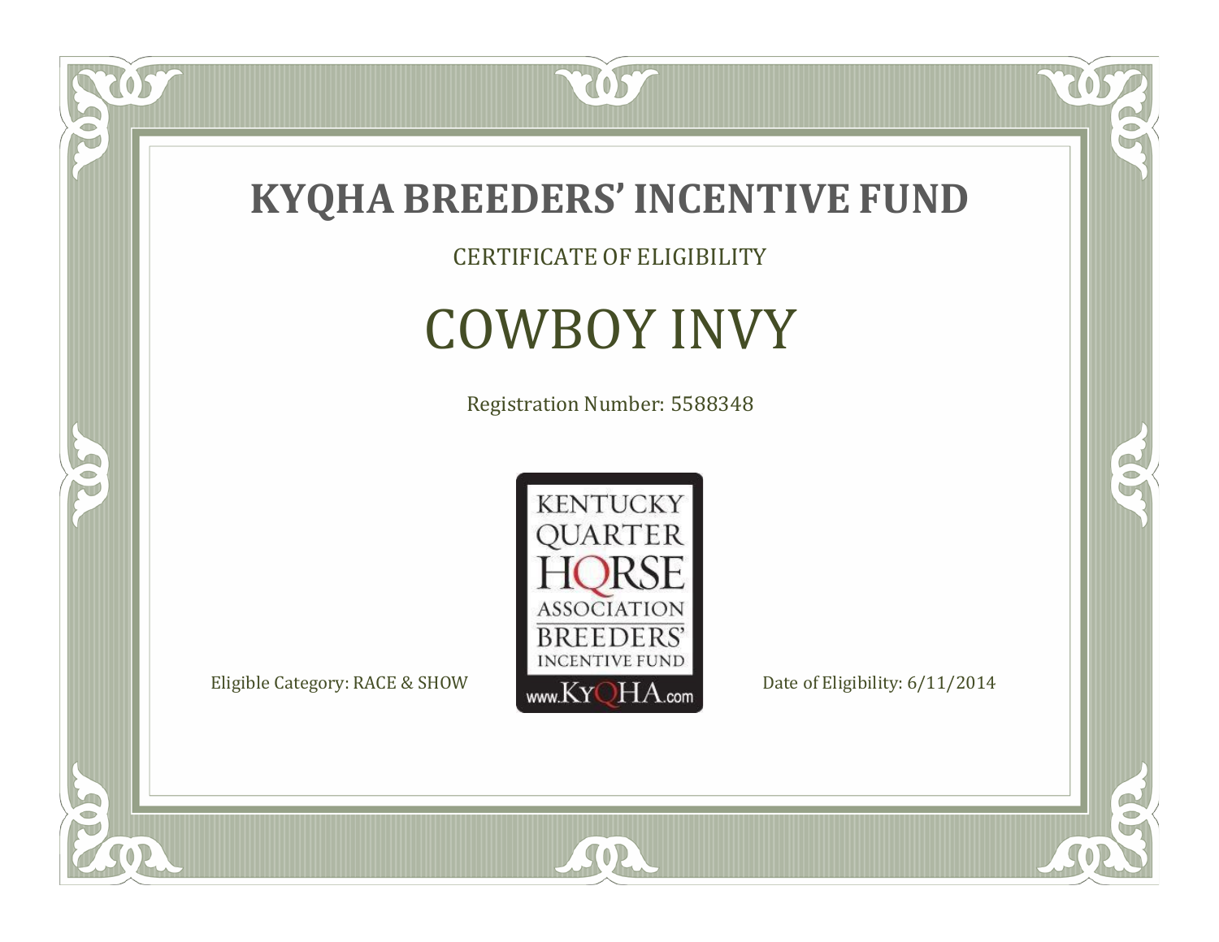# KYQHA BREEDERS' INCENTIVE FUND

CERTIFICATE OF ELIGIBILITY

## COWBOY INVY

Registration Number: 5588348

KENTUCKY QUARTER HORSE ASSOCIATION BREEDERS' INCENTIVE FUND
www.KyQHA.com

Eligible Category: RACE & SHOW

Date of Eligibility: 6/11/2014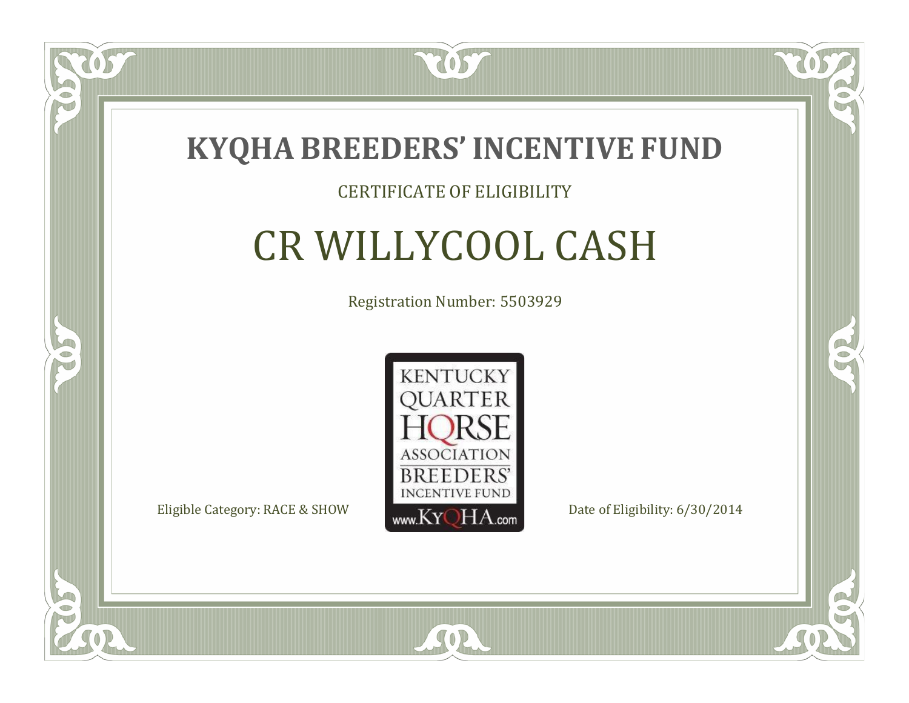# KYQHA BREEDERS' INCENTIVE FUND

CERTIFICATE OF ELIGIBILITY

## CR WILLYCOOL CASH

Registration Number: 5503929

KENTUCKY QUARTER HORSE ASSOCIATION BREEDERS' INCENTIVE FUND www.KyQHA.com

Eligible Category: RACE & SHOW

Date of Eligibility: 6/30/2014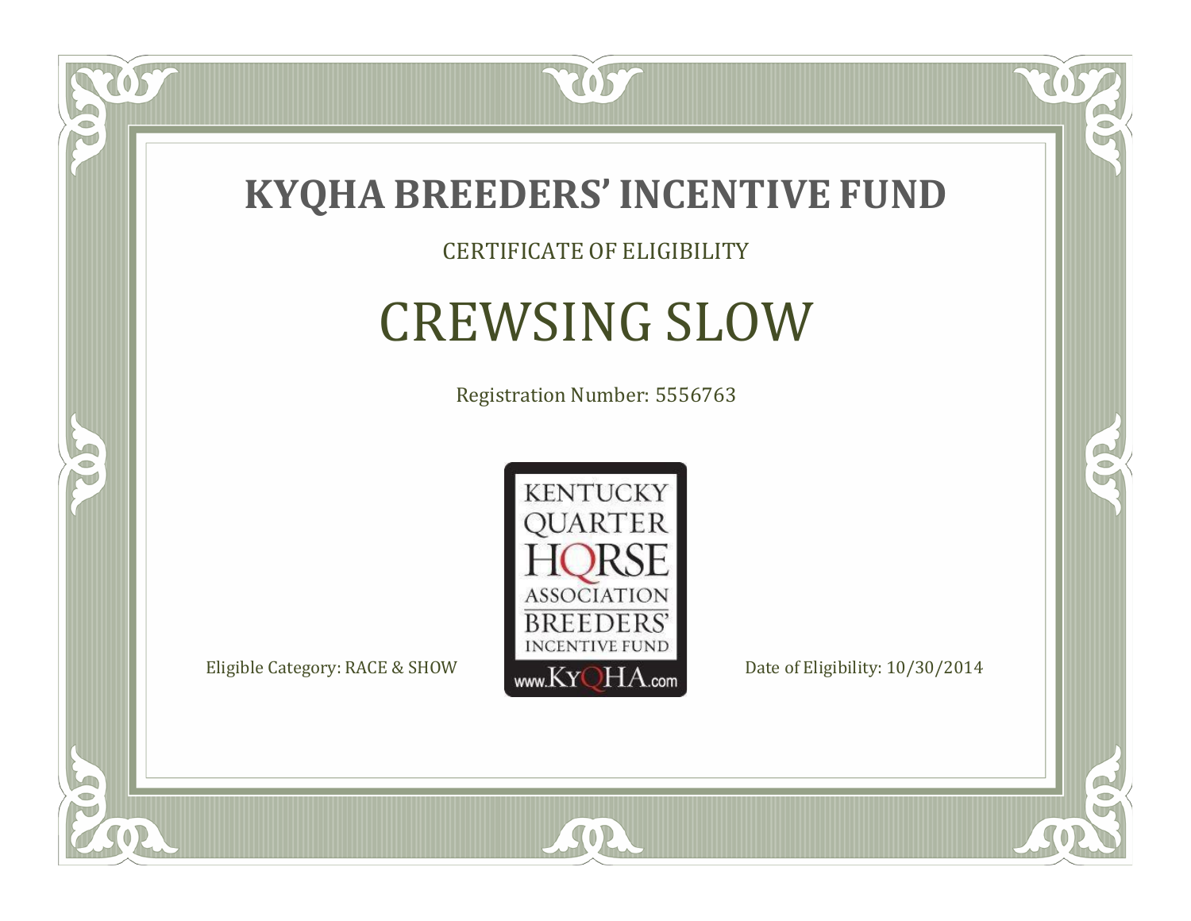# KYQHA BREEDERS' INCENTIVE FUND

CERTIFICATE OF ELIGIBILITY

## CREWSING SLOW

Registration Number: 5556763

KENTUCKY QUARTER HORSE ASSOCIATION BREEDERS' INCENTIVE FUND www.KyQHA.com

Eligible Category: RACE & SHOW

Date of Eligibility: 10/30/2014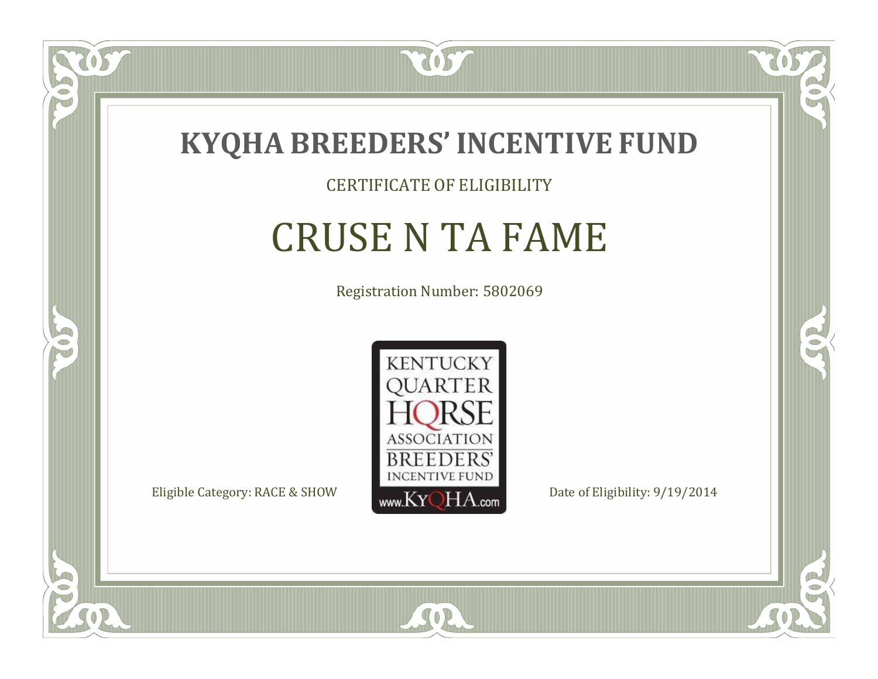# KYQHA BREEDERS' INCENTIVE FUND

CERTIFICATE OF ELIGIBILITY

## CRUSE N TA FAME

Registration Number: 5802069

KENTUCKY QUARTER HORSE ASSOCIATION BREEDERS' INCENTIVE FUND www.KyQHA.com

Eligible Category: RACE & SHOW

Date of Eligibility: 9/19/2014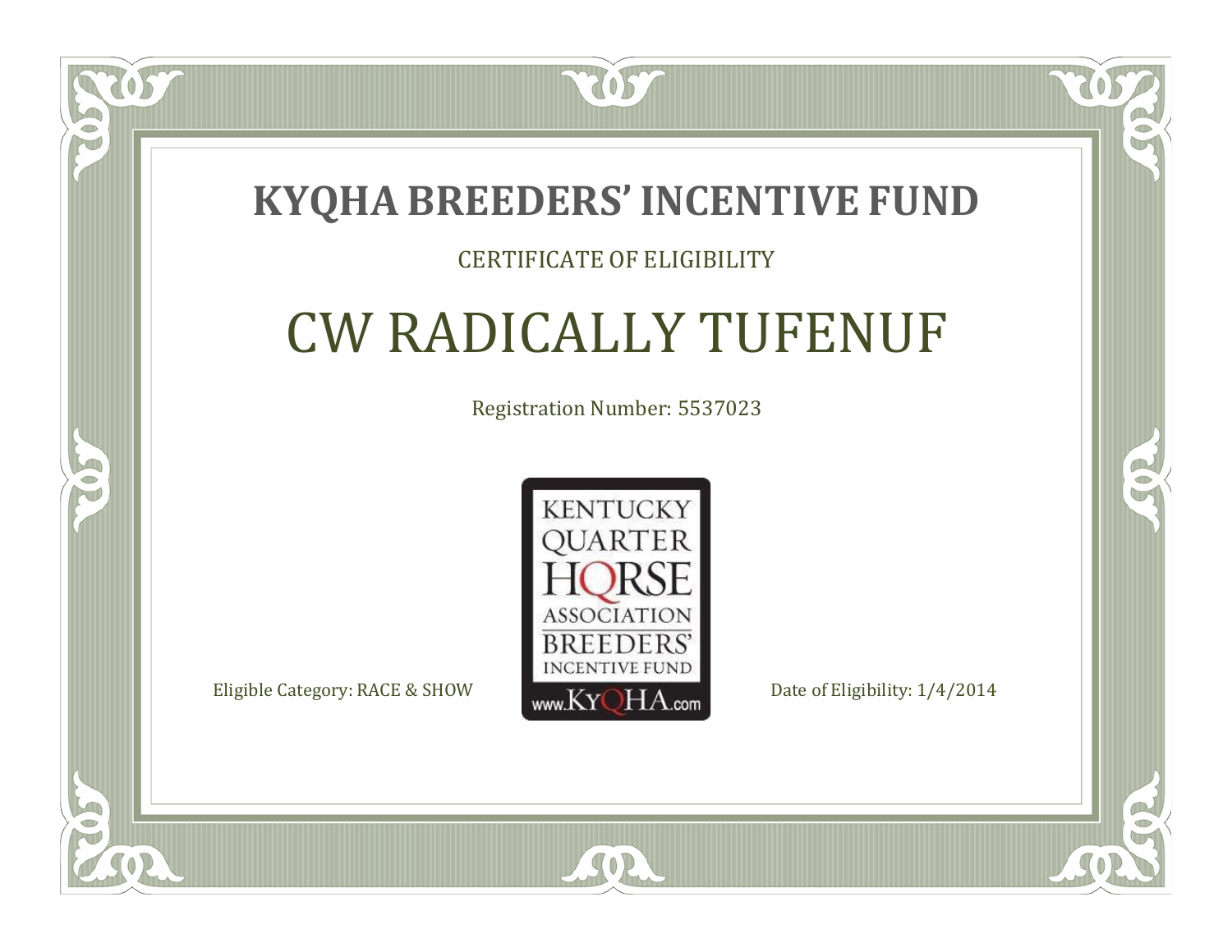# KYQHA BREEDERS' INCENTIVE FUND

CERTIFICATE OF ELIGIBILITY

## CW RADICALLY TUFENUF

Registration Number: 5537023

KENTUCKY QUARTER HORSE ASSOCIATION BREEDERS' INCENTIVE FUND www.KyQHA.com

Eligible Category: RACE & SHOW

Date of Eligibility: 1/4/2014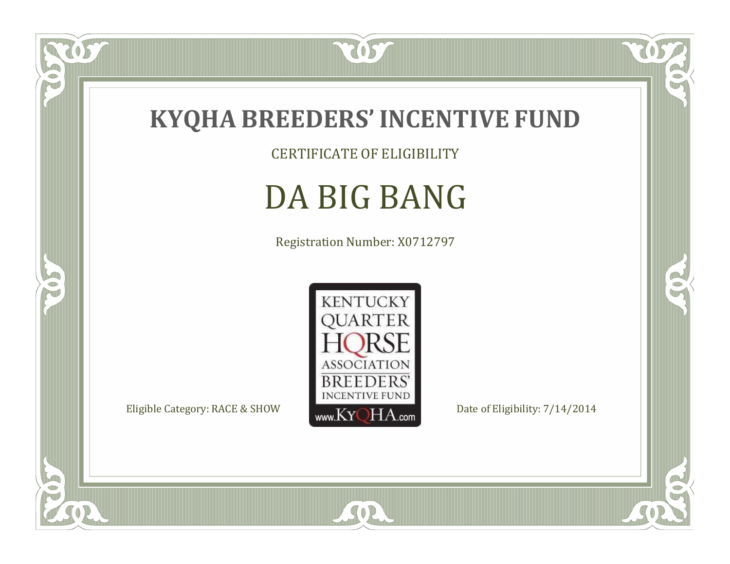# KYQHA BREEDERS' INCENTIVE FUND

CERTIFICATE OF ELIGIBILITY

## DA BIG BANG

Registration Number: X0712797

KENTUCKY QUARTER HORSE ASSOCIATION BREEDERS' INCENTIVE FUND www.KyQHA.com

Eligible Category: RACE & SHOW

Date of Eligibility: 7/14/2014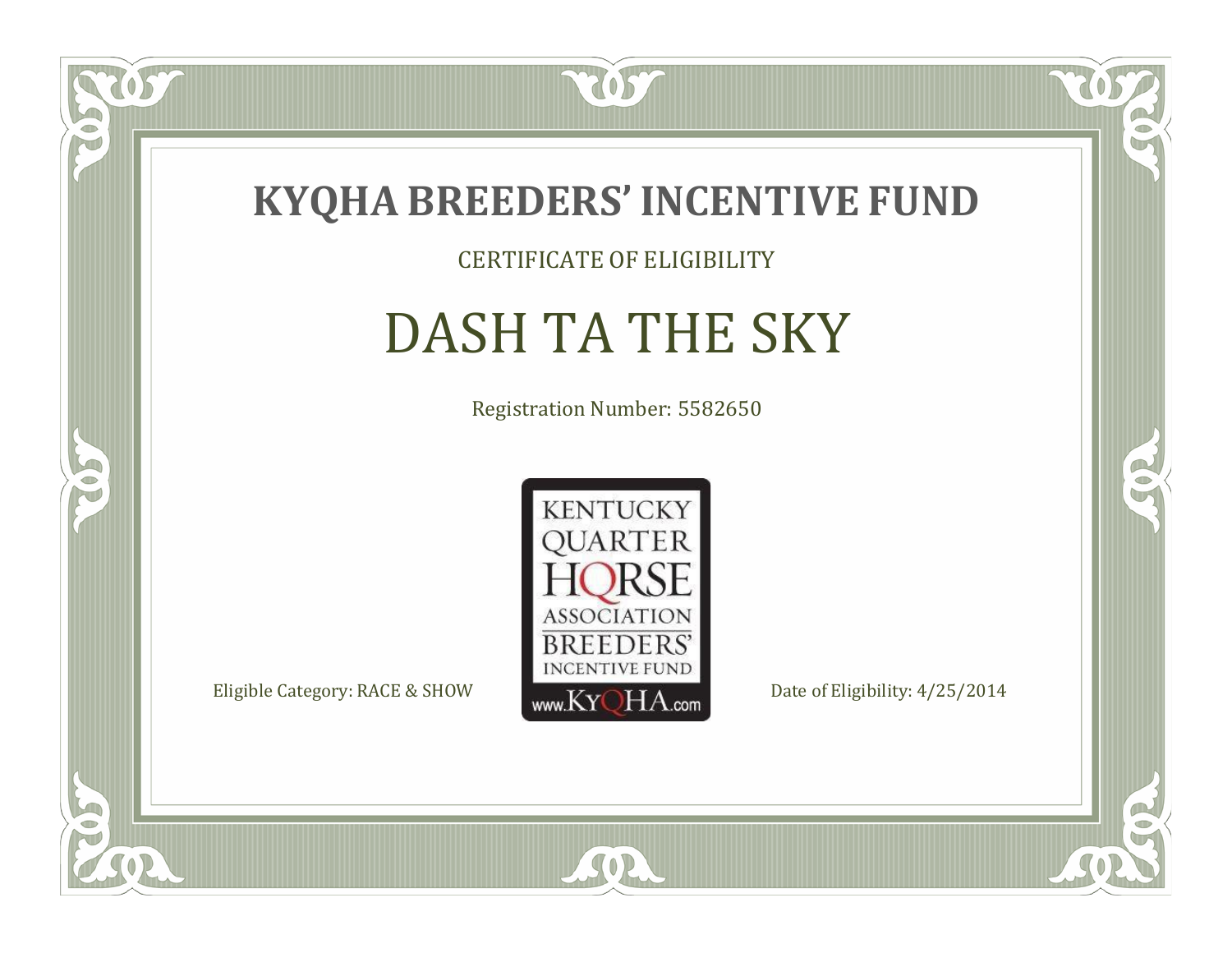# KYQHA BREEDERS' INCENTIVE FUND

CERTIFICATE OF ELIGIBILITY

## DASH TA THE SKY

Registration Number: 5582650

KENTUCKY QUARTER HORSE ASSOCIATION BREEDERS' INCENTIVE FUND www.KyQHA.com

Eligible Category: RACE & SHOW

Date of Eligibility: 4/25/2014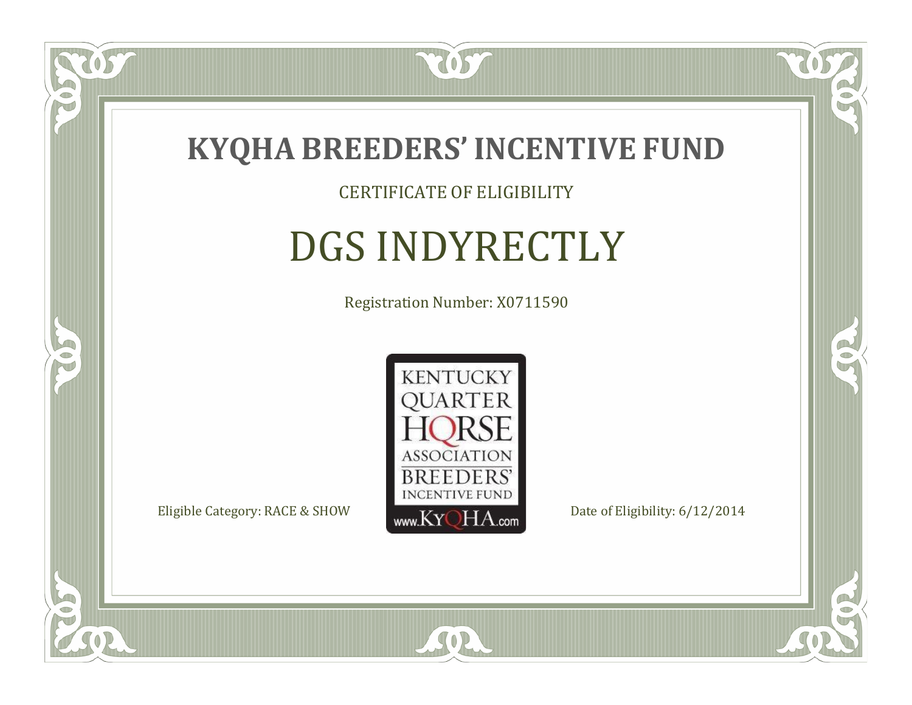# KYQHA BREEDERS' INCENTIVE FUND

CERTIFICATE OF ELIGIBILITY

## DGS INDYRECTLY

Registration Number: X0711590

KENTUCKY QUARTER HORSE ASSOCIATION BREEDERS' INCENTIVE FUND www.KyQHA.com

Eligible Category: RACE & SHOW

Date of Eligibility: 6/12/2014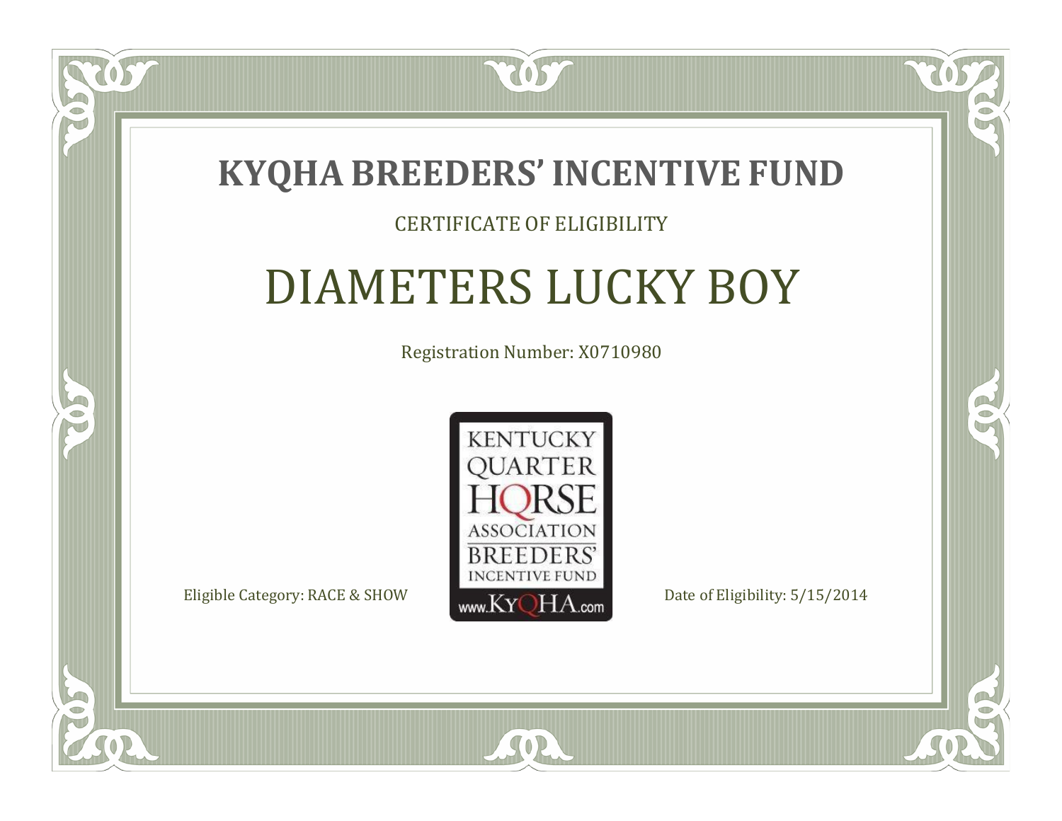# KYQHA BREEDERS' INCENTIVE FUND

CERTIFICATE OF ELIGIBILITY

## DIAMETERS LUCKY BOY

Registration Number: X0710980

KENTUCKY QUARTER HORSE ASSOCIATION BREEDERS' INCENTIVE FUND www.KyQHA.com

Eligible Category: RACE & SHOW

Date of Eligibility: 5/15/2014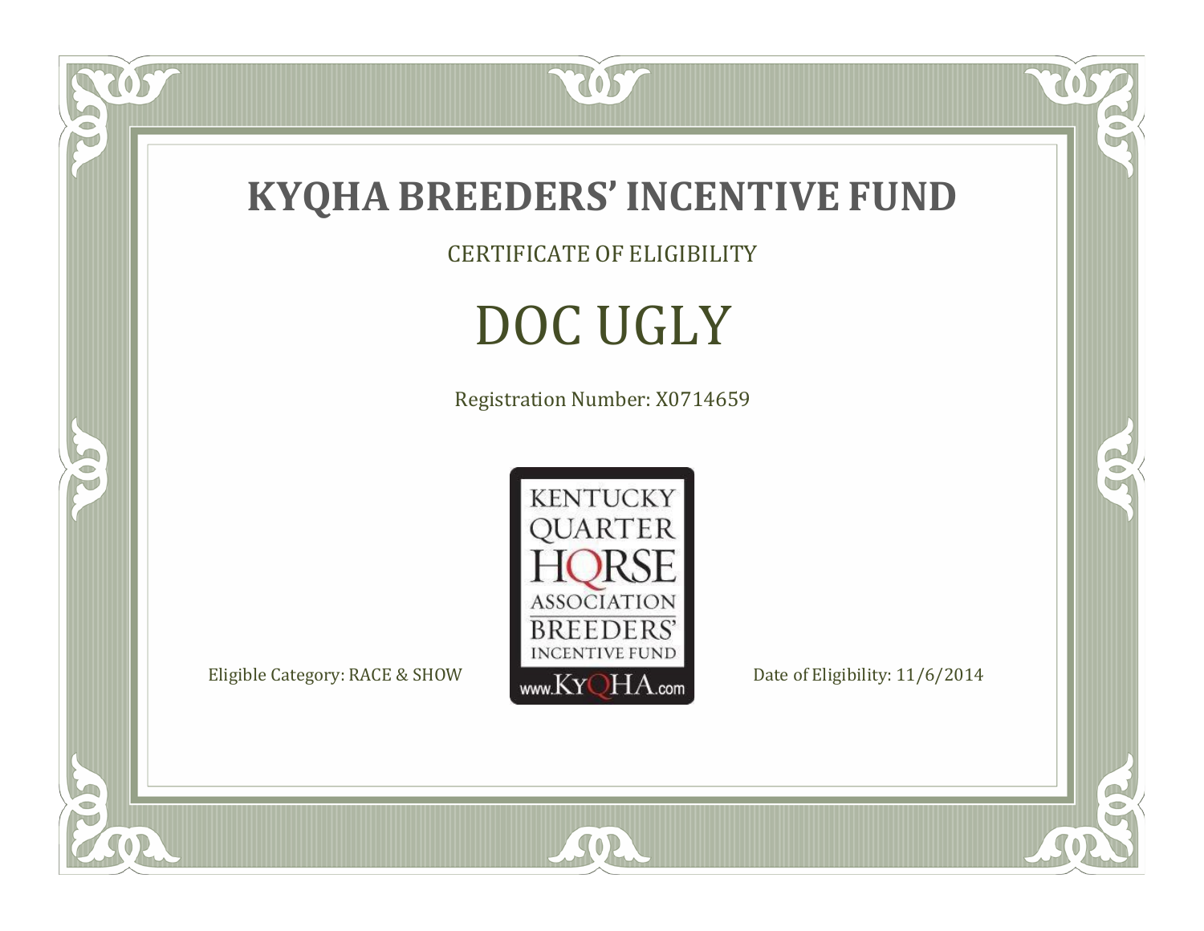# KYQHA BREEDERS' INCENTIVE FUND

CERTIFICATE OF ELIGIBILITY

## DOC UGLY

Registration Number: X0714659

KENTUCKY QUARTER HORSE ASSOCIATION BREEDERS' INCENTIVE FUND www.KyQHA.com

Eligible Category: RACE & SHOW

Date of Eligibility: 11/6/2014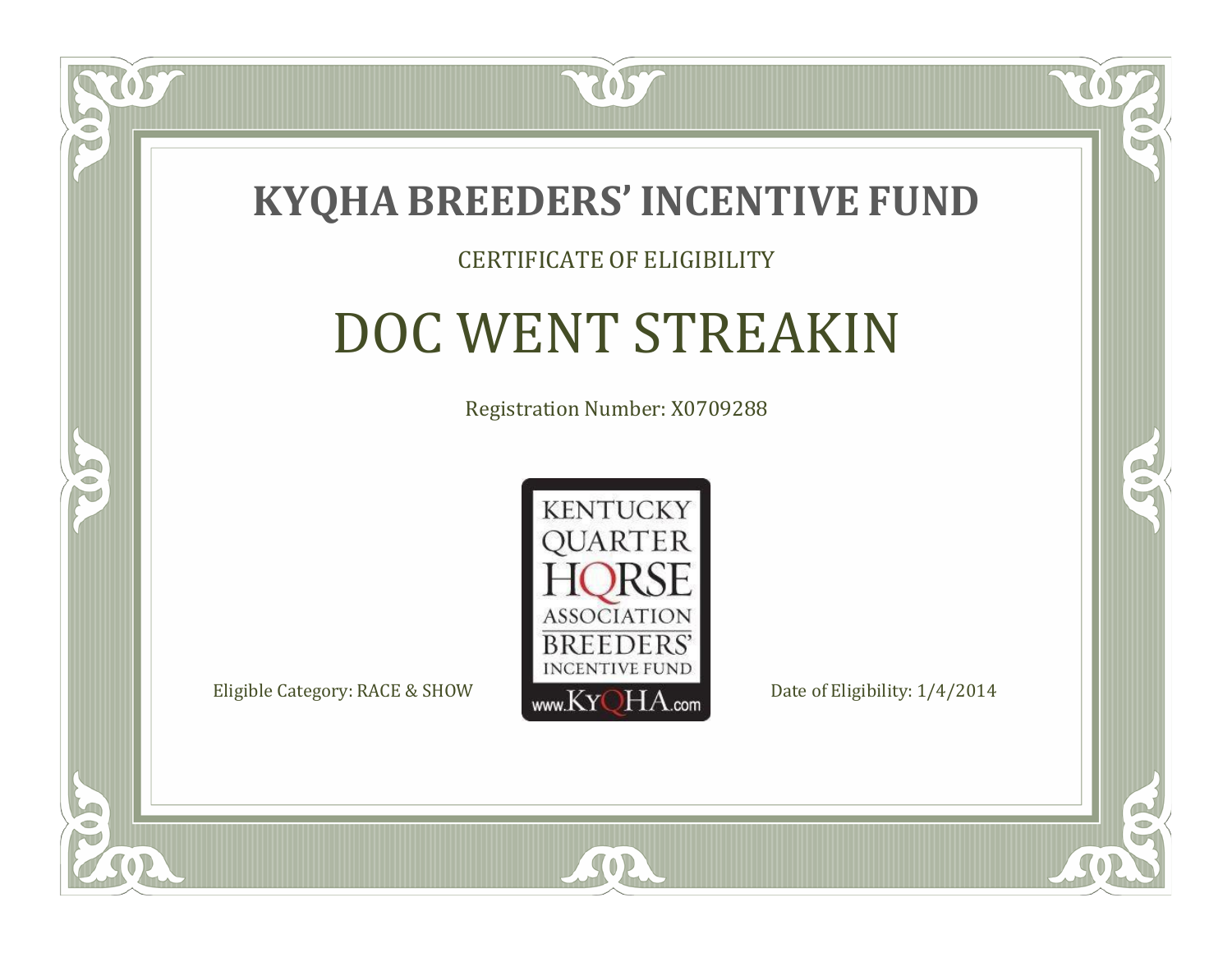# KYQHA BREEDERS' INCENTIVE FUND

CERTIFICATE OF ELIGIBILITY

## DOC WENT STREAKIN

Registration Number: X0709288

KENTUCKY QUARTER HORSE ASSOCIATION BREEDERS' INCENTIVE FUND
www.KyQHA.com

Eligible Category: RACE & SHOW

Date of Eligibility: 1/4/2014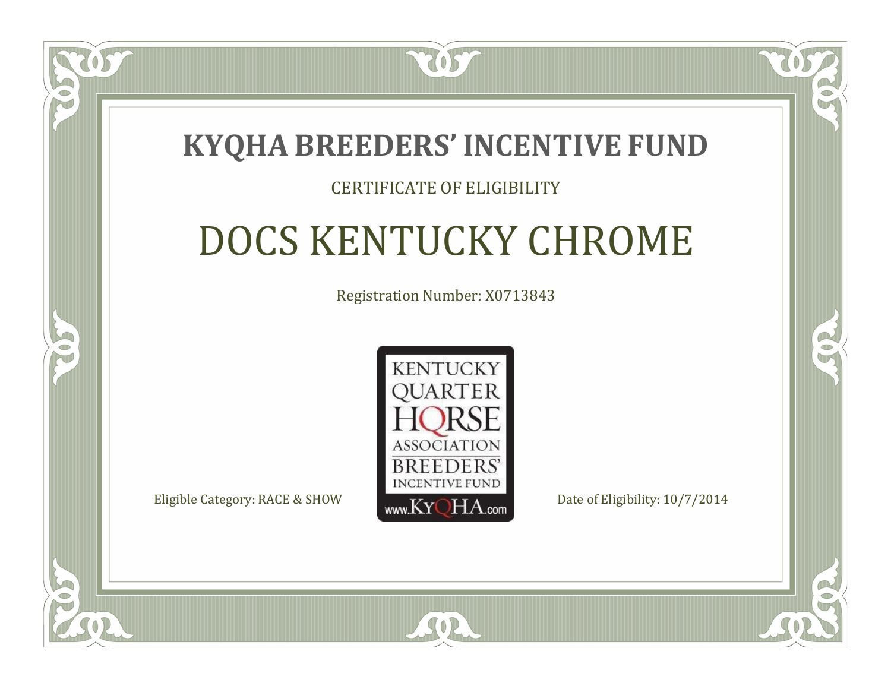# KYQHA BREEDERS' INCENTIVE FUND

CERTIFICATE OF ELIGIBILITY

## DOCS KENTUCKY CHROME

Registration Number: X0713843

KENTUCKY QUARTER HORSE ASSOCIATION BREEDERS' INCENTIVE FUND www.KyQHA.com

Eligible Category: RACE & SHOW

Date of Eligibility: 10/7/2014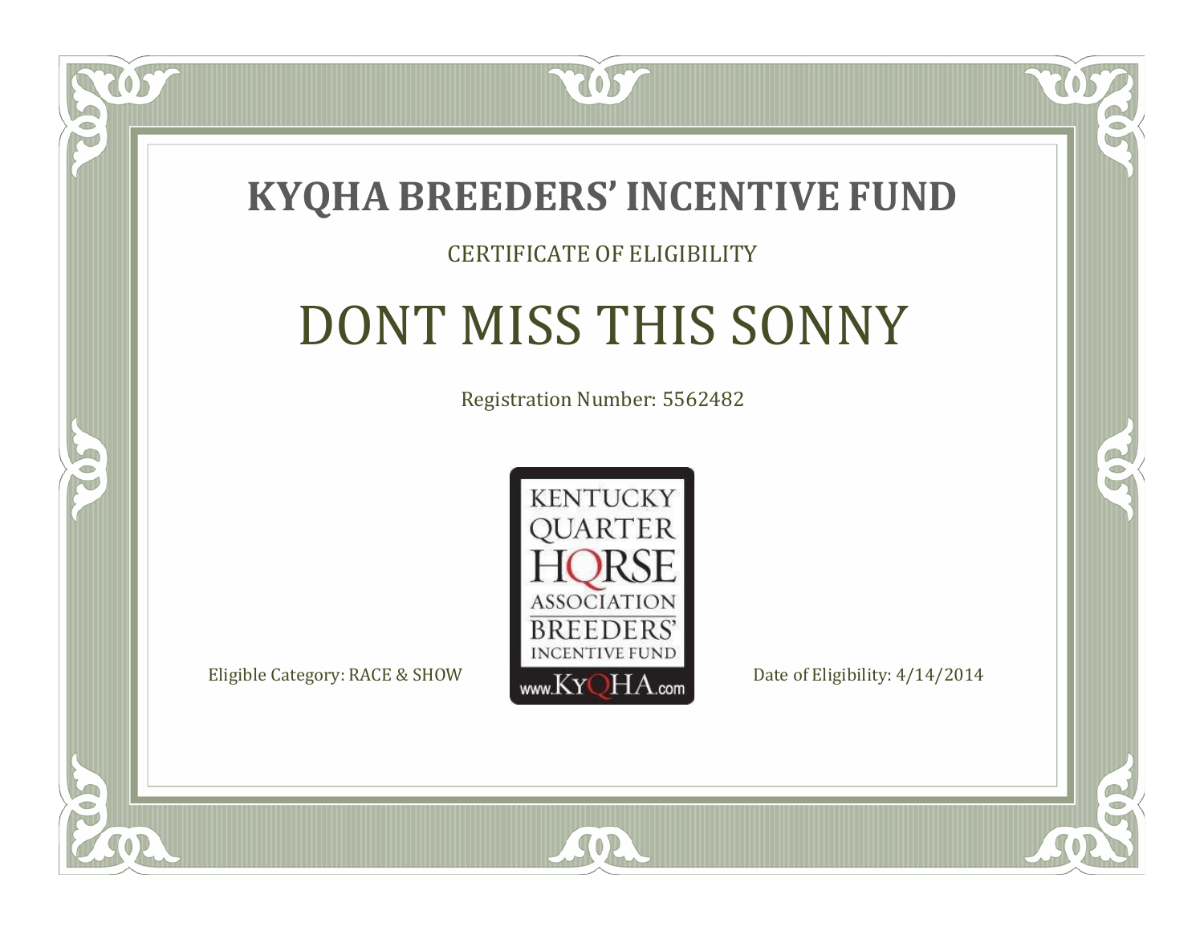# KYQHA BREEDERS' INCENTIVE FUND

CERTIFICATE OF ELIGIBILITY

## DONT MISS THIS SONNY

Registration Number: 5562482

KENTUCKY QUARTER HORSE ASSOCIATION BREEDERS' INCENTIVE FUND www.KyQHA.com

Eligible Category: RACE & SHOW

Date of Eligibility: 4/14/2014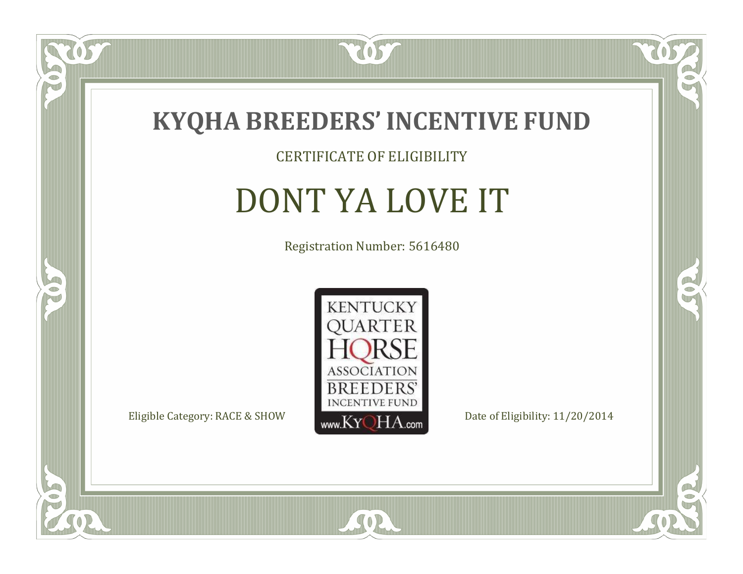# KYQHA BREEDERS' INCENTIVE FUND

CERTIFICATE OF ELIGIBILITY

## DONT YA LOVE IT

Registration Number: 5616480

KENTUCKY QUARTER HORSE ASSOCIATION BREEDERS' INCENTIVE FUND www.KyQHA.com

Eligible Category: RACE & SHOW

Date of Eligibility: 11/20/2014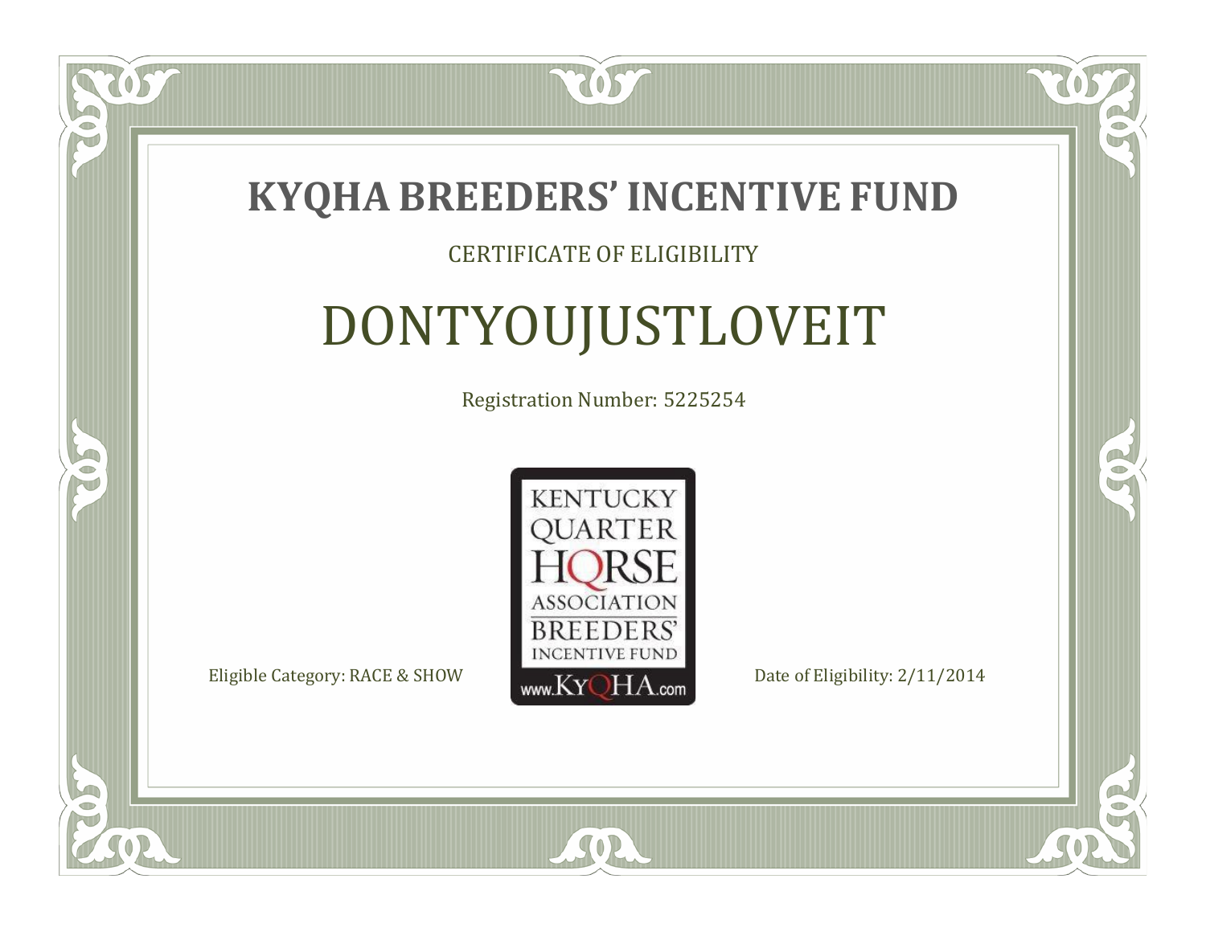# KYQHA BREEDERS' INCENTIVE FUND

CERTIFICATE OF ELIGIBILITY

## DONTYOUJUSTLOVEIT

Registration Number: 5225254

KENTUCKY QUARTER HORSE ASSOCIATION BREEDERS' INCENTIVE FUND www.KyQHA.com

Eligible Category: RACE & SHOW

Date of Eligibility: 2/11/2014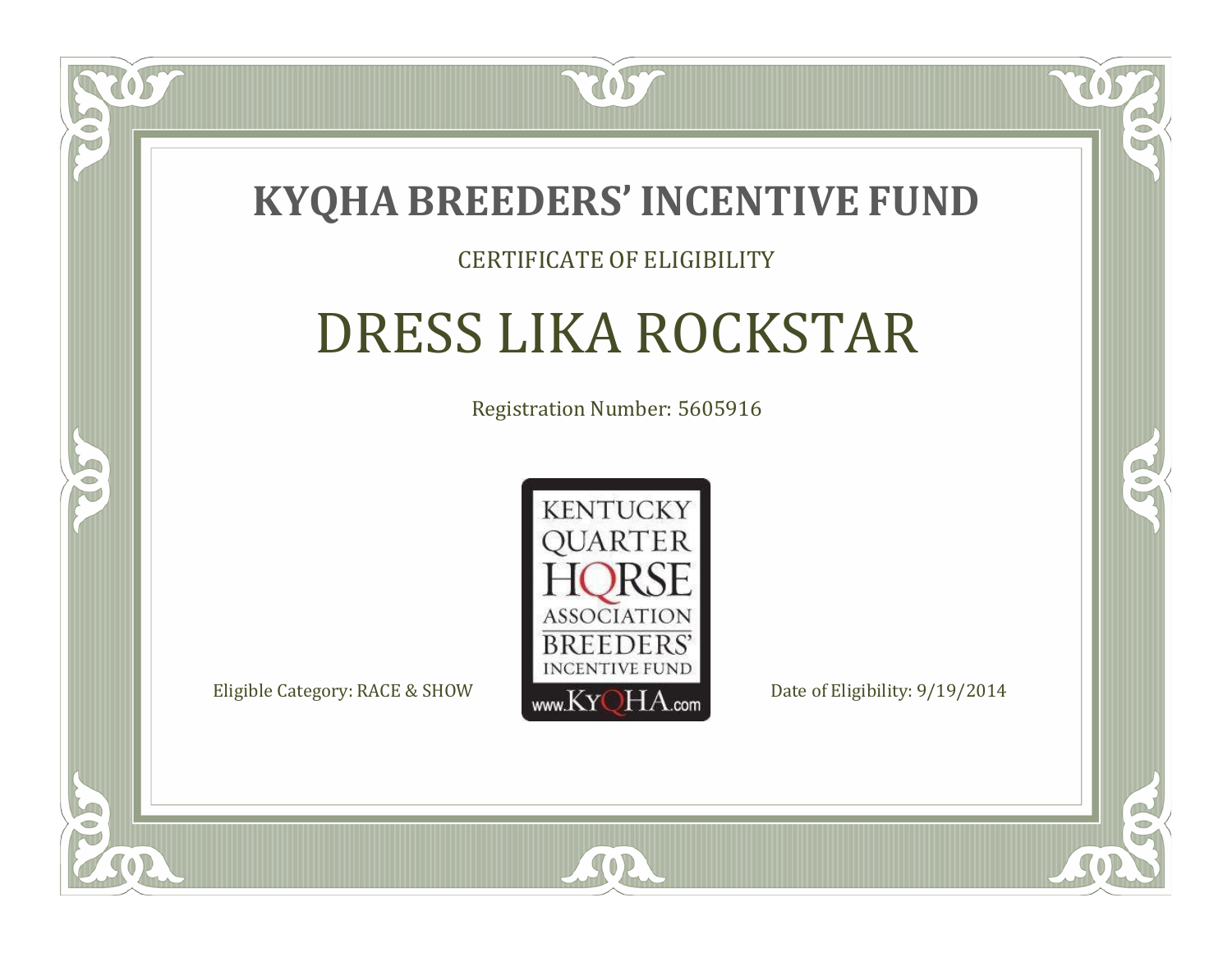# KYQHA BREEDERS' INCENTIVE FUND

CERTIFICATE OF ELIGIBILITY

## DRESS LIKA ROCKSTAR

Registration Number: 5605916

KENTUCKY QUARTER HORSE ASSOCIATION BREEDERS' INCENTIVE FUND www.KyQHA.com

Eligible Category: RACE & SHOW

Date of Eligibility: 9/19/2014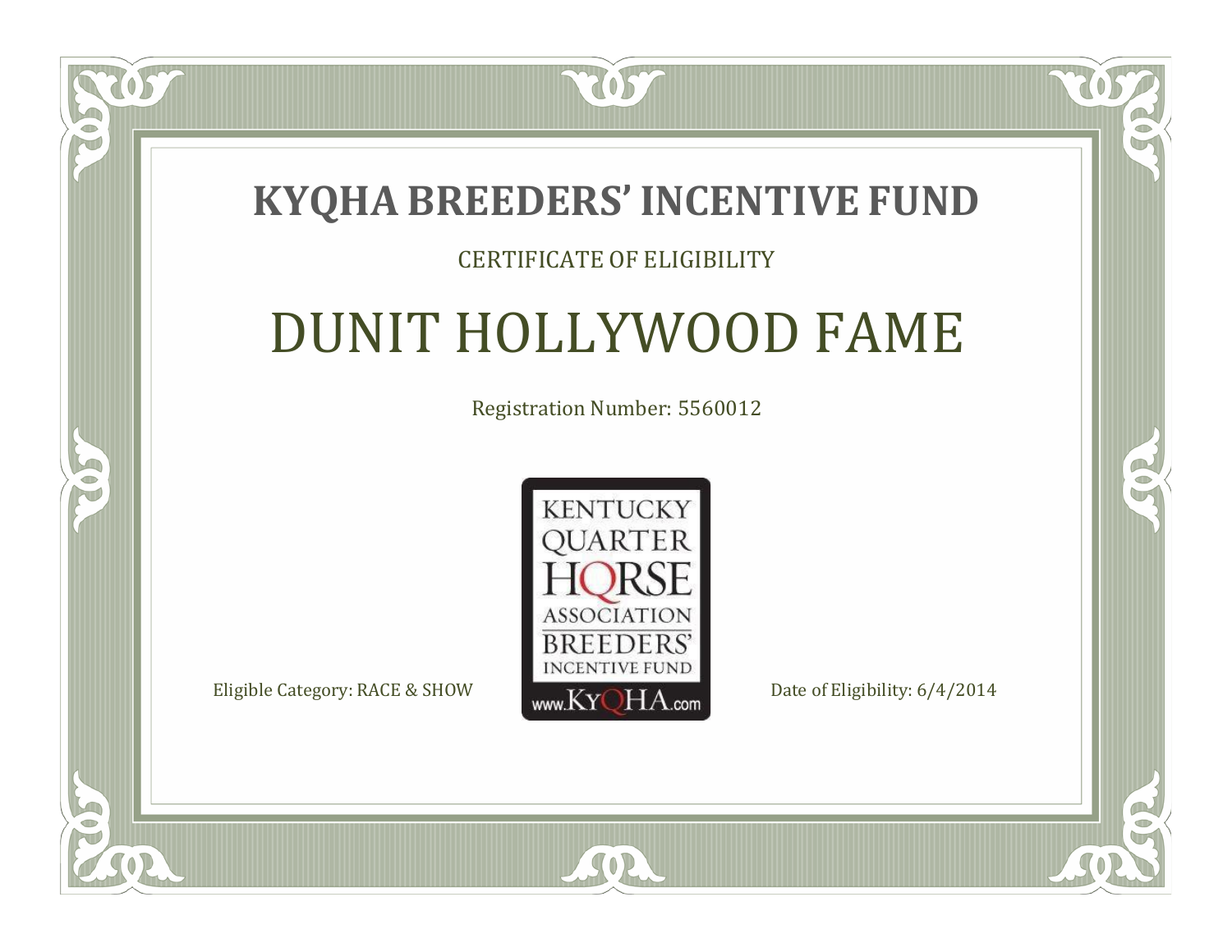# KYQHA BREEDERS' INCENTIVE FUND

CERTIFICATE OF ELIGIBILITY

## DUNIT HOLLYWOOD FAME

Registration Number: 5560012

KENTUCKY QUARTER HORSE ASSOCIATION BREEDERS' INCENTIVE FUND

www.KyQHA.com

Eligible Category: RACE & SHOW

Date of Eligibility: 6/4/2014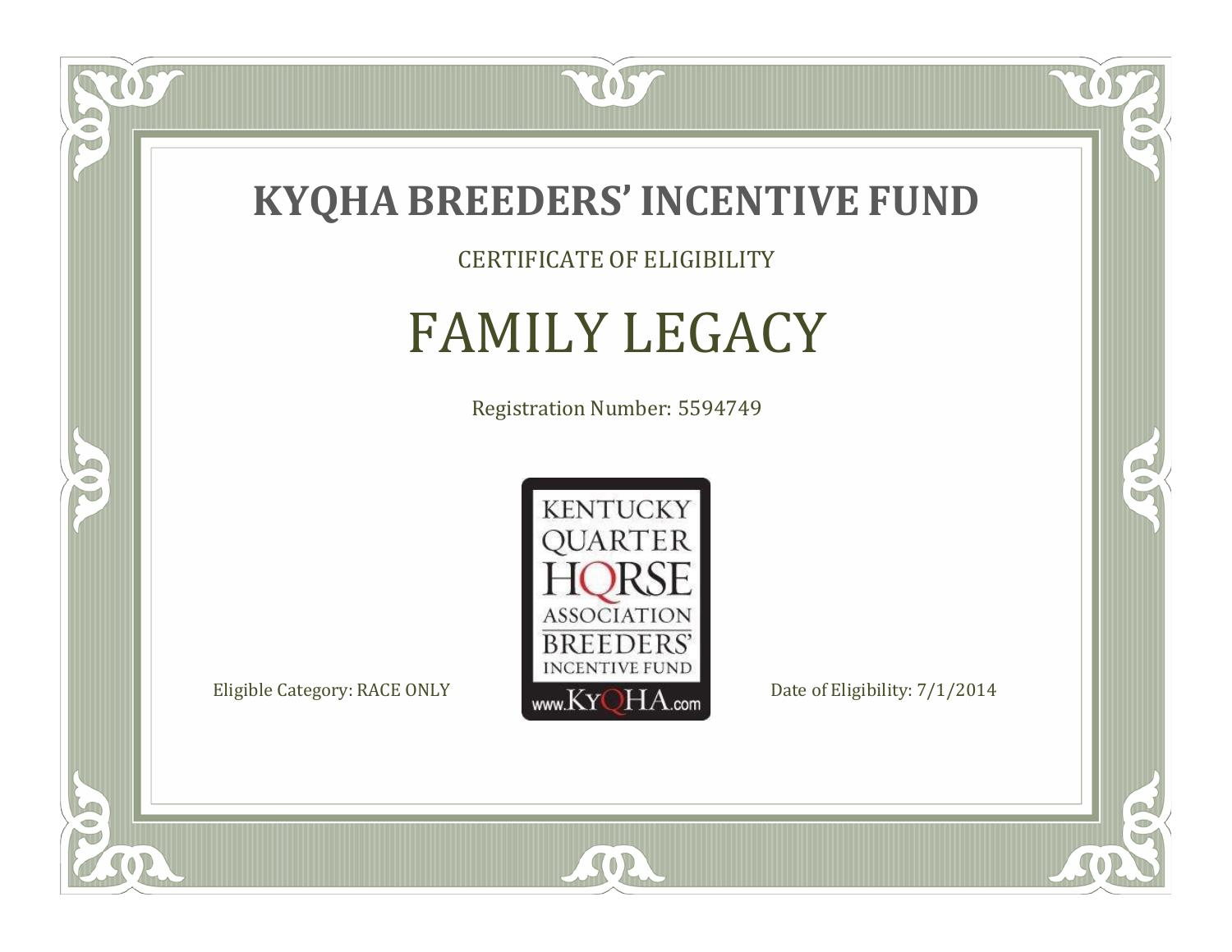# KYQHA BREEDERS' INCENTIVE FUND

CERTIFICATE OF ELIGIBILITY

## FAMILY LEGACY

Registration Number: 5594749

KENTUCKY QUARTER HORSE ASSOCIATION BREEDERS' INCENTIVE FUND www.KyQHA.com

Eligible Category: RACE ONLY

Date of Eligibility: 7/1/2014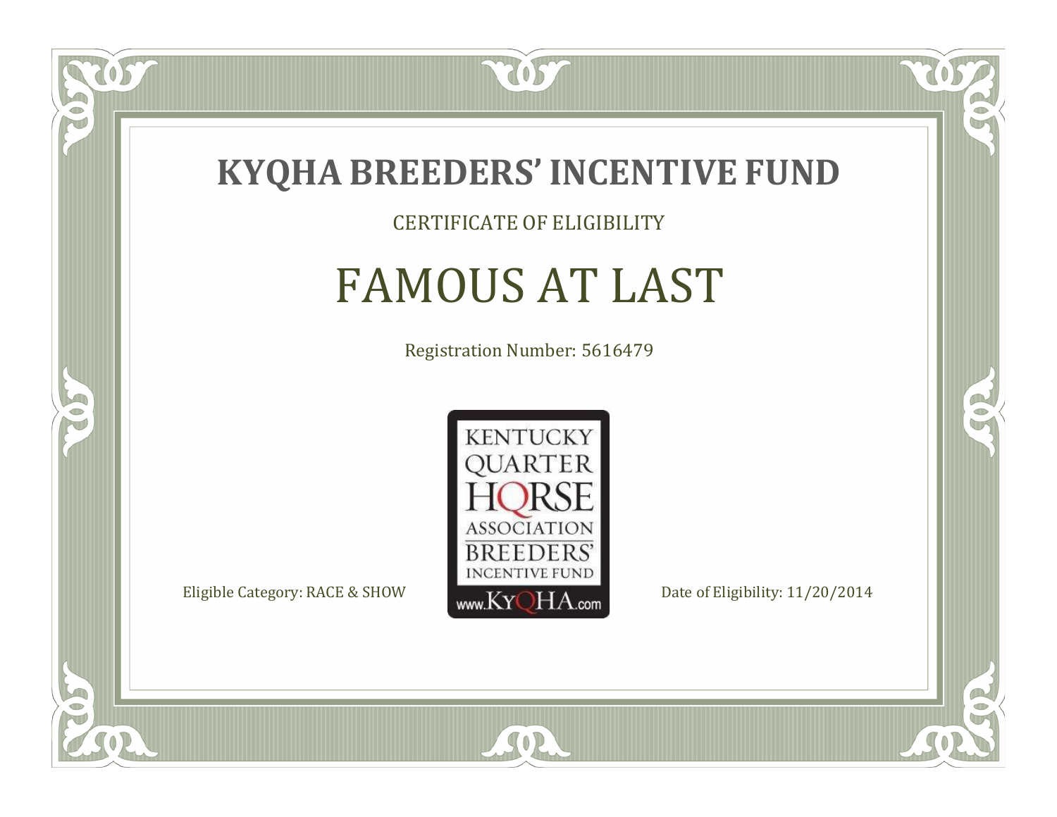# KYQHA BREEDERS' INCENTIVE FUND

CERTIFICATE OF ELIGIBILITY

## FAMOUS AT LAST

Registration Number: 5616479

KENTUCKY QUARTER HORSE ASSOCIATION BREEDERS' INCENTIVE FUND www.KyQHA.com

Eligible Category: RACE & SHOW

Date of Eligibility: 11/20/2014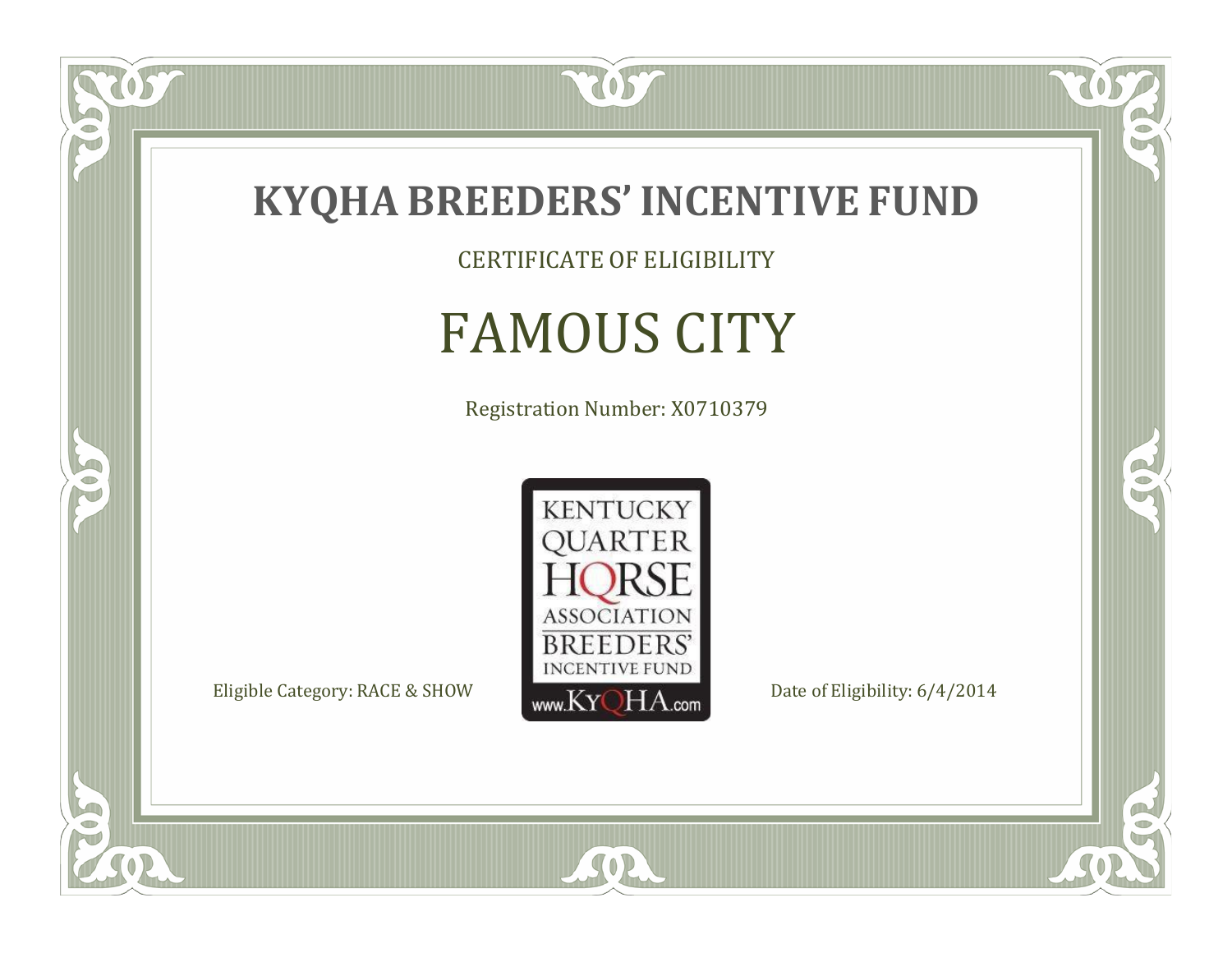# KYQHA BREEDERS' INCENTIVE FUND

CERTIFICATE OF ELIGIBILITY

## FAMOUS CITY

Registration Number: X0710379

KENTUCKY QUARTER HORSE ASSOCIATION BREEDERS' INCENTIVE FUND www.KyQHA.com

Eligible Category: RACE & SHOW

Date of Eligibility: 6/4/2014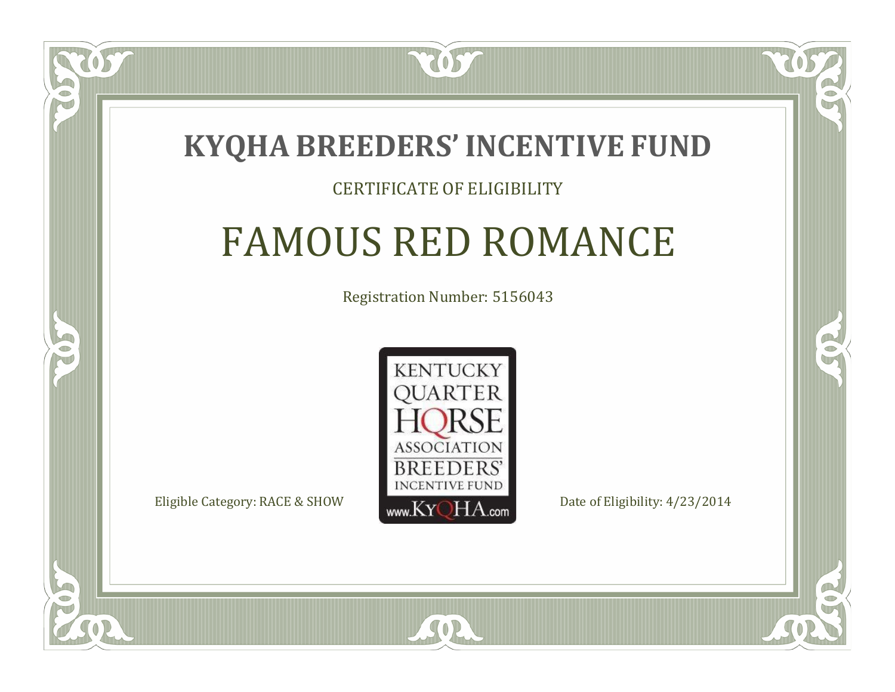# KYQHA BREEDERS' INCENTIVE FUND

CERTIFICATE OF ELIGIBILITY

## FAMOUS RED ROMANCE

Registration Number: 5156043

KENTUCKY QUARTER HORSE ASSOCIATION BREEDERS' INCENTIVE FUND www.KyQHA.com

Eligible Category: RACE & SHOW

Date of Eligibility: 4/23/2014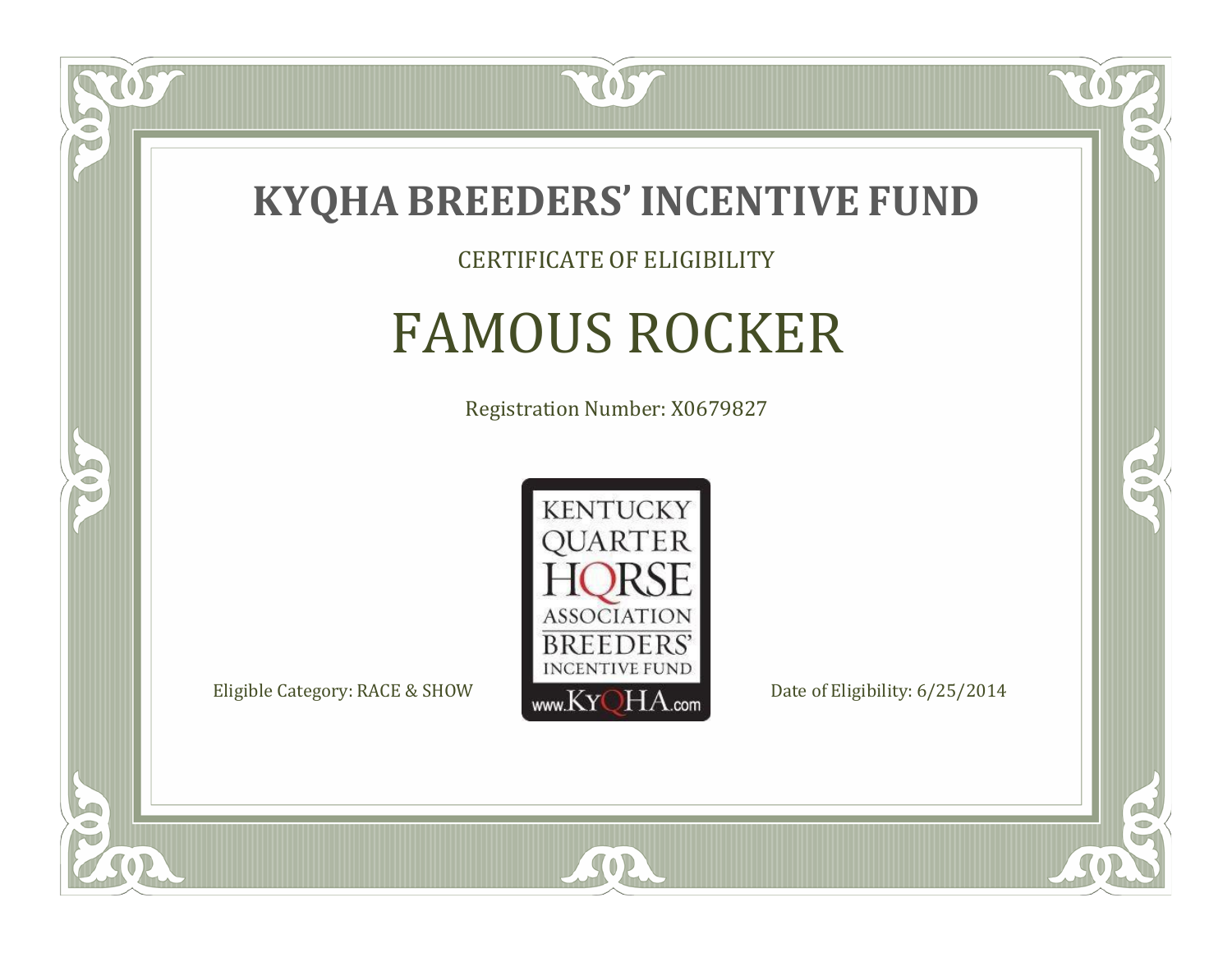# KYQHA BREEDERS' INCENTIVE FUND

CERTIFICATE OF ELIGIBILITY

## FAMOUS ROCKER

Registration Number: X0679827

KENTUCKY QUARTER HORSE ASSOCIATION BREEDERS' INCENTIVE FUND www.KyQHA.com

Eligible Category: RACE & SHOW

Date of Eligibility: 6/25/2014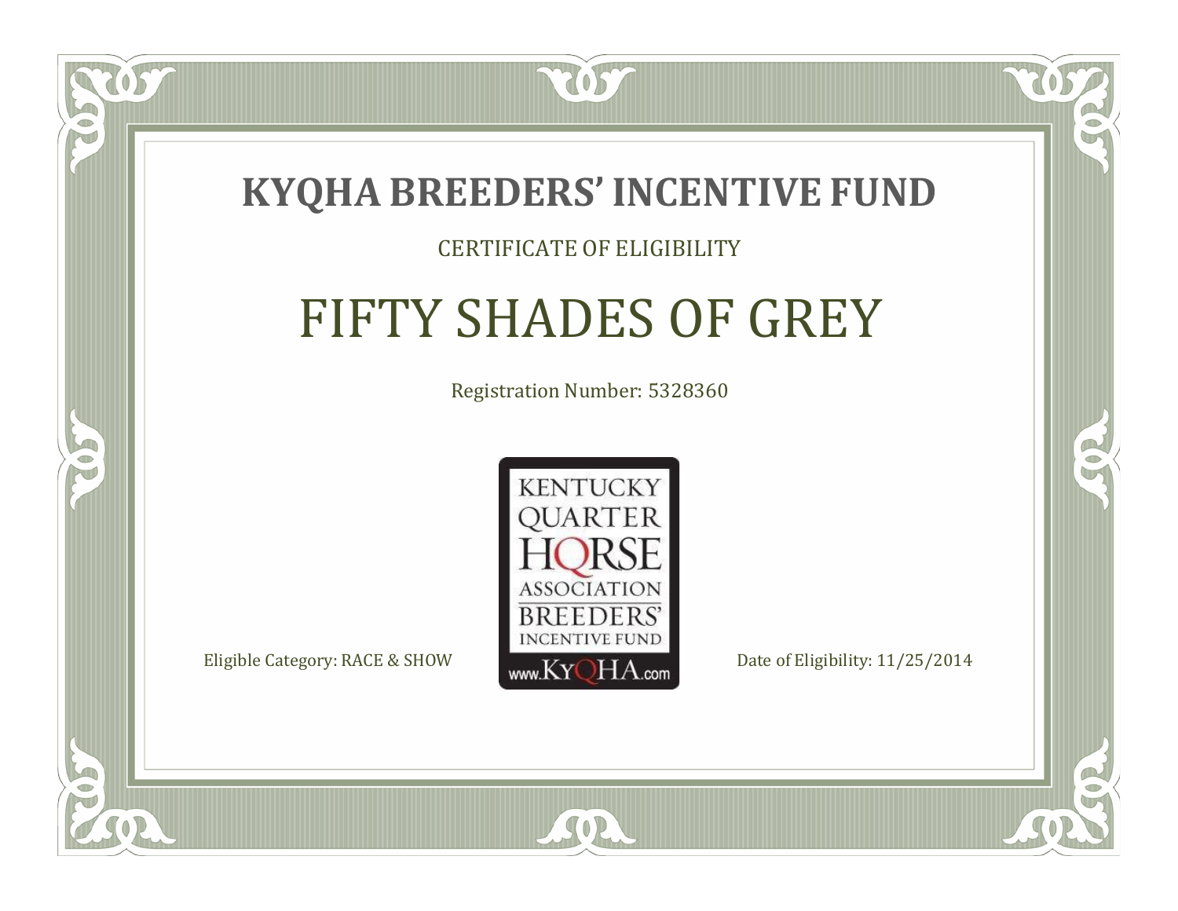# KYQHA BREEDERS' INCENTIVE FUND

CERTIFICATE OF ELIGIBILITY

## FIFTY SHADES OF GREY

Registration Number: 5328360

KENTUCKY QUARTER HORSE ASSOCIATION BREEDERS' INCENTIVE FUND www.KyQHA.com

Eligible Category: RACE & SHOW

Date of Eligibility: 11/25/2014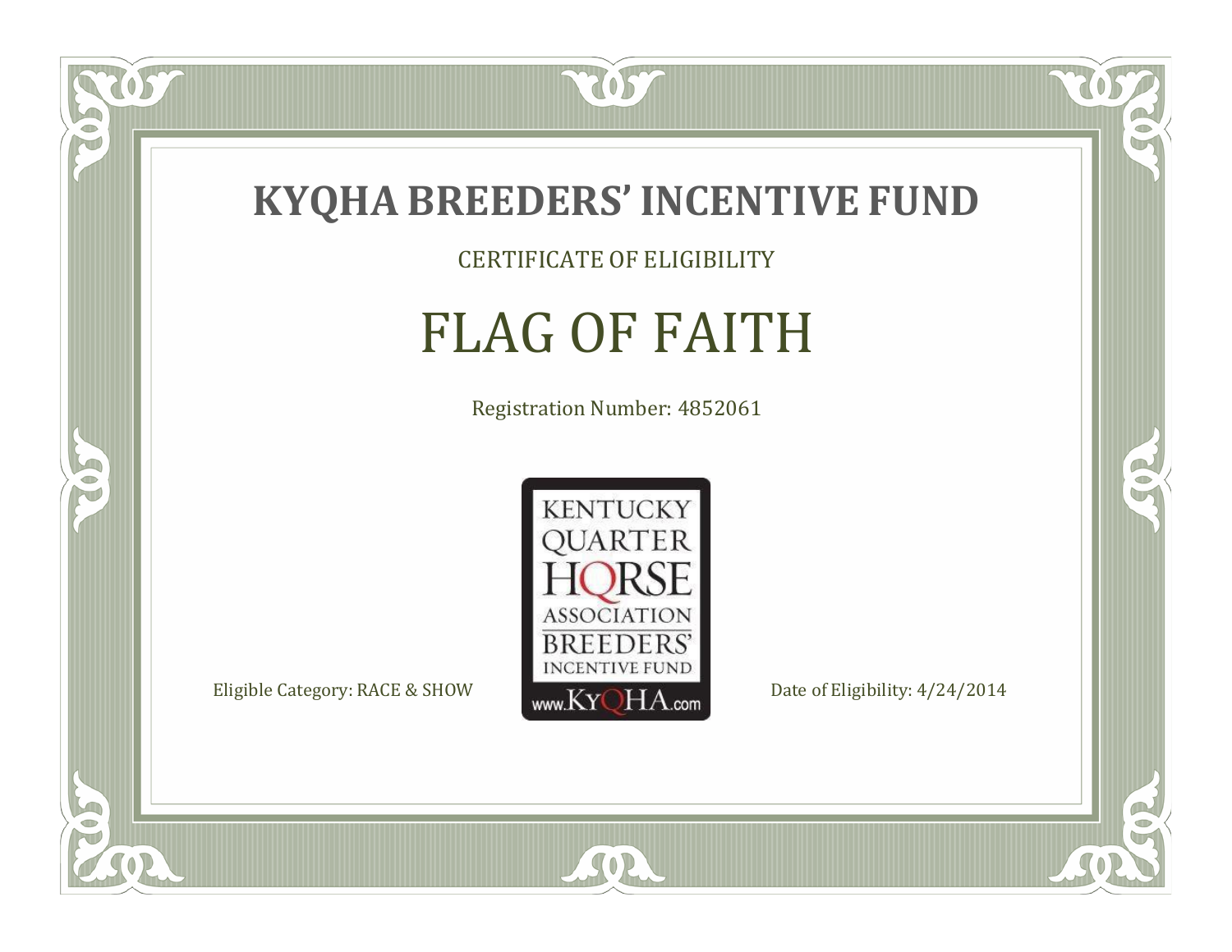# KYQHA BREEDERS' INCENTIVE FUND

CERTIFICATE OF ELIGIBILITY

## FLAG OF FAITH

Registration Number: 4852061

KENTUCKY QUARTER HORSE ASSOCIATION BREEDERS' INCENTIVE FUND www.KyQHA.com

Eligible Category: RACE & SHOW

Date of Eligibility: 4/24/2014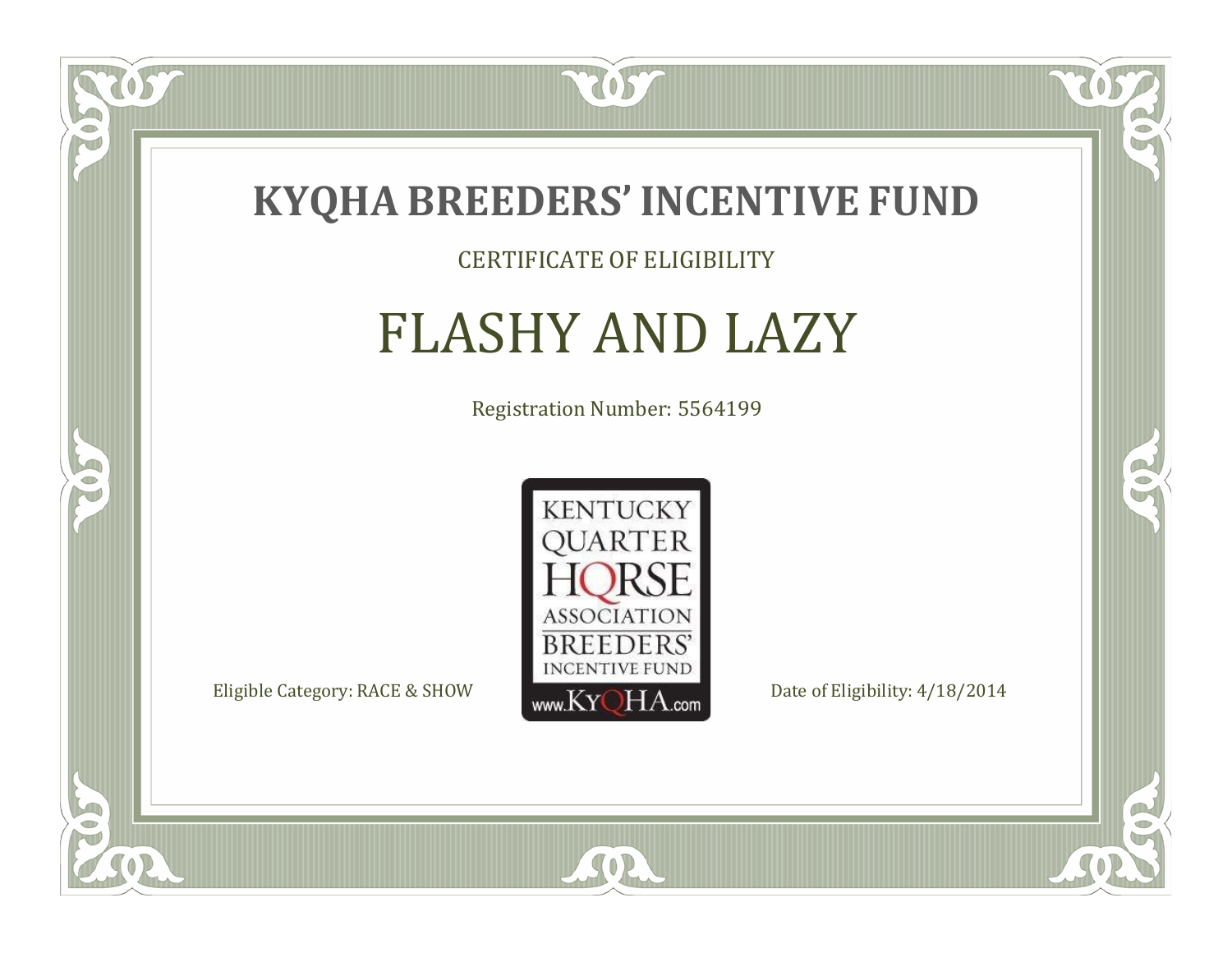# KYQHA BREEDERS' INCENTIVE FUND

CERTIFICATE OF ELIGIBILITY

## FLASHY AND LAZY

Registration Number: 5564199

KENTUCKY QUARTER HORSE ASSOCIATION BREEDERS' INCENTIVE FUND www.KyQHA.com

Eligible Category: RACE & SHOW

Date of Eligibility: 4/18/2014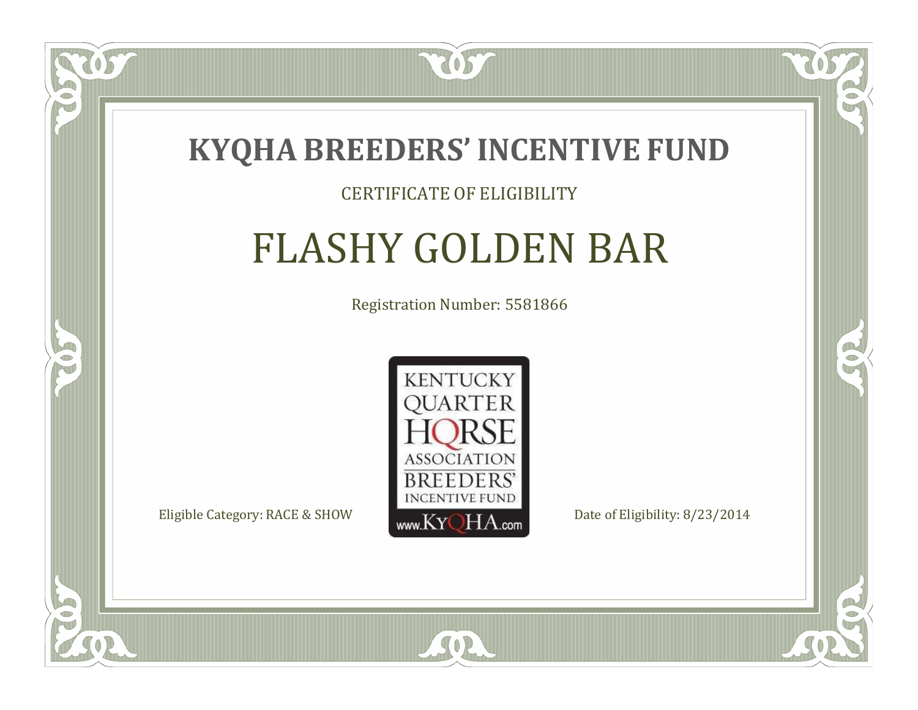# KYQHA BREEDERS' INCENTIVE FUND

CERTIFICATE OF ELIGIBILITY

## FLASHY GOLDEN BAR

Registration Number: 5581866

KENTUCKY QUARTER HORSE ASSOCIATION BREEDERS' INCENTIVE FUND www.KyQHA.com

Eligible Category: RACE & SHOW

Date of Eligibility: 8/23/2014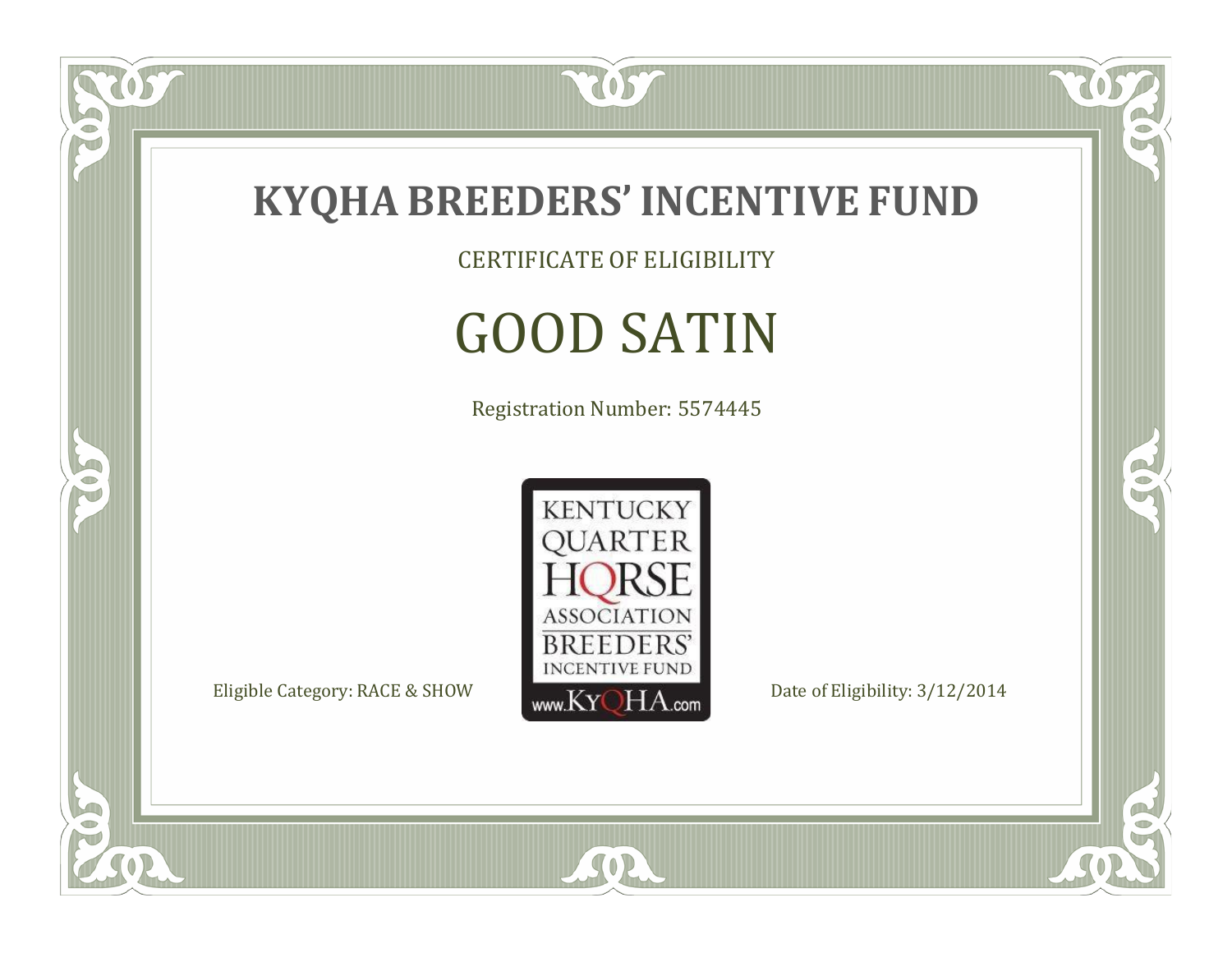# KYQHA BREEDERS' INCENTIVE FUND

CERTIFICATE OF ELIGIBILITY

## GOOD SATIN

Registration Number: 5574445

KENTUCKY QUARTER HORSE ASSOCIATION BREEDERS' INCENTIVE FUND www.KyQHA.com

Eligible Category: RACE & SHOW

Date of Eligibility: 3/12/2014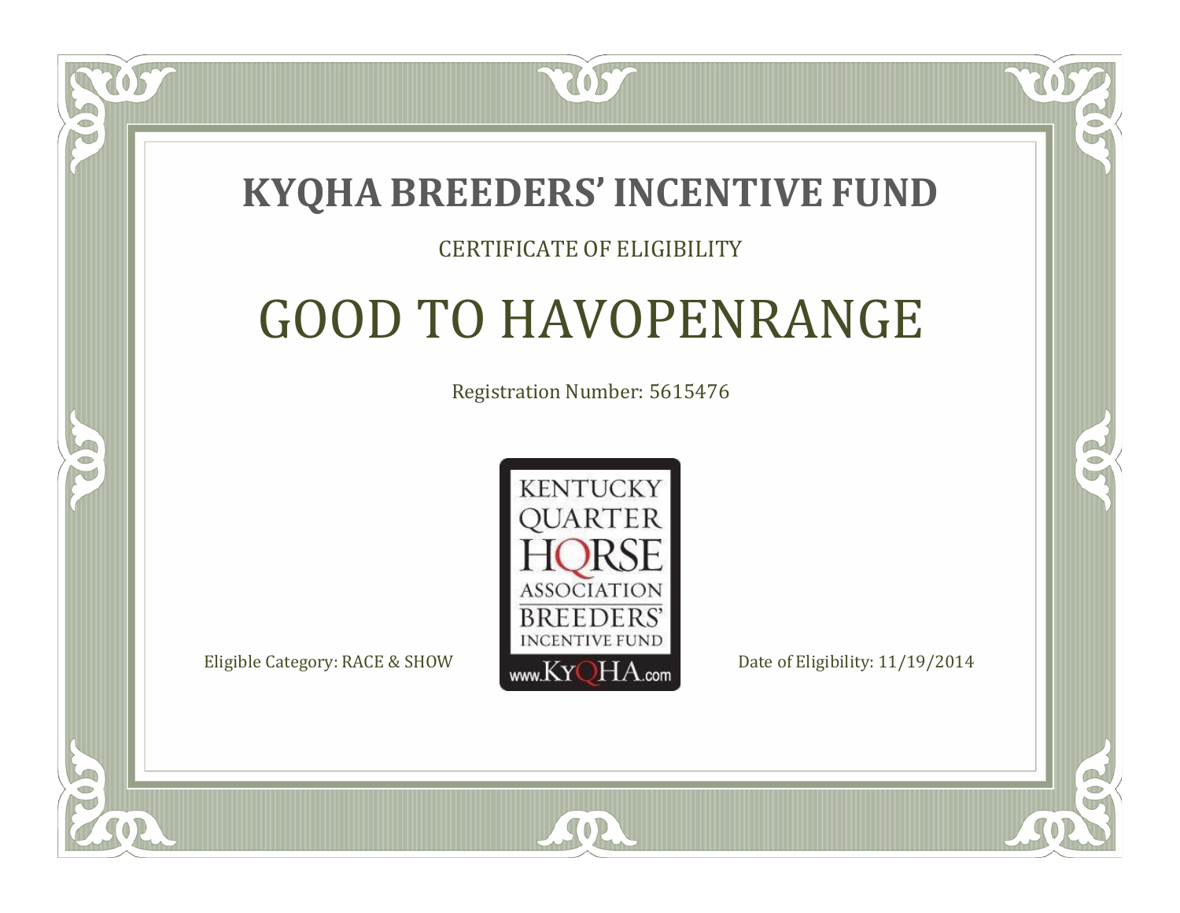# KYQHA BREEDERS' INCENTIVE FUND

CERTIFICATE OF ELIGIBILITY

## GOOD TO HAVOPENRANGE

Registration Number: 5615476

KENTUCKY QUARTER HORSE ASSOCIATION BREEDERS' INCENTIVE FUND www.KyQHA.com

Eligible Category: RACE & SHOW

Date of Eligibility: 11/19/2014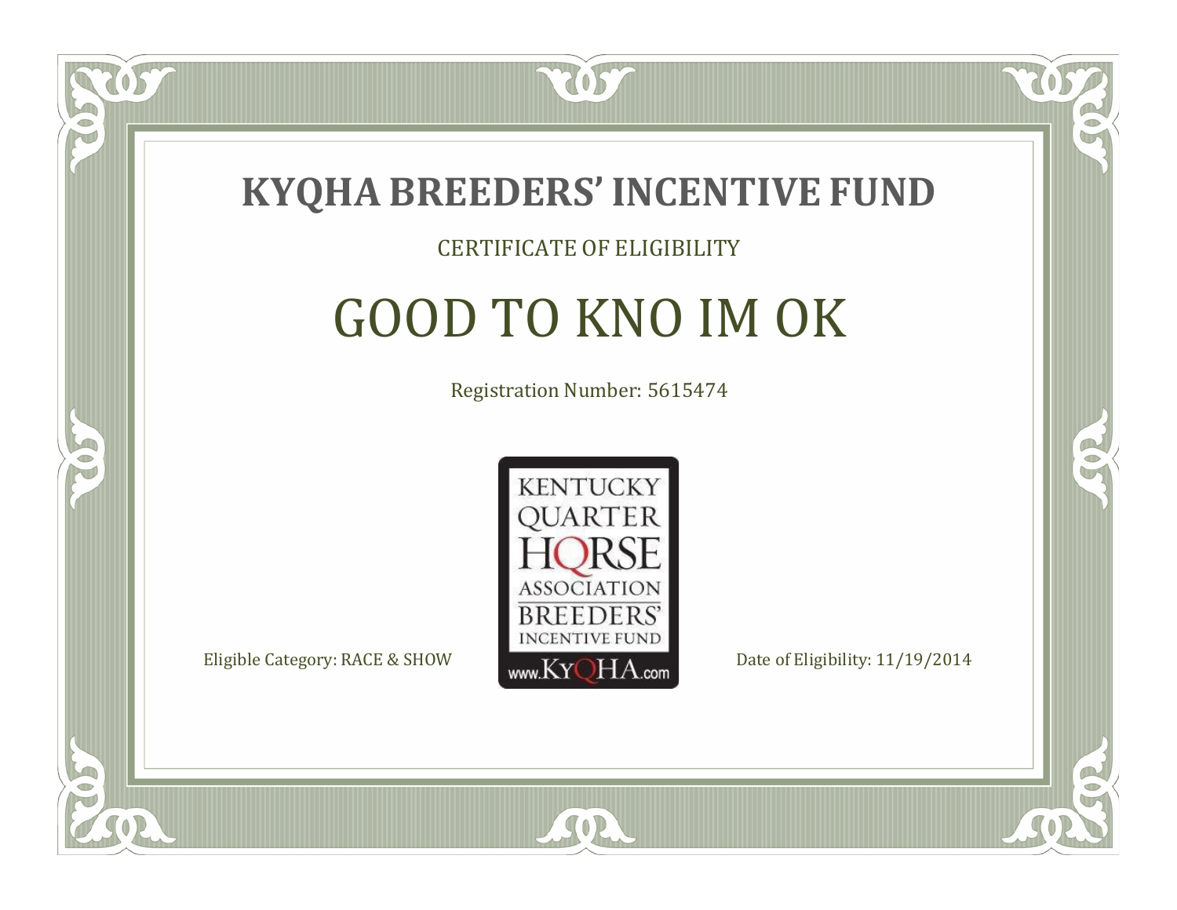# KYQHA BREEDERS' INCENTIVE FUND

CERTIFICATE OF ELIGIBILITY

## GOOD TO KNO IM OK

Registration Number: 5615474

KENTUCKY QUARTER HORSE ASSOCIATION BREEDERS' INCENTIVE FUND www.KyQHA.com

Eligible Category: RACE & SHOW

Date of Eligibility: 11/19/2014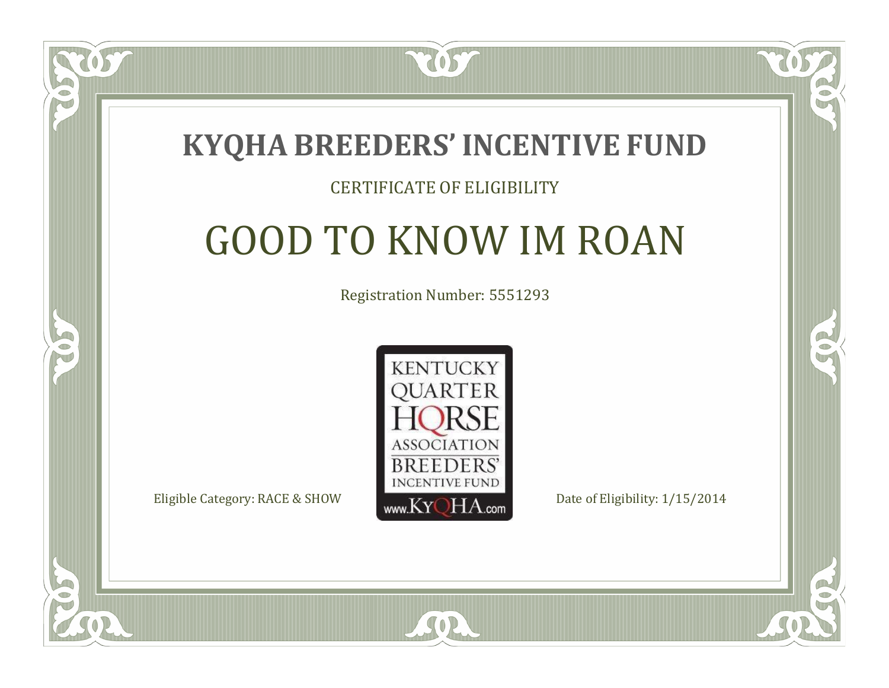# KYQHA BREEDERS' INCENTIVE FUND

CERTIFICATE OF ELIGIBILITY

## GOOD TO KNOW IM ROAN

Registration Number: 5551293

KENTUCKY QUARTER HORSE ASSOCIATION BREEDERS' INCENTIVE FUND
www.KyQHA.com

Eligible Category: RACE & SHOW

Date of Eligibility: 1/15/2014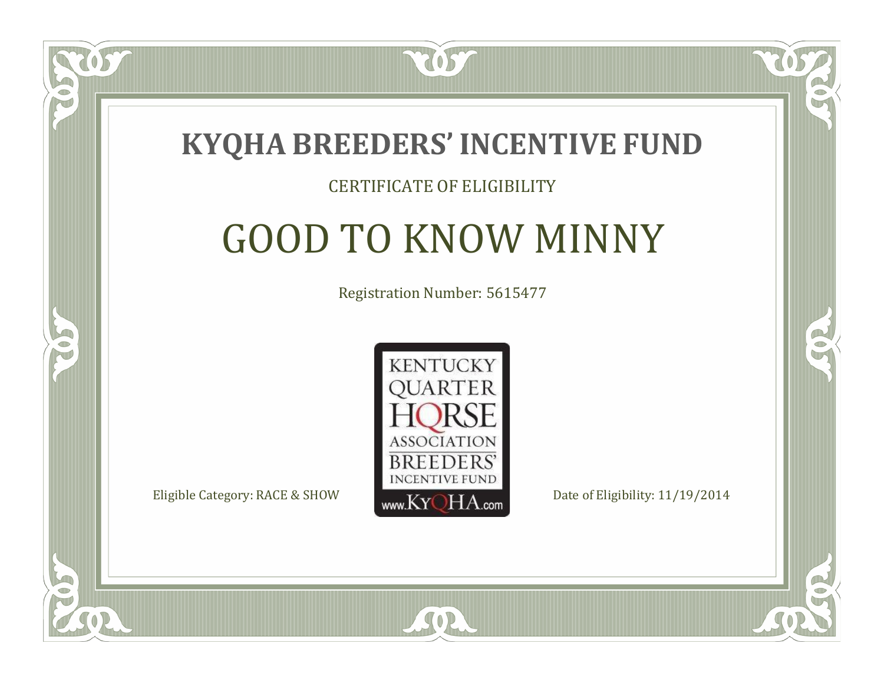# KYQHA BREEDERS' INCENTIVE FUND

CERTIFICATE OF ELIGIBILITY

## GOOD TO KNOW MINNY

Registration Number: 5615477

KENTUCKY QUARTER HORSE ASSOCIATION BREEDERS' INCENTIVE FUND www.KyQHA.com

Eligible Category: RACE & SHOW

Date of Eligibility: 11/19/2014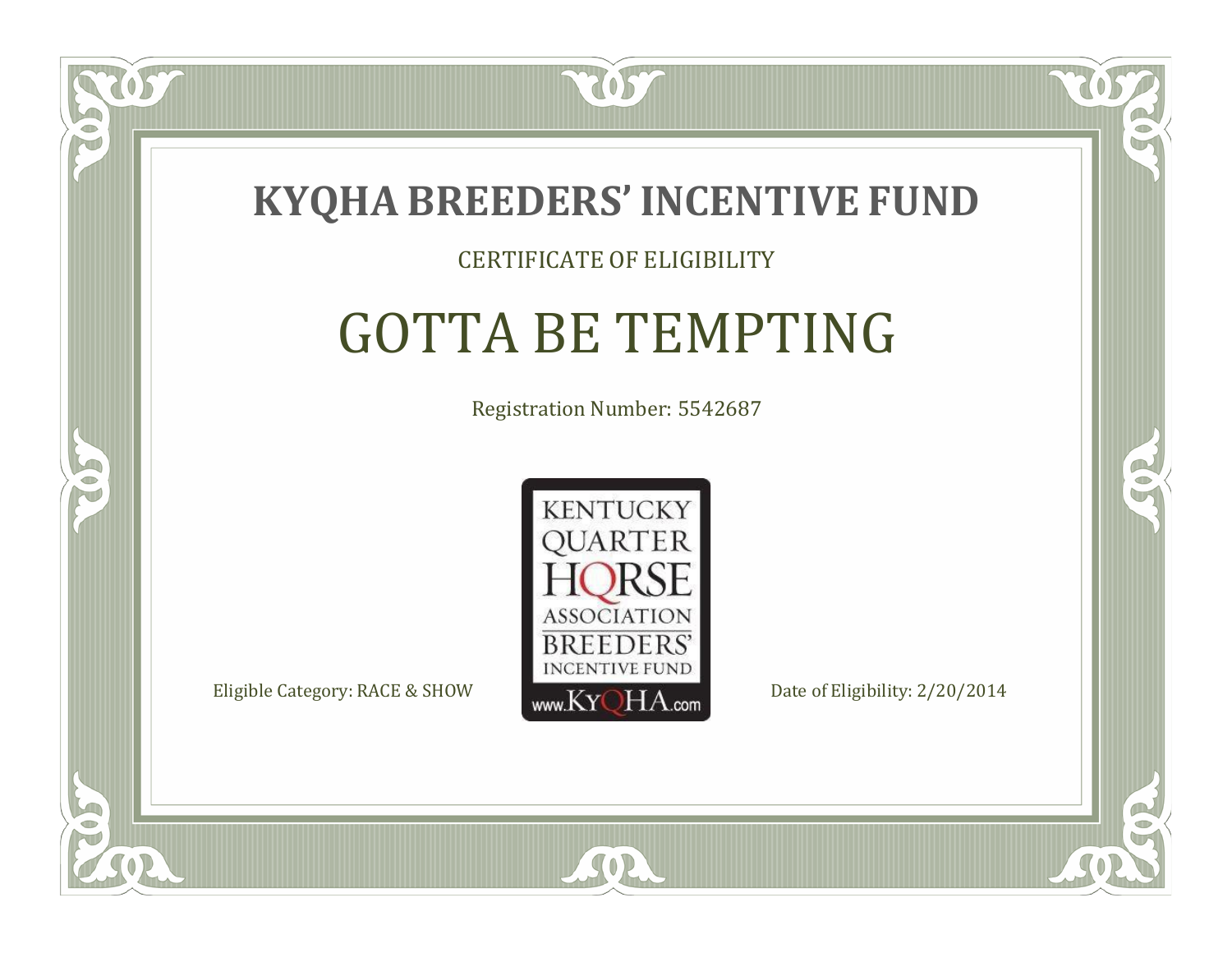# KYQHA BREEDERS' INCENTIVE FUND

CERTIFICATE OF ELIGIBILITY

## GOTTA BE TEMPTING

Registration Number: 5542687

KENTUCKY QUARTER HORSE ASSOCIATION BREEDERS' INCENTIVE FUND www.KyQHA.com

Eligible Category: RACE & SHOW

Date of Eligibility: 2/20/2014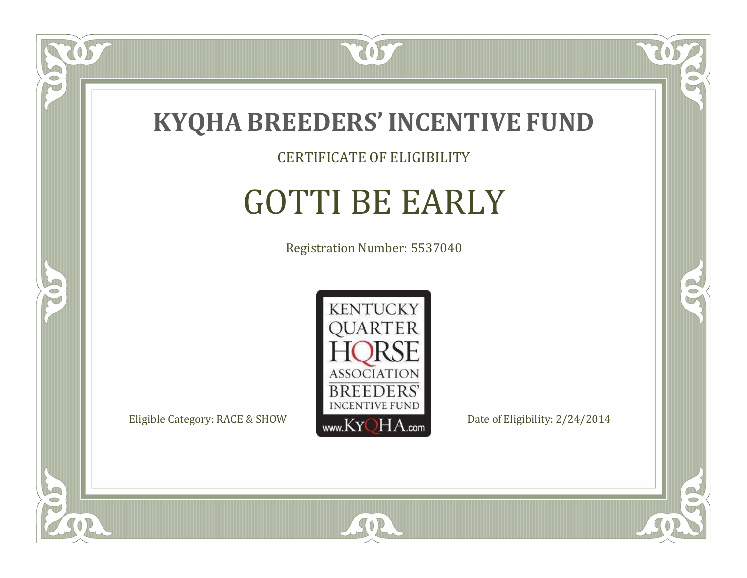# KYQHA BREEDERS' INCENTIVE FUND

CERTIFICATE OF ELIGIBILITY

## GOTTI BE EARLY

Registration Number: 5537040

KENTUCKY QUARTER HORSE ASSOCIATION BREEDERS' INCENTIVE FUND
www.KyQHA.com

Eligible Category: RACE & SHOW

Date of Eligibility: 2/24/2014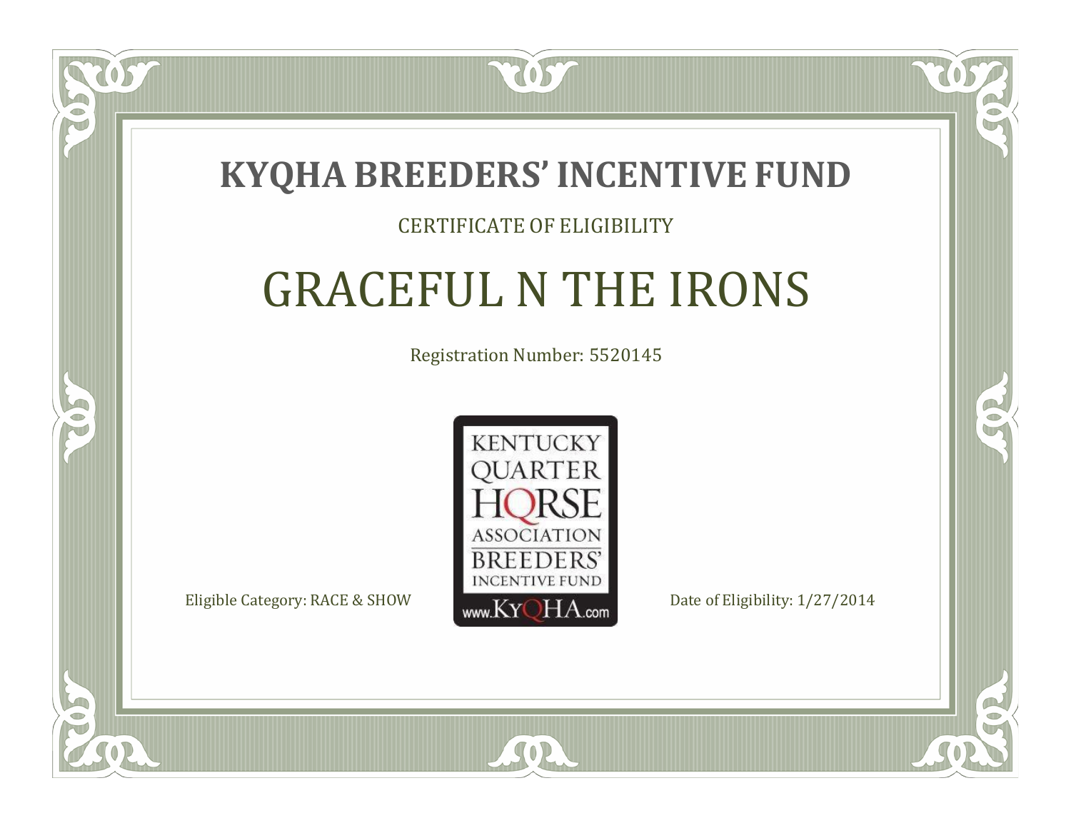# KYQHA BREEDERS' INCENTIVE FUND

CERTIFICATE OF ELIGIBILITY

## GRACEFUL N THE IRONS

Registration Number: 5520145

KENTUCKY QUARTER HORSE ASSOCIATION BREEDERS' INCENTIVE FUND www.KyQHA.com

Eligible Category: RACE & SHOW

Date of Eligibility: 1/27/2014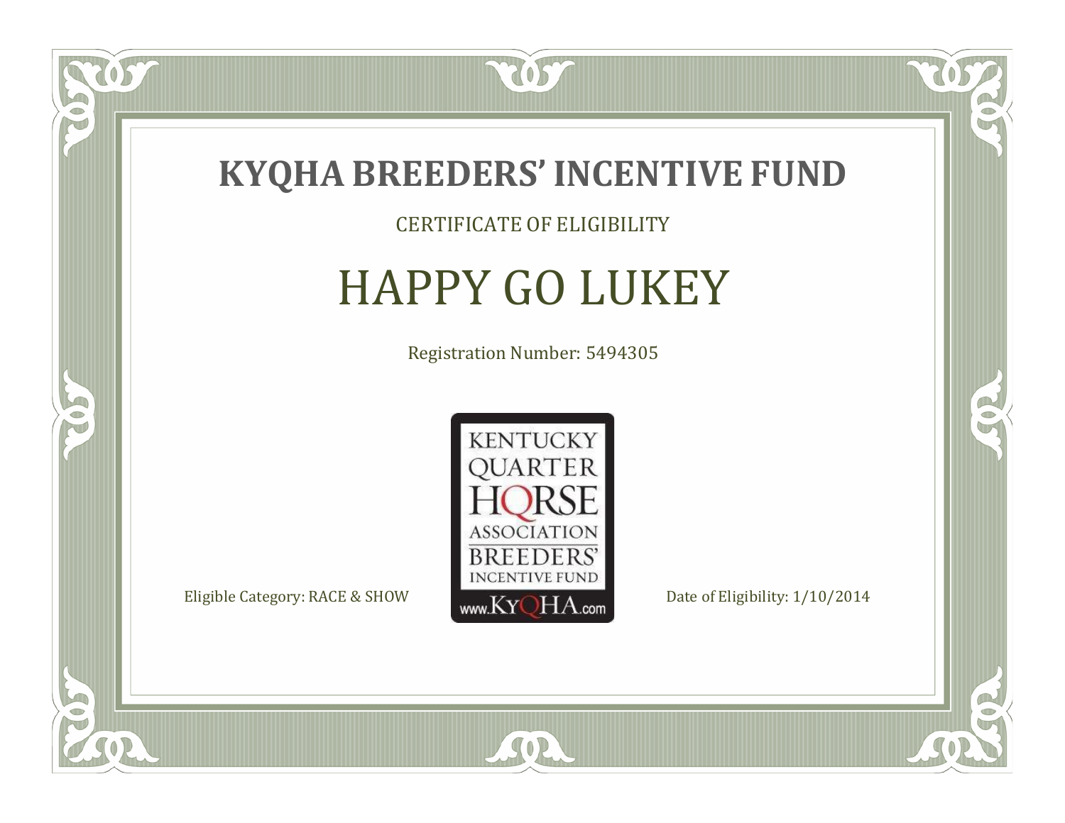# KYQHA BREEDERS' INCENTIVE FUND

CERTIFICATE OF ELIGIBILITY

## HAPPY GO LUKEY

Registration Number: 5494305

KENTUCKY QUARTER HORSE ASSOCIATION BREEDERS' INCENTIVE FUND www.KyQHA.com

Eligible Category: RACE & SHOW

Date of Eligibility: 1/10/2014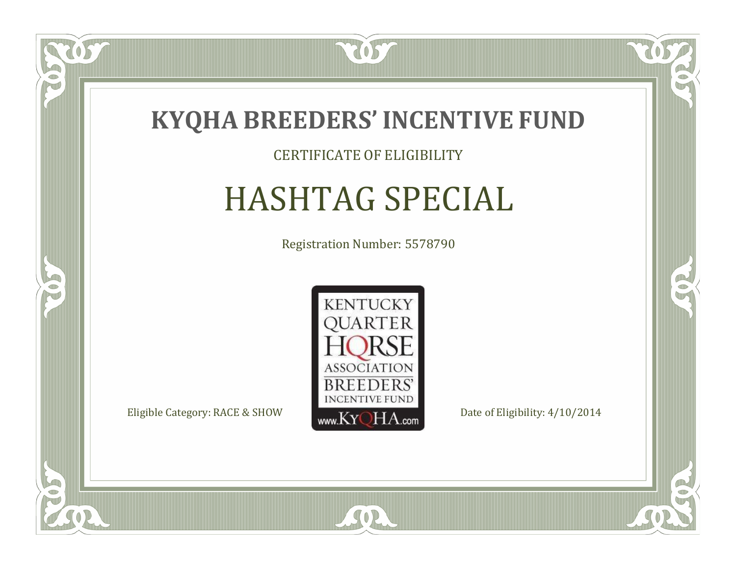# KYQHA BREEDERS' INCENTIVE FUND

CERTIFICATE OF ELIGIBILITY

## HASHTAG SPECIAL

Registration Number: 5578790

KENTUCKY QUARTER HORSE ASSOCIATION BREEDERS' INCENTIVE FUND www.KyQHA.com

Eligible Category: RACE & SHOW

Date of Eligibility: 4/10/2014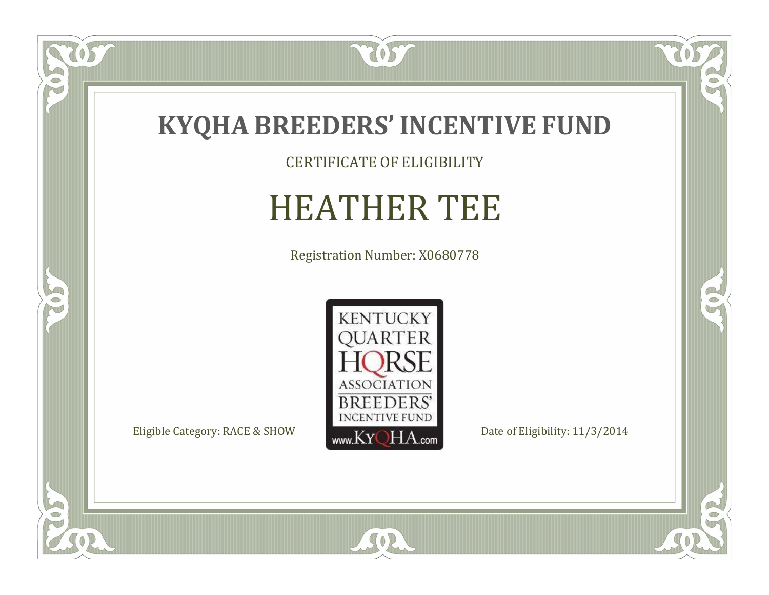# KYQHA BREEDERS' INCENTIVE FUND

CERTIFICATE OF ELIGIBILITY

## HEATHER TEE

Registration Number: X0680778

KENTUCKY QUARTER HORSE ASSOCIATION BREEDERS' INCENTIVE FUND www.KyQHA.com

Eligible Category: RACE & SHOW

Date of Eligibility: 11/3/2014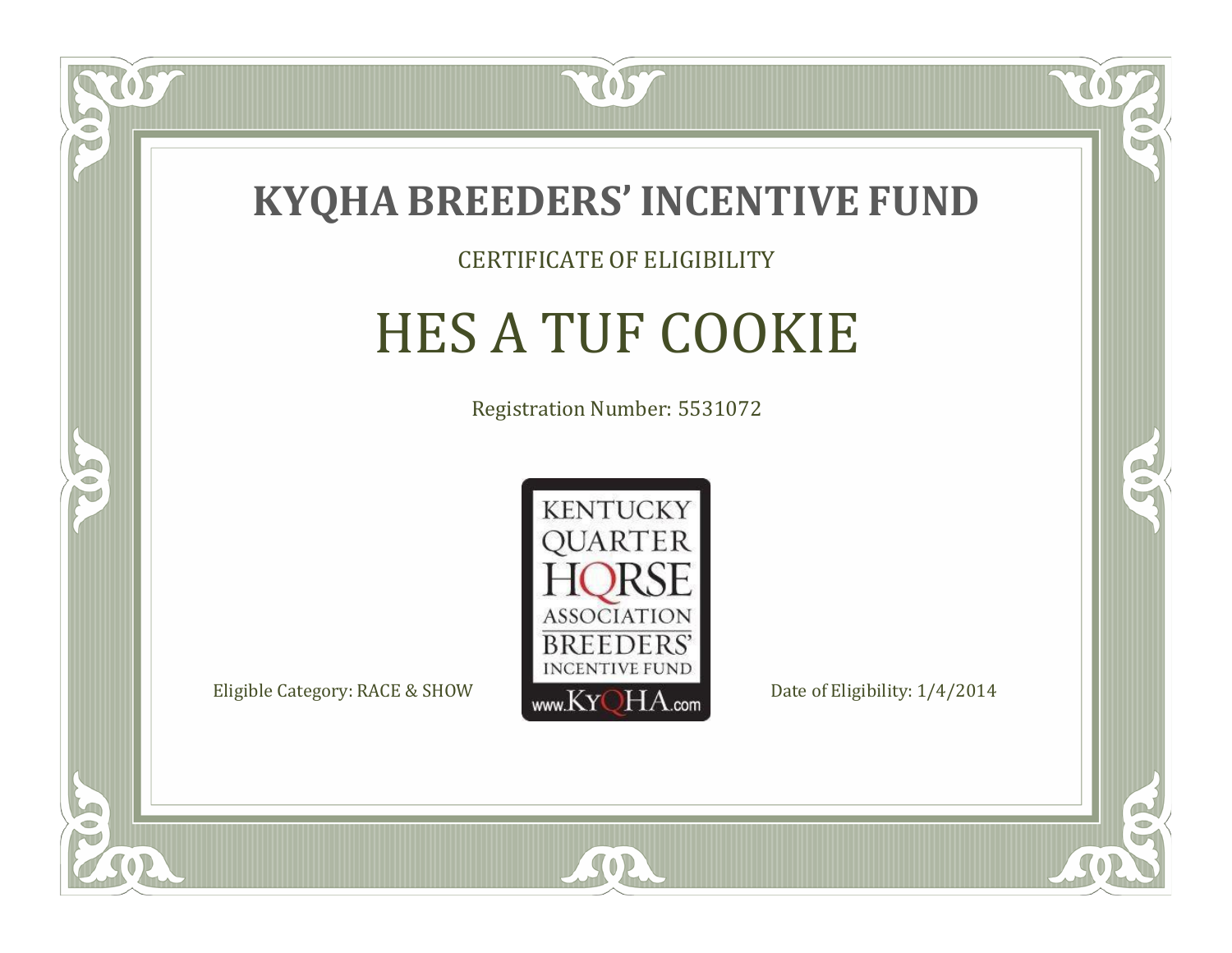# KYQHA BREEDERS' INCENTIVE FUND

CERTIFICATE OF ELIGIBILITY

## HES A TUF COOKIE

Registration Number: 5531072

KENTUCKY QUARTER HORSE ASSOCIATION BREEDERS' INCENTIVE FUND www.KyQHA.com

Eligible Category: RACE & SHOW

Date of Eligibility: 1/4/2014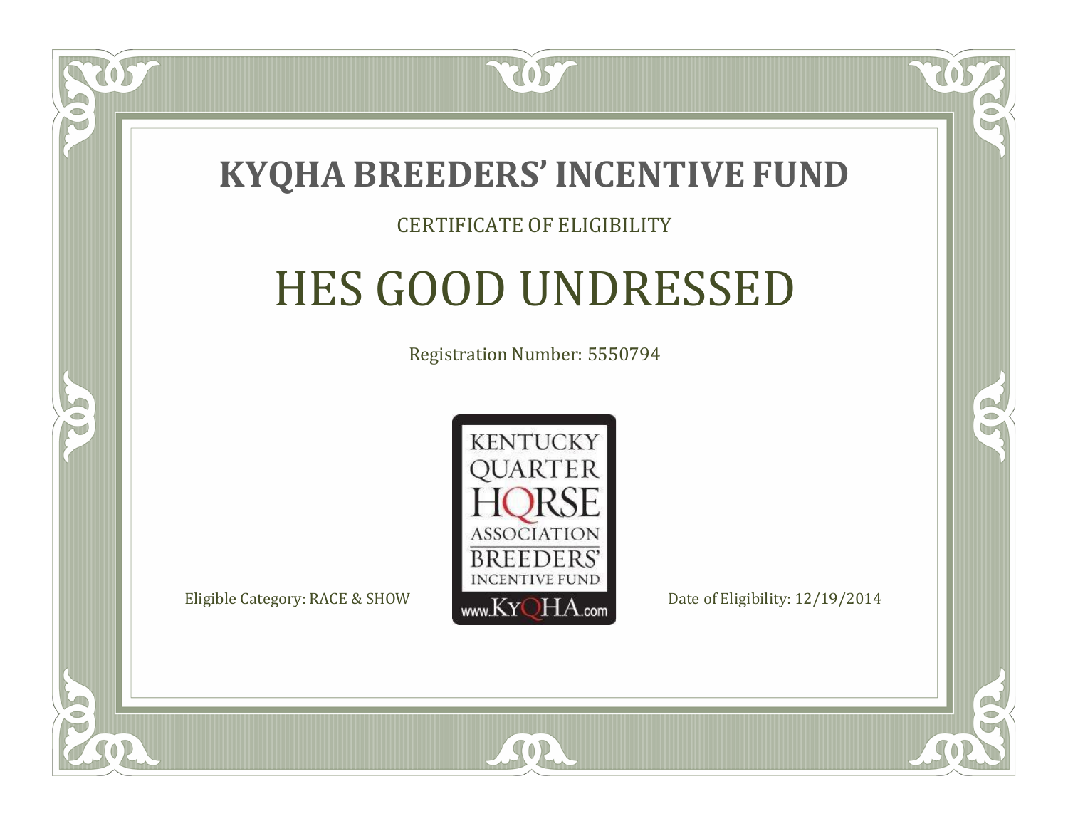# KYQHA BREEDERS' INCENTIVE FUND

CERTIFICATE OF ELIGIBILITY

## HES GOOD UNDRESSED

Registration Number: 5550794

KENTUCKY QUARTER HORSE ASSOCIATION BREEDERS' INCENTIVE FUND www.KyQHA.com

Eligible Category: RACE & SHOW

Date of Eligibility: 12/19/2014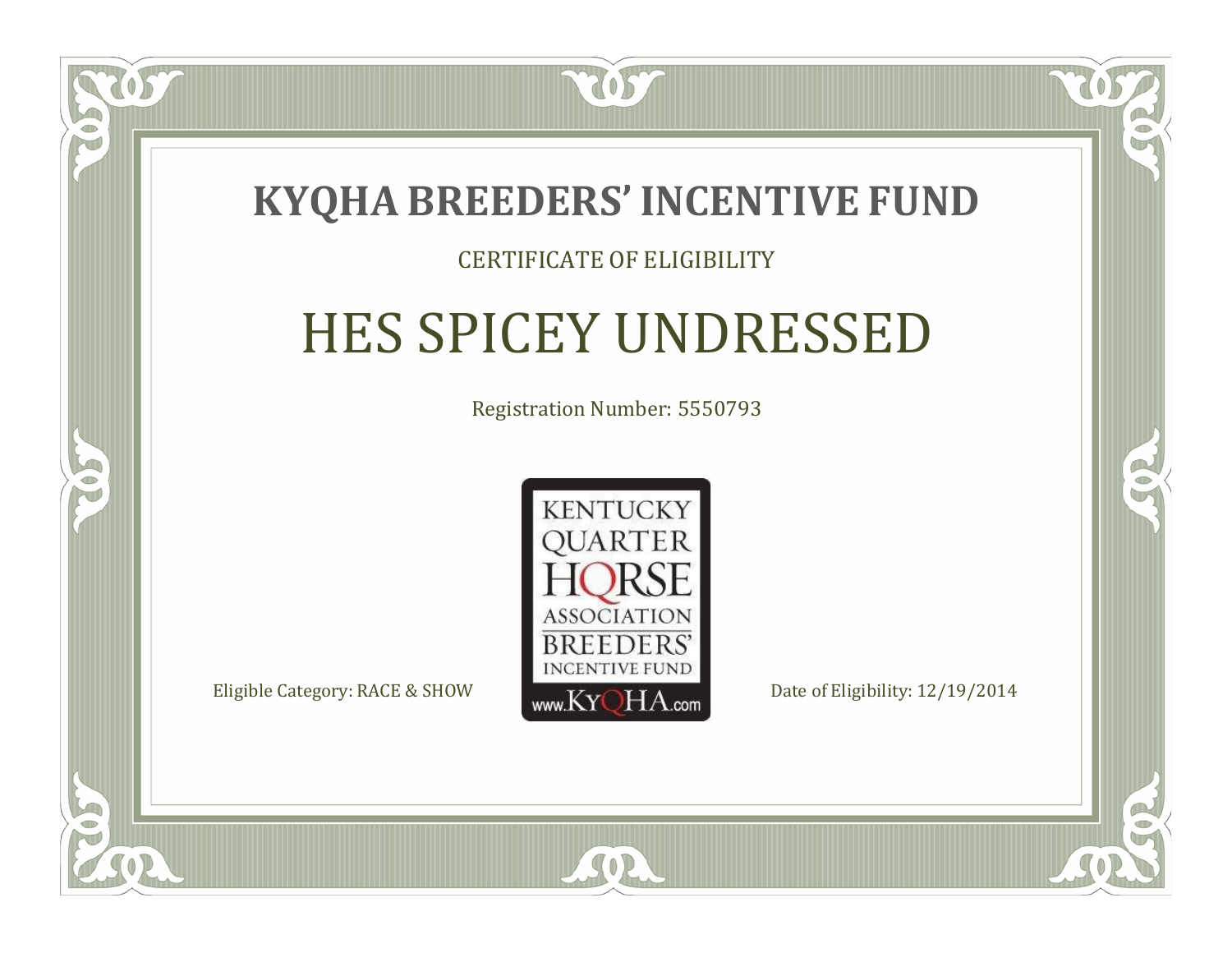# KYQHA BREEDERS' INCENTIVE FUND

CERTIFICATE OF ELIGIBILITY

## HES SPICEY UNDRESSED

Registration Number: 5550793

KENTUCKY QUARTER HORSE ASSOCIATION BREEDERS' INCENTIVE FUND www.KyQHA.com

Eligible Category: RACE & SHOW

Date of Eligibility: 12/19/2014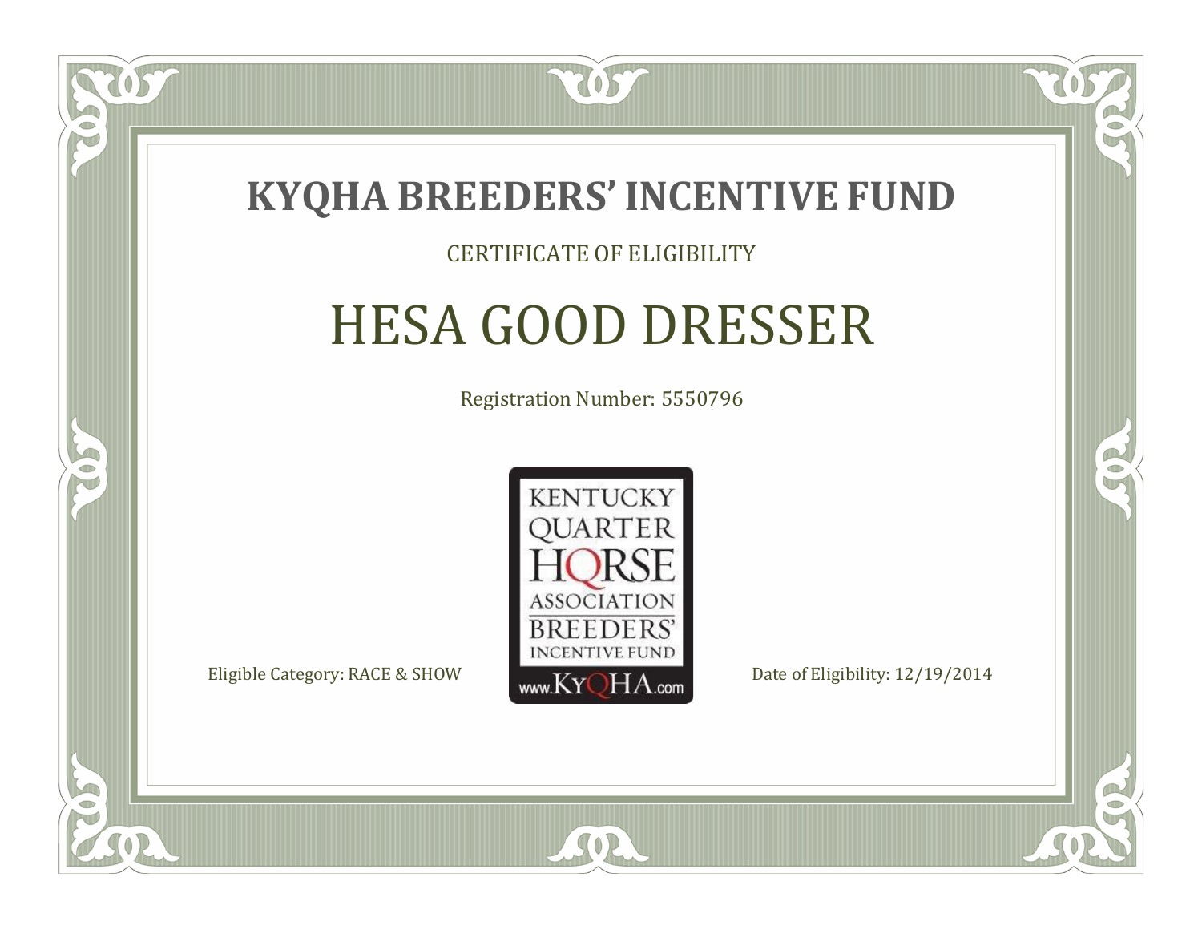# KYQHA BREEDERS' INCENTIVE FUND

CERTIFICATE OF ELIGIBILITY

## HESA GOOD DRESSER

Registration Number: 5550796

KENTUCKY QUARTER HORSE ASSOCIATION BREEDERS' INCENTIVE FUND www.KyQHA.com

Eligible Category: RACE & SHOW

Date of Eligibility: 12/19/2014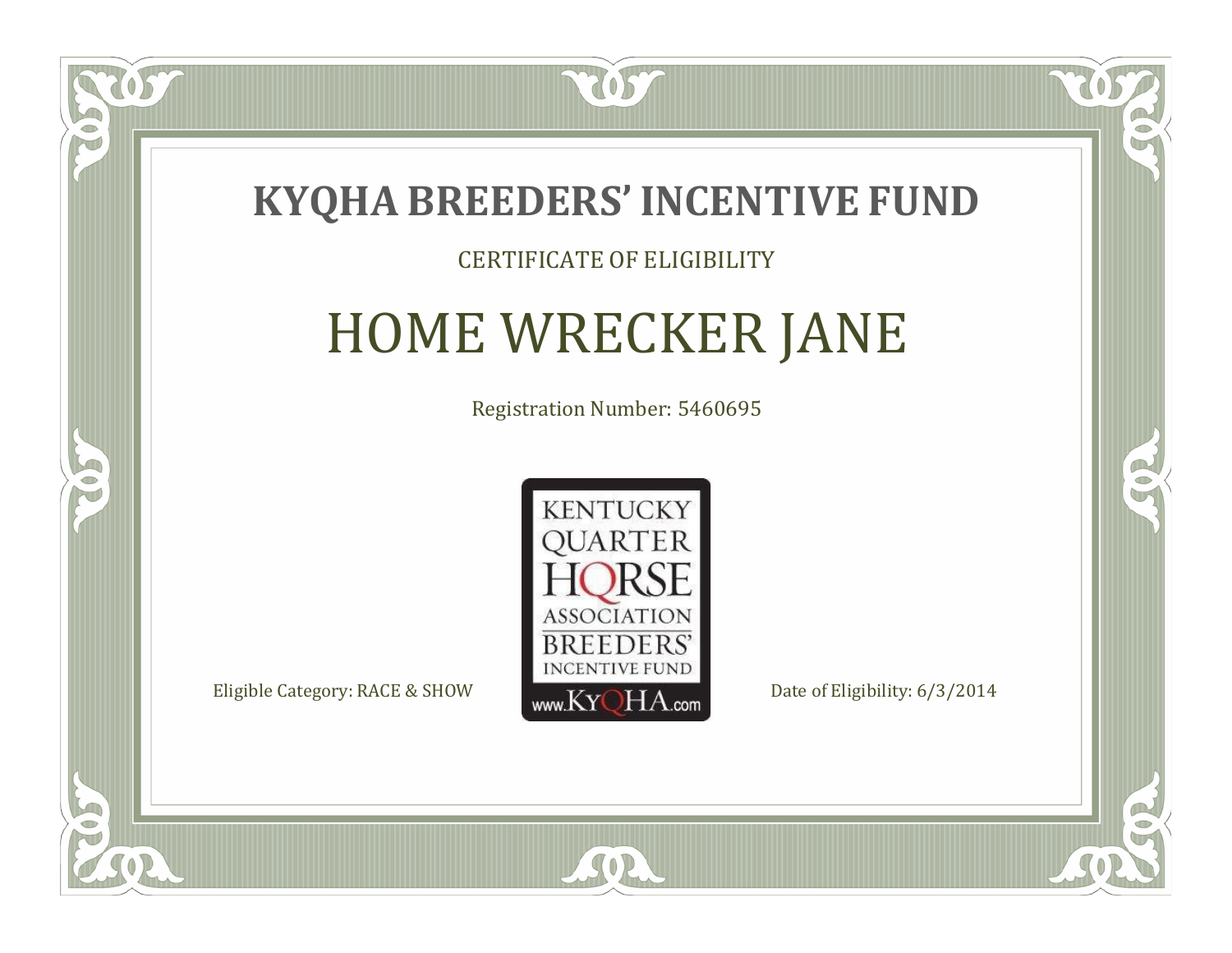# KYQHA BREEDERS' INCENTIVE FUND

CERTIFICATE OF ELIGIBILITY

## HOME WRECKER JANE

Registration Number: 5460695

KENTUCKY QUARTER HORSE ASSOCIATION BREEDERS' INCENTIVE FUND www.KyQHA.com

Eligible Category: RACE & SHOW

Date of Eligibility: 6/3/2014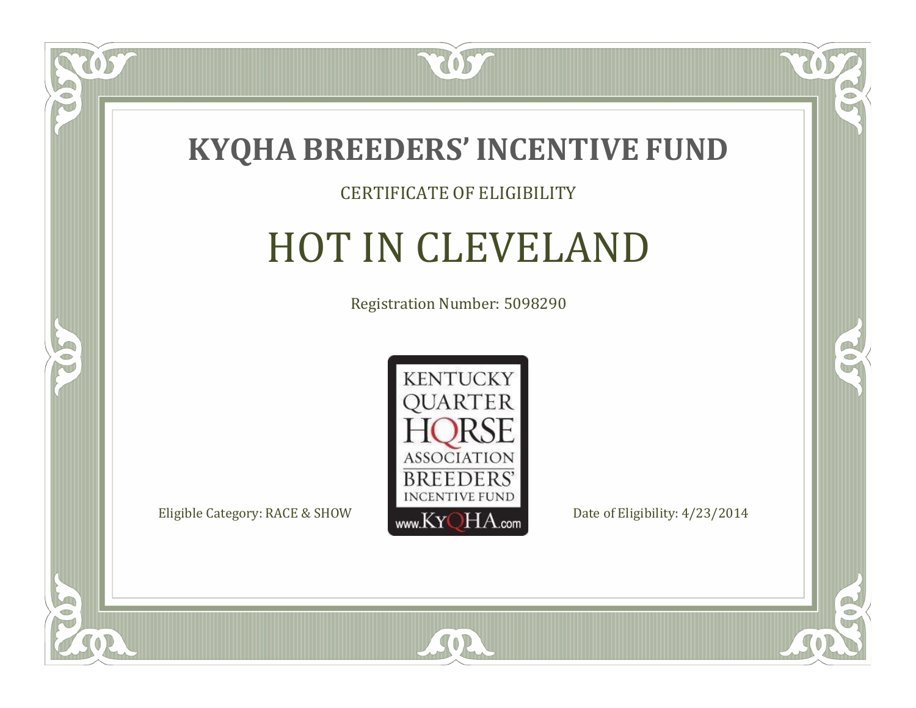# KYQHA BREEDERS' INCENTIVE FUND

CERTIFICATE OF ELIGIBILITY

## HOT IN CLEVELAND

Registration Number: 5098290

KENTUCKY QUARTER HORSE ASSOCIATION BREEDERS' INCENTIVE FUND
www.KyQHA.com

Eligible Category: RACE & SHOW

Date of Eligibility: 4/23/2014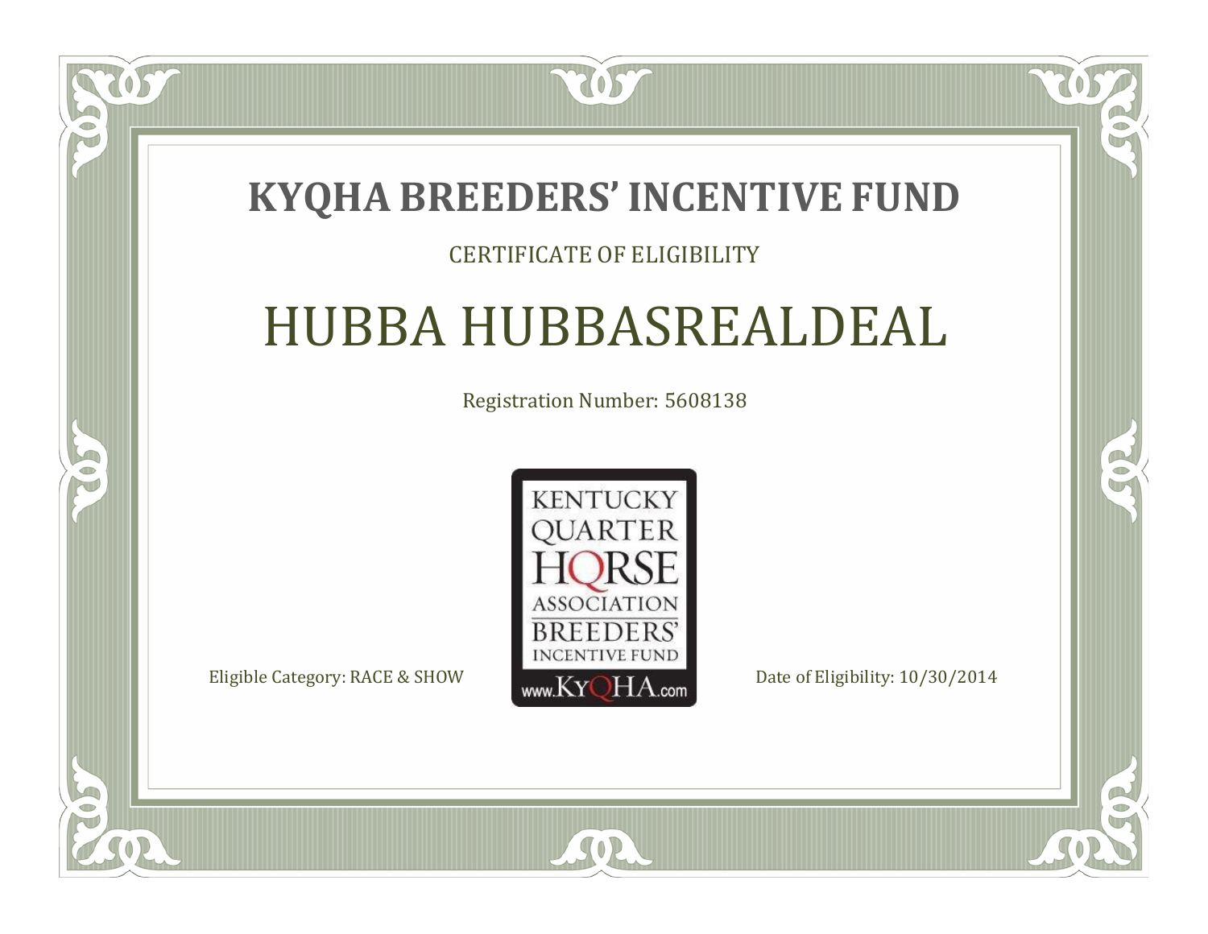# KYQHA BREEDERS' INCENTIVE FUND

CERTIFICATE OF ELIGIBILITY

## HUBBA HUBBASREALDEAL

Registration Number: 5608138

KENTUCKY QUARTER HORSE ASSOCIATION BREEDERS' INCENTIVE FUND www.KyQHA.com

Eligible Category: RACE & SHOW

Date of Eligibility: 10/30/2014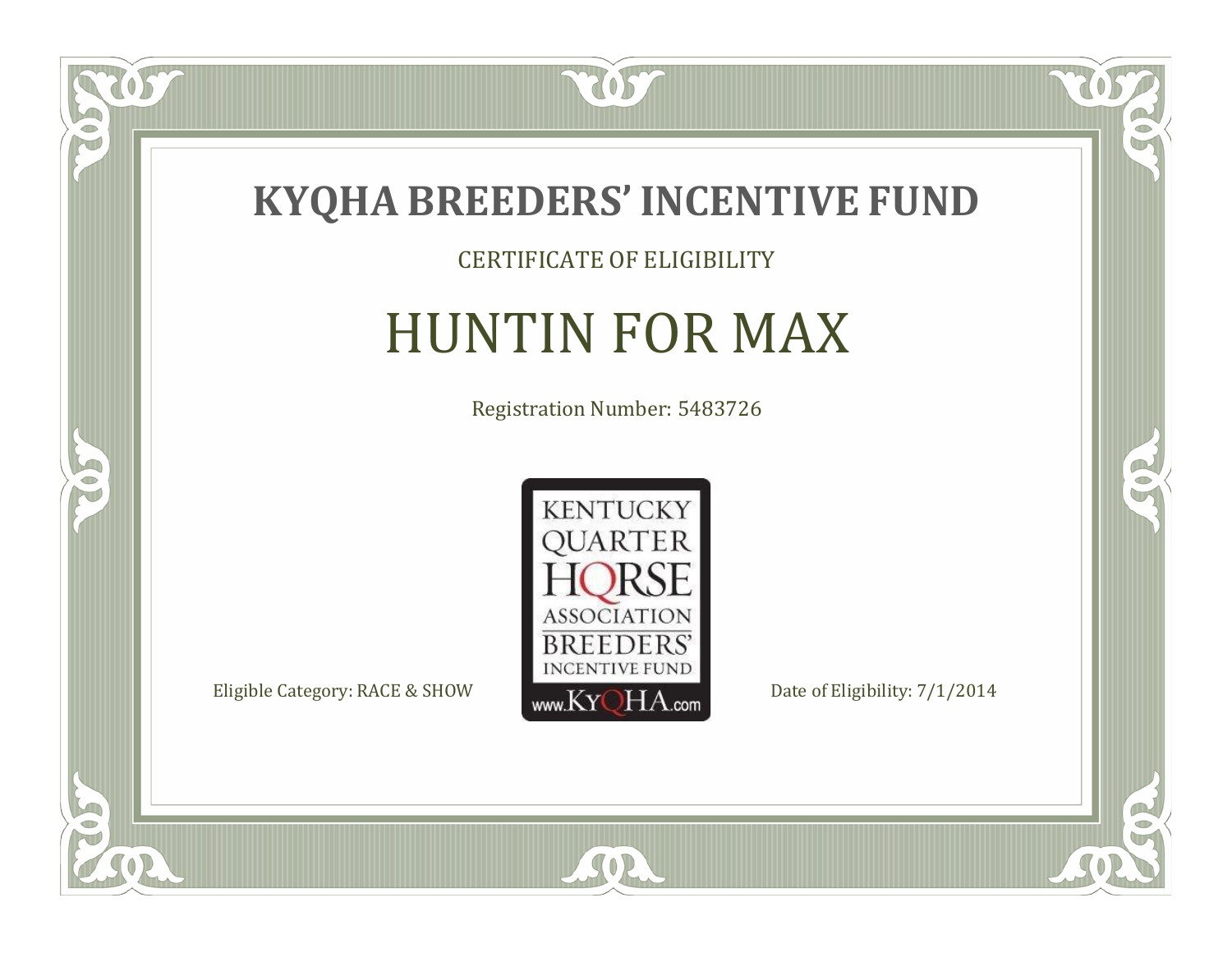# KYQHA BREEDERS' INCENTIVE FUND

CERTIFICATE OF ELIGIBILITY

## HUNTIN FOR MAX

Registration Number: 5483726

KENTUCKY QUARTER HORSE ASSOCIATION BREEDERS' INCENTIVE FUND
www.KyQHA.com

Eligible Category: RACE & SHOW

Date of Eligibility: 7/1/2014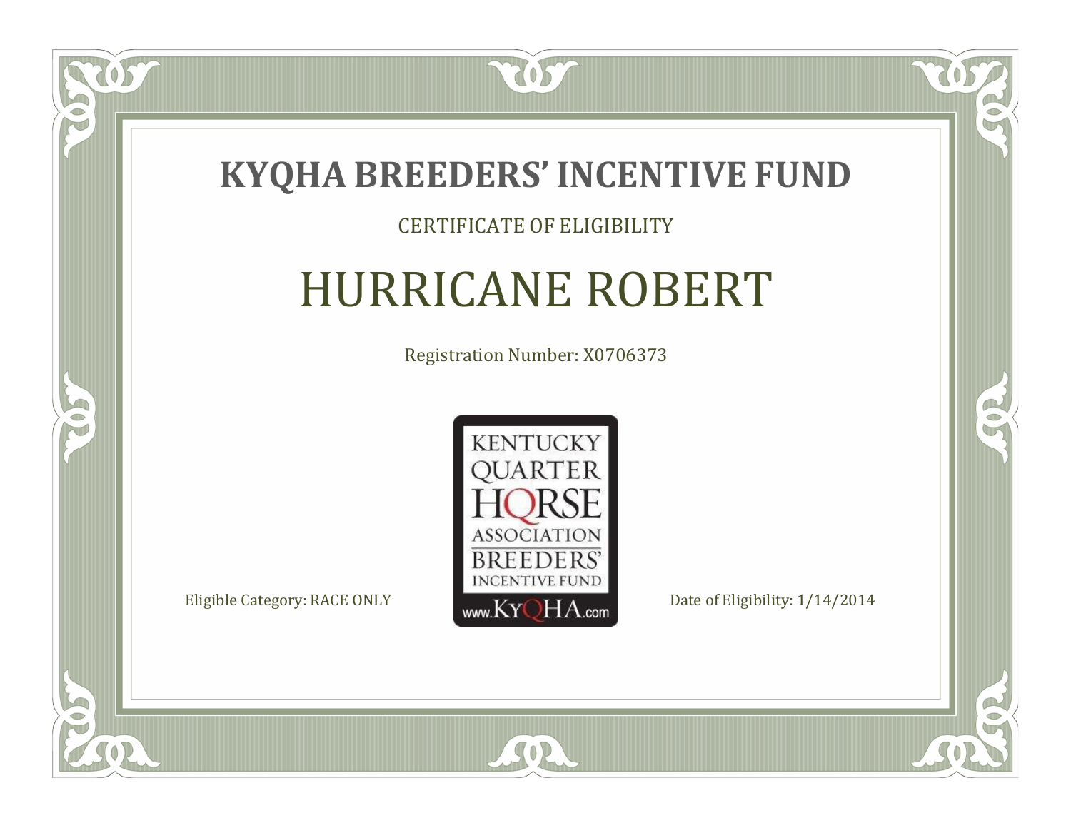# KYQHA BREEDERS' INCENTIVE FUND

CERTIFICATE OF ELIGIBILITY

## HURRICANE ROBERT

Registration Number: X0706373

KENTUCKY QUARTER HORSE ASSOCIATION BREEDERS' INCENTIVE FUND
www.KyQHA.com

Eligible Category: RACE ONLY

Date of Eligibility: 1/14/2014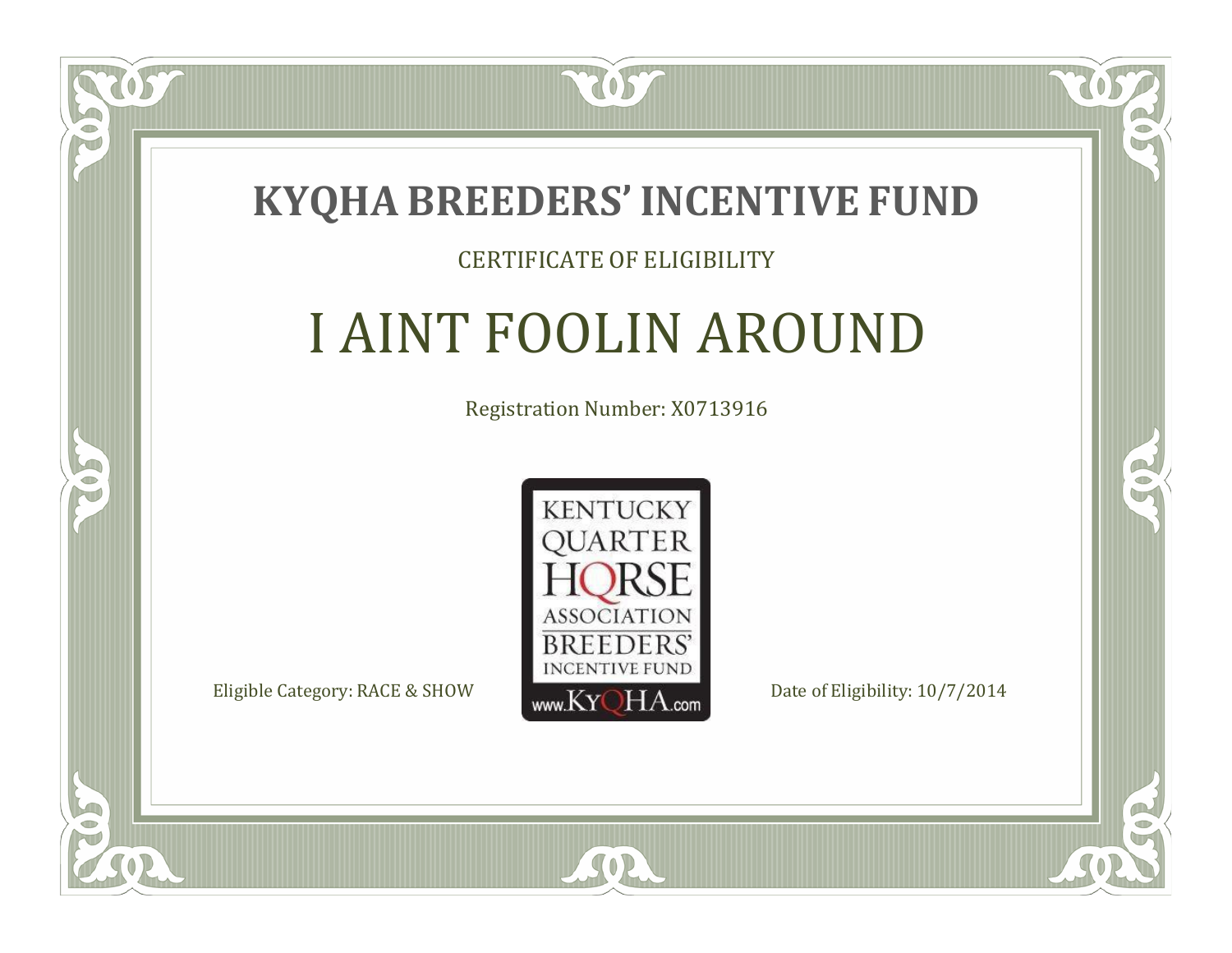# KYQHA BREEDERS' INCENTIVE FUND

CERTIFICATE OF ELIGIBILITY

## I AINT FOOLIN AROUND

Registration Number: X0713916

KENTUCKY QUARTER HORSE ASSOCIATION BREEDERS' INCENTIVE FUND www.KyQHA.com

Eligible Category: RACE & SHOW

Date of Eligibility: 10/7/2014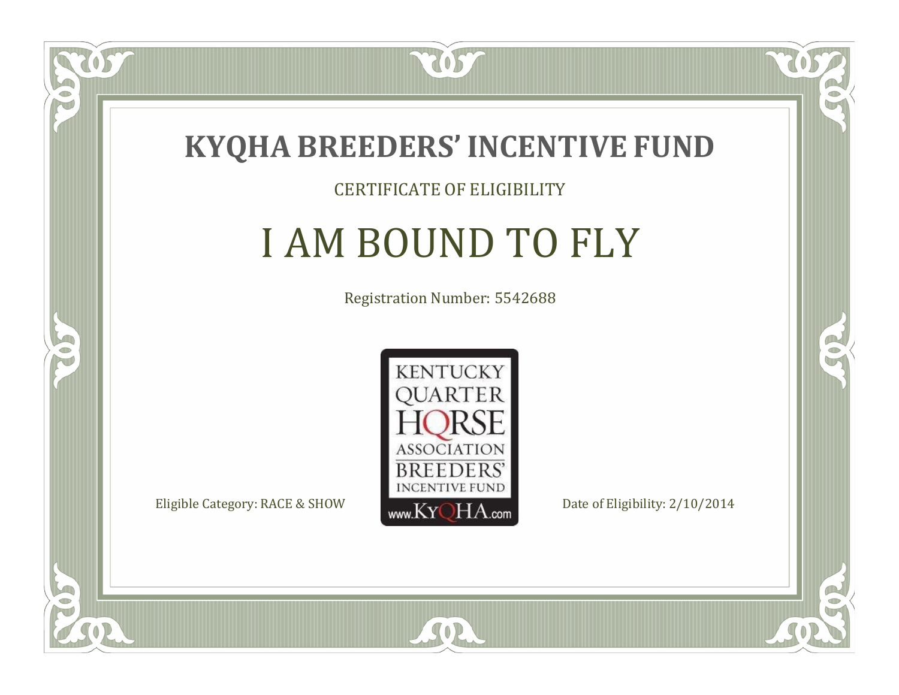# KYQHA BREEDERS' INCENTIVE FUND

CERTIFICATE OF ELIGIBILITY

## I AM BOUND TO FLY

Registration Number: 5542688

KENTUCKY QUARTER HORSE ASSOCIATION BREEDERS' INCENTIVE FUND www.KyQHA.com

Eligible Category: RACE & SHOW

Date of Eligibility: 2/10/2014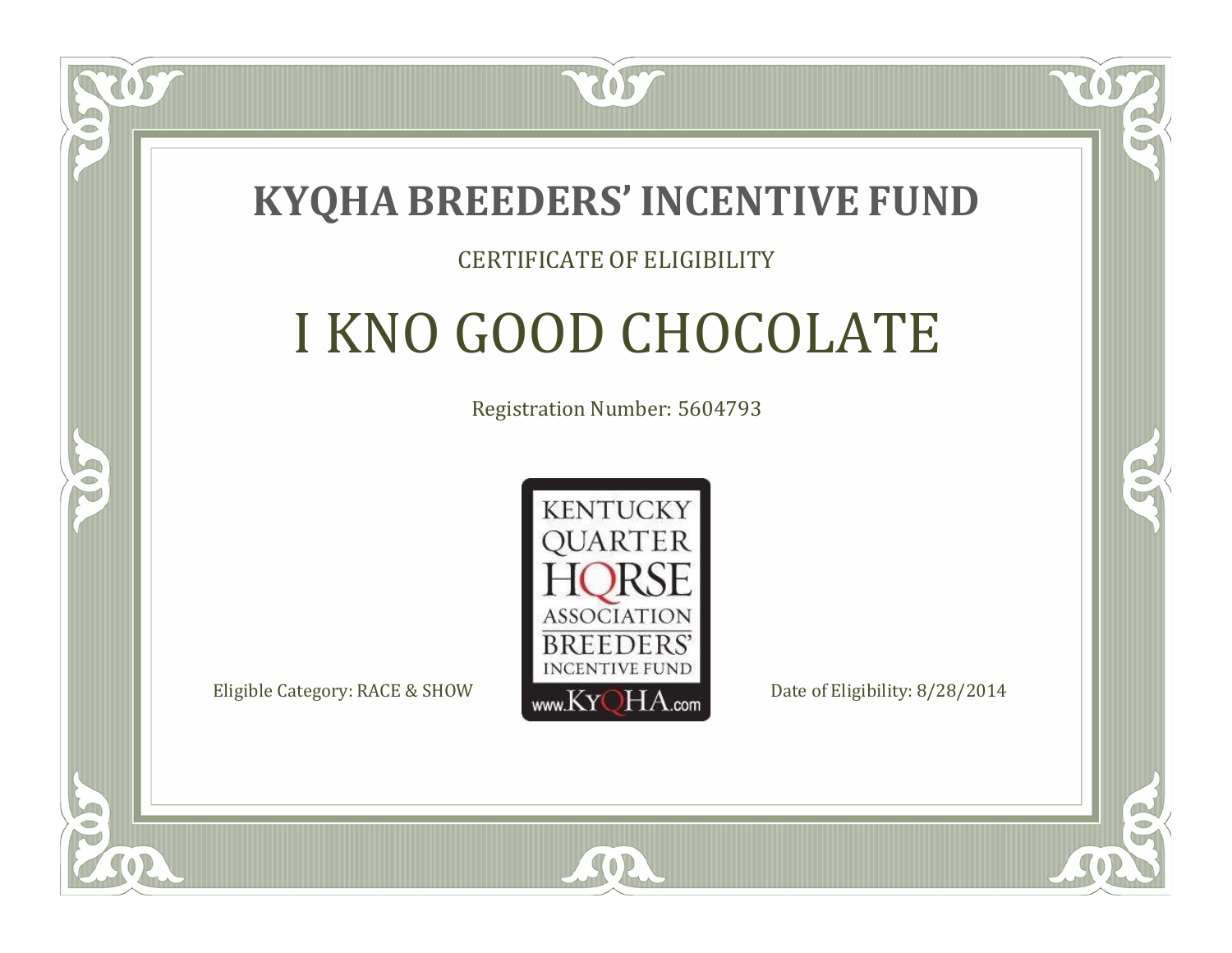# KYQHA BREEDERS' INCENTIVE FUND

CERTIFICATE OF ELIGIBILITY

## I KNO GOOD CHOCOLATE

Registration Number: 5604793

KENTUCKY QUARTER HORSE ASSOCIATION BREEDERS' INCENTIVE FUND www.KyQHA.com

Eligible Category: RACE & SHOW

Date of Eligibility: 8/28/2014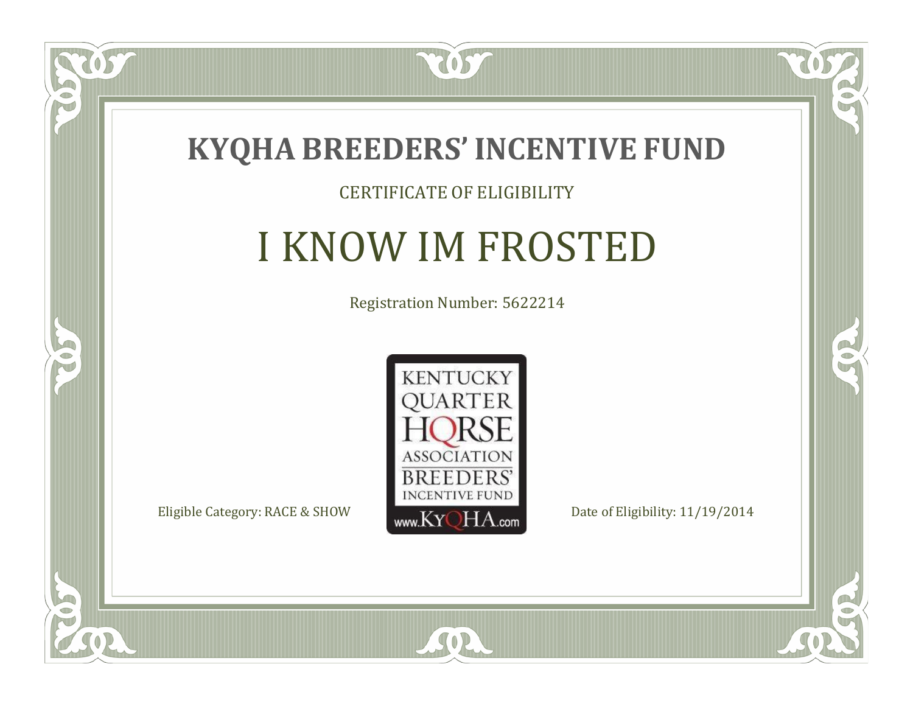# KYQHA BREEDERS' INCENTIVE FUND

CERTIFICATE OF ELIGIBILITY

## I KNOW IM FROSTED

Registration Number: 5622214

KENTUCKY QUARTER HORSE ASSOCIATION BREEDERS' INCENTIVE FUND www.KyQHA.com

Eligible Category: RACE & SHOW

Date of Eligibility: 11/19/2014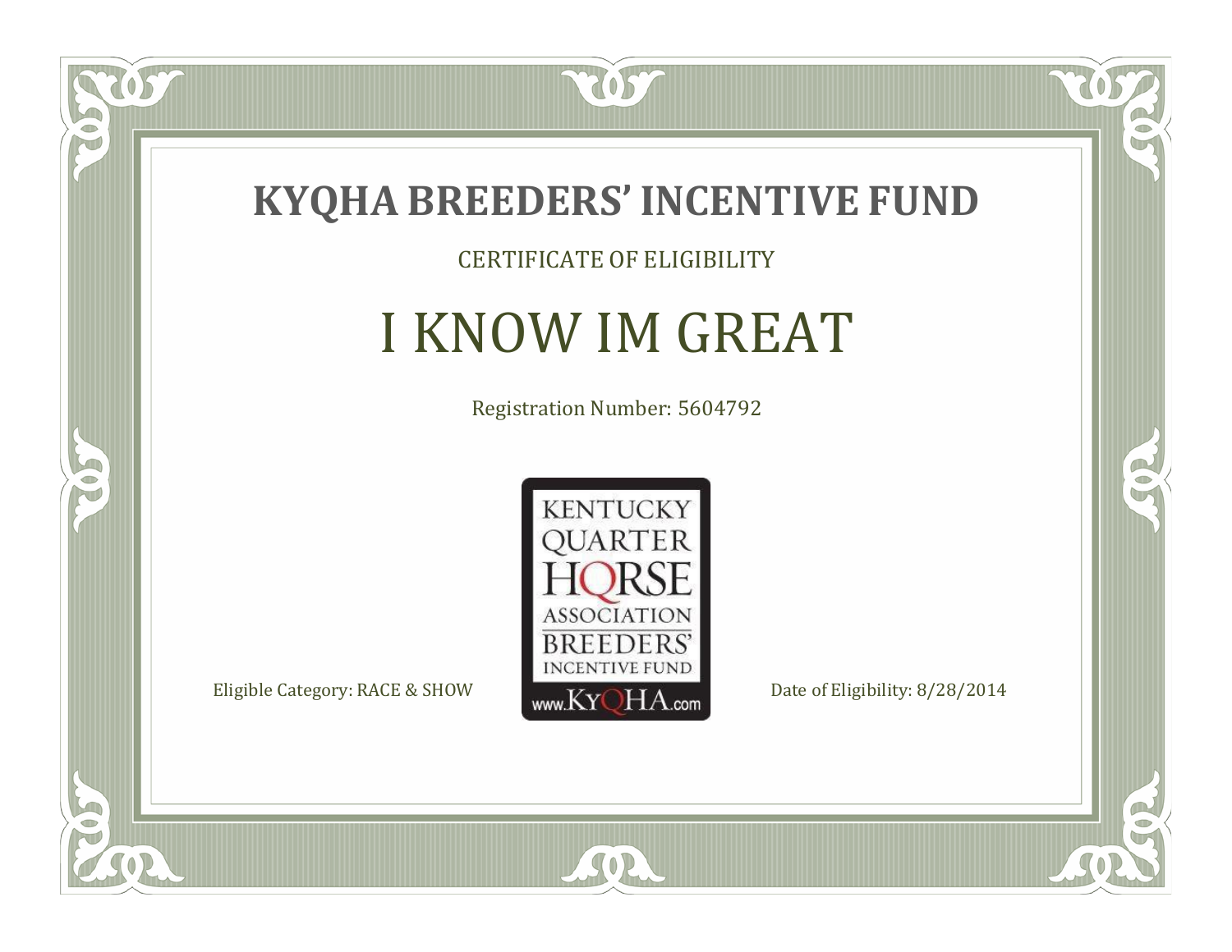# KYQHA BREEDERS' INCENTIVE FUND

CERTIFICATE OF ELIGIBILITY

## I KNOW IM GREAT

Registration Number: 5604792

KENTUCKY QUARTER HORSE ASSOCIATION BREEDERS' INCENTIVE FUND www.KyQHA.com

Eligible Category: RACE & SHOW

Date of Eligibility: 8/28/2014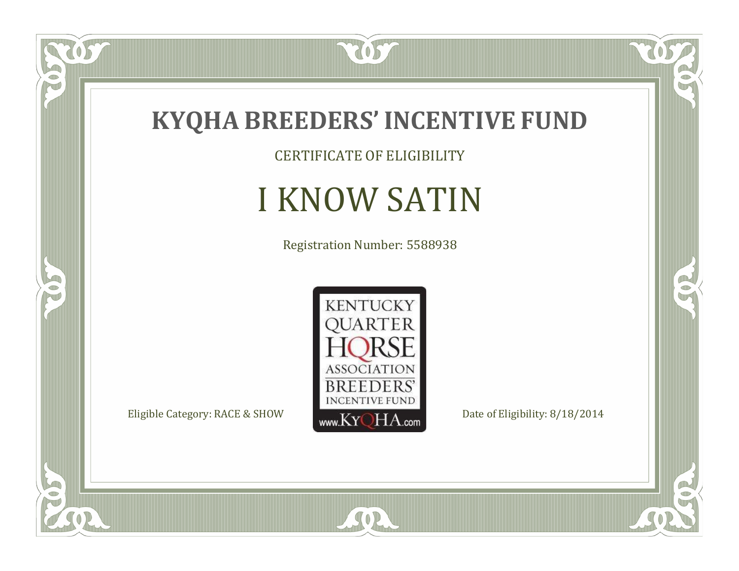# KYQHA BREEDERS' INCENTIVE FUND

CERTIFICATE OF ELIGIBILITY

## I KNOW SATIN

Registration Number: 5588938

KENTUCKY QUARTER HORSE ASSOCIATION BREEDERS' INCENTIVE FUND www.KyQHA.com

Eligible Category: RACE & SHOW

Date of Eligibility: 8/18/2014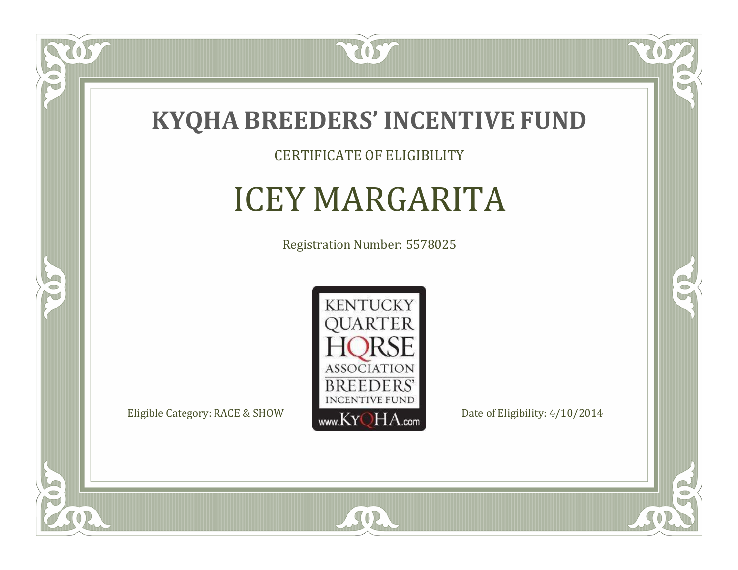# KYQHA BREEDERS' INCENTIVE FUND

CERTIFICATE OF ELIGIBILITY

## ICEY MARGARITA

Registration Number: 5578025

KENTUCKY QUARTER HORSE ASSOCIATION BREEDERS' INCENTIVE FUND www.KyQHA.com

Eligible Category: RACE & SHOW

Date of Eligibility: 4/10/2014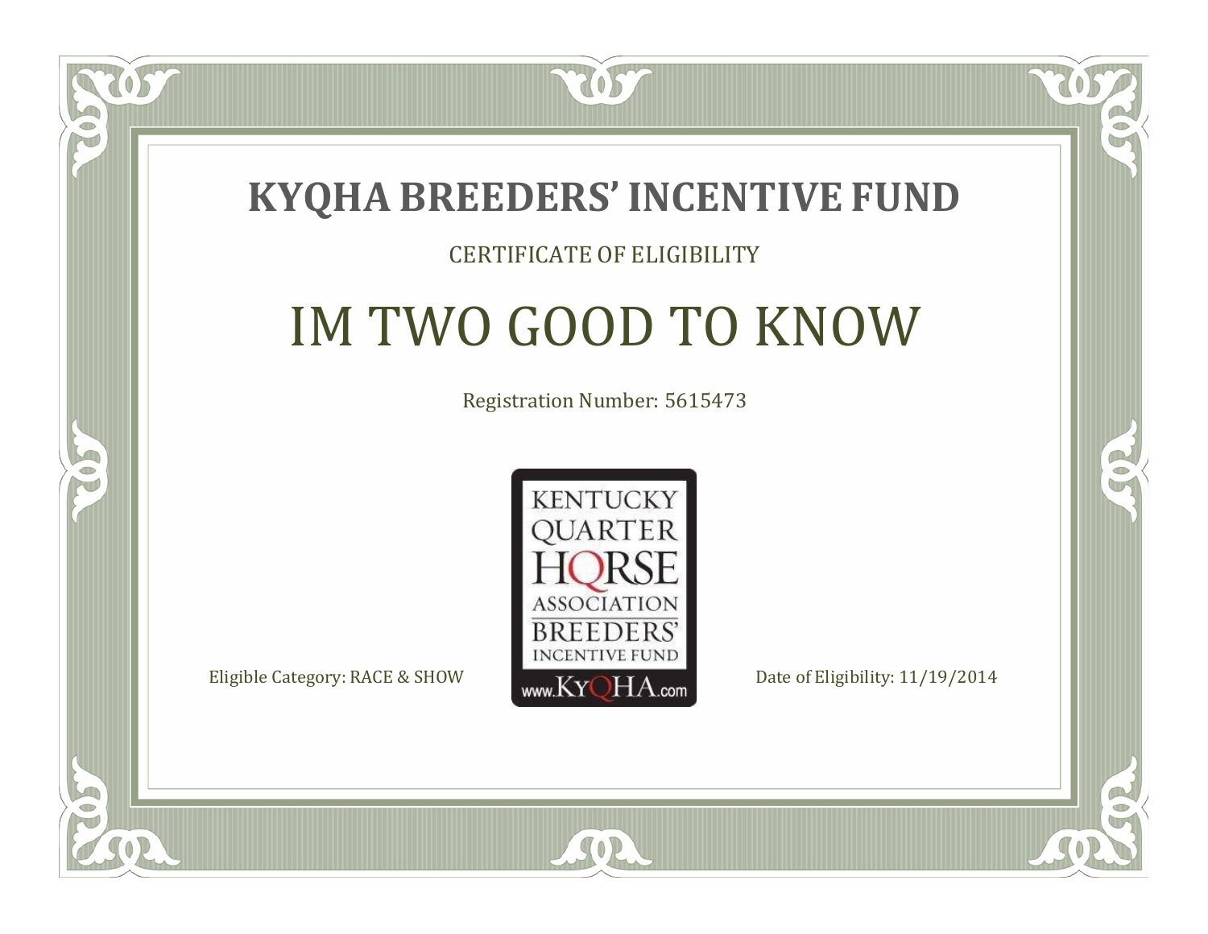# KYQHA BREEDERS' INCENTIVE FUND

CERTIFICATE OF ELIGIBILITY

## IM TWO GOOD TO KNOW

Registration Number: 5615473

KENTUCKY QUARTER HORSE ASSOCIATION BREEDERS' INCENTIVE FUND www.KyQHA.com

Eligible Category: RACE & SHOW

Date of Eligibility: 11/19/2014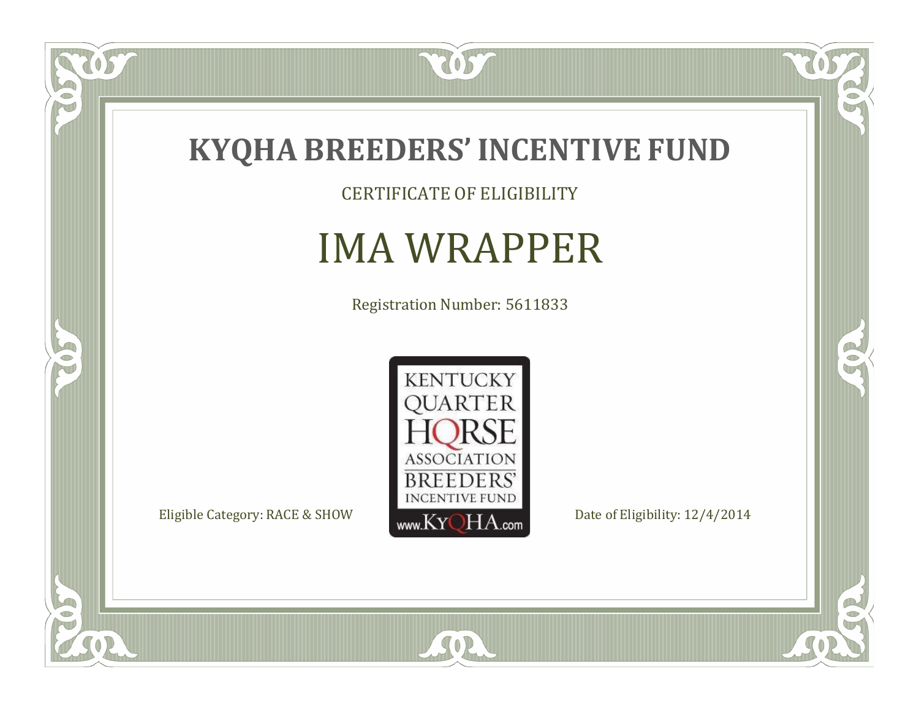# KYQHA BREEDERS' INCENTIVE FUND

CERTIFICATE OF ELIGIBILITY

## IMA WRAPPER

Registration Number: 5611833

KENTUCKY QUARTER HORSE ASSOCIATION BREEDERS' INCENTIVE FUND

www.KyQHA.com

Eligible Category: RACE & SHOW

Date of Eligibility: 12/4/2014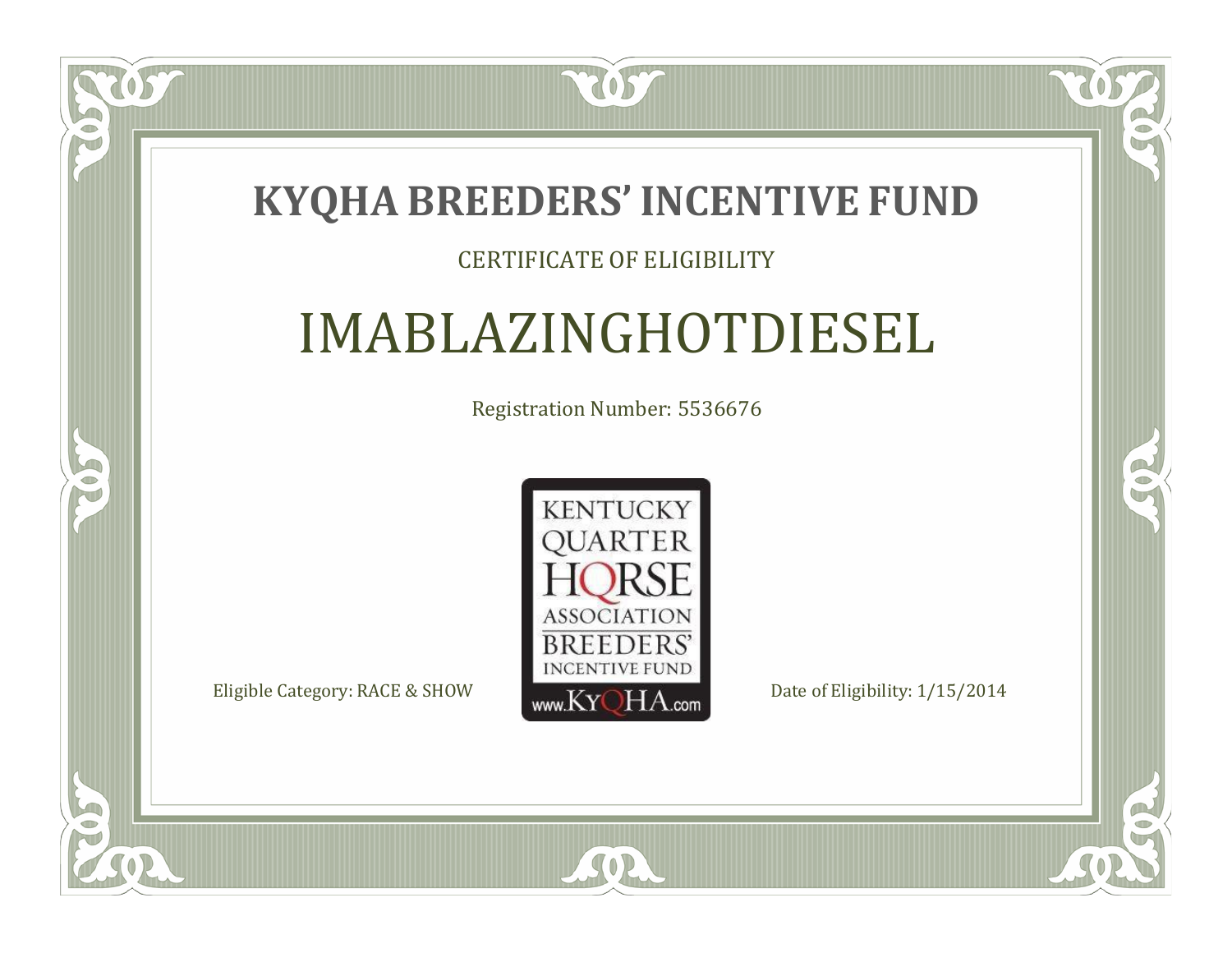# KYQHA BREEDERS' INCENTIVE FUND

CERTIFICATE OF ELIGIBILITY

## IMABLAZINGHOTDIESEL

Registration Number: 5536676

KENTUCKY QUARTER HORSE ASSOCIATION BREEDERS' INCENTIVE FUND www.KyQHA.com

Eligible Category: RACE & SHOW

Date of Eligibility: 1/15/2014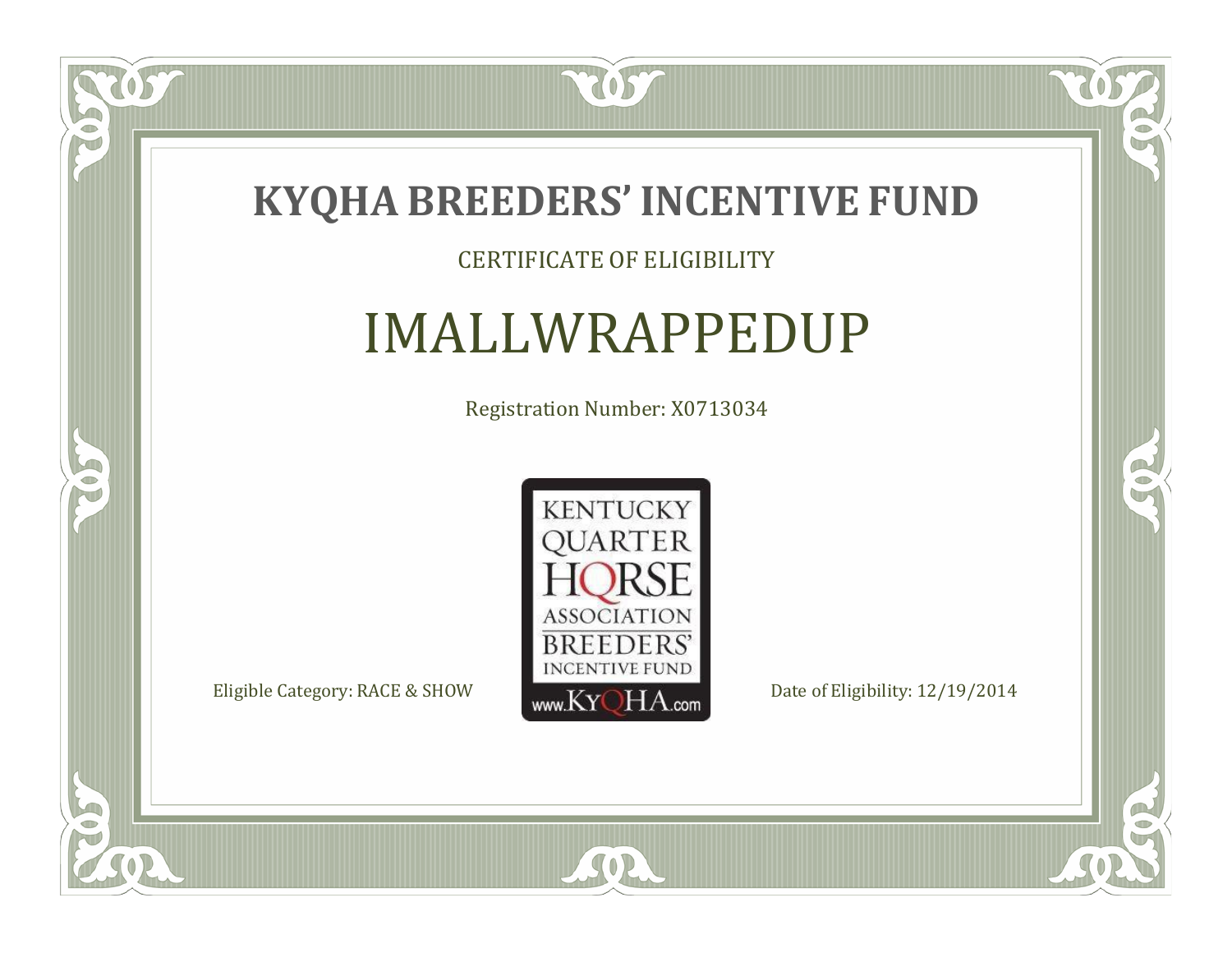# KYQHA BREEDERS' INCENTIVE FUND

CERTIFICATE OF ELIGIBILITY

## IMALLWRAPPEDUP

Registration Number: X0713034

KENTUCKY QUARTER HORSE ASSOCIATION BREEDERS' INCENTIVE FUND www.KyQHA.com

Eligible Category: RACE & SHOW

Date of Eligibility: 12/19/2014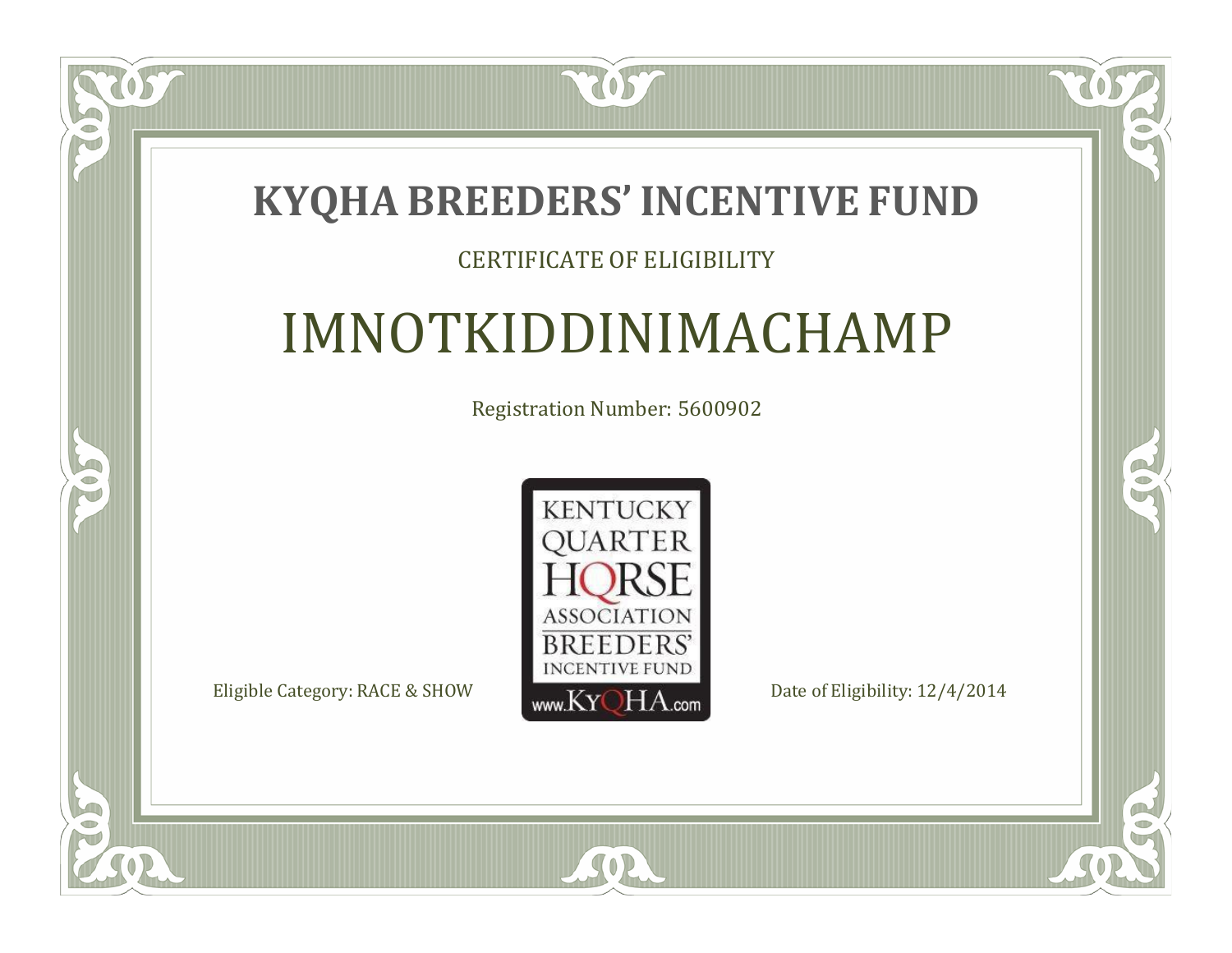# KYQHA BREEDERS' INCENTIVE FUND

CERTIFICATE OF ELIGIBILITY

## IMNOTKIDDINIMACHAMP

Registration Number: 5600902

KENTUCKY QUARTER HORSE ASSOCIATION BREEDERS' INCENTIVE FUND www.KyQHA.com

Eligible Category: RACE & SHOW

Date of Eligibility: 12/4/2014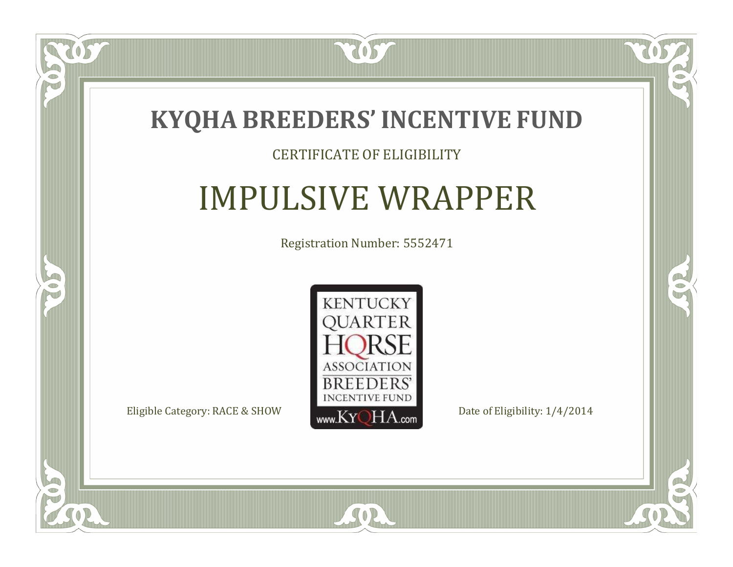# KYQHA BREEDERS' INCENTIVE FUND

CERTIFICATE OF ELIGIBILITY

## IMPULSIVE WRAPPER

Registration Number: 5552471

KENTUCKY QUARTER HORSE ASSOCIATION BREEDERS' INCENTIVE FUND
www.KyQHA.com

Eligible Category: RACE & SHOW

Date of Eligibility: 1/4/2014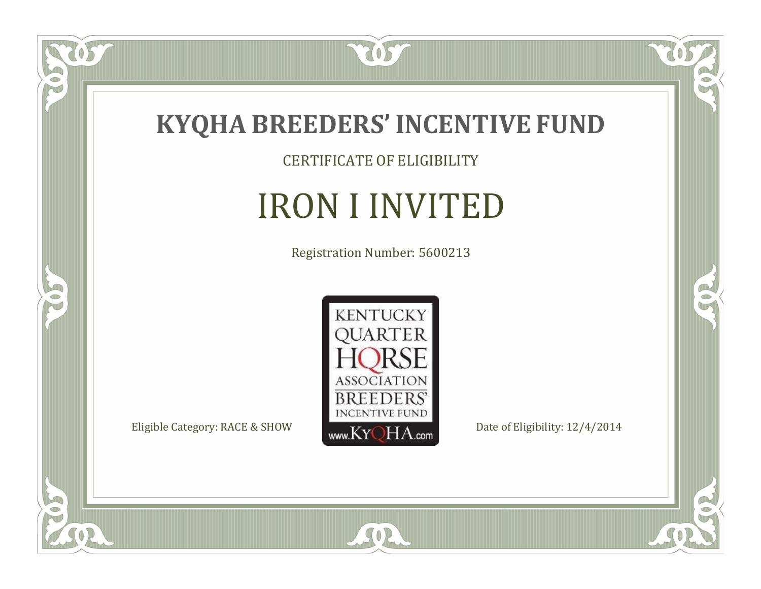# KYQHA BREEDERS' INCENTIVE FUND

CERTIFICATE OF ELIGIBILITY

## IRON I INVITED

Registration Number: 5600213

KENTUCKY QUARTER HORSE ASSOCIATION BREEDERS' INCENTIVE FUND www.KyQHA.com

Eligible Category: RACE & SHOW

Date of Eligibility: 12/4/2014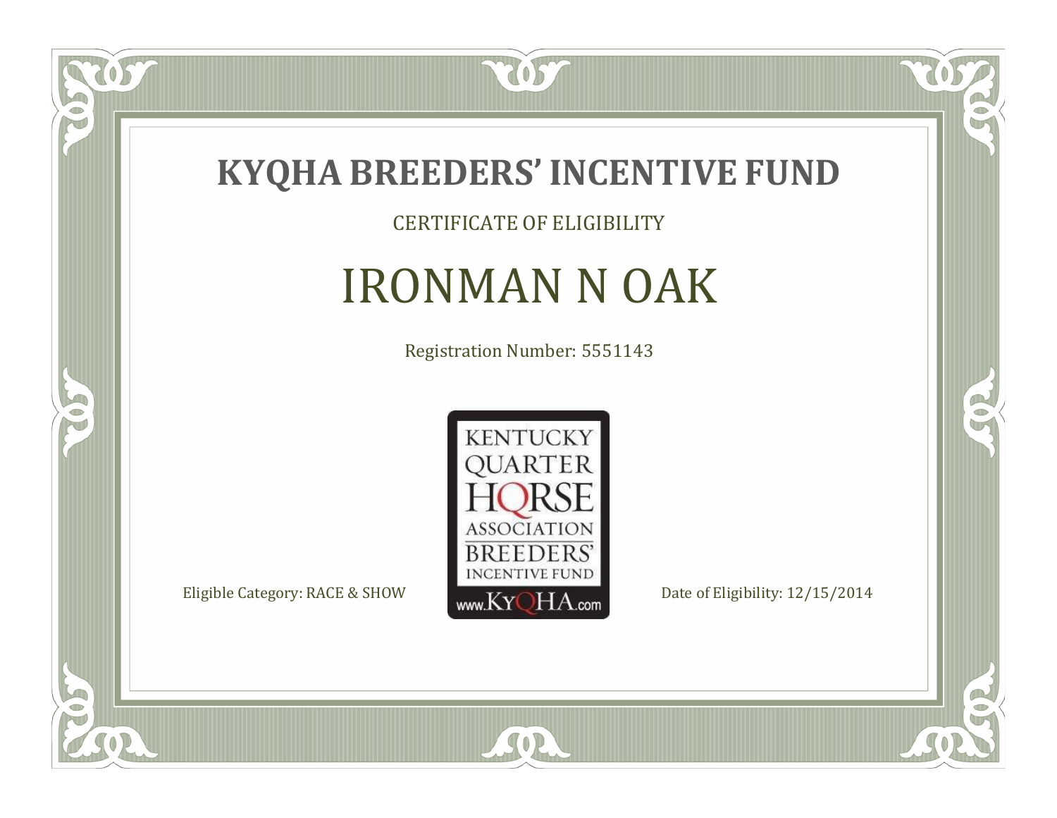# KYQHA BREEDERS' INCENTIVE FUND

CERTIFICATE OF ELIGIBILITY

## IRONMAN N OAK

Registration Number: 5551143

KENTUCKY QUARTER HORSE ASSOCIATION BREEDERS' INCENTIVE FUND www.KyQHA.com

Eligible Category: RACE & SHOW

Date of Eligibility: 12/15/2014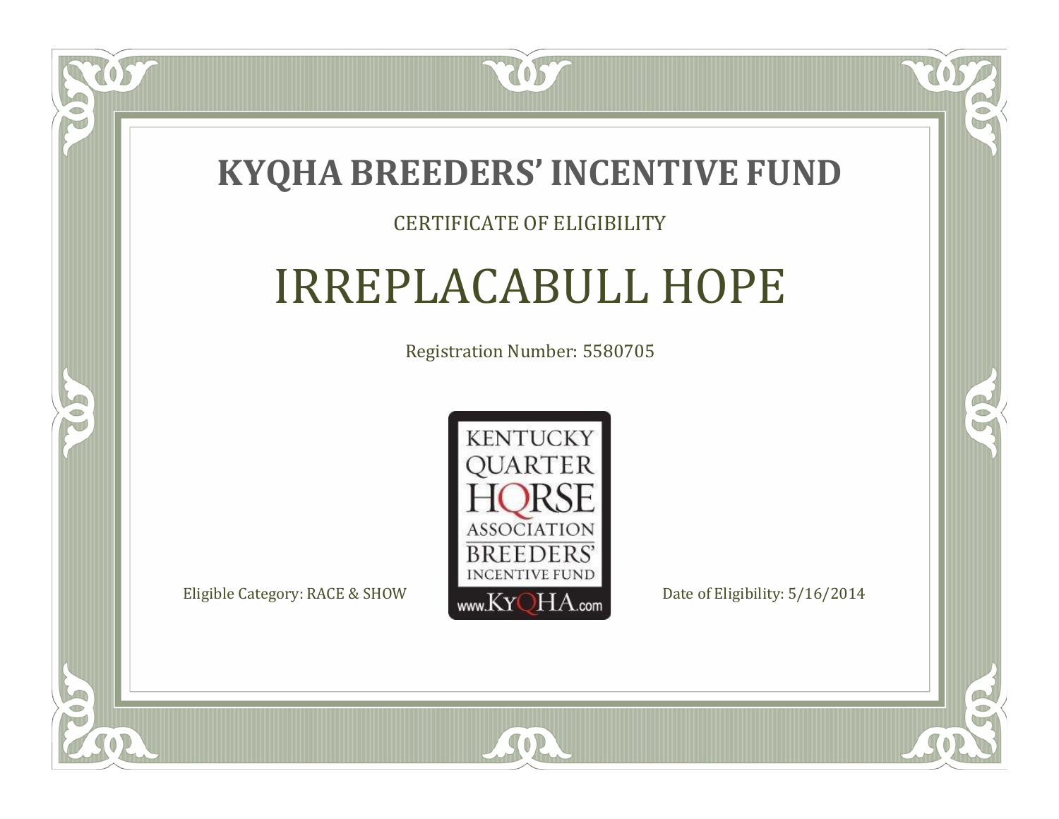# KYQHA BREEDERS' INCENTIVE FUND

CERTIFICATE OF ELIGIBILITY

## IRREPLACABULL HOPE

Registration Number: 5580705

KENTUCKY QUARTER HORSE ASSOCIATION BREEDERS' INCENTIVE FUND www.KyQHA.com

Eligible Category: RACE & SHOW

Date of Eligibility: 5/16/2014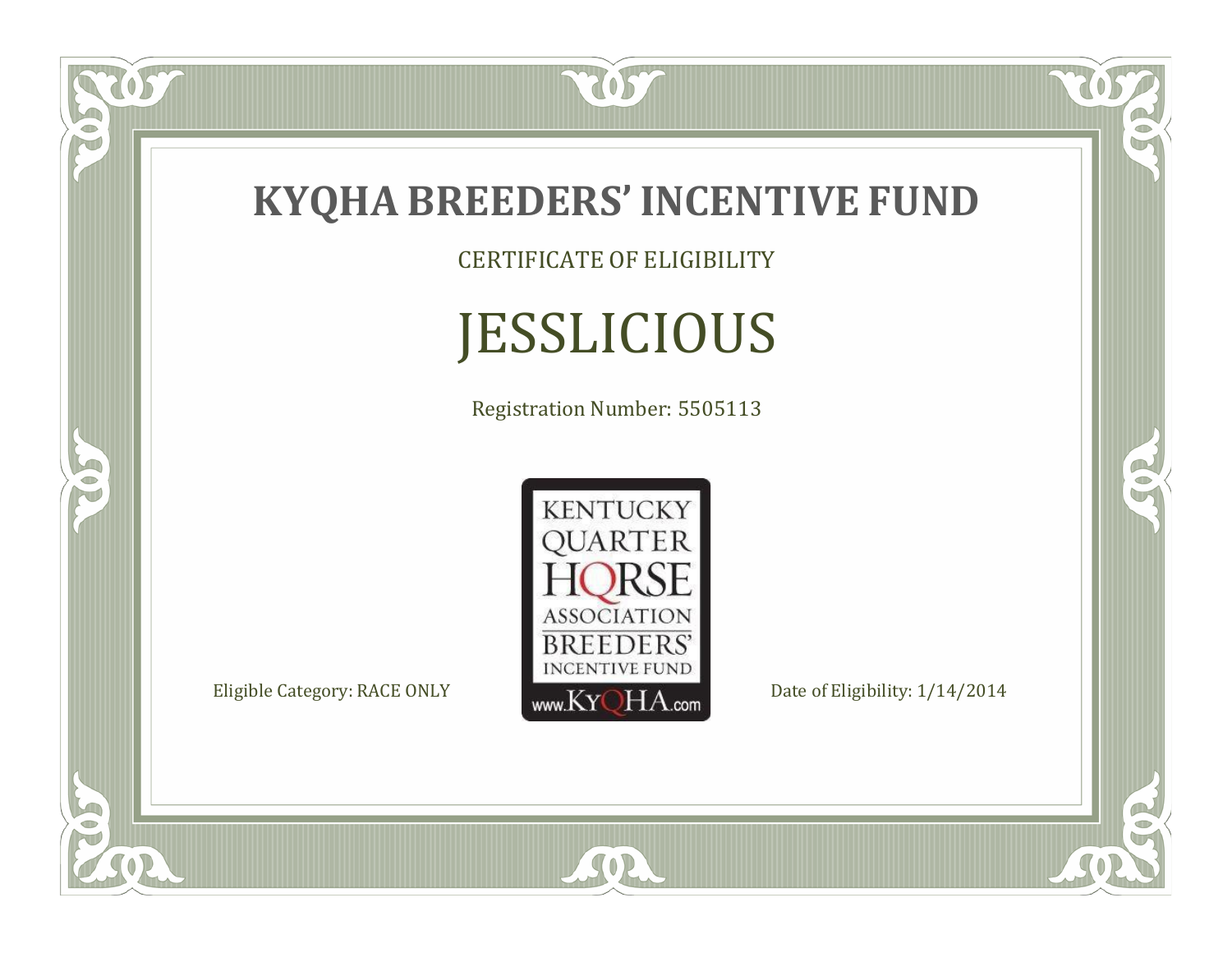# KYQHA BREEDERS' INCENTIVE FUND

CERTIFICATE OF ELIGIBILITY

## JESSLICIOUS

Registration Number: 5505113

KENTUCKY QUARTER HORSE ASSOCIATION BREEDERS' INCENTIVE FUND www.KyQHA.com

Eligible Category: RACE ONLY

Date of Eligibility: 1/14/2014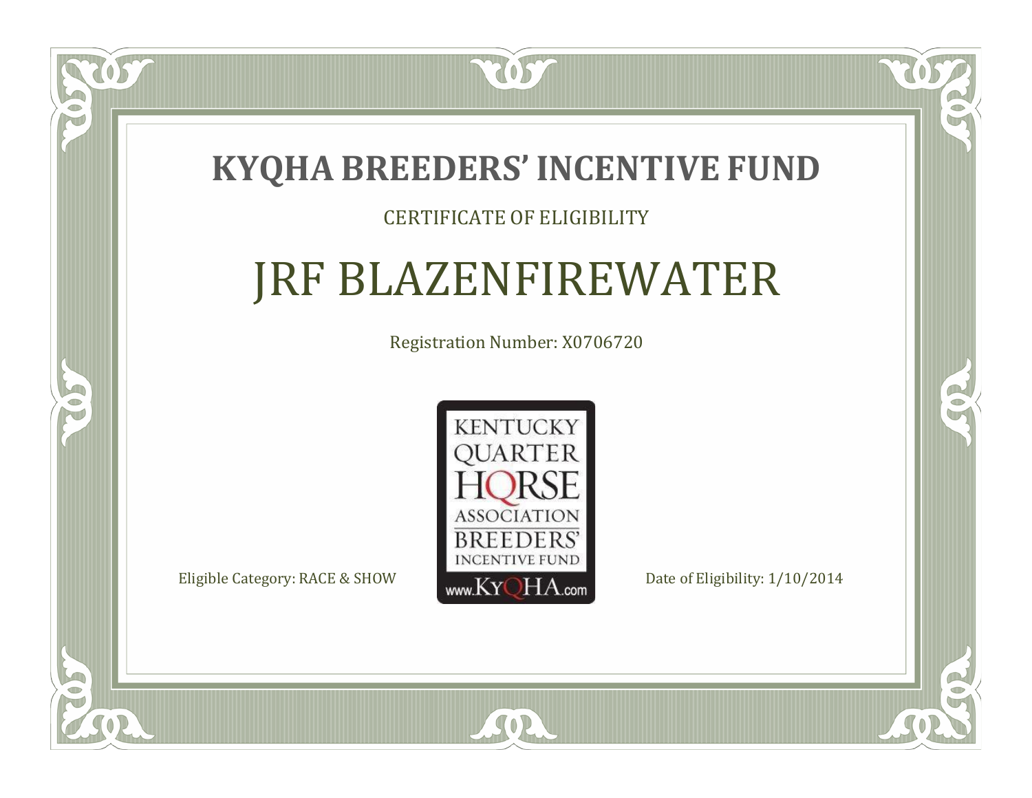# KYQHA BREEDERS' INCENTIVE FUND

CERTIFICATE OF ELIGIBILITY

## JRF BLAZENFIREWATER

Registration Number: X0706720

KENTUCKY QUARTER HORSE ASSOCIATION BREEDERS' INCENTIVE FUND www.KyQHA.com

Eligible Category: RACE & SHOW

Date of Eligibility: 1/10/2014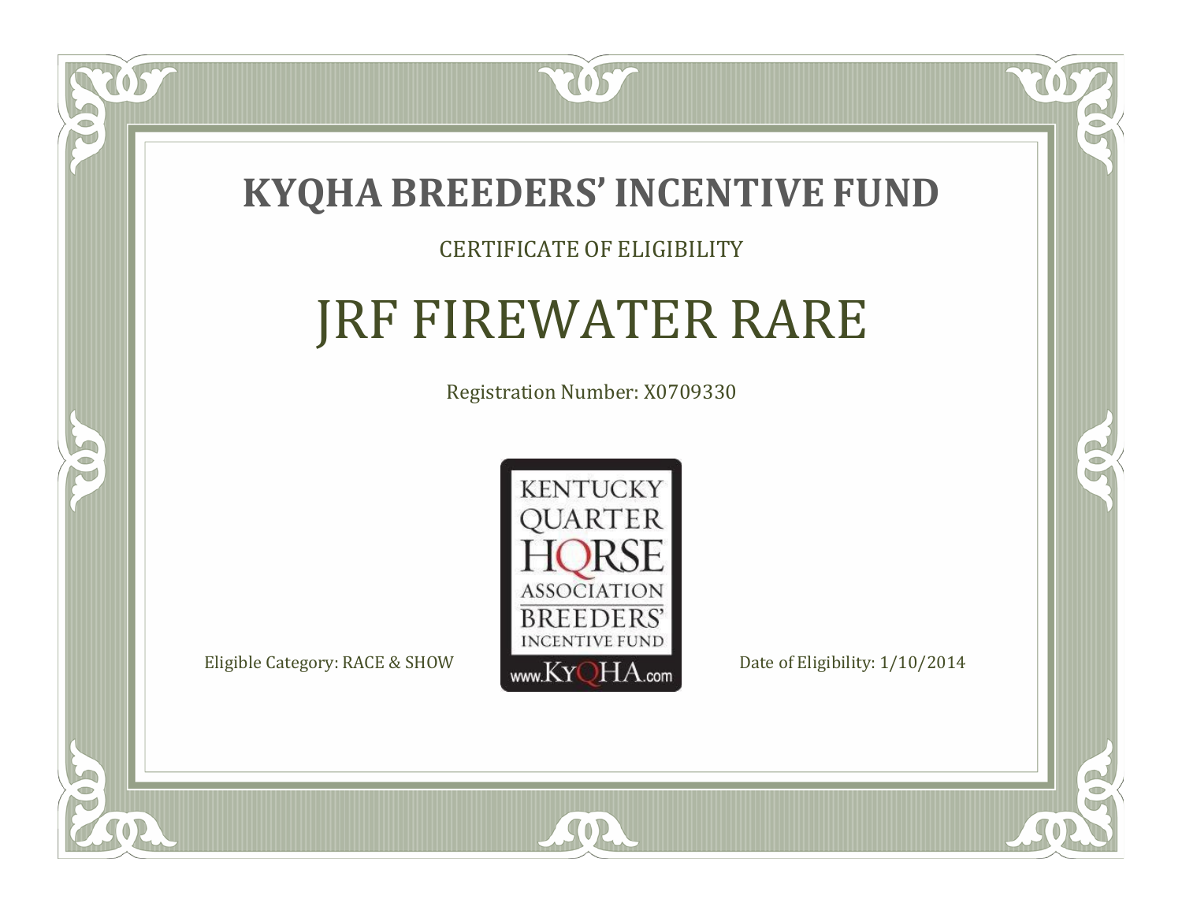# KYQHA BREEDERS' INCENTIVE FUND

CERTIFICATE OF ELIGIBILITY

## JRF FIREWATER RARE

Registration Number: X0709330

KENTUCKY QUARTER HORSE ASSOCIATION BREEDERS' INCENTIVE FUND www.KyQHA.com

Eligible Category: RACE & SHOW

Date of Eligibility: 1/10/2014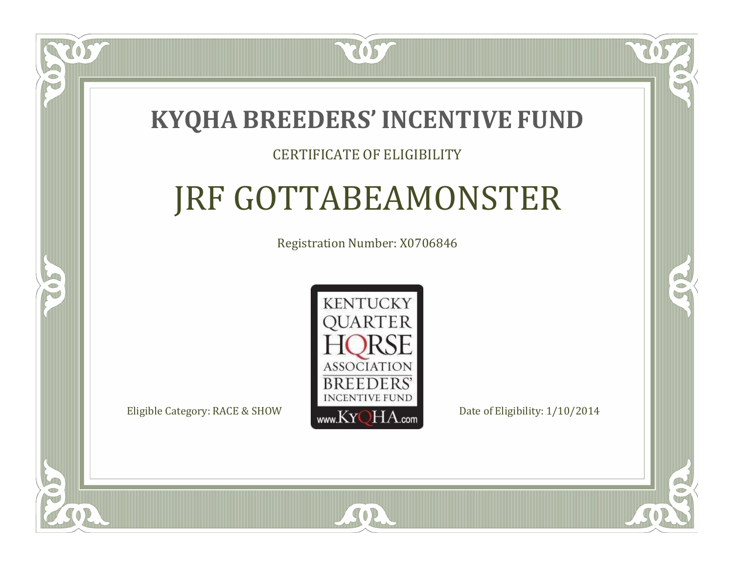# KYQHA BREEDERS' INCENTIVE FUND

CERTIFICATE OF ELIGIBILITY

## JRF GOTTABEAMONSTER

Registration Number: X0706846

KENTUCKY QUARTER HORSE ASSOCIATION BREEDERS' INCENTIVE FUND www.KyQHA.com

Eligible Category: RACE & SHOW

Date of Eligibility: 1/10/2014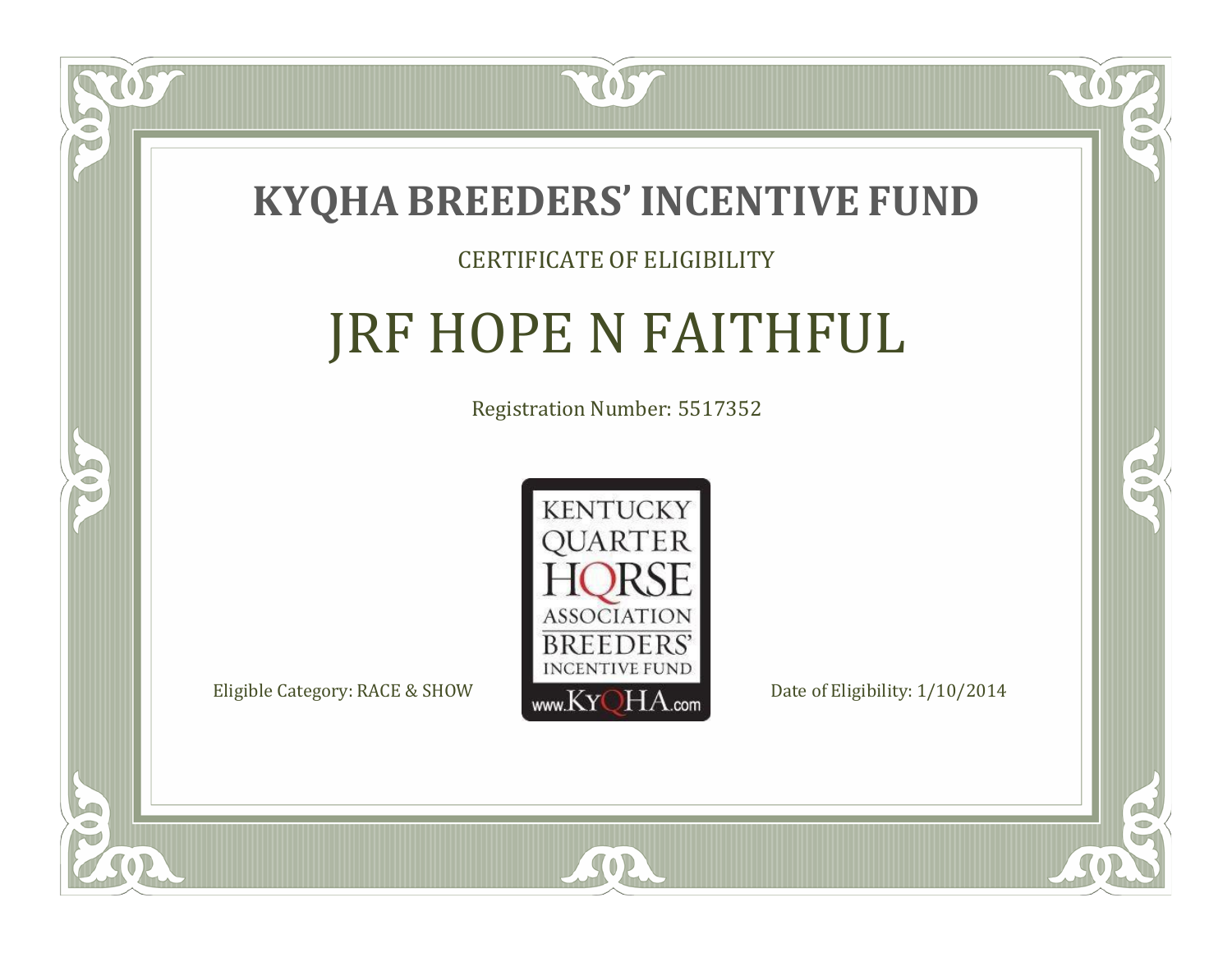# KYQHA BREEDERS' INCENTIVE FUND

CERTIFICATE OF ELIGIBILITY

## JRF HOPE N FAITHFUL

Registration Number: 5517352

KENTUCKY QUARTER HORSE ASSOCIATION BREEDERS' INCENTIVE FUND www.KyQHA.com

Eligible Category: RACE & SHOW

Date of Eligibility: 1/10/2014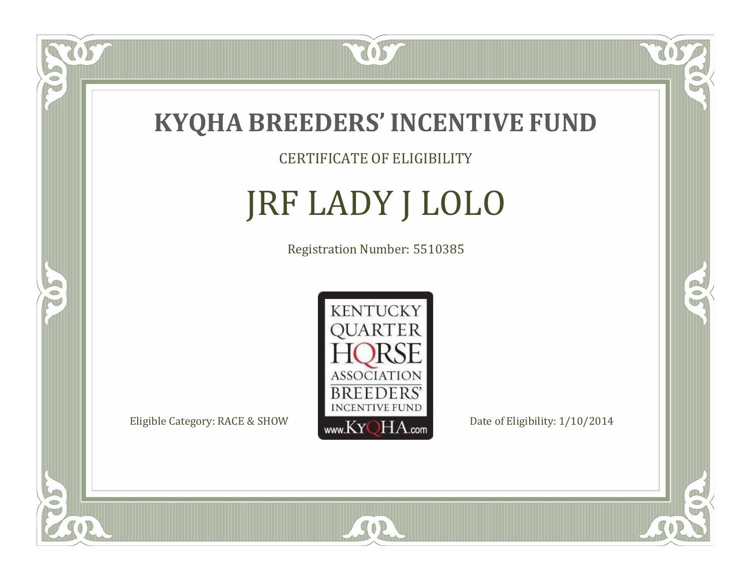# KYQHA BREEDERS' INCENTIVE FUND

CERTIFICATE OF ELIGIBILITY

## JRF LADY J LOLO

Registration Number: 5510385

KENTUCKY QUARTER HORSE ASSOCIATION BREEDERS' INCENTIVE FUND www.KyQHA.com

Eligible Category: RACE & SHOW

Date of Eligibility: 1/10/2014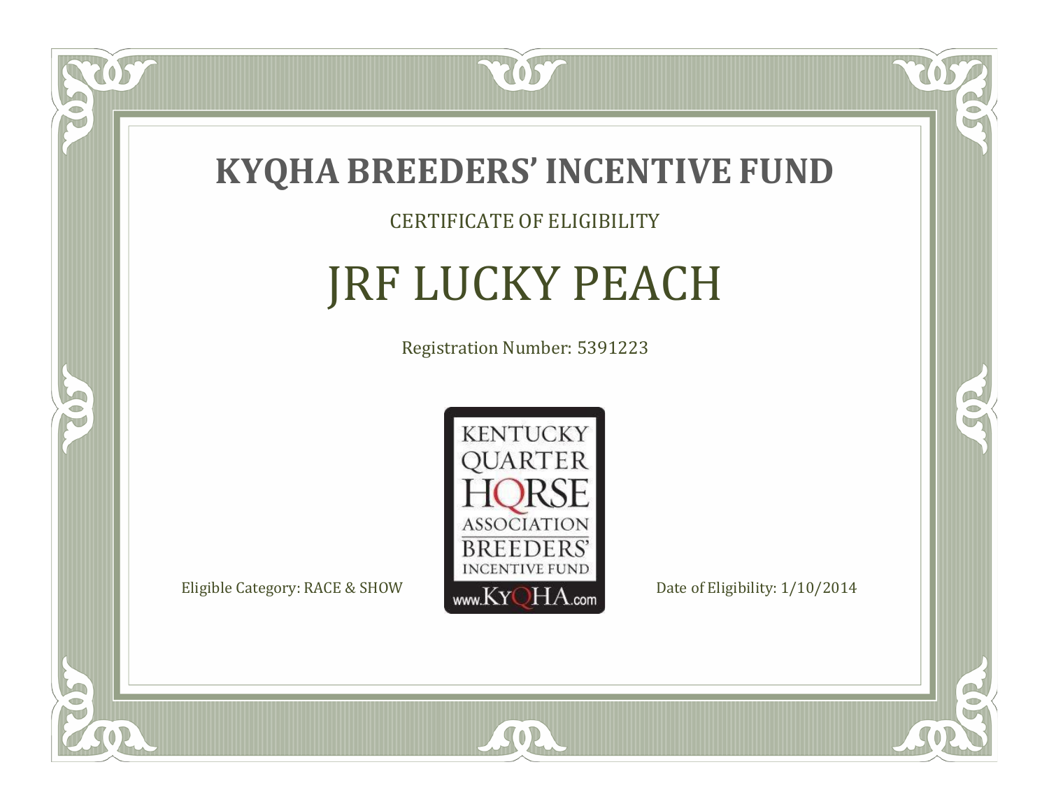# KYQHA BREEDERS' INCENTIVE FUND

CERTIFICATE OF ELIGIBILITY

## JRF LUCKY PEACH

Registration Number: 5391223

KENTUCKY QUARTER HORSE ASSOCIATION BREEDERS' INCENTIVE FUND www.KyQHA.com

Eligible Category: RACE & SHOW

Date of Eligibility: 1/10/2014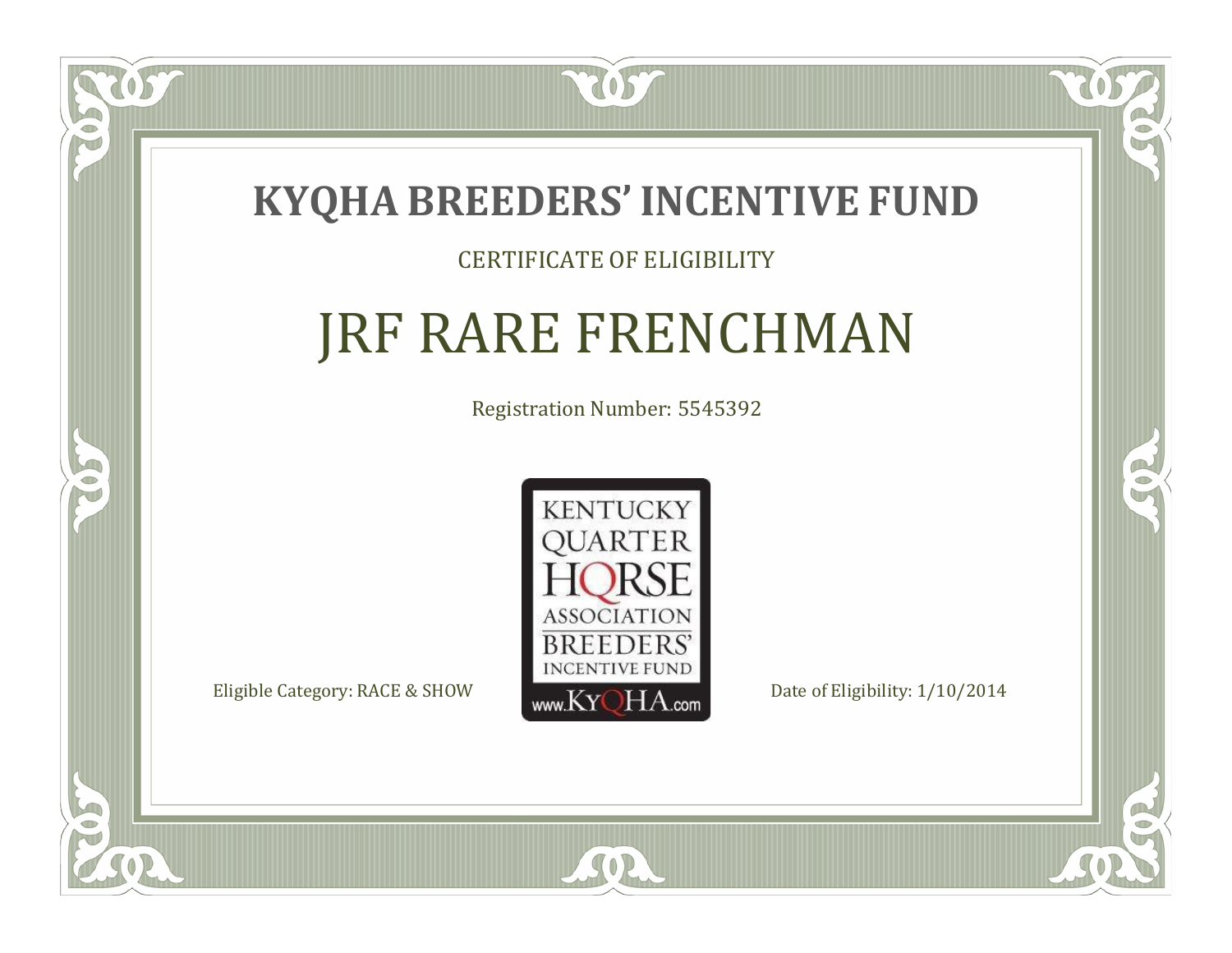# KYQHA BREEDERS' INCENTIVE FUND

CERTIFICATE OF ELIGIBILITY

## JRF RARE FRENCHMAN

Registration Number: 5545392

KENTUCKY QUARTER HORSE ASSOCIATION BREEDERS' INCENTIVE FUND www.KyQHA.com

Eligible Category: RACE & SHOW

Date of Eligibility: 1/10/2014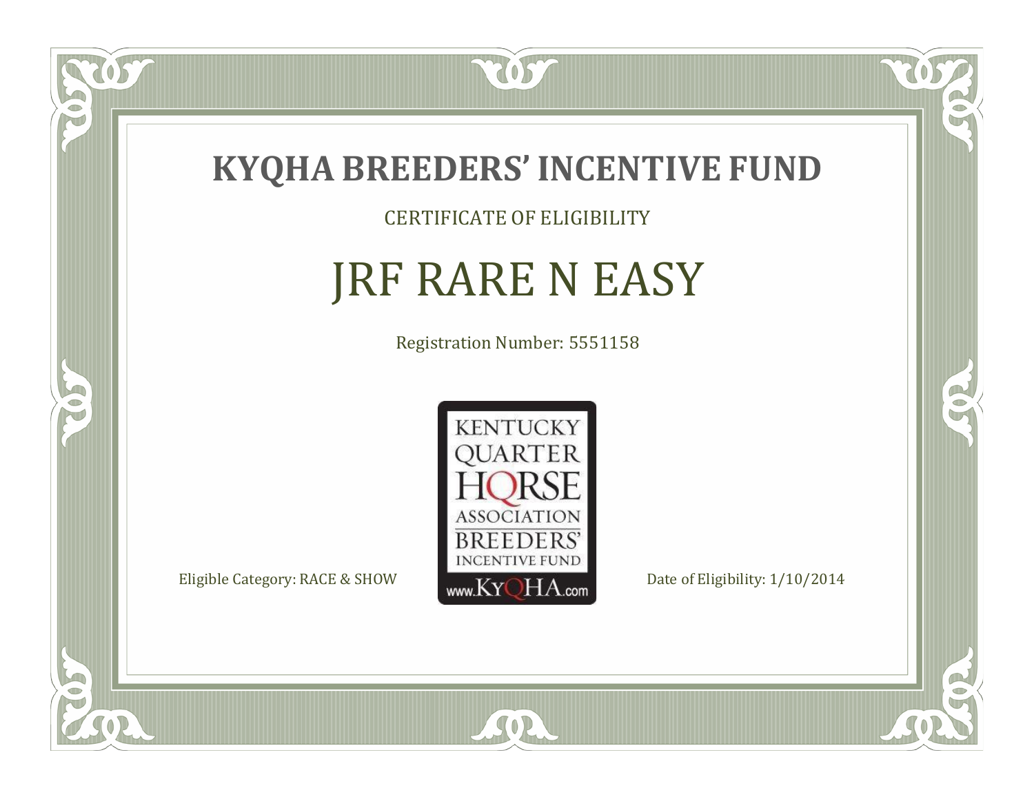# KYQHA BREEDERS' INCENTIVE FUND

CERTIFICATE OF ELIGIBILITY

## JRF RARE N EASY

Registration Number: 5551158

KENTUCKY QUARTER HORSE ASSOCIATION BREEDERS' INCENTIVE FUND www.KyQHA.com

Eligible Category: RACE & SHOW

Date of Eligibility: 1/10/2014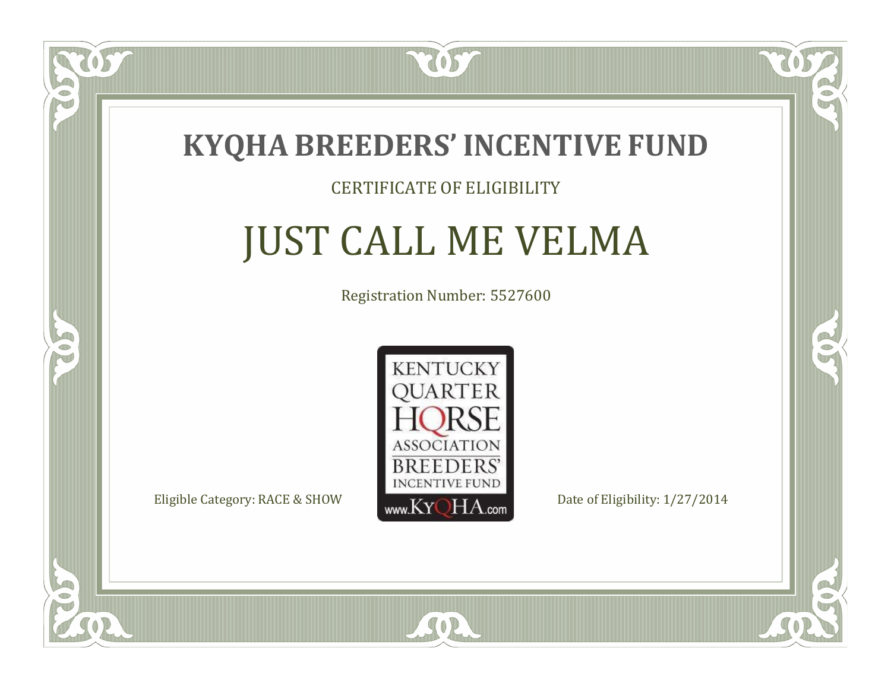# KYQHA BREEDERS' INCENTIVE FUND

CERTIFICATE OF ELIGIBILITY

## JUST CALL ME VELMA

Registration Number: 5527600

KENTUCKY QUARTER HORSE ASSOCIATION BREEDERS' INCENTIVE FUND www.KyQHA.com

Eligible Category: RACE & SHOW

Date of Eligibility: 1/27/2014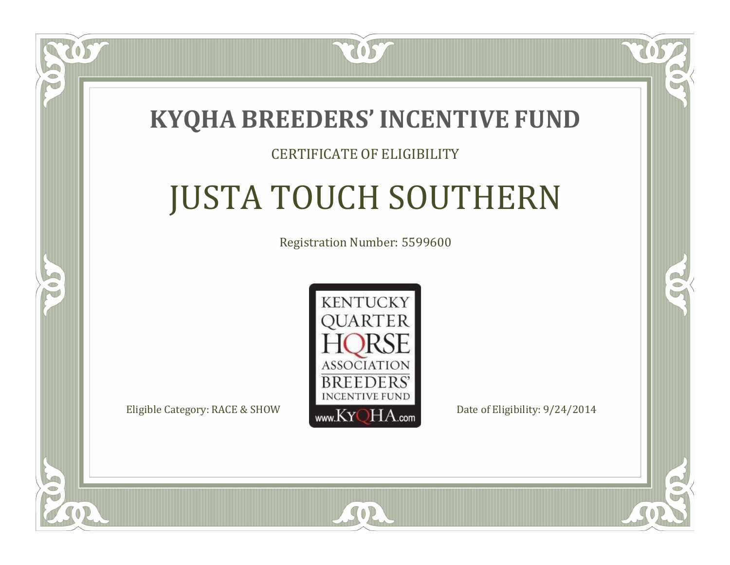# KYQHA BREEDERS' INCENTIVE FUND

CERTIFICATE OF ELIGIBILITY

## JUSTA TOUCH SOUTHERN

Registration Number: 5599600

KENTUCKY QUARTER HORSE ASSOCIATION BREEDERS' INCENTIVE FUND
www.KyQHA.com

Eligible Category: RACE & SHOW

Date of Eligibility: 9/24/2014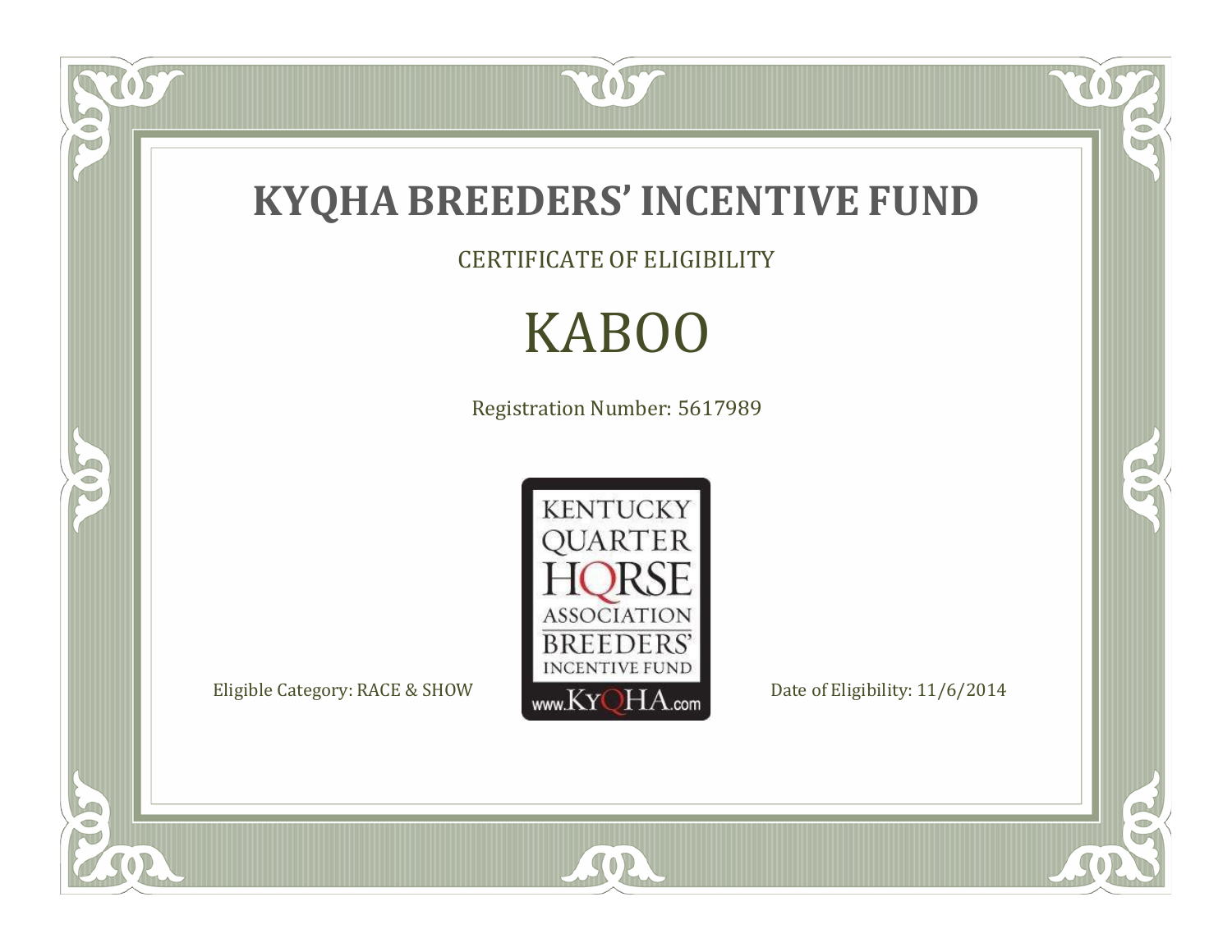# KYQHA BREEDERS' INCENTIVE FUND

CERTIFICATE OF ELIGIBILITY

## KABOO

Registration Number: 5617989

KENTUCKY QUARTER HORSE ASSOCIATION BREEDERS' INCENTIVE FUND www.KyQHA.com

Eligible Category: RACE & SHOW

Date of Eligibility: 11/6/2014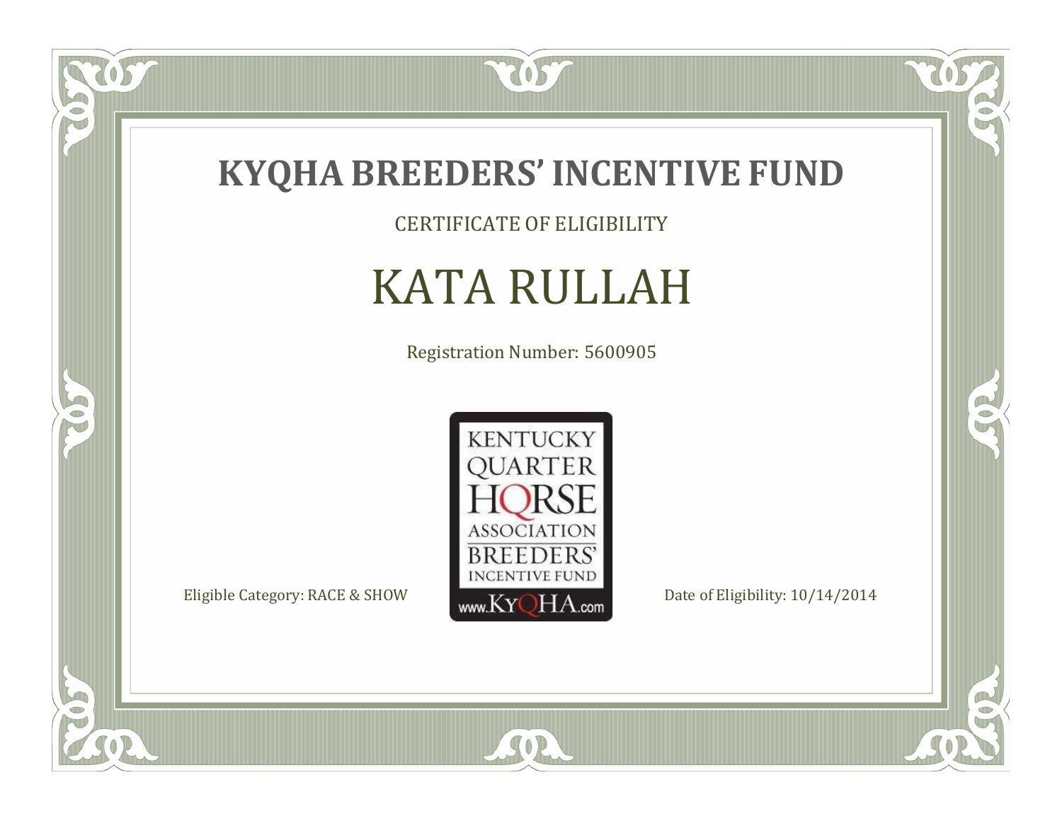# KYQHA BREEDERS' INCENTIVE FUND

CERTIFICATE OF ELIGIBILITY

## KATA RULLAH

Registration Number: 5600905

KENTUCKY QUARTER HORSE ASSOCIATION BREEDERS' INCENTIVE FUND
www.KyQHA.com

Eligible Category: RACE & SHOW

Date of Eligibility: 10/14/2014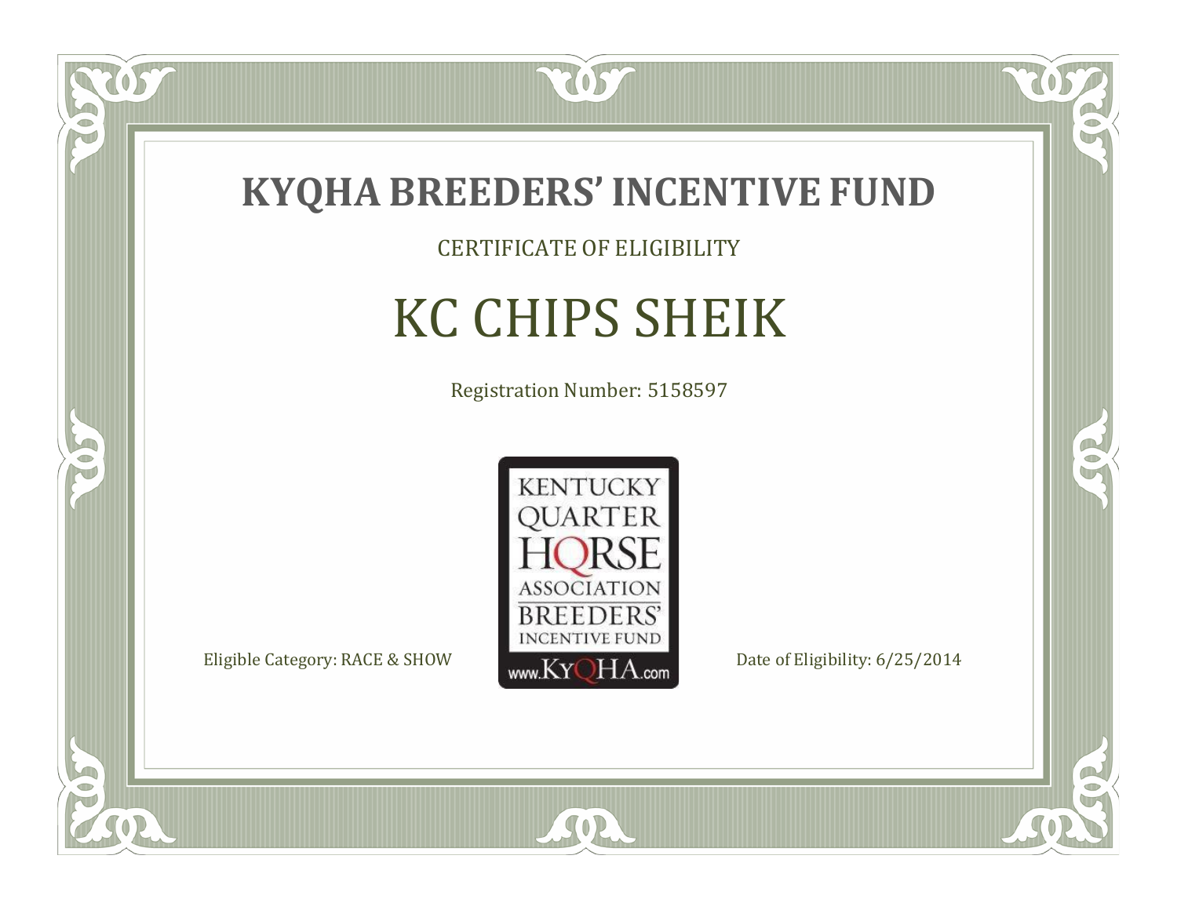# KYQHA BREEDERS' INCENTIVE FUND

CERTIFICATE OF ELIGIBILITY

## KC CHIPS SHEIK

Registration Number: 5158597

KENTUCKY QUARTER HORSE ASSOCIATION BREEDERS' INCENTIVE FUND www.KyQHA.com

Eligible Category: RACE & SHOW

Date of Eligibility: 6/25/2014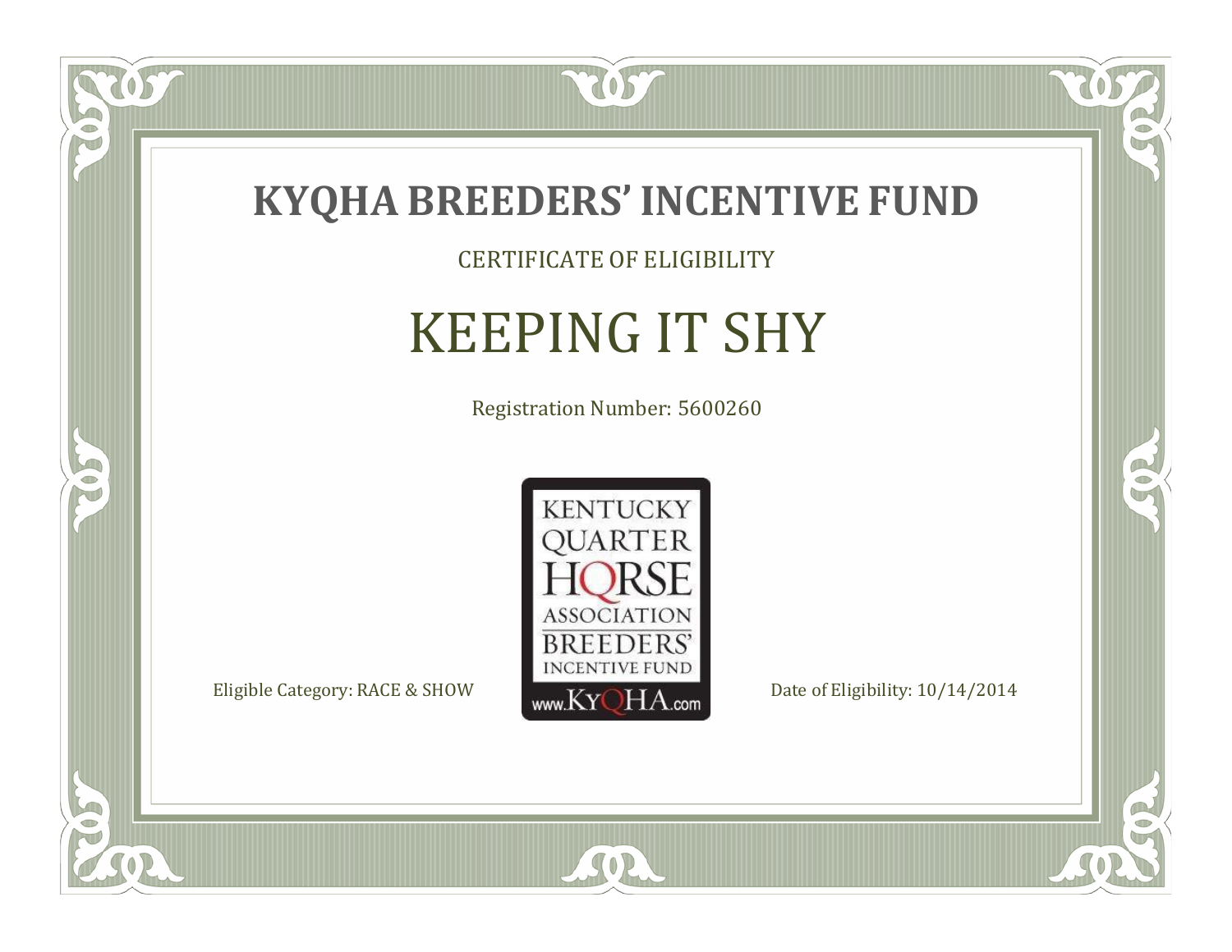# KYQHA BREEDERS' INCENTIVE FUND

CERTIFICATE OF ELIGIBILITY

## KEEPING IT SHY

Registration Number: 5600260

KENTUCKY QUARTER HORSE ASSOCIATION BREEDERS' INCENTIVE FUND
www.KyQHA.com

Eligible Category: RACE & SHOW

Date of Eligibility: 10/14/2014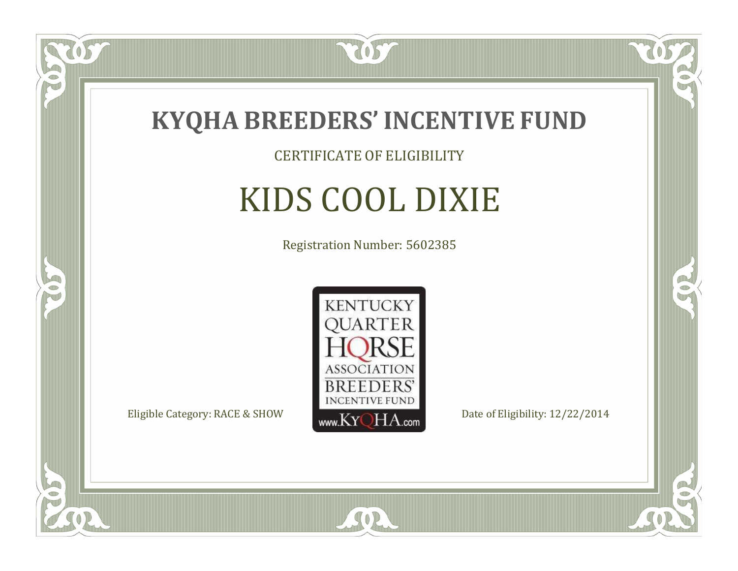# KYQHA BREEDERS' INCENTIVE FUND

CERTIFICATE OF ELIGIBILITY

## KIDS COOL DIXIE

Registration Number: 5602385

KENTUCKY QUARTER HORSE ASSOCIATION BREEDERS' INCENTIVE FUND www.KyQHA.com

Eligible Category: RACE & SHOW

Date of Eligibility: 12/22/2014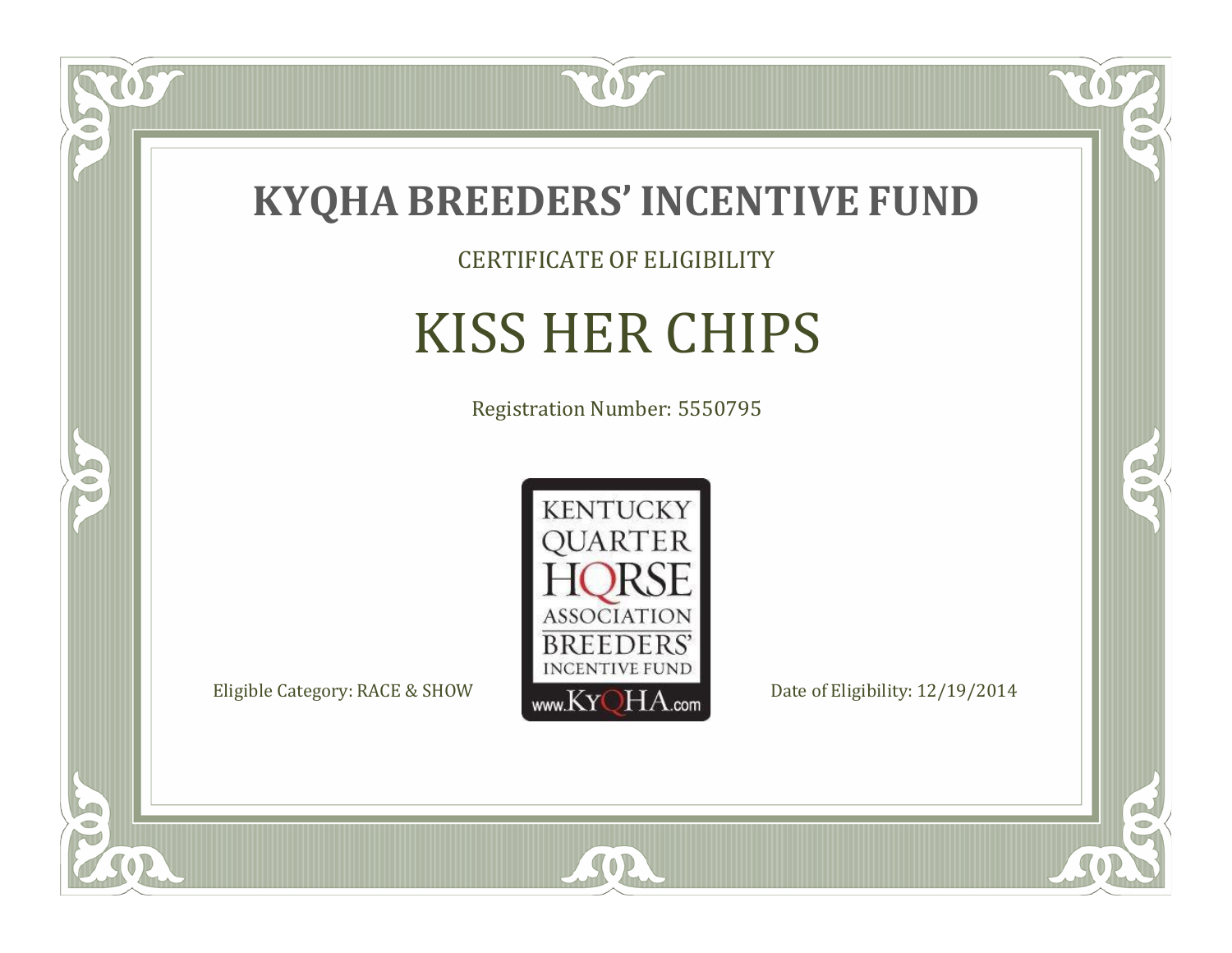# KYQHA BREEDERS' INCENTIVE FUND

CERTIFICATE OF ELIGIBILITY

## KISS HER CHIPS

Registration Number: 5550795

KENTUCKY QUARTER HORSE ASSOCIATION BREEDERS' INCENTIVE FUND www.KyQHA.com

Eligible Category: RACE & SHOW

Date of Eligibility: 12/19/2014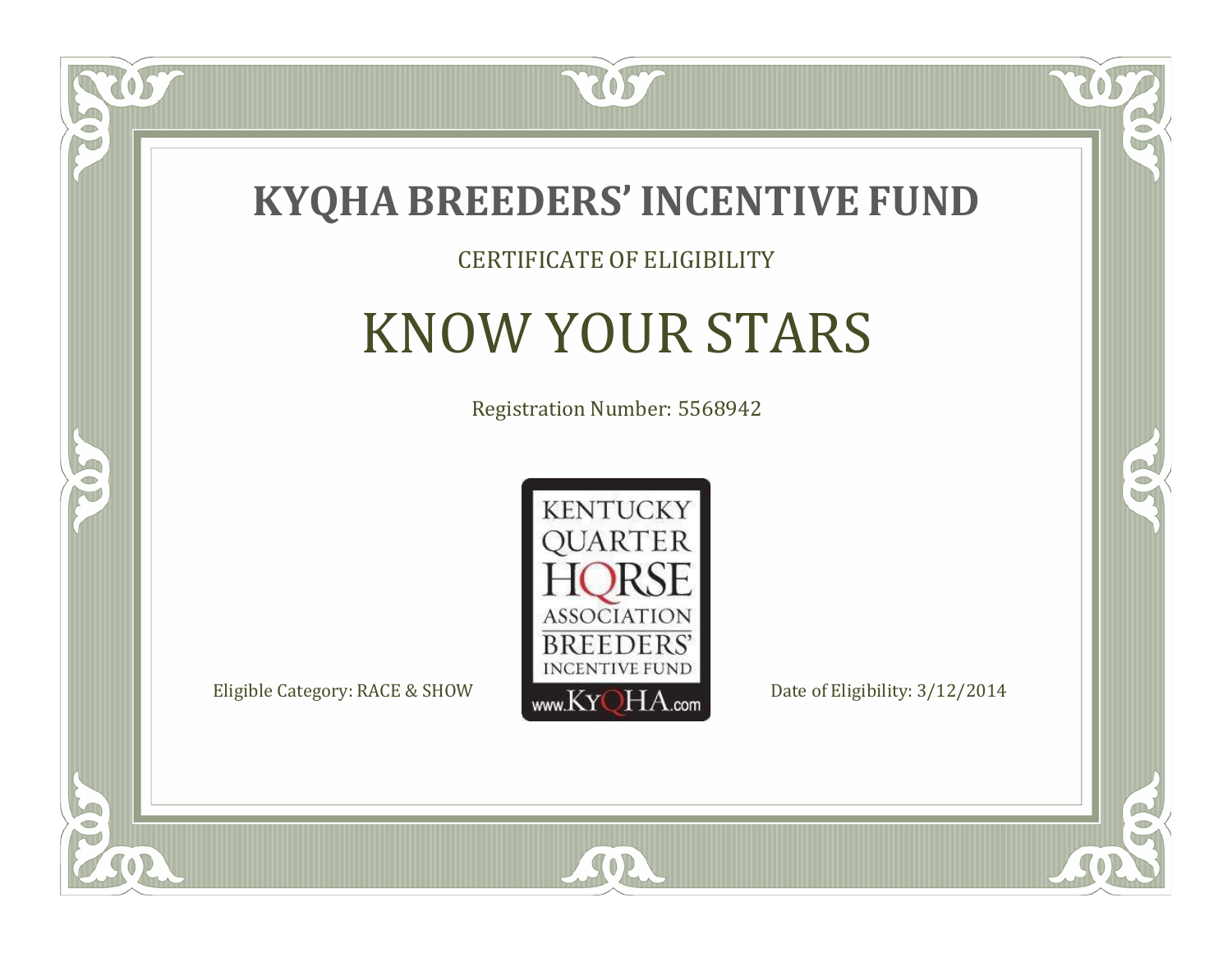# KYQHA BREEDERS' INCENTIVE FUND

CERTIFICATE OF ELIGIBILITY

## KNOW YOUR STARS

Registration Number: 5568942

KENTUCKY QUARTER HORSE ASSOCIATION BREEDERS' INCENTIVE FUND www.KyQHA.com

Eligible Category: RACE & SHOW

Date of Eligibility: 3/12/2014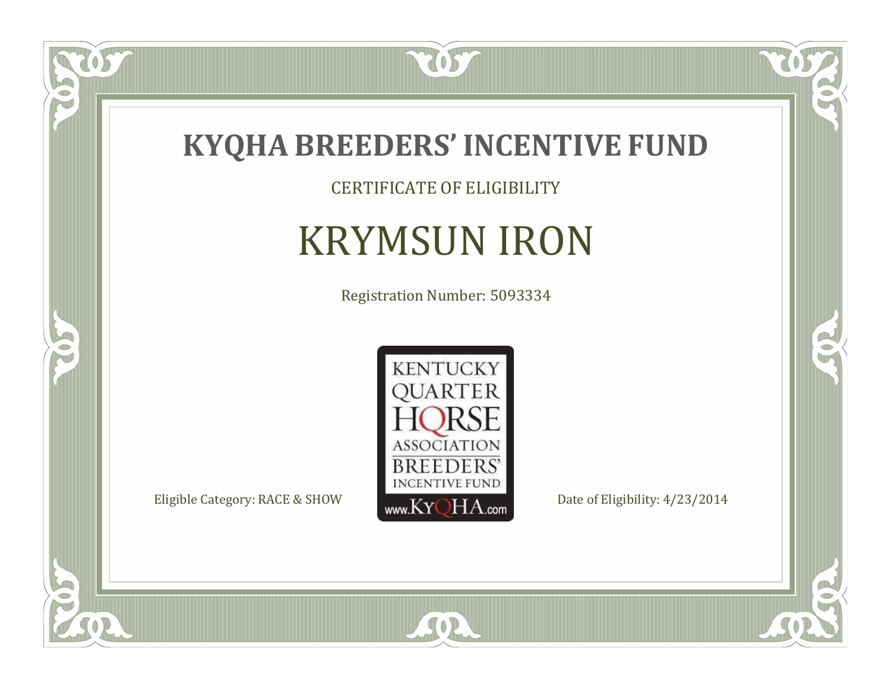# KYQHA BREEDERS' INCENTIVE FUND

CERTIFICATE OF ELIGIBILITY

## KRYMSUN IRON

Registration Number: 5093334

KENTUCKY QUARTER HORSE ASSOCIATION BREEDERS' INCENTIVE FUND

www.KyQHA.com

Eligible Category: RACE & SHOW

Date of Eligibility: 4/23/2014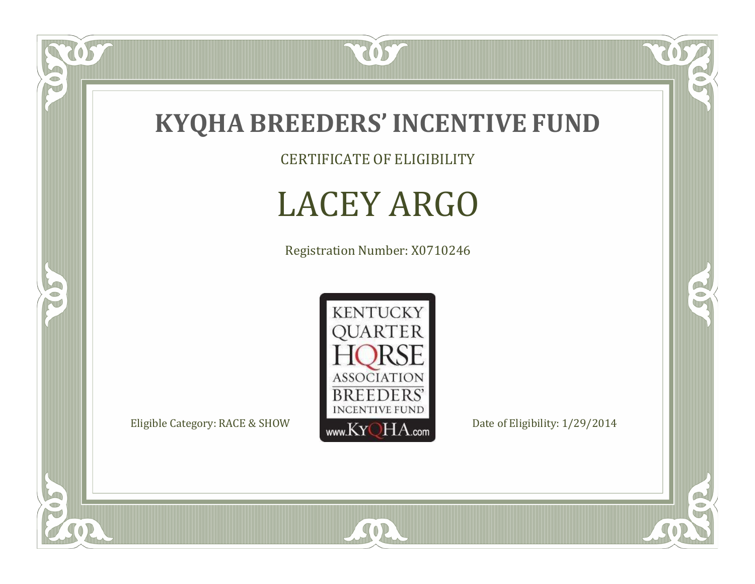# KYQHA BREEDERS' INCENTIVE FUND

CERTIFICATE OF ELIGIBILITY

## LACEY ARGO

Registration Number: X0710246

KENTUCKY QUARTER HORSE ASSOCIATION BREEDERS' INCENTIVE FUND www.KyQHA.com

Eligible Category: RACE & SHOW

Date of Eligibility: 1/29/2014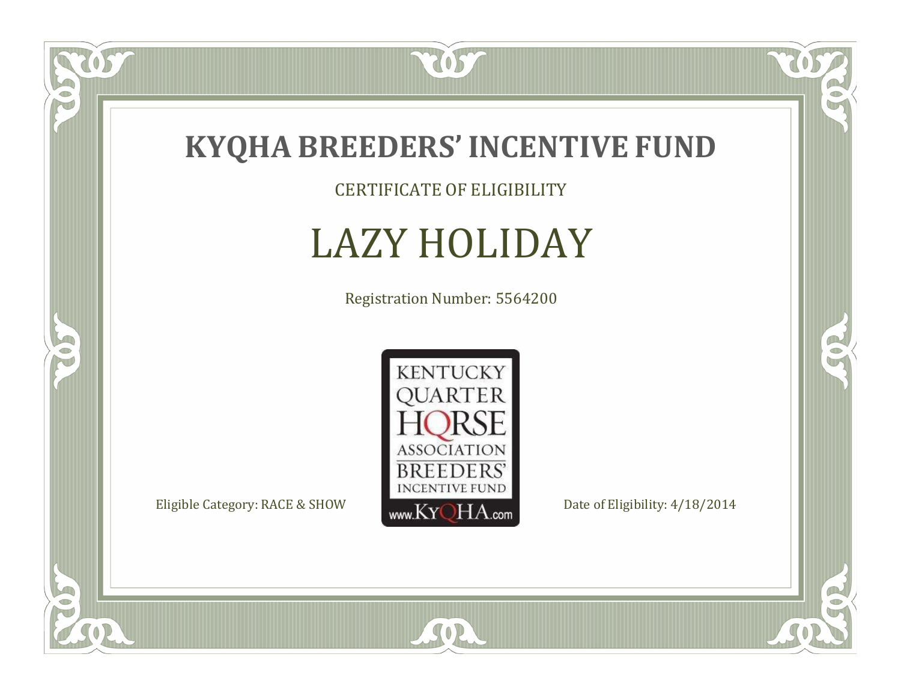# KYQHA BREEDERS’ INCENTIVE FUND

CERTIFICATE OF ELIGIBILITY

## LAZY HOLIDAY

Registration Number: 5564200

KENTUCKY QUARTER HORSE ASSOCIATION BREEDERS’ INCENTIVE FUND www.KyQHA.com

Eligible Category: RACE & SHOW

Date of Eligibility: 4/18/2014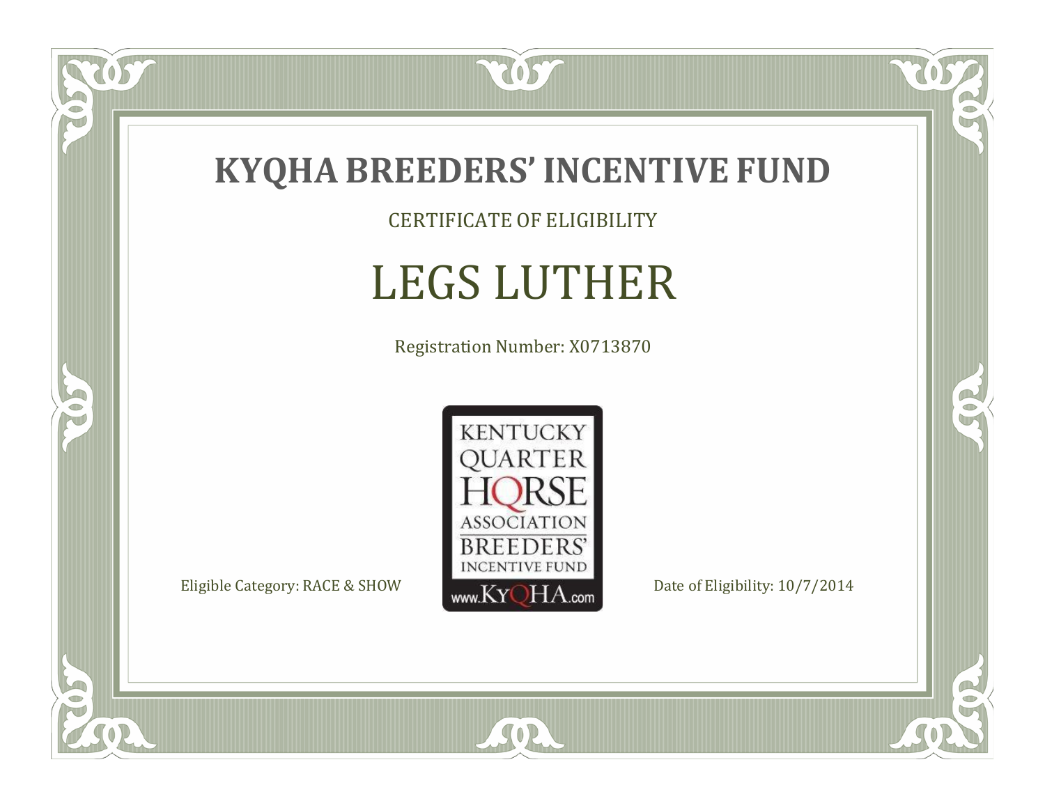# KYQHA BREEDERS' INCENTIVE FUND

CERTIFICATE OF ELIGIBILITY

## LEGS LUTHER

Registration Number: X0713870

KENTUCKY QUARTER HORSE ASSOCIATION BREEDERS' INCENTIVE FUND www.KyQHA.com

Eligible Category: RACE & SHOW

Date of Eligibility: 10/7/2014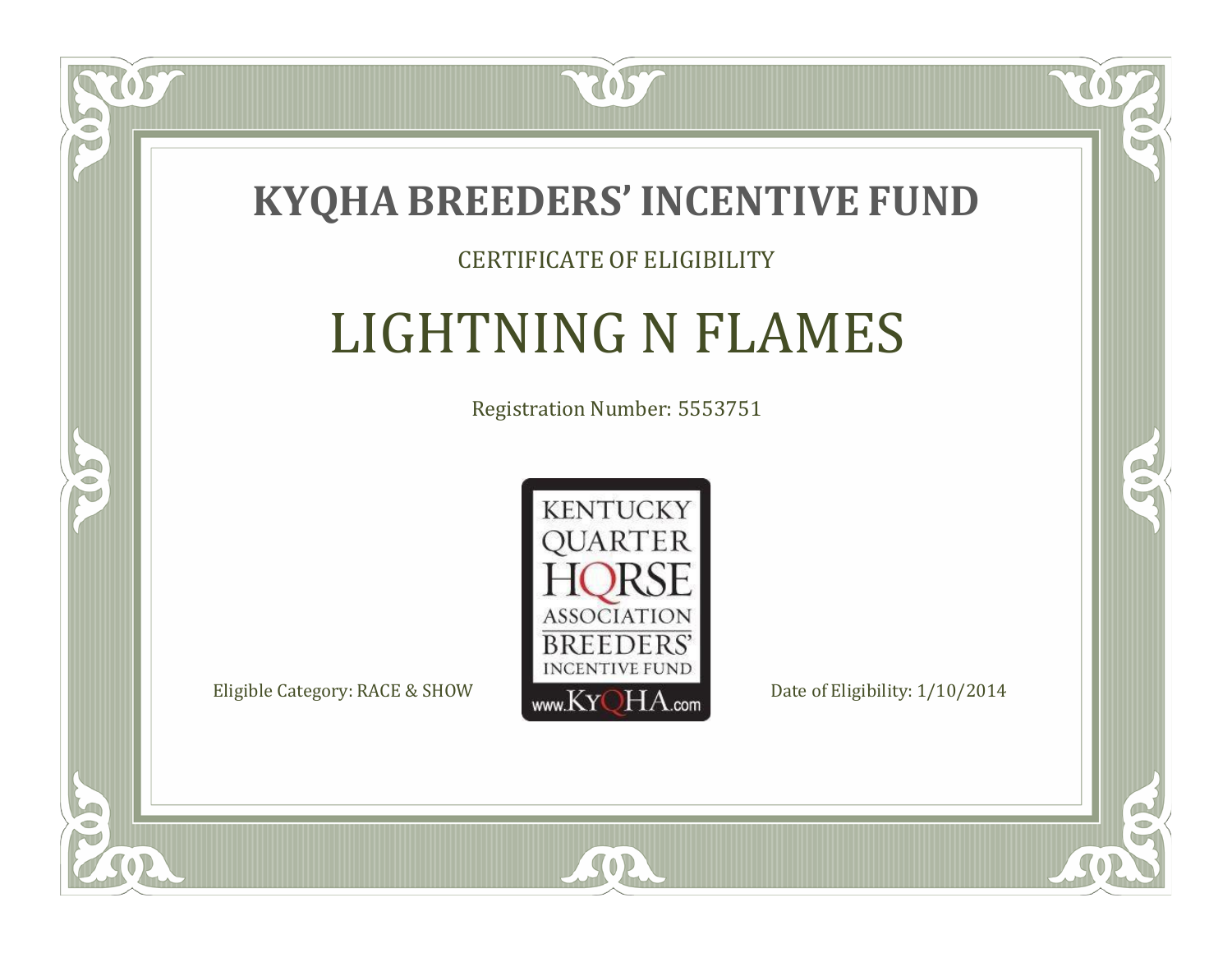# KYQHA BREEDERS' INCENTIVE FUND

CERTIFICATE OF ELIGIBILITY

## LIGHTNING N FLAMES

Registration Number: 5553751

KENTUCKY QUARTER HORSE ASSOCIATION BREEDERS' INCENTIVE FUND
www.KyQHA.com

Eligible Category: RACE & SHOW

Date of Eligibility: 1/10/2014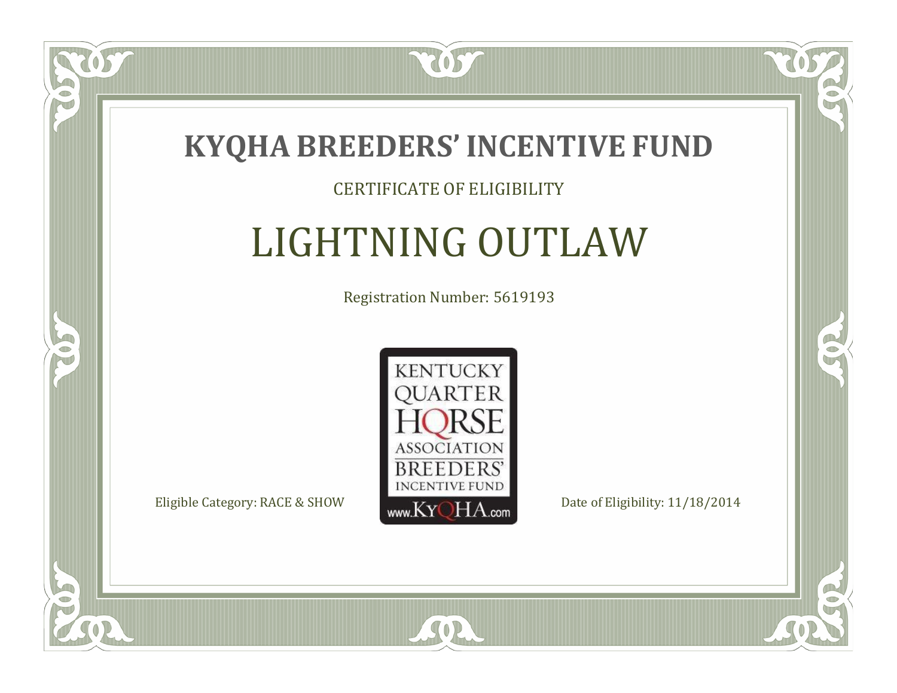# KYQHA BREEDERS' INCENTIVE FUND

CERTIFICATE OF ELIGIBILITY

## LIGHTNING OUTLAW

Registration Number: 5619193

KENTUCKY QUARTER HORSE ASSOCIATION BREEDERS' INCENTIVE FUND www.KyQHA.com

Eligible Category: RACE & SHOW

Date of Eligibility: 11/18/2014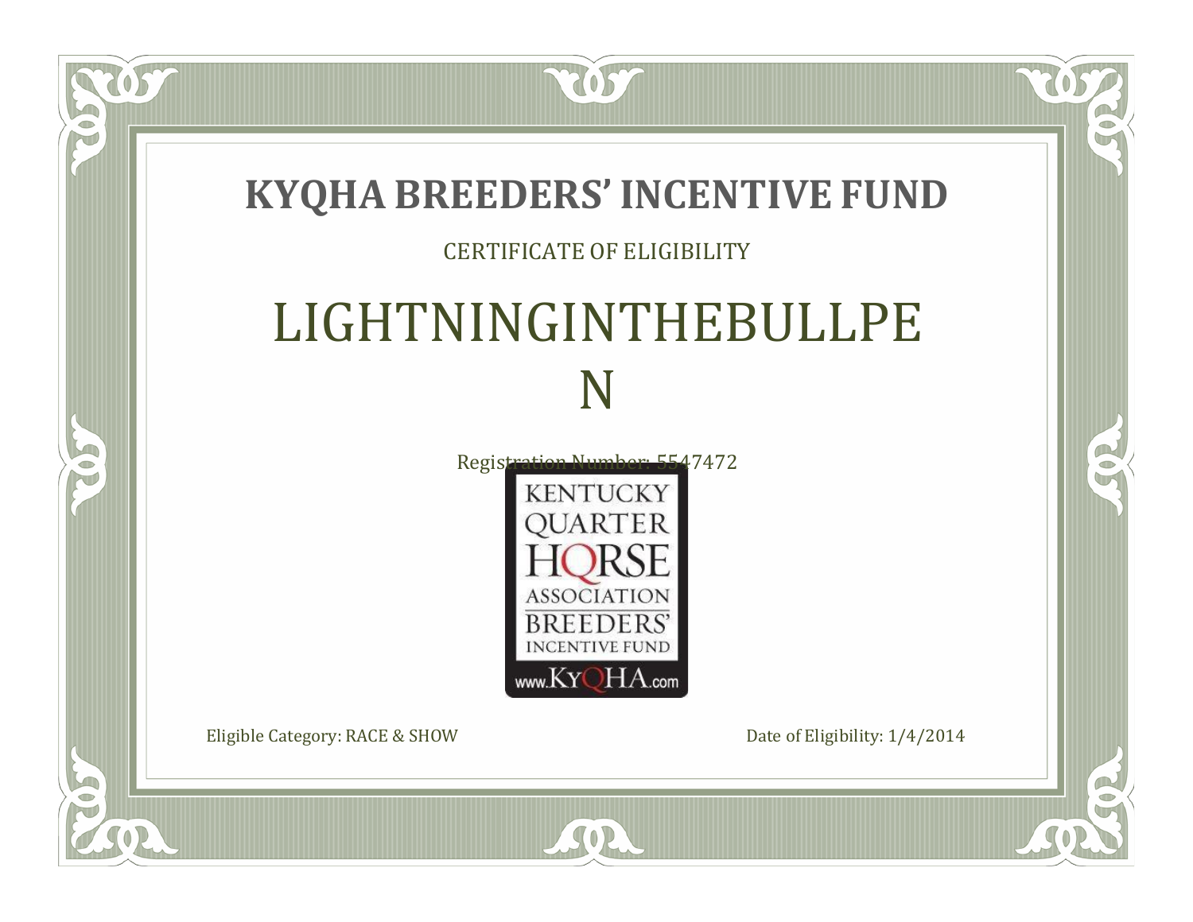# KYQHA BREEDERS' INCENTIVE FUND

CERTIFICATE OF ELIGIBILITY

## LIGHTNINGINTHEBULLPE N

Registration Number: 5547472

KENTUCKY QUARTER HORSE ASSOCIATION BREEDERS' INCENTIVE FUND www.KyQHA.com

Eligible Category: RACE & SHOW

Date of Eligibility: 1/4/2014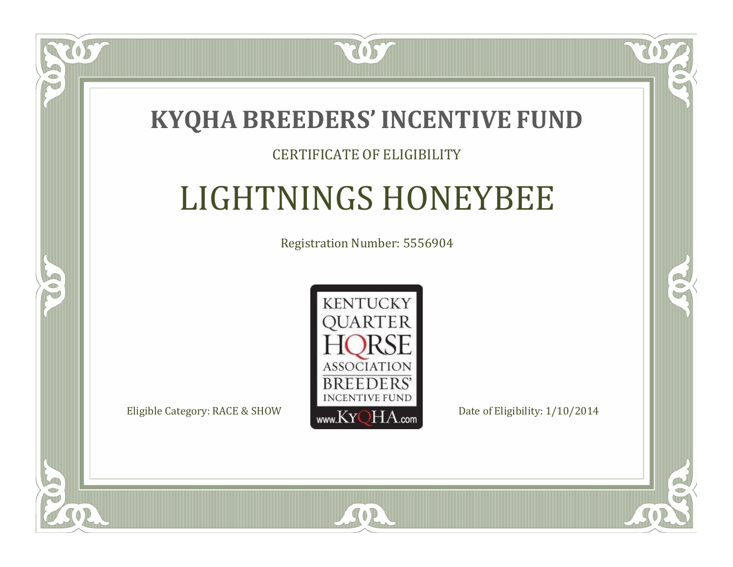# KYQHA BREEDERS' INCENTIVE FUND

CERTIFICATE OF ELIGIBILITY

## LIGHTNINGS HONEYBEE

Registration Number: 5556904

KENTUCKY QUARTER HORSE ASSOCIATION BREEDERS' INCENTIVE FUND www.KyQHA.com

Eligible Category: RACE & SHOW

Date of Eligibility: 1/10/2014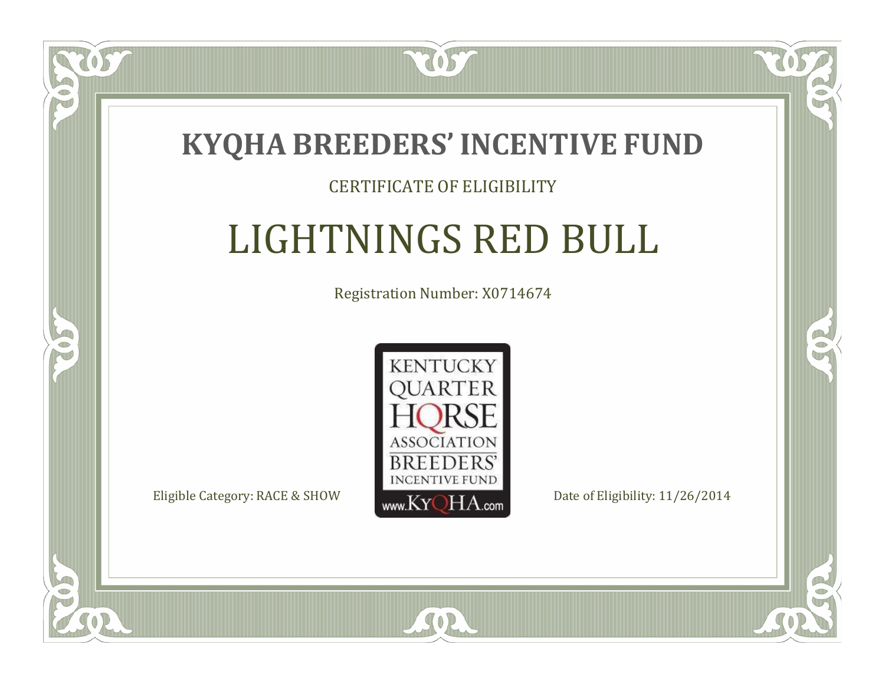# KYQHA BREEDERS' INCENTIVE FUND

CERTIFICATE OF ELIGIBILITY

## LIGHTNINGS RED BULL

Registration Number: X0714674

KENTUCKY QUARTER HORSE ASSOCIATION BREEDERS' INCENTIVE FUND www.KyQHA.com

Eligible Category: RACE & SHOW

Date of Eligibility: 11/26/2014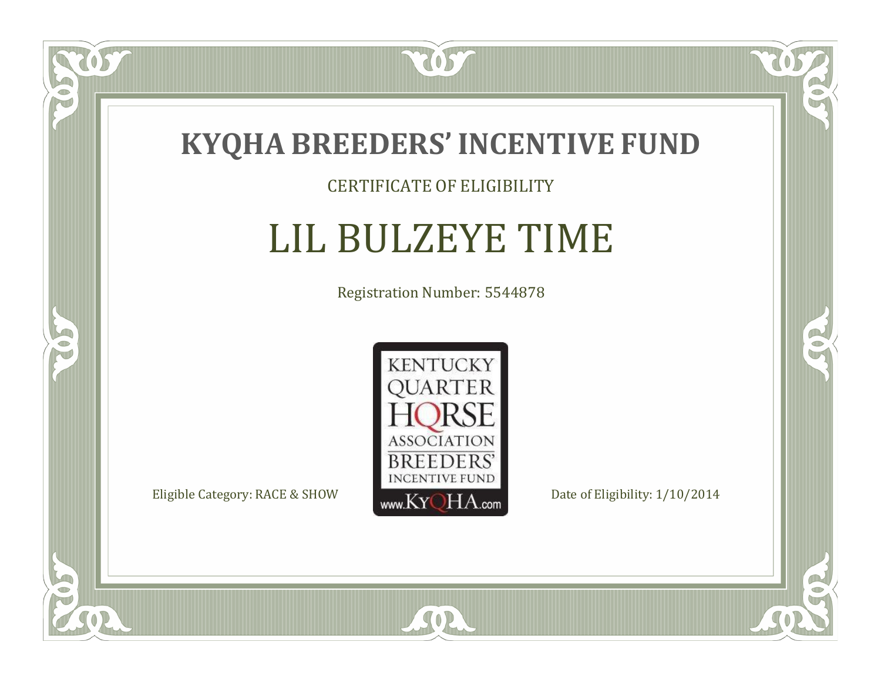# KYQHA BREEDERS' INCENTIVE FUND

CERTIFICATE OF ELIGIBILITY

## LIL BULZEYE TIME

Registration Number: 5544878

KENTUCKY QUARTER HORSE ASSOCIATION BREEDERS' INCENTIVE FUND www.KyQHA.com

Eligible Category: RACE & SHOW

Date of Eligibility: 1/10/2014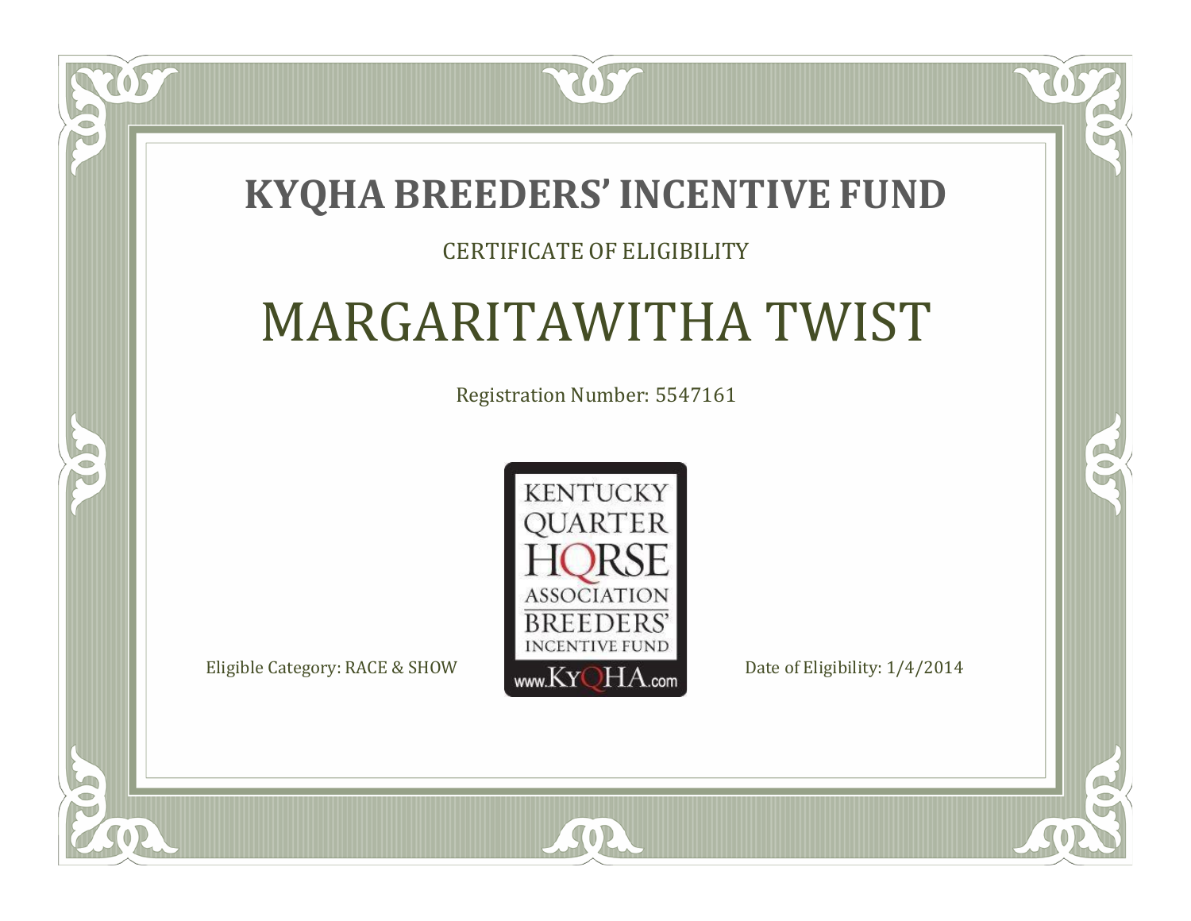# KYQHA BREEDERS' INCENTIVE FUND

CERTIFICATE OF ELIGIBILITY

## MARGARITAWITHA TWIST

Registration Number: 5547161

KENTUCKY QUARTER HORSE ASSOCIATION BREEDERS' INCENTIVE FUND
www.KyQHA.com

Eligible Category: RACE & SHOW

Date of Eligibility: 1/4/2014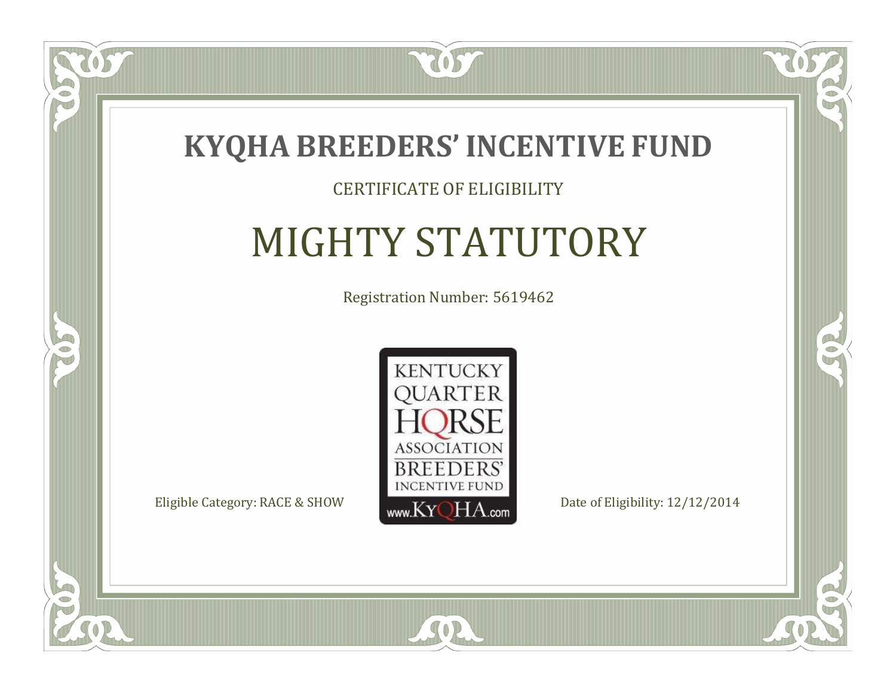# KYQHA BREEDERS' INCENTIVE FUND

CERTIFICATE OF ELIGIBILITY

## MIGHTY STATUTORY

Registration Number: 5619462

KENTUCKY QUARTER HORSE ASSOCIATION BREEDERS' INCENTIVE FUND www.KyQHA.com

Eligible Category: RACE & SHOW

Date of Eligibility: 12/12/2014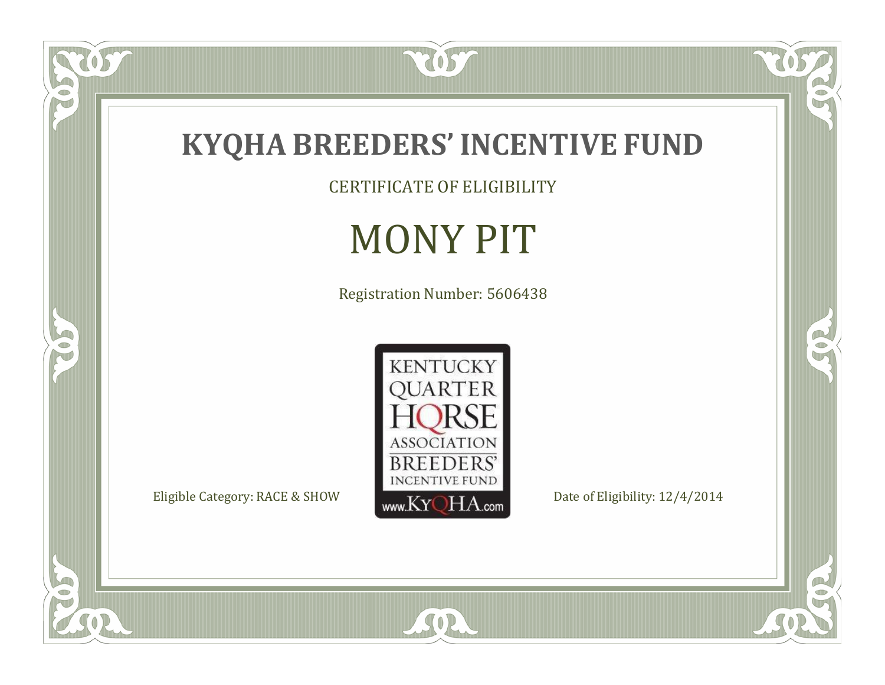# KYQHA BREEDERS' INCENTIVE FUND

CERTIFICATE OF ELIGIBILITY

## MONY PIT

Registration Number: 5606438

KENTUCKY QUARTER HORSE ASSOCIATION BREEDERS' INCENTIVE FUND www.KyQHA.com

Eligible Category: RACE & SHOW

Date of Eligibility: 12/4/2014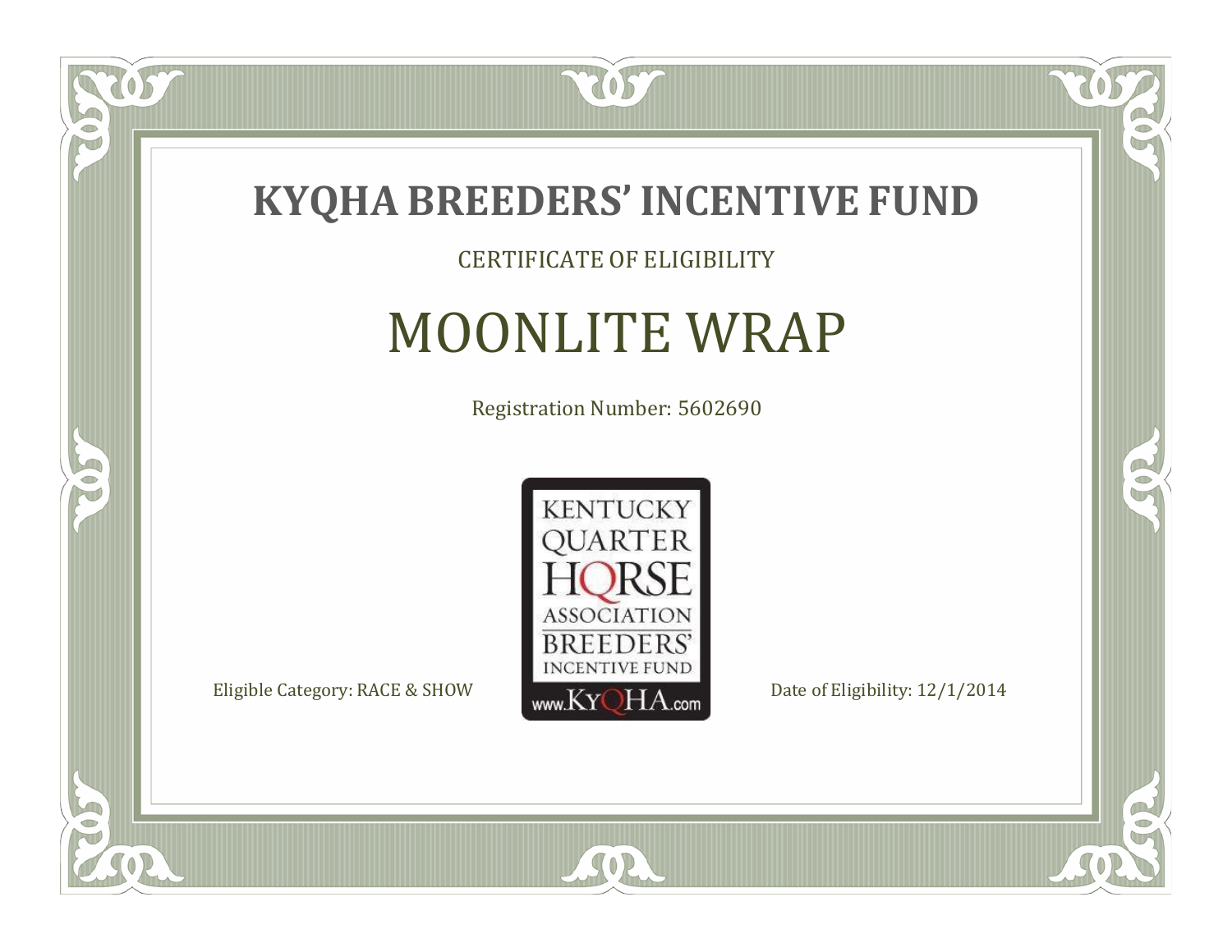# KYQHA BREEDERS' INCENTIVE FUND

CERTIFICATE OF ELIGIBILITY

## MOONLITE WRAP

Registration Number: 5602690

KENTUCKY QUARTER HORSE ASSOCIATION BREEDERS' INCENTIVE FUND www.KyQHA.com

Eligible Category: RACE & SHOW

Date of Eligibility: 12/1/2014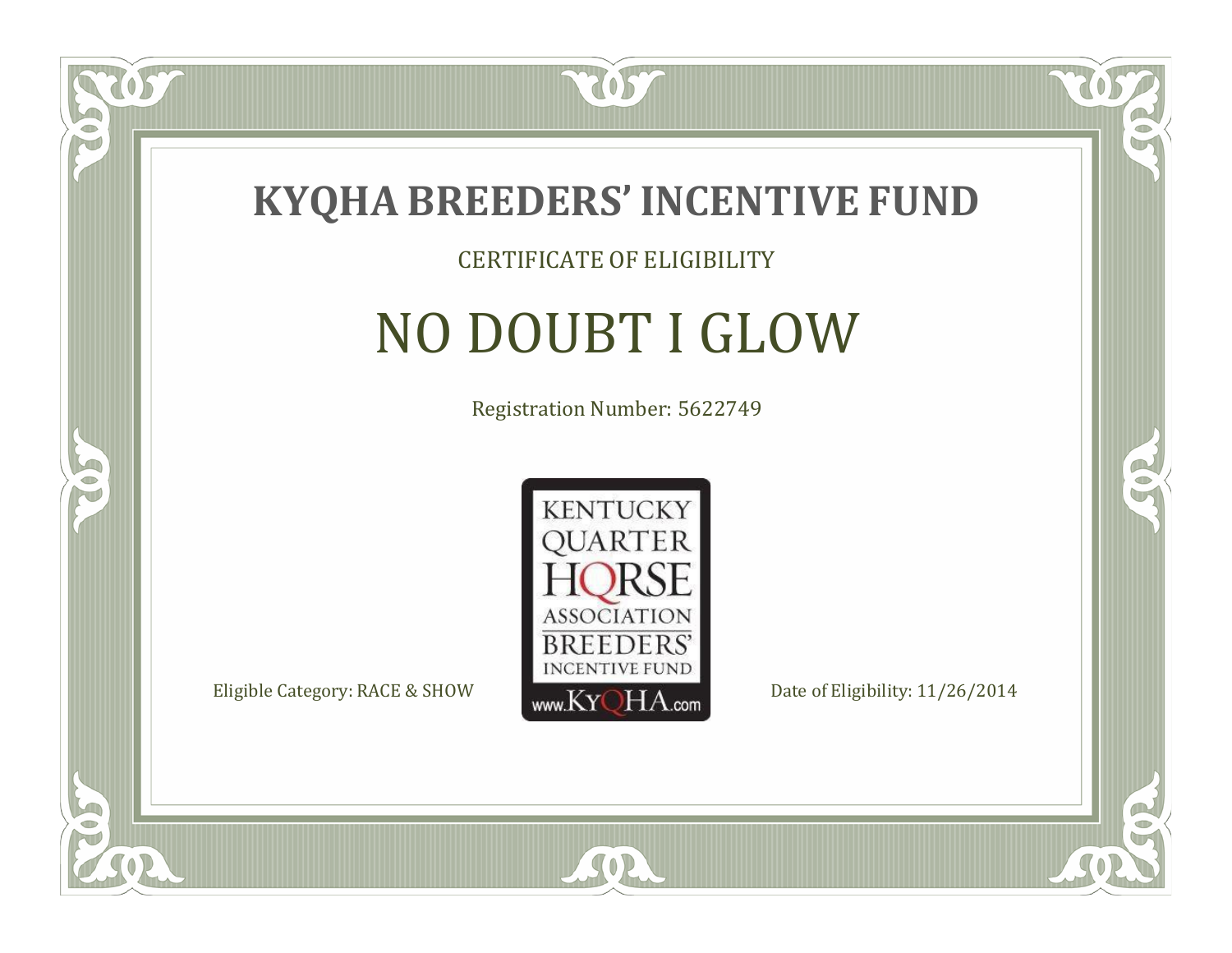# KYQHA BREEDERS' INCENTIVE FUND

CERTIFICATE OF ELIGIBILITY

## NO DOUBT I GLOW

Registration Number: 5622749

KENTUCKY QUARTER HORSE ASSOCIATION BREEDERS' INCENTIVE FUND www.KyQHA.com

Eligible Category: RACE & SHOW

Date of Eligibility: 11/26/2014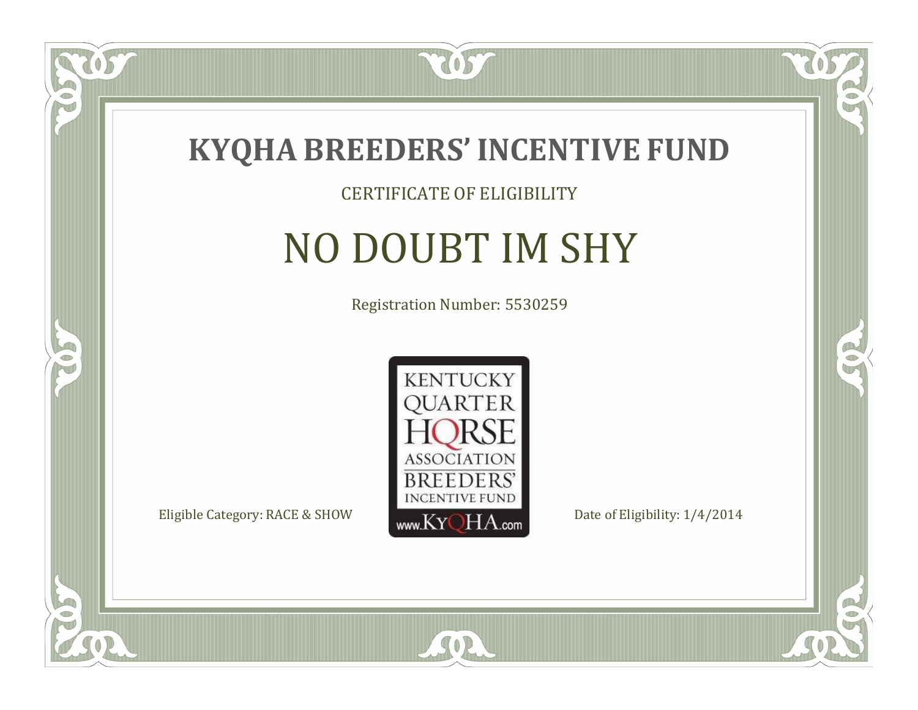# KYQHA BREEDERS' INCENTIVE FUND

CERTIFICATE OF ELIGIBILITY

## NO DOUBT IM SHY

Registration Number: 5530259

KENTUCKY QUARTER HORSE ASSOCIATION BREEDERS' INCENTIVE FUND www.KyQHA.com

Eligible Category: RACE & SHOW

Date of Eligibility: 1/4/2014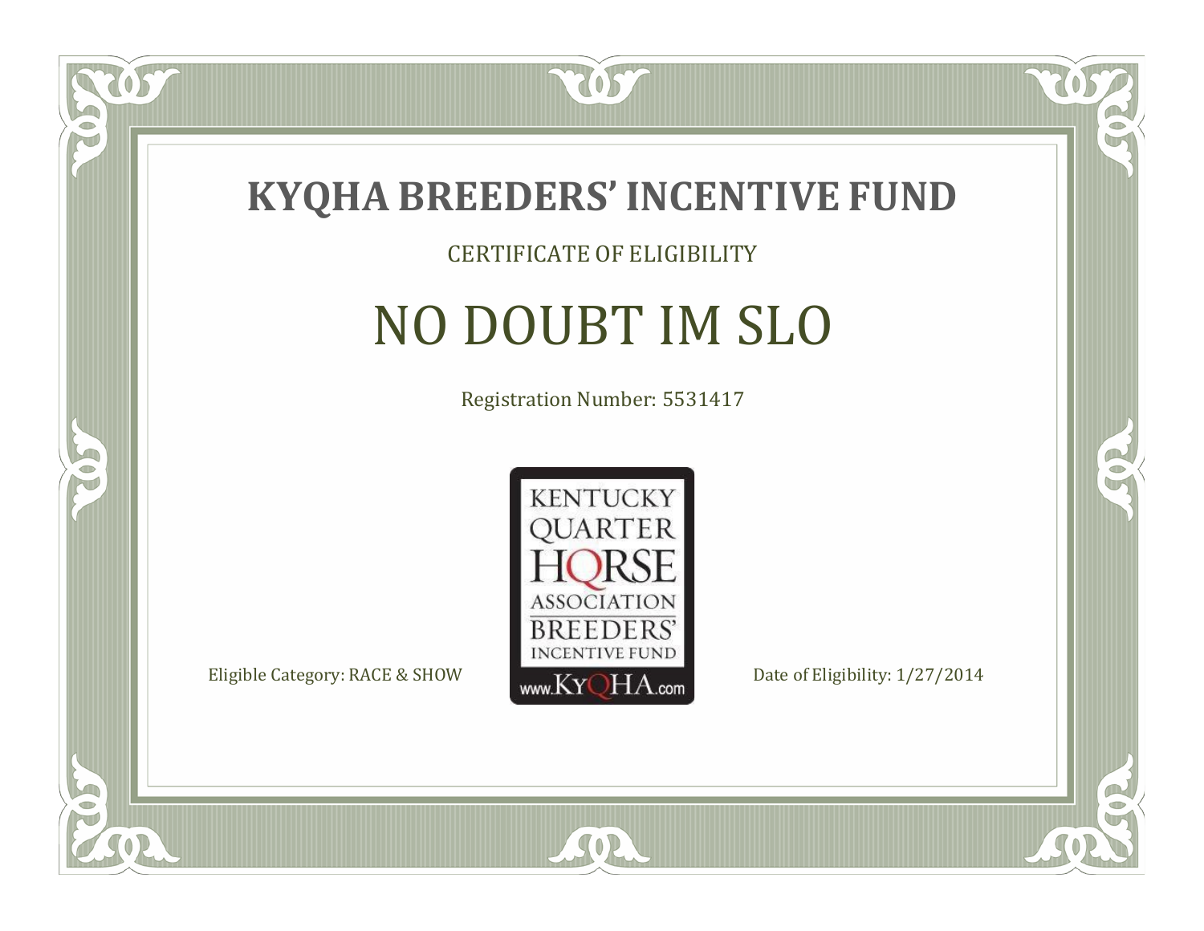# KYQHA BREEDERS' INCENTIVE FUND

CERTIFICATE OF ELIGIBILITY

## NO DOUBT IM SLO

Registration Number: 5531417

KENTUCKY QUARTER HORSE ASSOCIATION BREEDERS' INCENTIVE FUND www.KyQHA.com

Eligible Category: RACE & SHOW

Date of Eligibility: 1/27/2014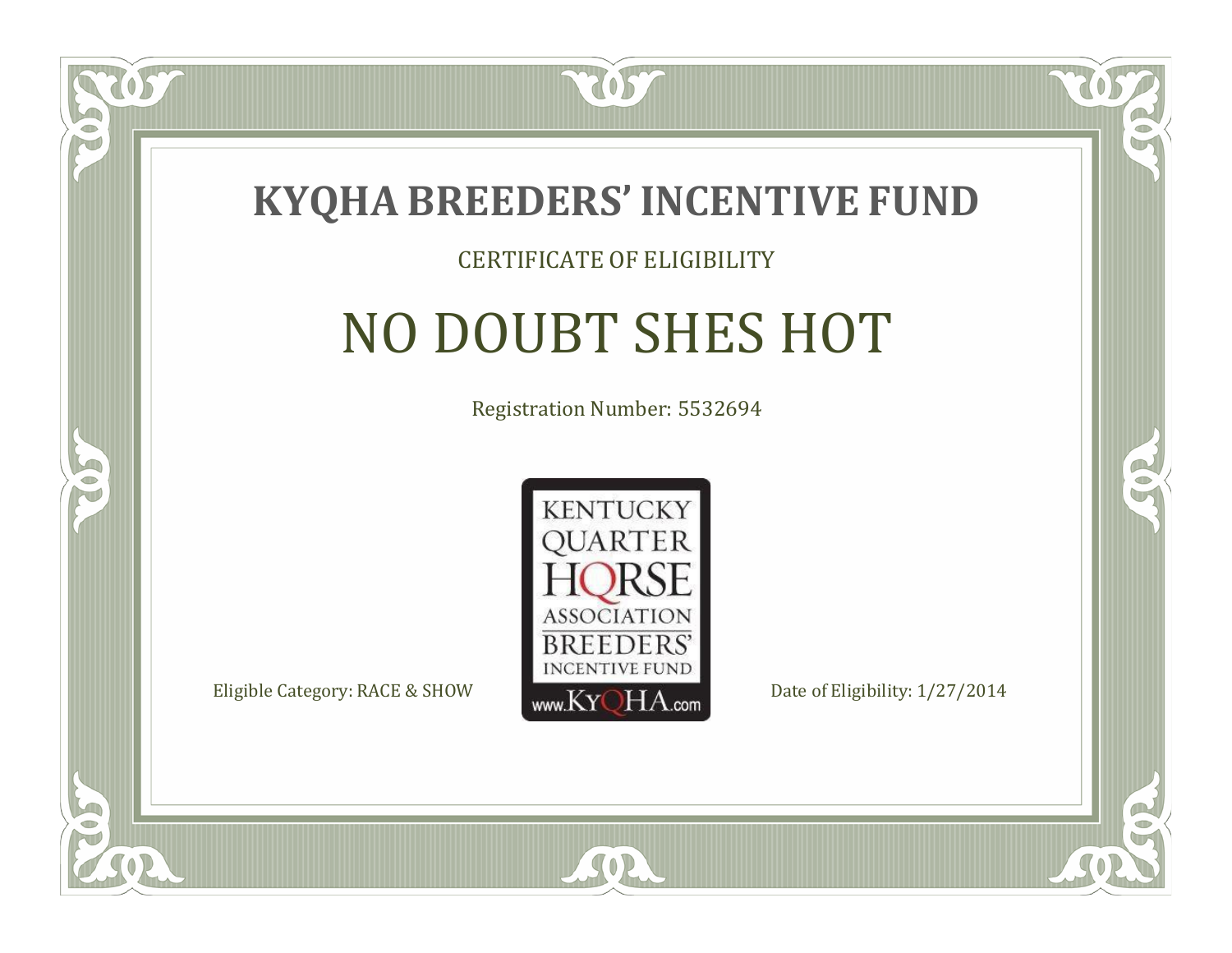# KYQHA BREEDERS' INCENTIVE FUND

CERTIFICATE OF ELIGIBILITY

## NO DOUBT SHES HOT

Registration Number: 5532694

KENTUCKY QUARTER HORSE ASSOCIATION BREEDERS' INCENTIVE FUND www.KyQHA.com

Eligible Category: RACE & SHOW

Date of Eligibility: 1/27/2014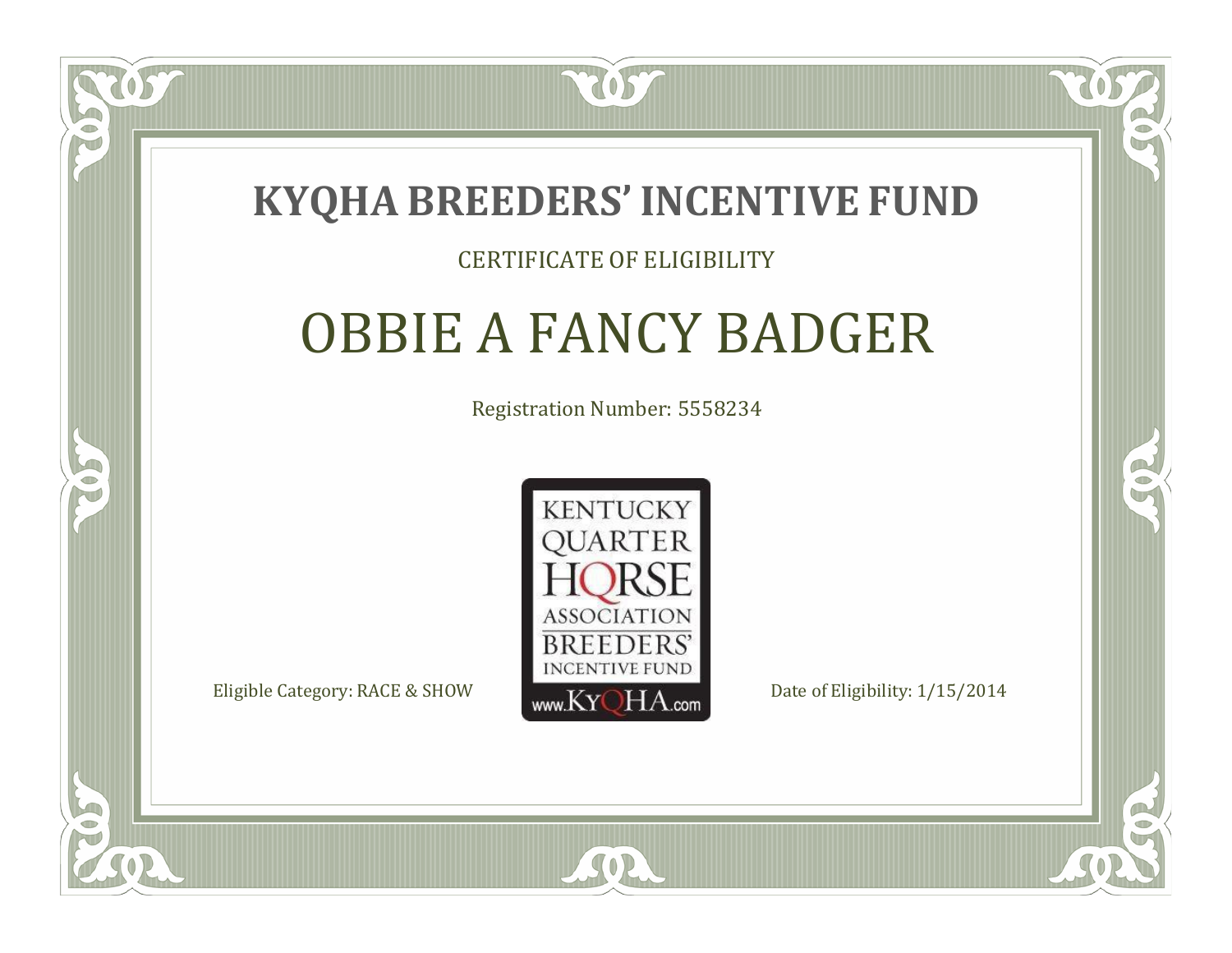# KYQHA BREEDERS' INCENTIVE FUND

CERTIFICATE OF ELIGIBILITY

## OBBIE A FANCY BADGER

Registration Number: 5558234

KENTUCKY QUARTER HORSE ASSOCIATION BREEDERS' INCENTIVE FUND www.KyQHA.com

Eligible Category: RACE & SHOW

Date of Eligibility: 1/15/2014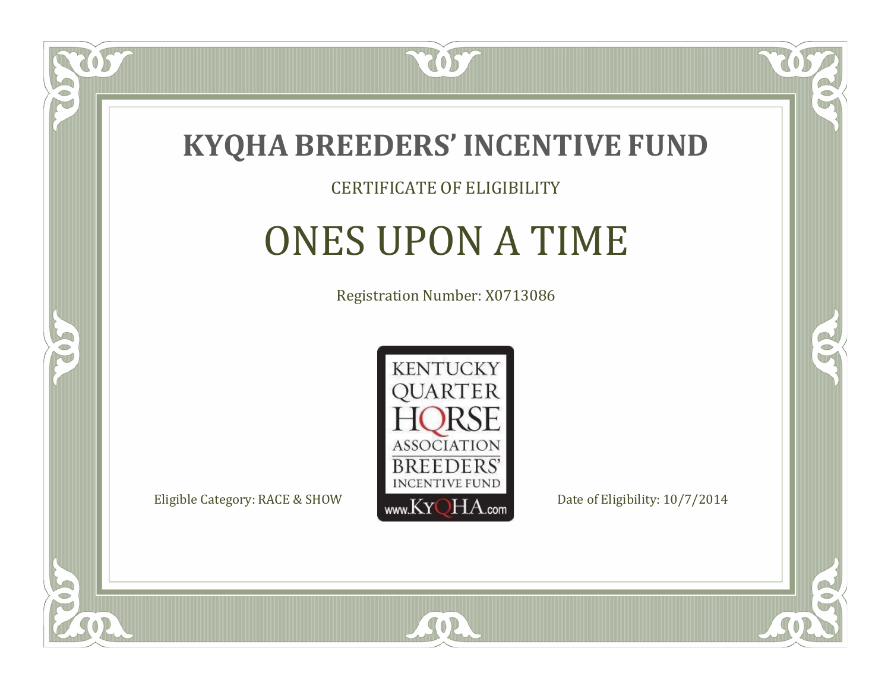# KYQHA BREEDERS' INCENTIVE FUND

CERTIFICATE OF ELIGIBILITY

## ONES UPON A TIME

Registration Number: X0713086

KENTUCKY QUARTER HORSE ASSOCIATION BREEDERS' INCENTIVE FUND
www.KyQHA.com

Eligible Category: RACE & SHOW

Date of Eligibility: 10/7/2014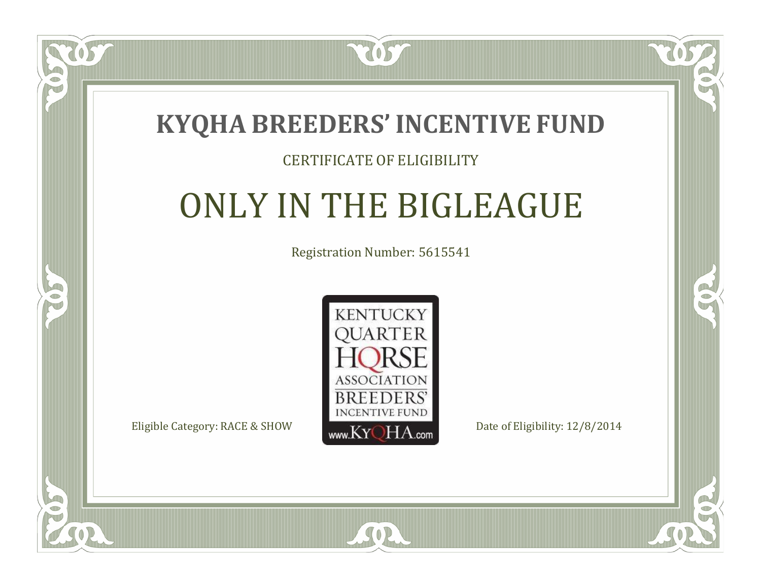# KYQHA BREEDERS' INCENTIVE FUND

CERTIFICATE OF ELIGIBILITY

## ONLY IN THE BIGLEAGUE

Registration Number: 5615541

KENTUCKY QUARTER HORSE ASSOCIATION BREEDERS' INCENTIVE FUND
www.KyQHA.com

Eligible Category: RACE & SHOW

Date of Eligibility: 12/8/2014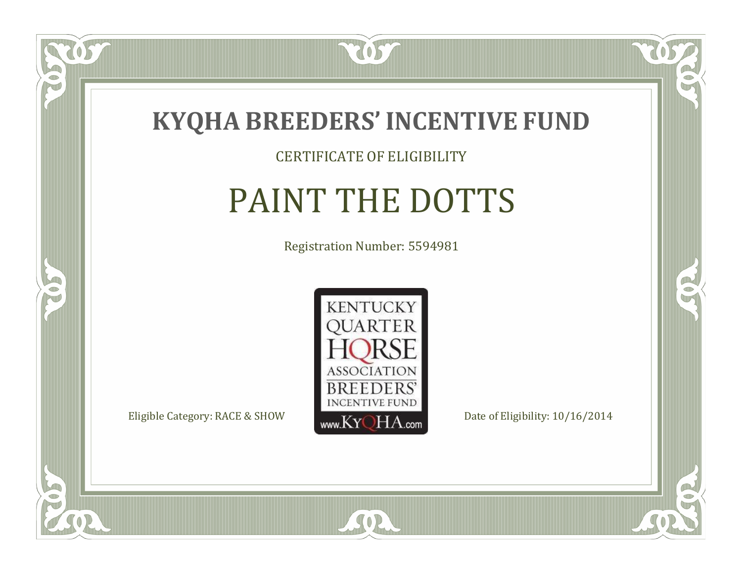# KYQHA BREEDERS' INCENTIVE FUND

CERTIFICATE OF ELIGIBILITY

## PAINT THE DOTTS

Registration Number: 5594981

KENTUCKY QUARTER HORSE ASSOCIATION BREEDERS' INCENTIVE FUND www.KyQHA.com

Eligible Category: RACE & SHOW

Date of Eligibility: 10/16/2014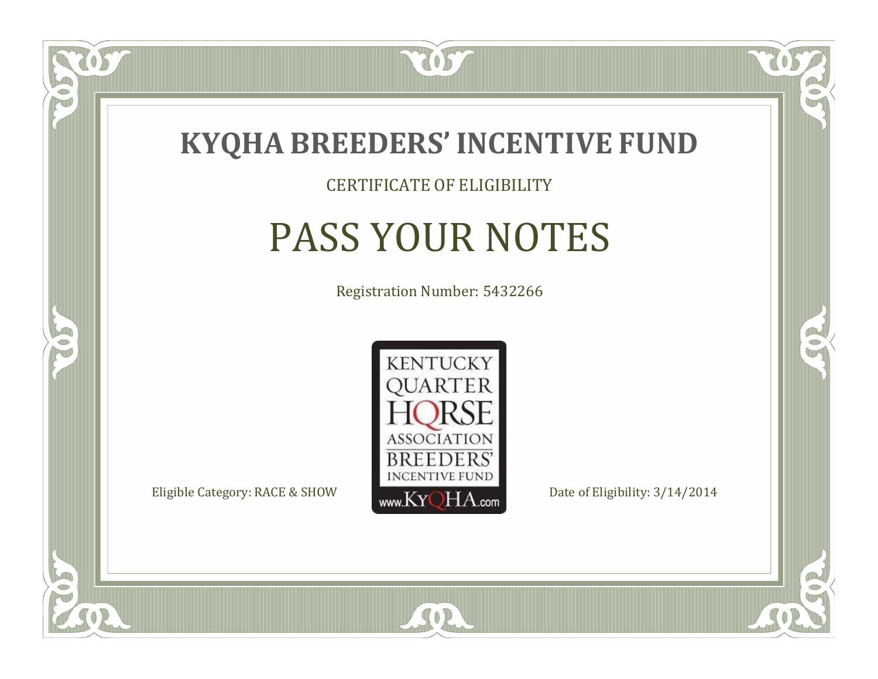# KYQHA BREEDERS' INCENTIVE FUND

CERTIFICATE OF ELIGIBILITY

## PASS YOUR NOTES

Registration Number: 5432266

KENTUCKY QUARTER HORSE ASSOCIATION BREEDERS' INCENTIVE FUND www.KyQHA.com

Eligible Category: RACE & SHOW

Date of Eligibility: 3/14/2014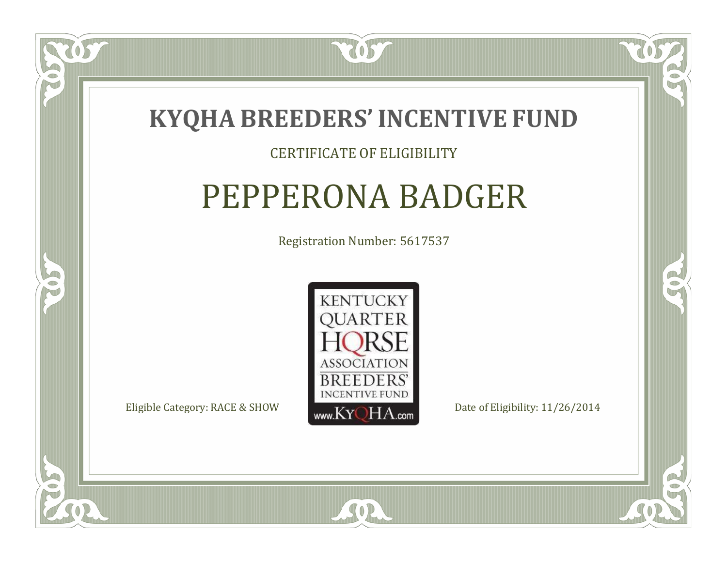# KYQHA BREEDERS' INCENTIVE FUND

CERTIFICATE OF ELIGIBILITY

## PEPPERONA BADGER

Registration Number: 5617537

KENTUCKY QUARTER HORSE ASSOCIATION BREEDERS' INCENTIVE FUND www.KyQHA.com

Eligible Category: RACE & SHOW

Date of Eligibility: 11/26/2014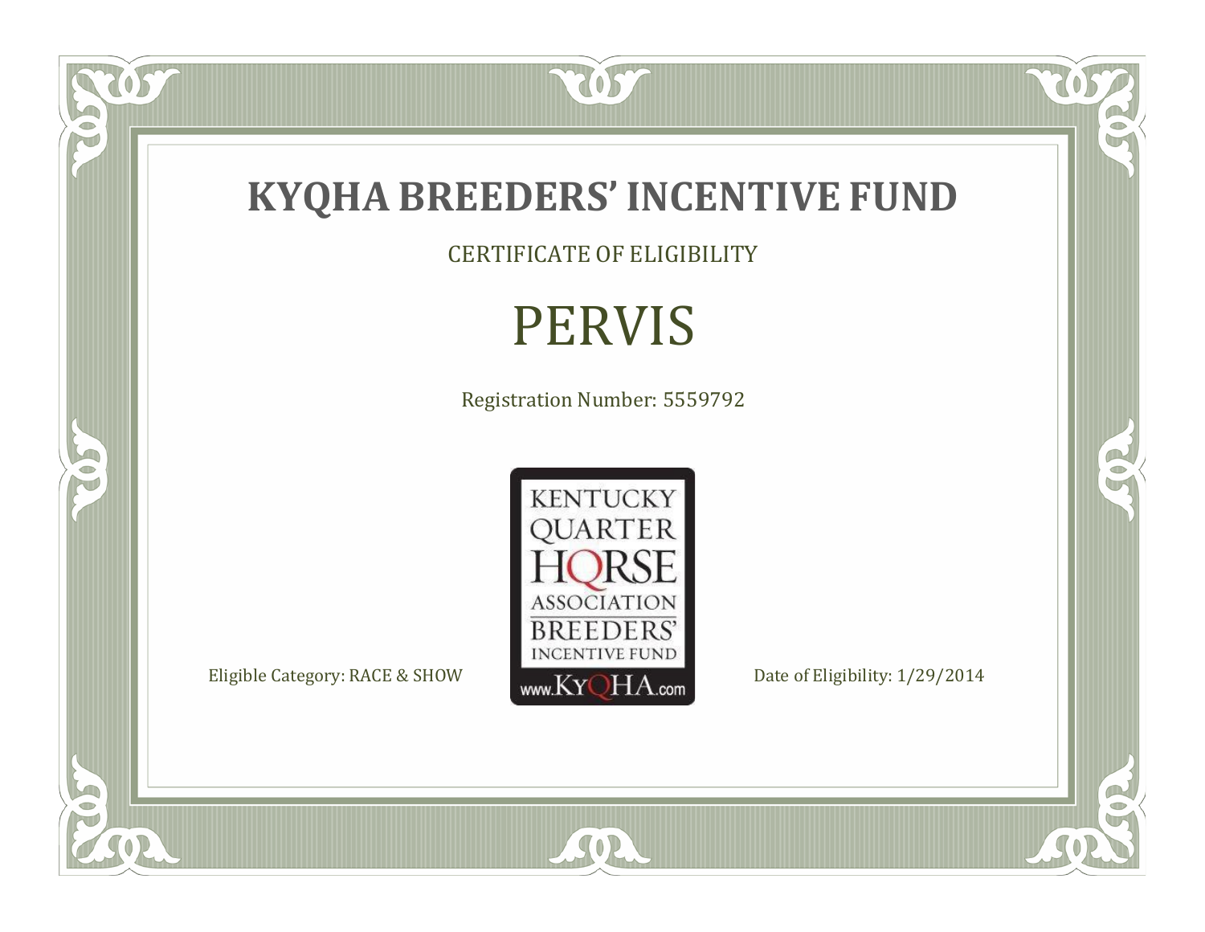# KYQHA BREEDERS' INCENTIVE FUND

CERTIFICATE OF ELIGIBILITY

## PERVIS

Registration Number: 5559792

KENTUCKY QUARTER HORSE ASSOCIATION BREEDERS' INCENTIVE FUND www.KyQHA.com

Eligible Category: RACE & SHOW

Date of Eligibility: 1/29/2014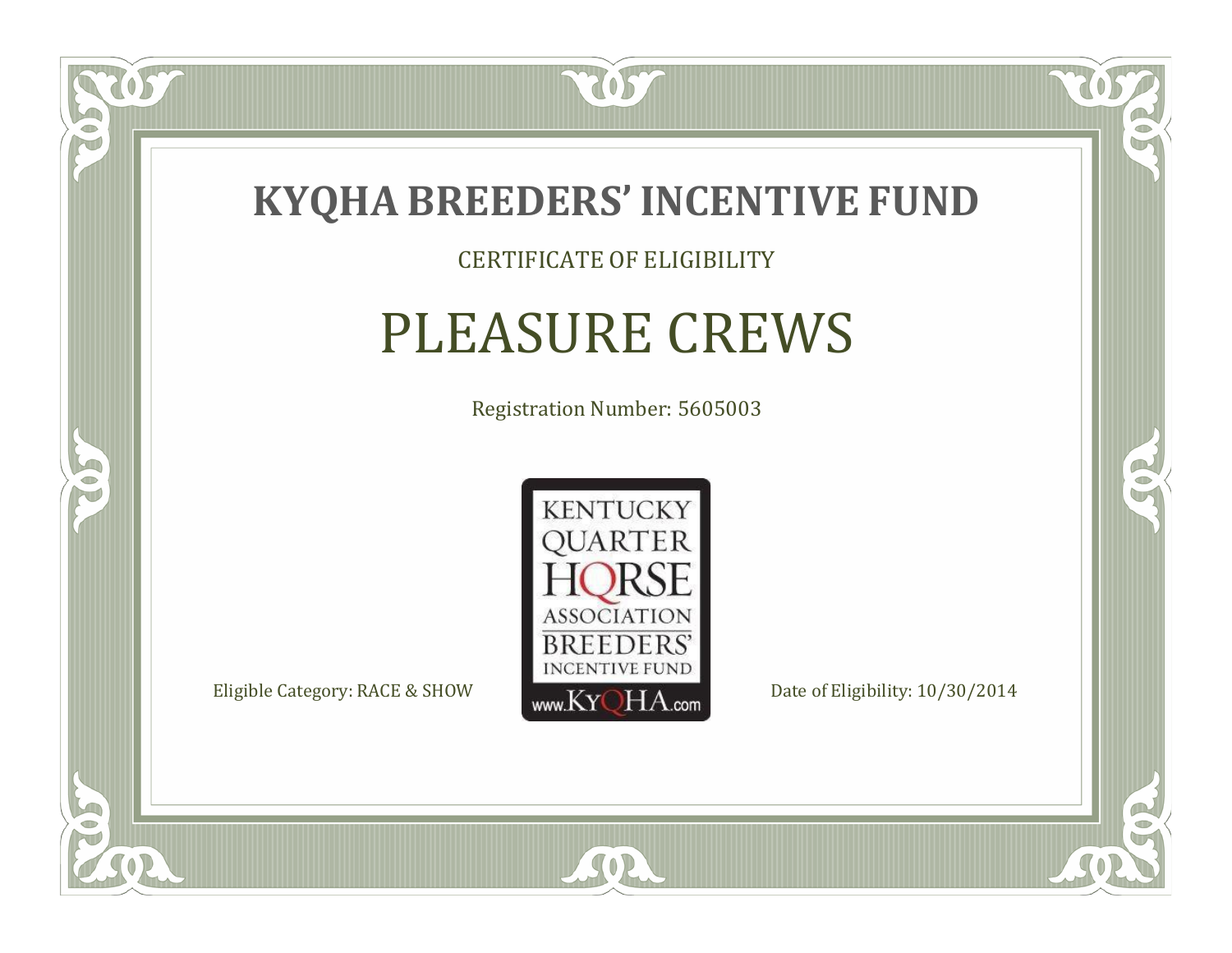# KYQHA BREEDERS' INCENTIVE FUND

CERTIFICATE OF ELIGIBILITY

## PLEASURE CREWS

Registration Number: 5605003

KENTUCKY QUARTER HORSE ASSOCIATION BREEDERS' INCENTIVE FUND

www.KyQHA.com

Eligible Category: RACE & SHOW

Date of Eligibility: 10/30/2014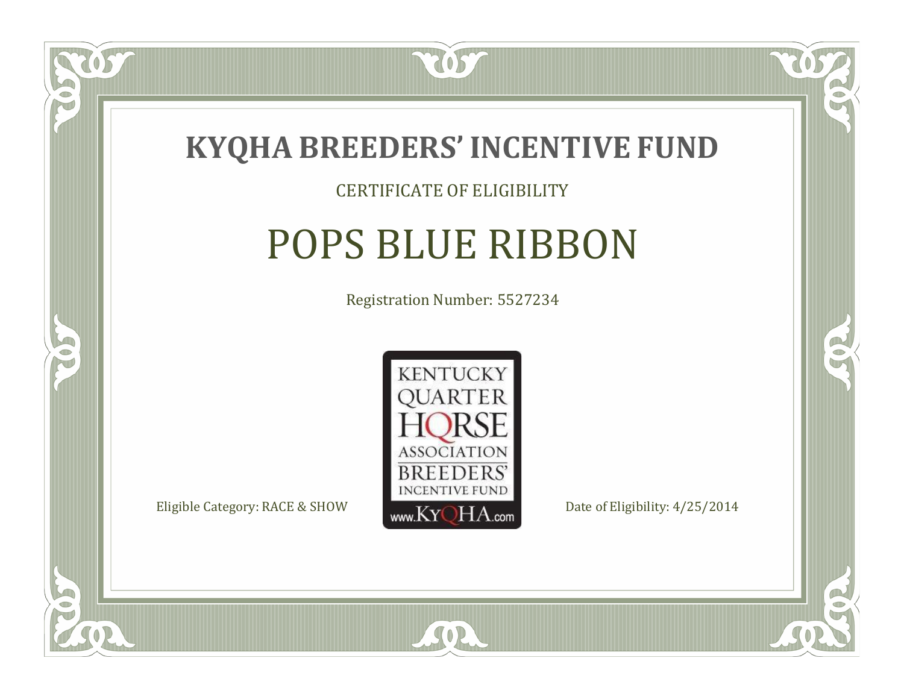# KYQHA BREEDERS' INCENTIVE FUND

CERTIFICATE OF ELIGIBILITY

## POPS BLUE RIBBON

Registration Number: 5527234

KENTUCKY QUARTER HORSE ASSOCIATION BREEDERS' INCENTIVE FUND
www.KyQHA.com

Eligible Category: RACE & SHOW

Date of Eligibility: 4/25/2014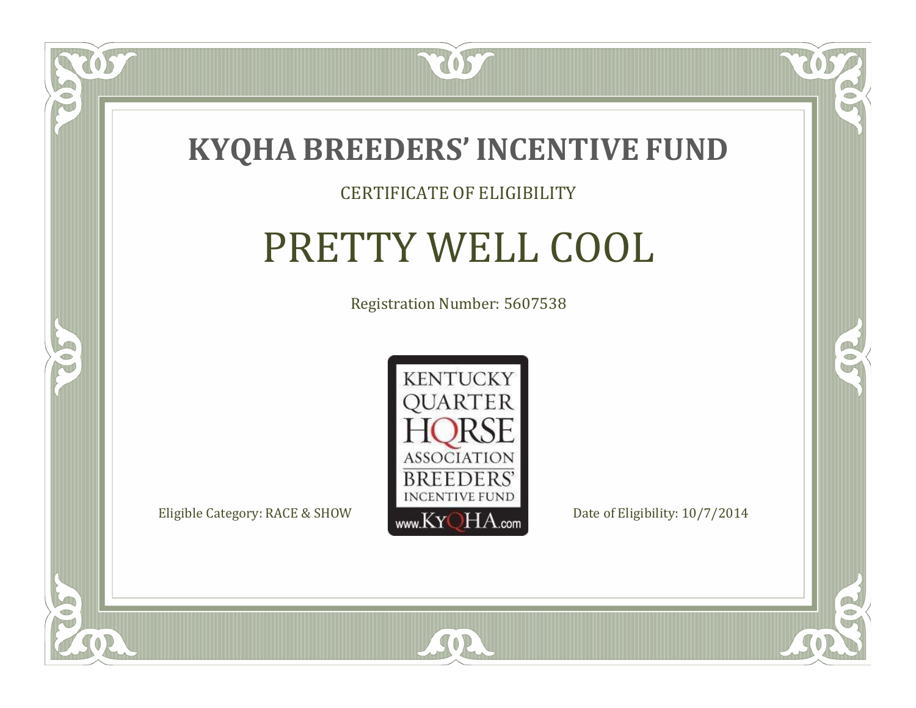# KYQHA BREEDERS' INCENTIVE FUND

CERTIFICATE OF ELIGIBILITY

## PRETTY WELL COOL

Registration Number: 5607538

KENTUCKY QUARTER HORSE ASSOCIATION BREEDERS' INCENTIVE FUND www.KyQHA.com

Eligible Category: RACE & SHOW

Date of Eligibility: 10/7/2014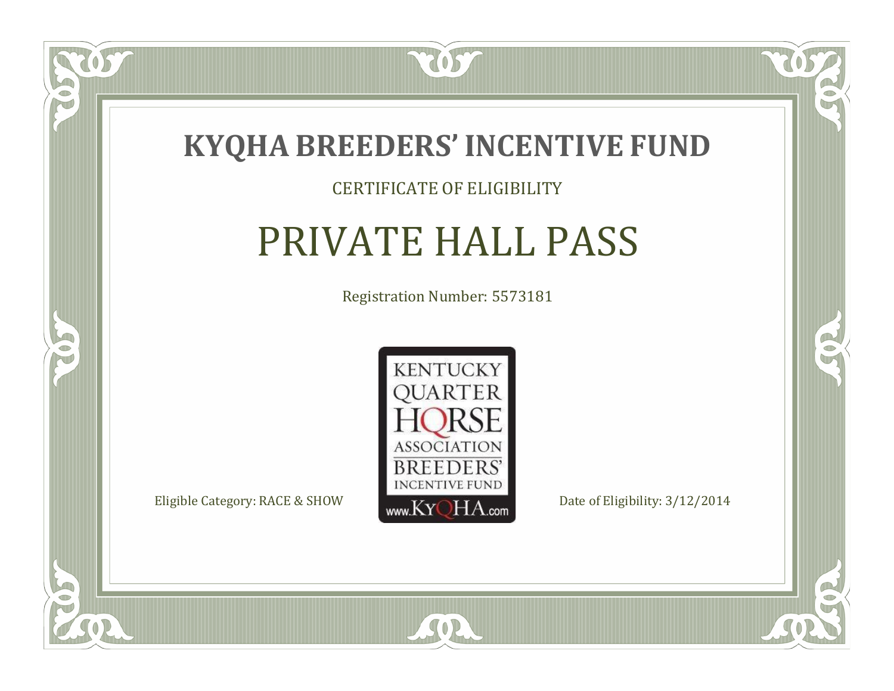# KYQHA BREEDERS' INCENTIVE FUND

CERTIFICATE OF ELIGIBILITY

## PRIVATE HALL PASS

Registration Number: 5573181

KENTUCKY QUARTER HORSE ASSOCIATION BREEDERS' INCENTIVE FUND www.KyQHA.com

Eligible Category: RACE & SHOW

Date of Eligibility: 3/12/2014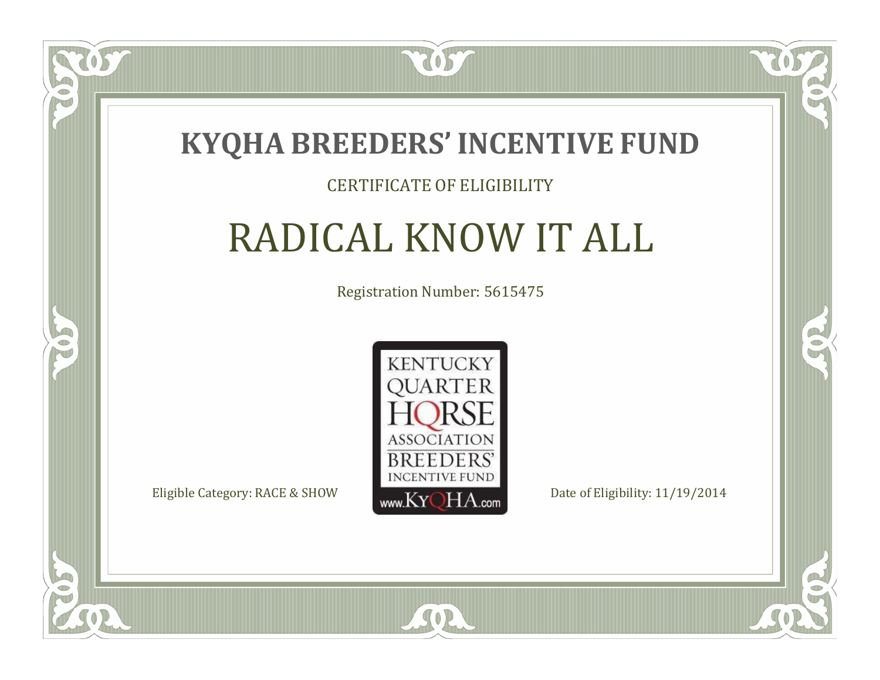# KYQHA BREEDERS' INCENTIVE FUND

CERTIFICATE OF ELIGIBILITY

## RADICAL KNOW IT ALL

Registration Number: 5615475

KENTUCKY QUARTER HORSE ASSOCIATION BREEDERS' INCENTIVE FUND
www.KyQHA.com

Eligible Category: RACE & SHOW

Date of Eligibility: 11/19/2014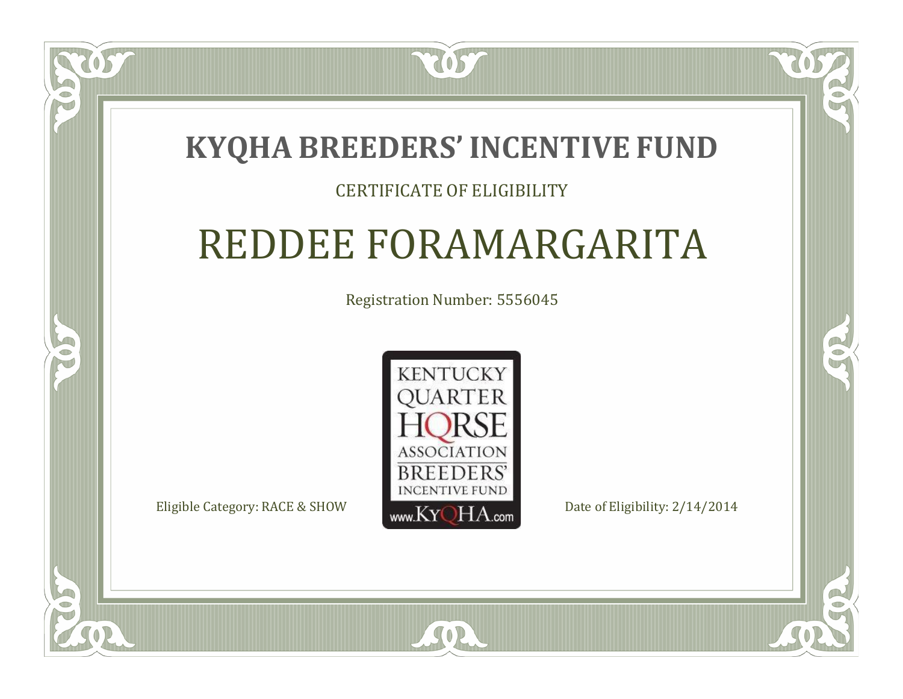# KYQHA BREEDERS' INCENTIVE FUND

CERTIFICATE OF ELIGIBILITY

## REDDEE FORAMARGARITA

Registration Number: 5556045

KENTUCKY QUARTER HORSE ASSOCIATION BREEDERS' INCENTIVE FUND
www.KyQHA.com

Eligible Category: RACE & SHOW

Date of Eligibility: 2/14/2014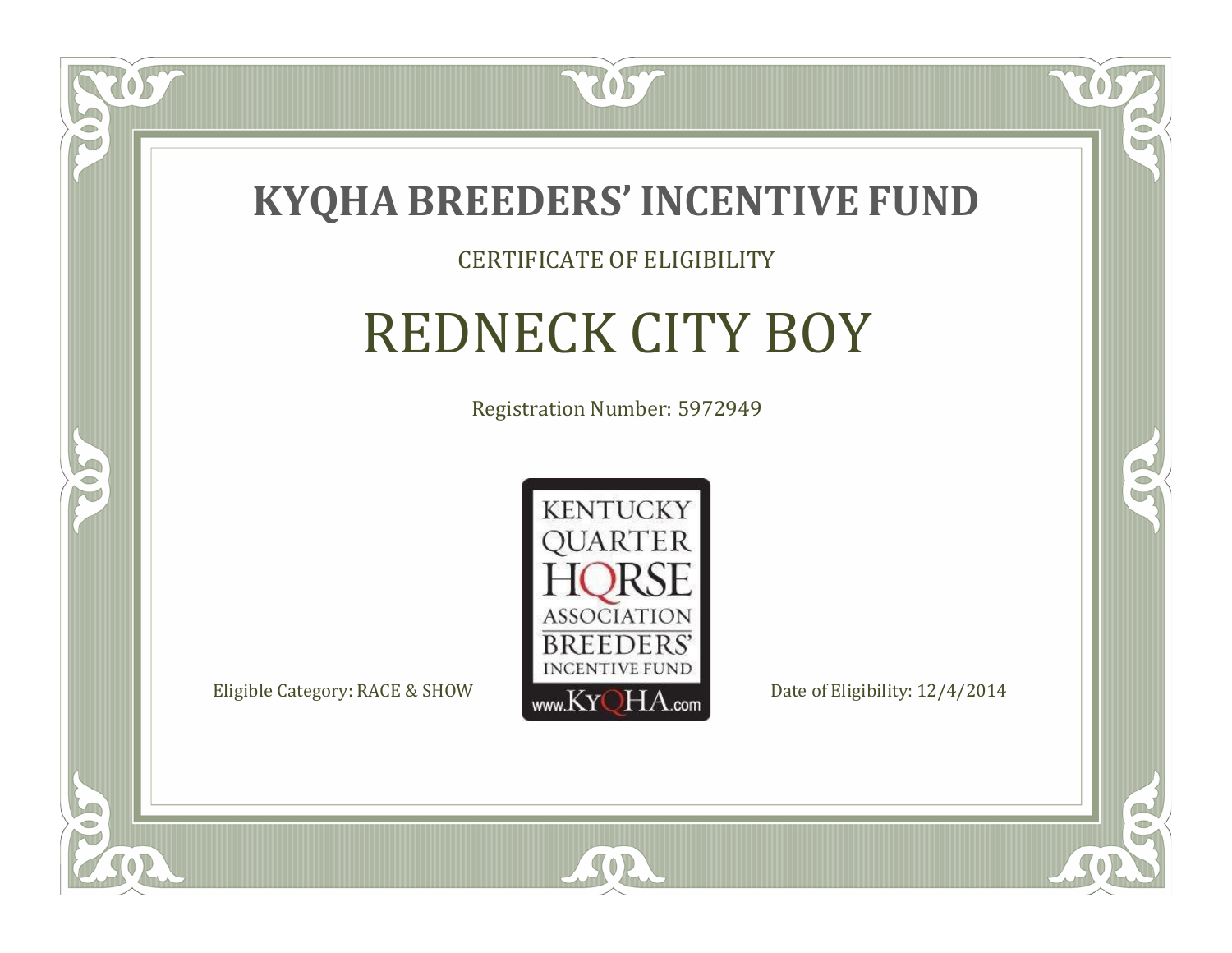# KYQHA BREEDERS' INCENTIVE FUND

CERTIFICATE OF ELIGIBILITY

## REDNECK CITY BOY

Registration Number: 5972949

KENTUCKY QUARTER HORSE ASSOCIATION BREEDERS' INCENTIVE FUND www.KyQHA.com

Eligible Category: RACE & SHOW

Date of Eligibility: 12/4/2014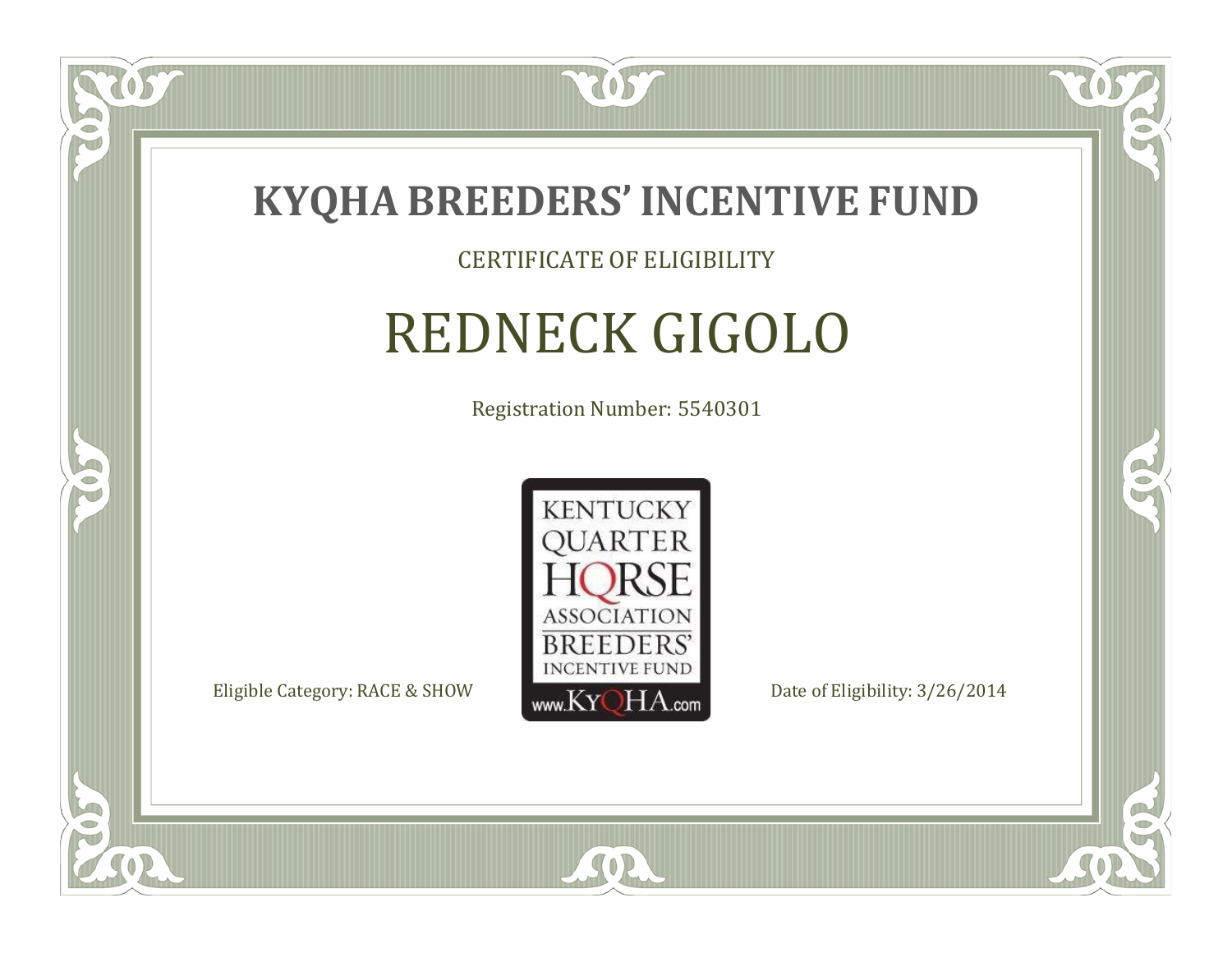# KYQHA BREEDERS' INCENTIVE FUND

CERTIFICATE OF ELIGIBILITY

## REDNECK GIGOLO

Registration Number: 5540301

KENTUCKY QUARTER HORSE ASSOCIATION BREEDERS' INCENTIVE FUND www.KyQHA.com

Eligible Category: RACE & SHOW

Date of Eligibility: 3/26/2014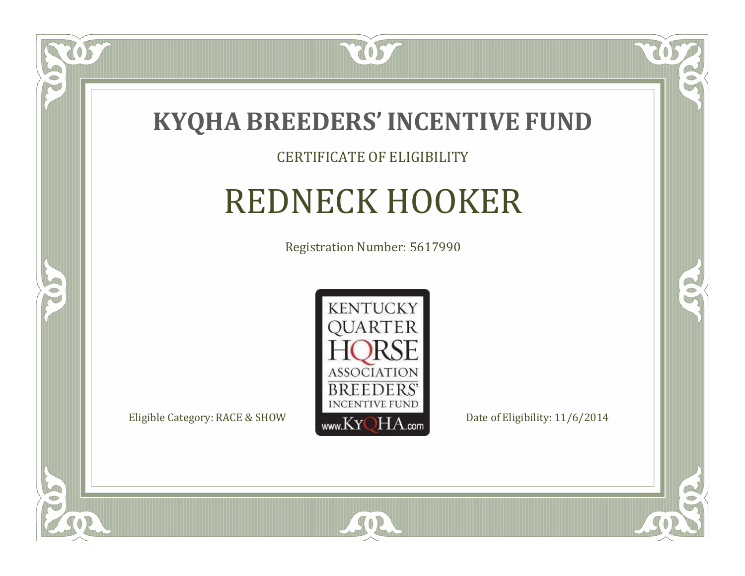# KYQHA BREEDERS' INCENTIVE FUND

CERTIFICATE OF ELIGIBILITY

## REDNECK HOOKER

Registration Number: 5617990

KENTUCKY QUARTER HORSE ASSOCIATION BREEDERS' INCENTIVE FUND www.KyQHA.com

Eligible Category: RACE & SHOW

Date of Eligibility: 11/6/2014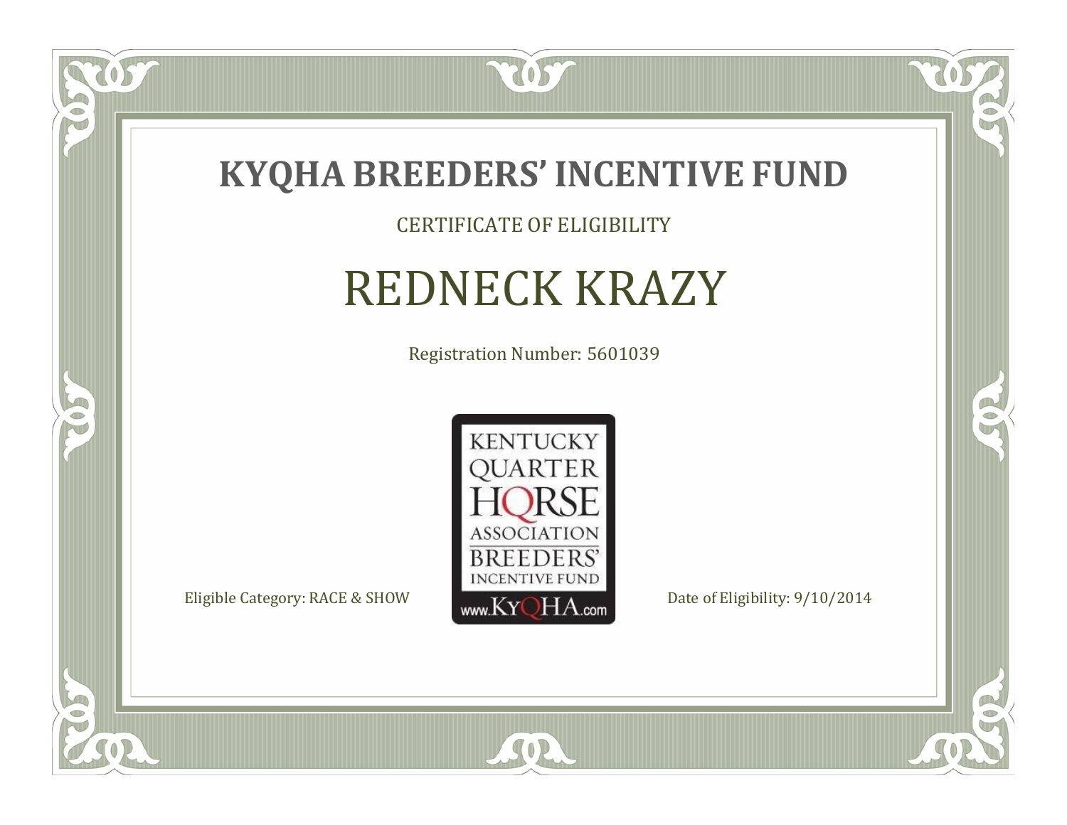# KYQHA BREEDERS' INCENTIVE FUND

CERTIFICATE OF ELIGIBILITY

## REDNECK KRAZY

Registration Number: 5601039

KENTUCKY QUARTER HORSE ASSOCIATION BREEDERS' INCENTIVE FUND www.KyQHA.com

Eligible Category: RACE & SHOW

Date of Eligibility: 9/10/2014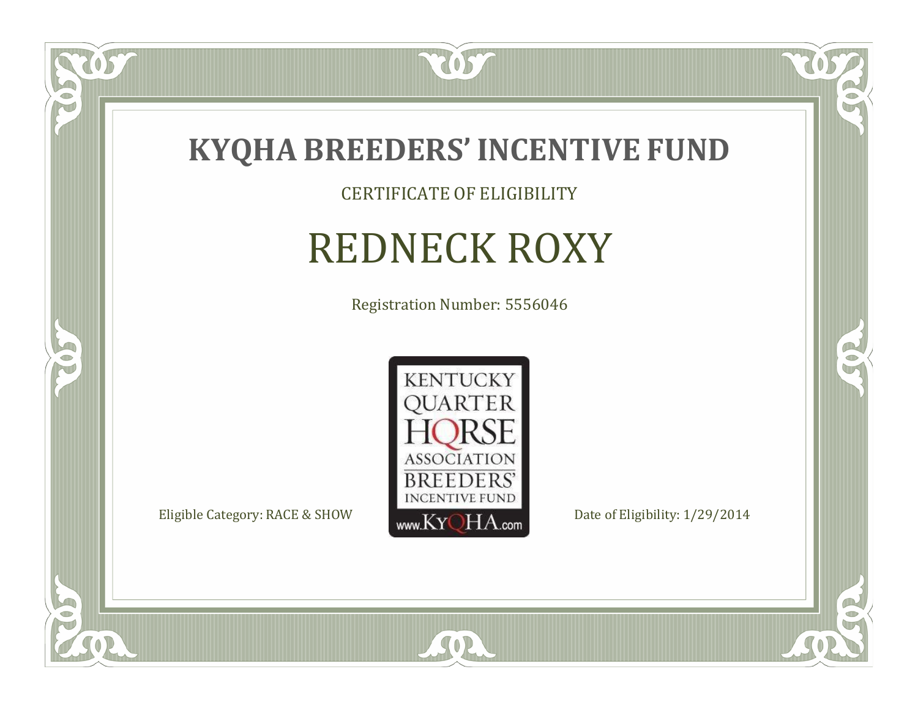# KYQHA BREEDERS' INCENTIVE FUND

CERTIFICATE OF ELIGIBILITY

## REDNECK ROXY

Registration Number: 5556046

KENTUCKY QUARTER HORSE ASSOCIATION BREEDERS' INCENTIVE FUND www.KyQHA.com

Eligible Category: RACE & SHOW

Date of Eligibility: 1/29/2014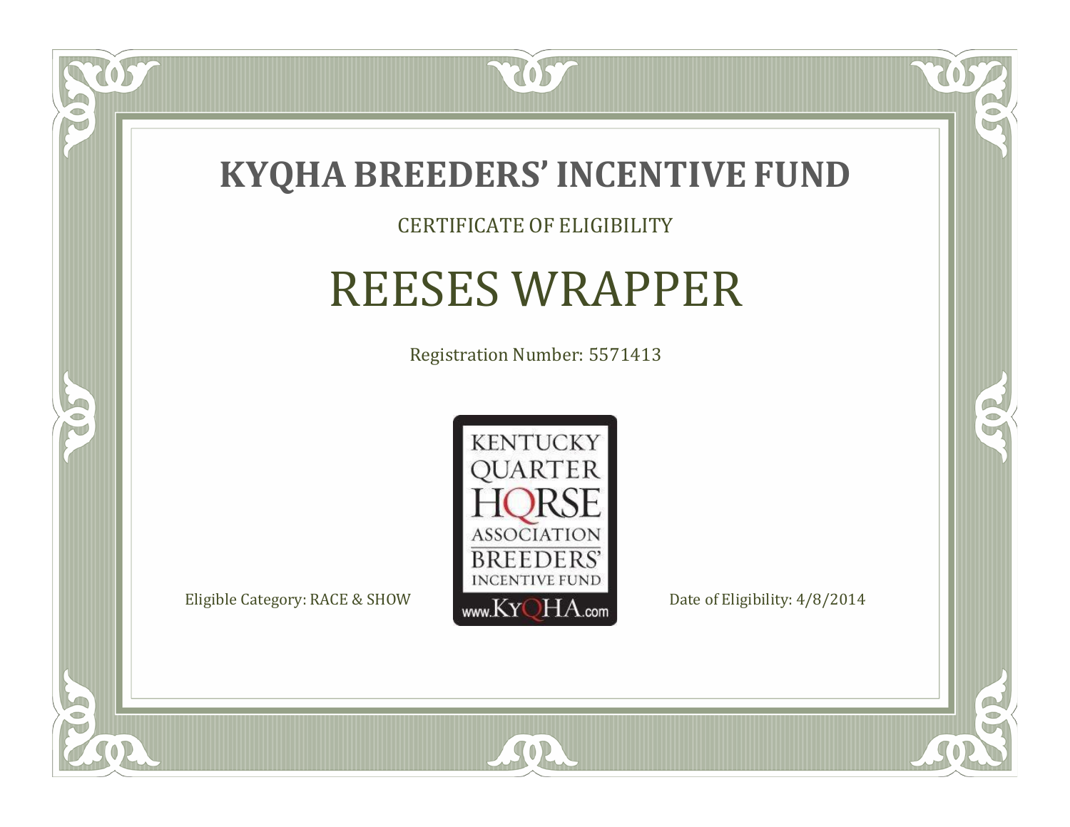# KYQHA BREEDERS' INCENTIVE FUND

CERTIFICATE OF ELIGIBILITY

## REESES WRAPPER

Registration Number: 5571413

KENTUCKY QUARTER HORSE ASSOCIATION BREEDERS' INCENTIVE FUND www.KyQHA.com

Eligible Category: RACE & SHOW

Date of Eligibility: 4/8/2014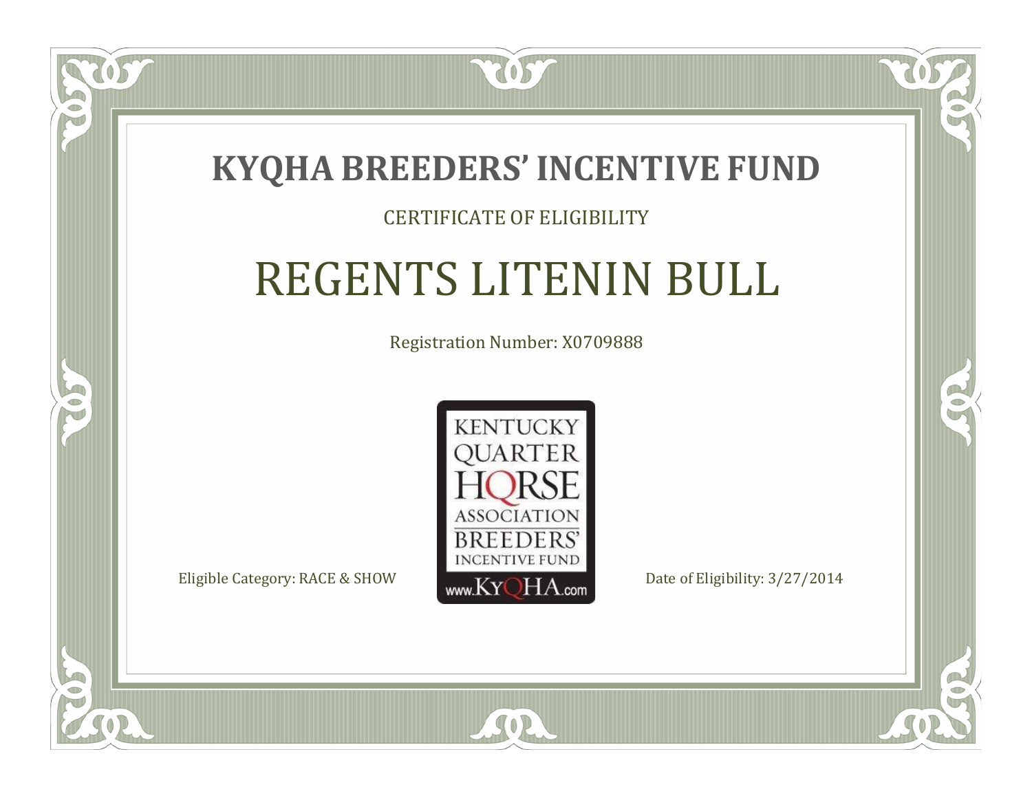# KYQHA BREEDERS' INCENTIVE FUND

CERTIFICATE OF ELIGIBILITY

## REGENTS LITENIN BULL

Registration Number: X0709888

KENTUCKY QUARTER HORSE ASSOCIATION BREEDERS' INCENTIVE FUND www.KyQHA.com

Eligible Category: RACE & SHOW

Date of Eligibility: 3/27/2014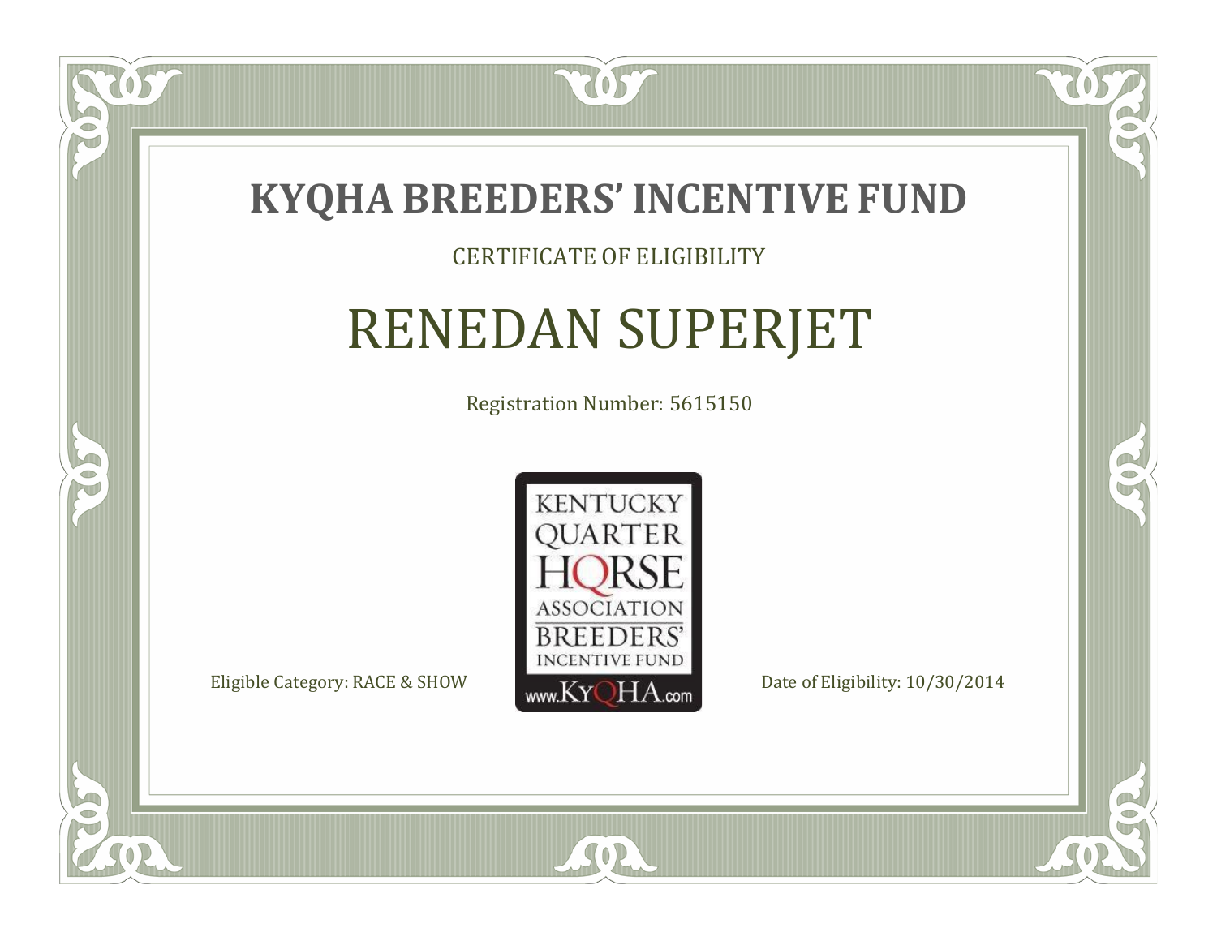# KYQHA BREEDERS' INCENTIVE FUND

CERTIFICATE OF ELIGIBILITY

## RENEDAN SUPERJET

Registration Number: 5615150

KENTUCKY QUARTER HORSE ASSOCIATION BREEDERS' INCENTIVE FUND www.KyQHA.com

Eligible Category: RACE & SHOW

Date of Eligibility: 10/30/2014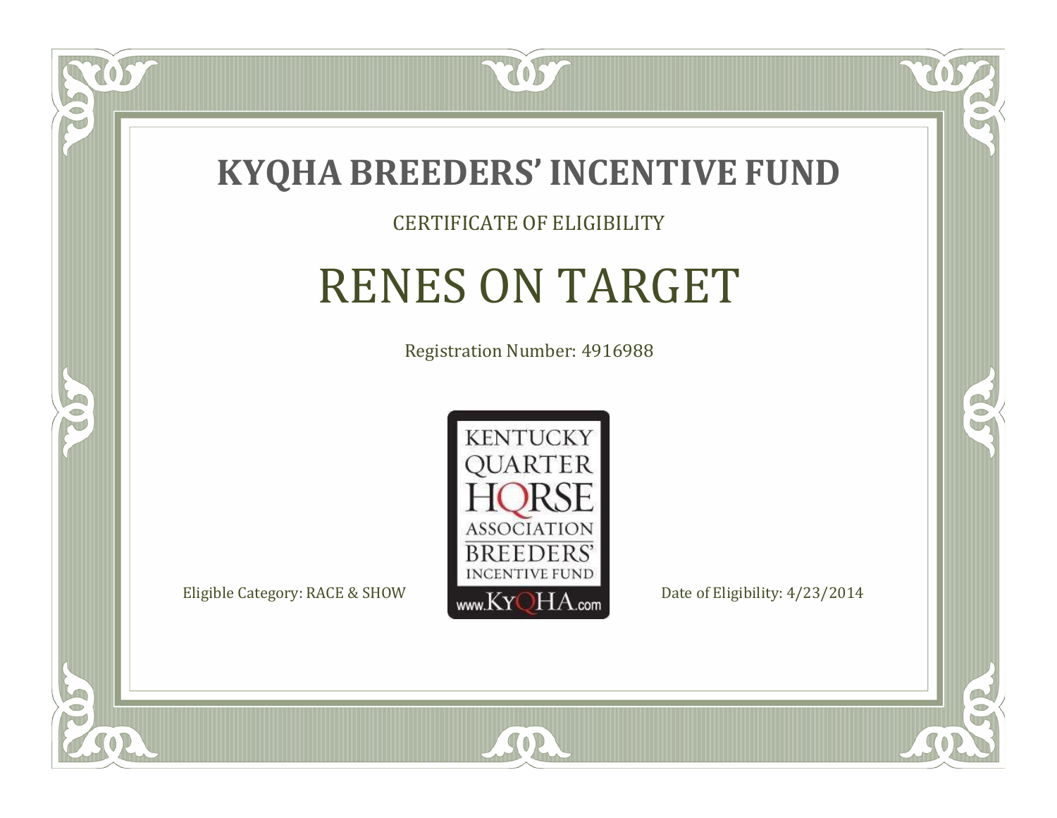# KYQHA BREEDERS' INCENTIVE FUND

CERTIFICATE OF ELIGIBILITY

## RENES ON TARGET

Registration Number: 4916988

KENTUCKY QUARTER HORSE ASSOCIATION BREEDERS' INCENTIVE FUND
www.KyQHA.com

Eligible Category: RACE & SHOW

Date of Eligibility: 4/23/2014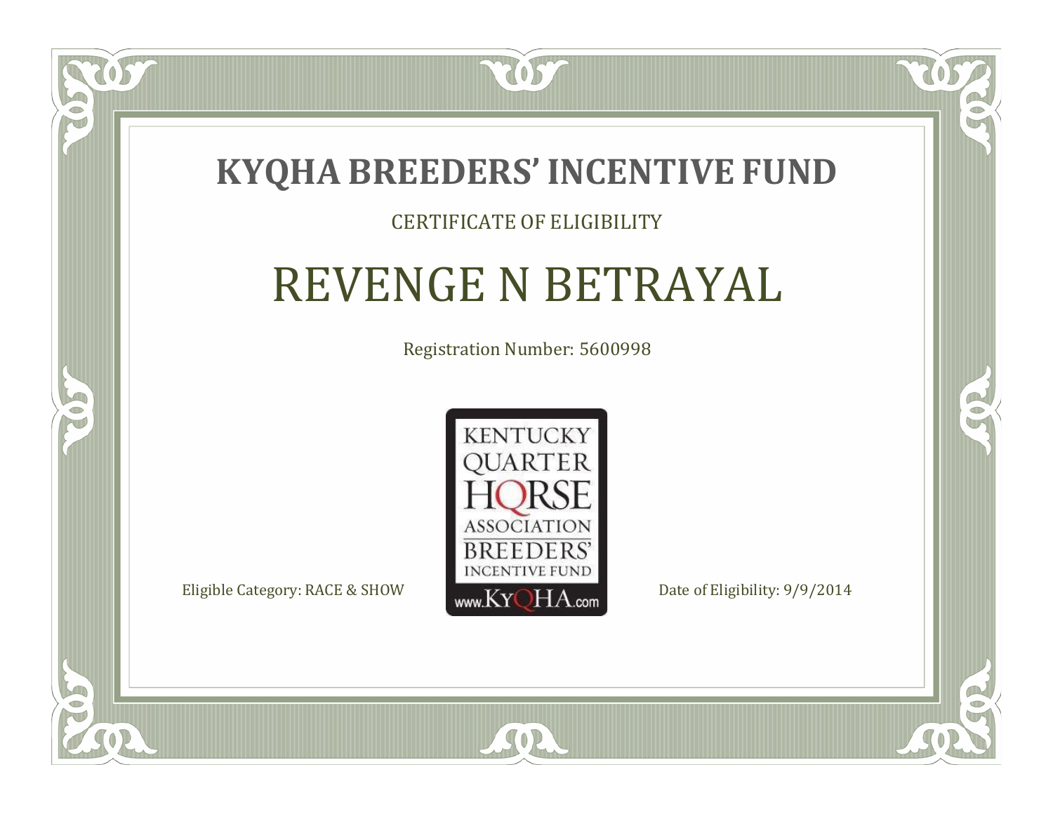# KYQHA BREEDERS' INCENTIVE FUND

CERTIFICATE OF ELIGIBILITY

## REVENGE N BETRAYAL

Registration Number: 5600998

KENTUCKY QUARTER HORSE ASSOCIATION BREEDERS' INCENTIVE FUND www.KyQHA.com

Eligible Category: RACE & SHOW

Date of Eligibility: 9/9/2014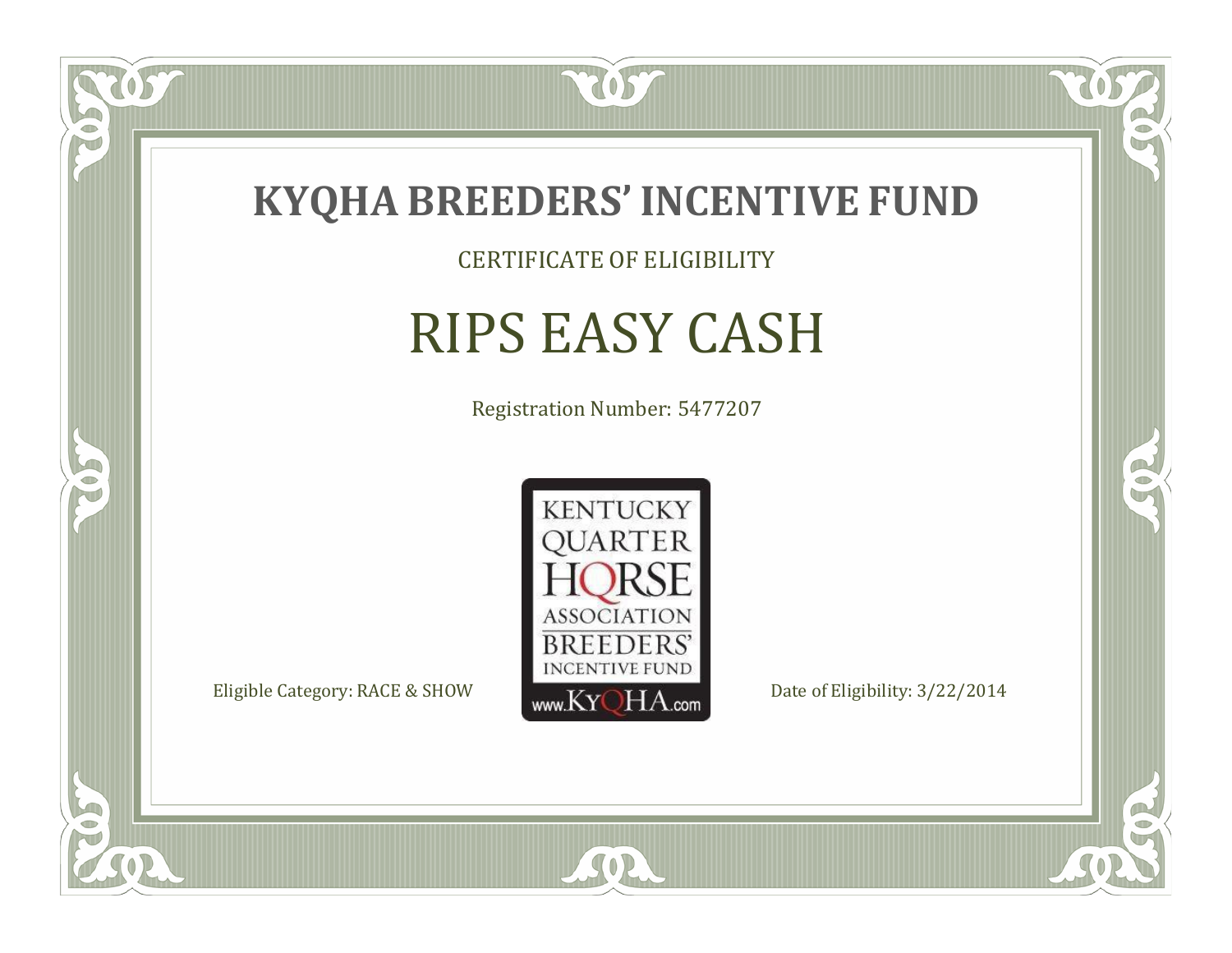# KYQHA BREEDERS' INCENTIVE FUND

CERTIFICATE OF ELIGIBILITY

## RIPS EASY CASH

Registration Number: 5477207

KENTUCKY QUARTER HORSE ASSOCIATION BREEDERS' INCENTIVE FUND www.KyQHA.com

Eligible Category: RACE & SHOW

Date of Eligibility: 3/22/2014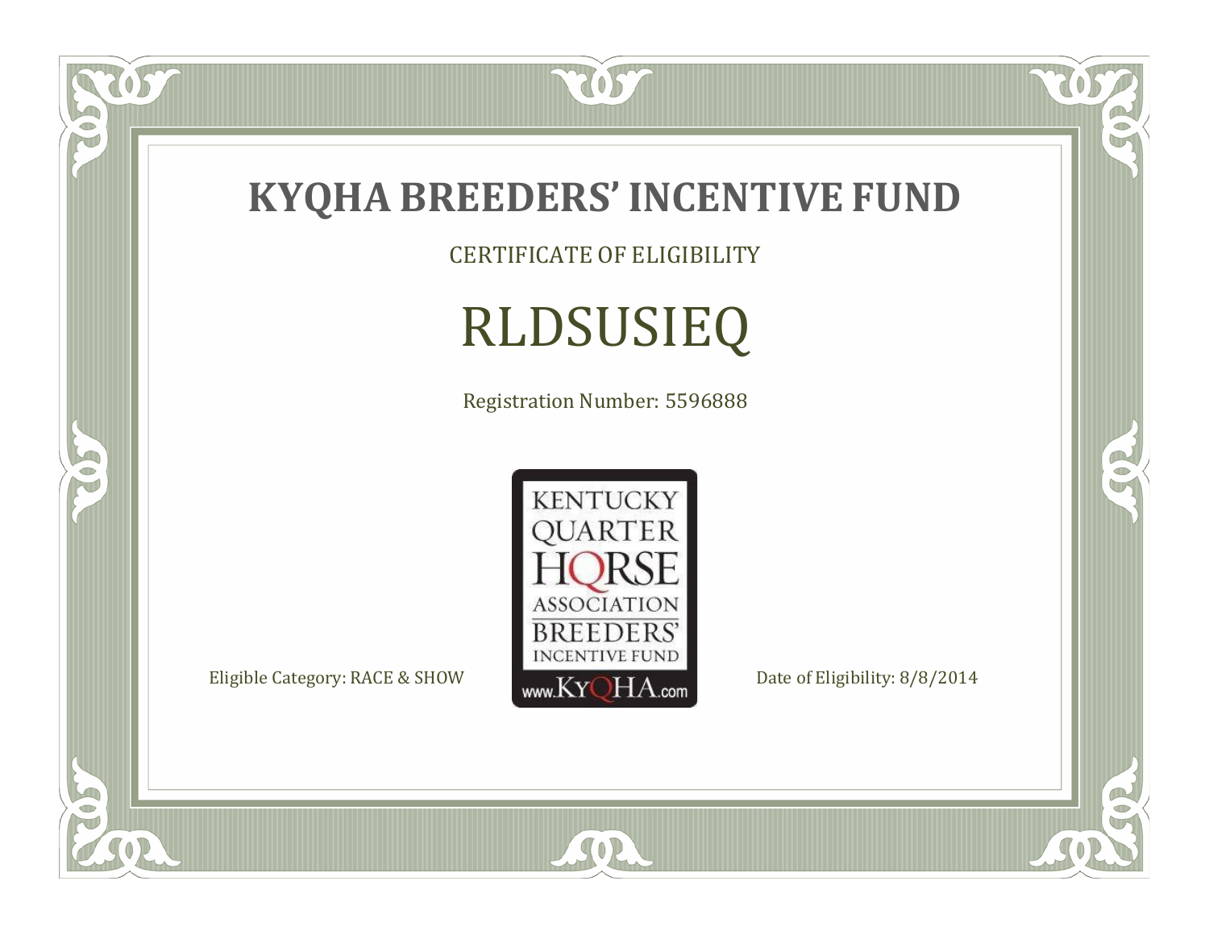# KYQHA BREEDERS' INCENTIVE FUND

CERTIFICATE OF ELIGIBILITY

## RLDSUSIEQ

Registration Number: 5596888

KENTUCKY QUARTER HORSE ASSOCIATION BREEDERS' INCENTIVE FUND www.KyQHA.com

Eligible Category: RACE & SHOW

Date of Eligibility: 8/8/2014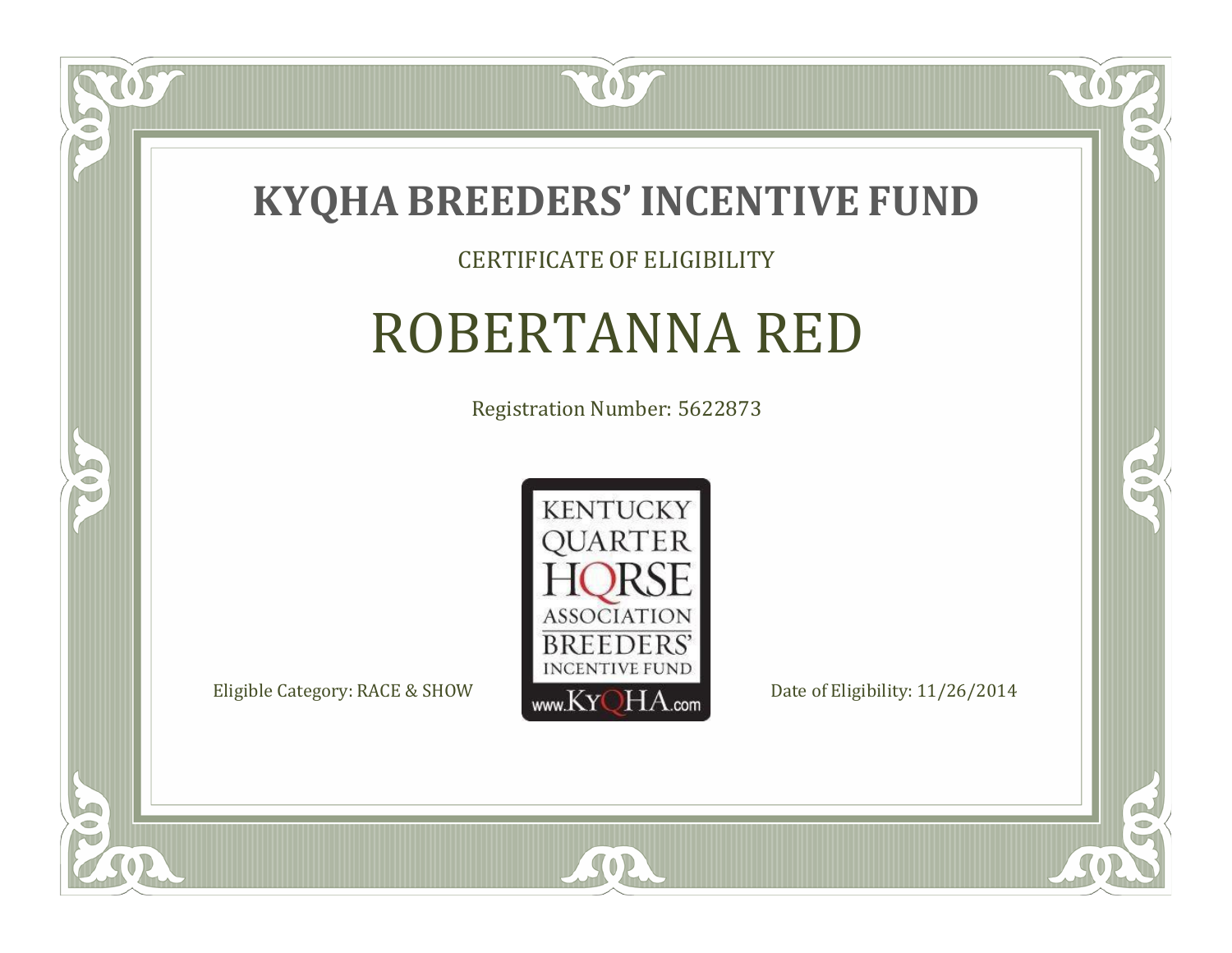# KYQHA BREEDERS' INCENTIVE FUND

CERTIFICATE OF ELIGIBILITY

## ROBERTANNA RED

Registration Number: 5622873

KENTUCKY QUARTER HORSE ASSOCIATION BREEDERS' INCENTIVE FUND www.KyQHA.com

Eligible Category: RACE & SHOW

Date of Eligibility: 11/26/2014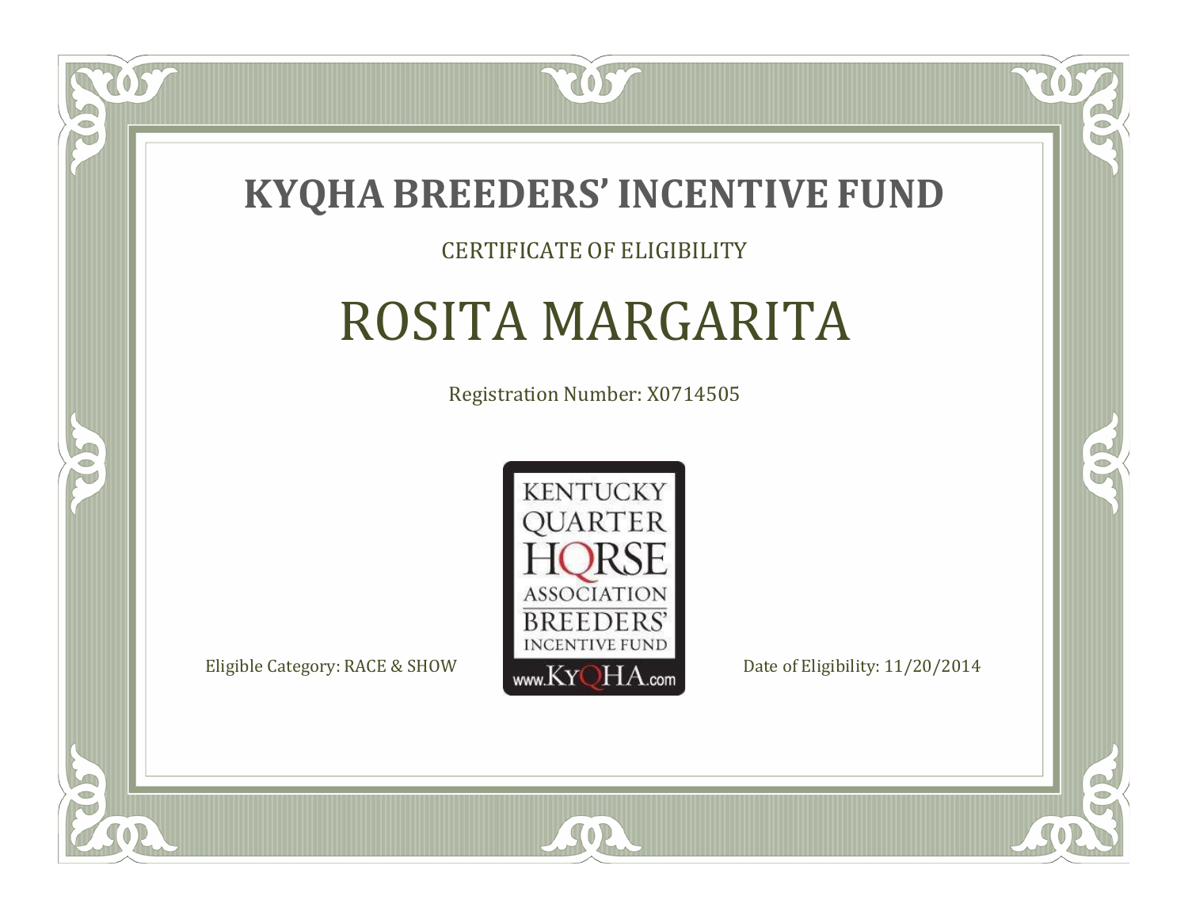# KYQHA BREEDERS' INCENTIVE FUND

CERTIFICATE OF ELIGIBILITY

## ROSITA MARGARITA

Registration Number: X0714505

KENTUCKY QUARTER HORSE ASSOCIATION BREEDERS' INCENTIVE FUND www.KyQHA.com

Eligible Category: RACE & SHOW

Date of Eligibility: 11/20/2014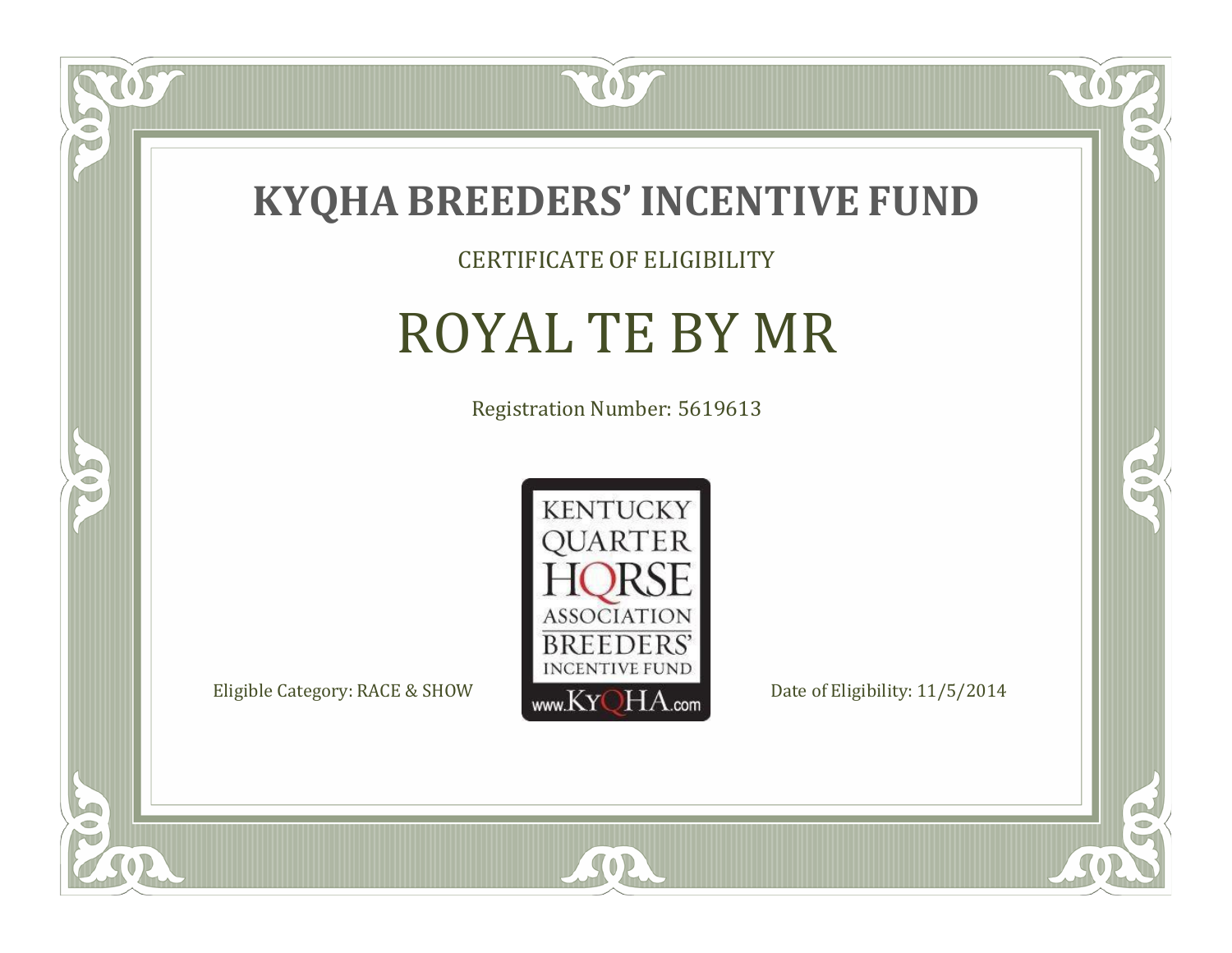# KYQHA BREEDERS' INCENTIVE FUND

CERTIFICATE OF ELIGIBILITY

## ROYAL TE BY MR

Registration Number: 5619613

KENTUCKY QUARTER HORSE ASSOCIATION BREEDERS' INCENTIVE FUND www.KyQHA.com

Eligible Category: RACE & SHOW

Date of Eligibility: 11/5/2014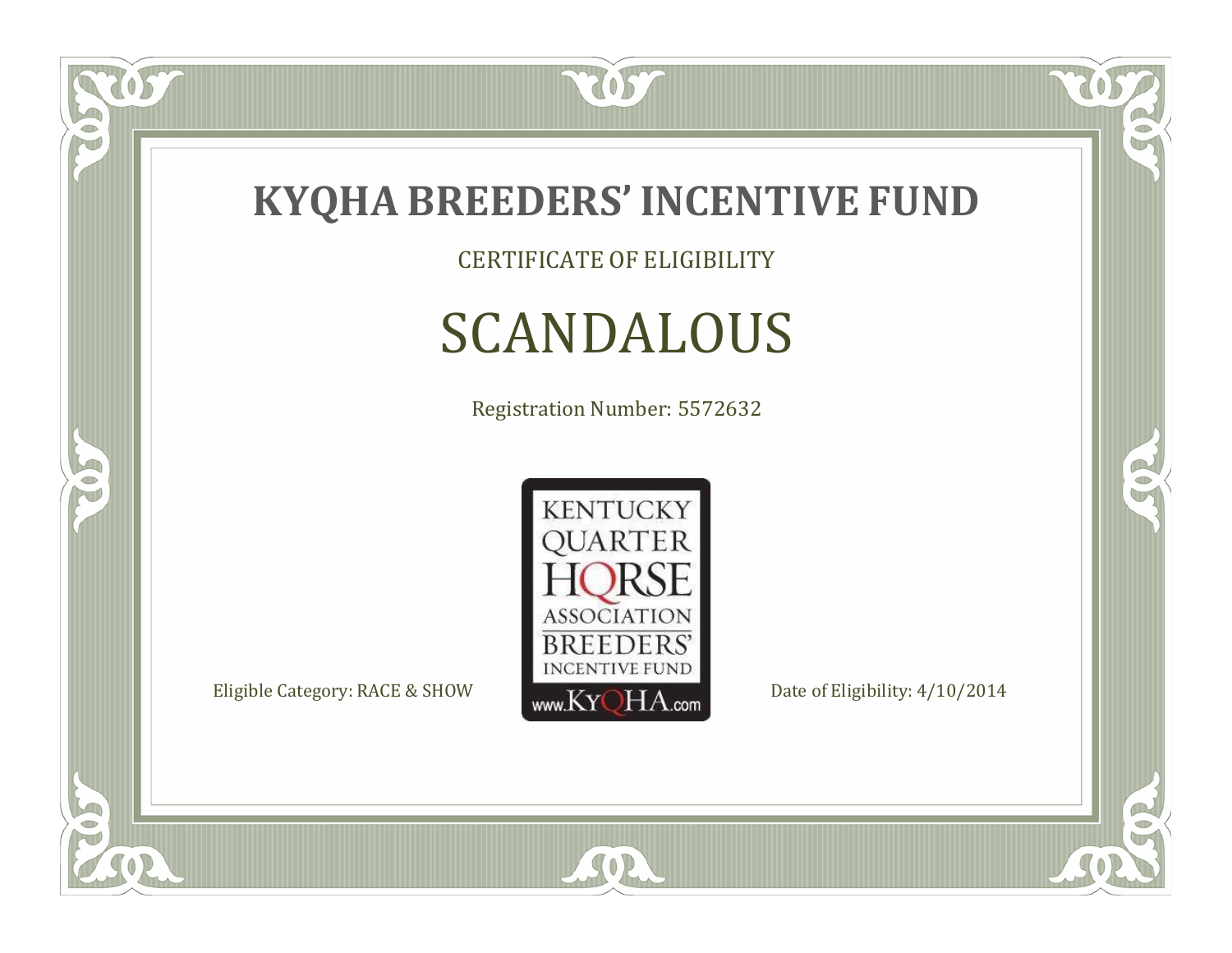# KYQHA BREEDERS' INCENTIVE FUND

CERTIFICATE OF ELIGIBILITY

## SCANDALOUS

Registration Number: 5572632

KENTUCKY QUARTER HORSE ASSOCIATION BREEDERS' INCENTIVE FUND www.KyQHA.com

Eligible Category: RACE & SHOW

Date of Eligibility: 4/10/2014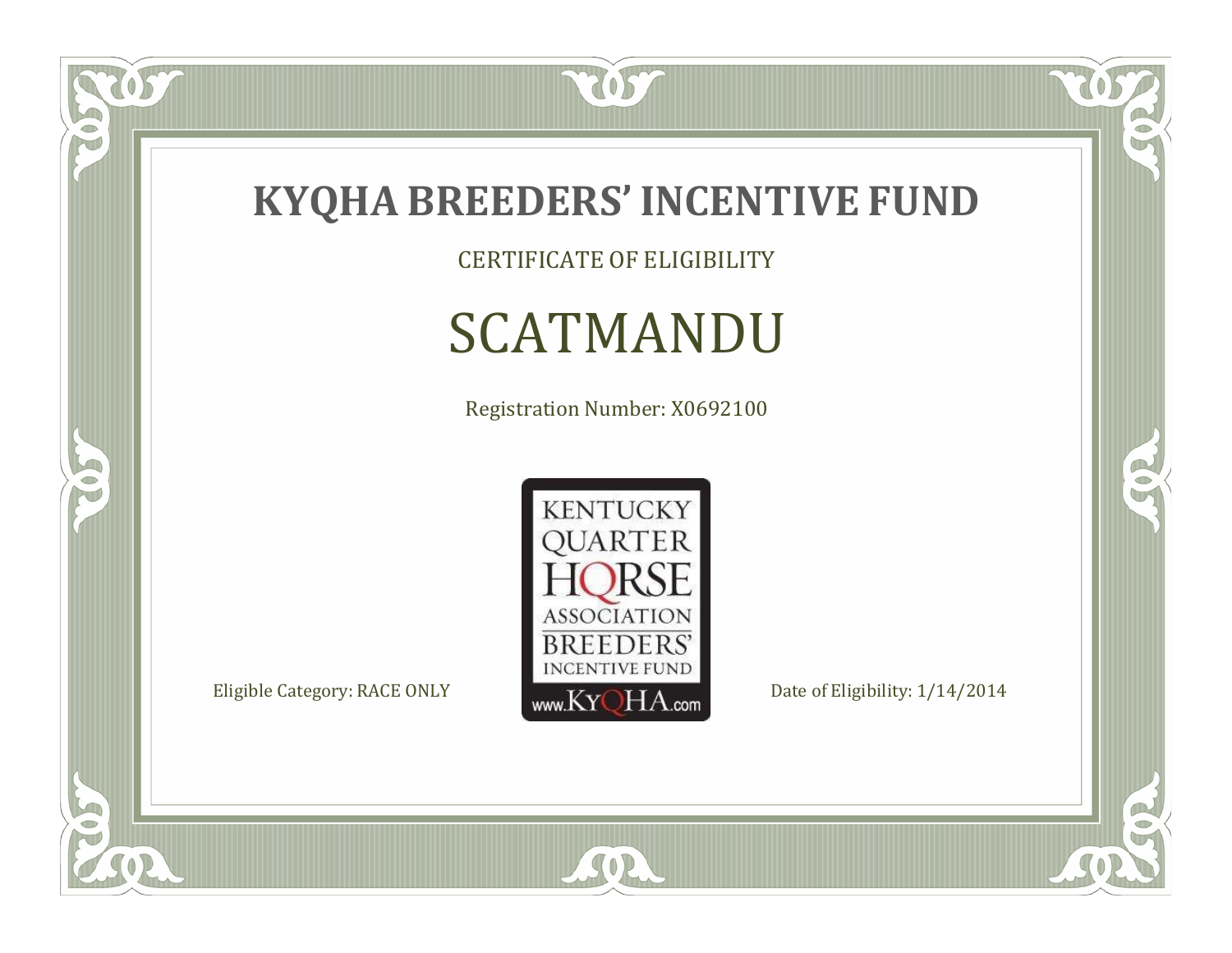# KYQHA BREEDERS' INCENTIVE FUND

CERTIFICATE OF ELIGIBILITY

## SCATMANDU

Registration Number: X0692100

KENTUCKY QUARTER HORSE ASSOCIATION BREEDERS' INCENTIVE FUND
www.KyQHA.com

Eligible Category: RACE ONLY

Date of Eligibility: 1/14/2014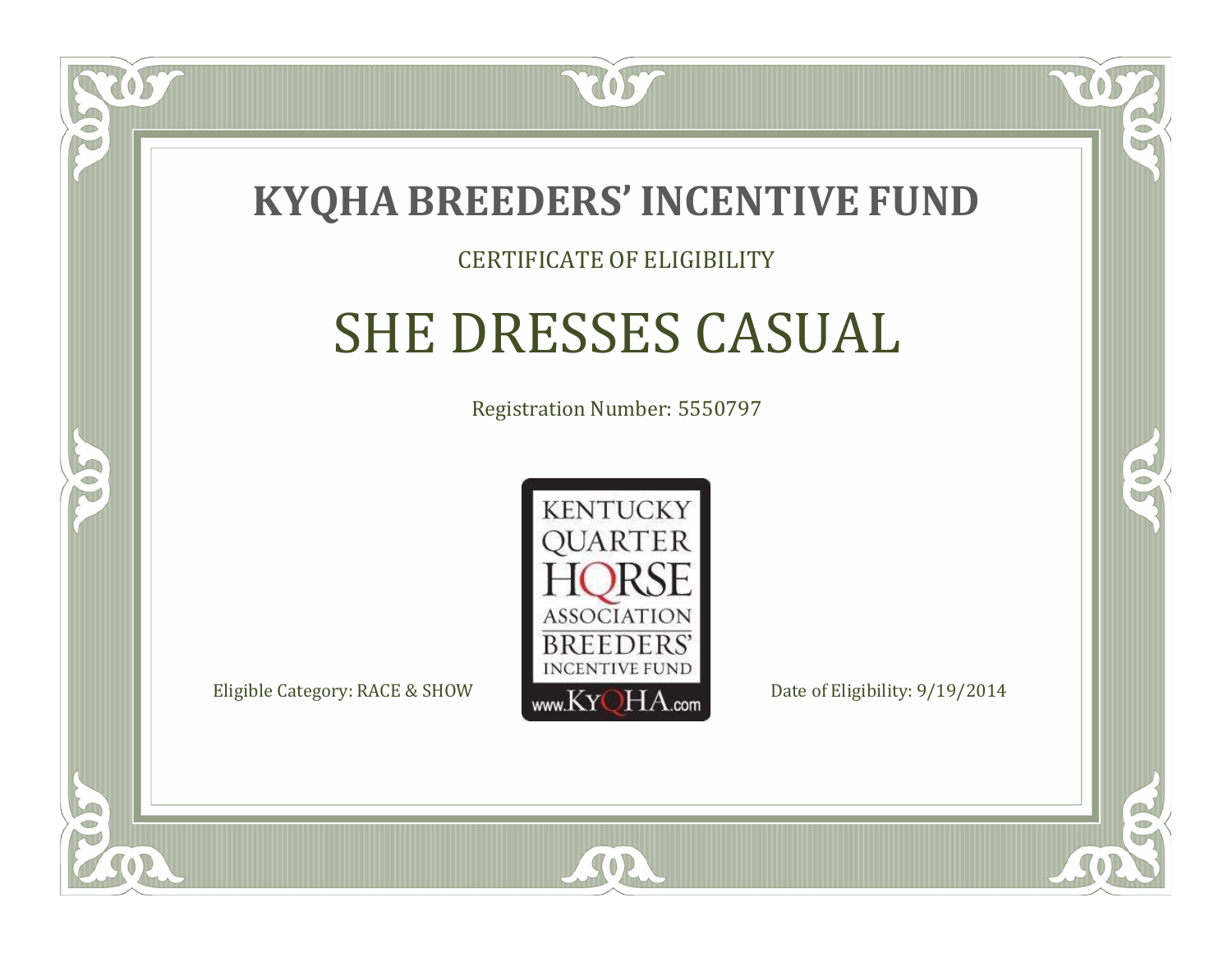# KYQHA BREEDERS' INCENTIVE FUND

CERTIFICATE OF ELIGIBILITY

## SHE DRESSES CASUAL

Registration Number: 5550797

KENTUCKY QUARTER HORSE ASSOCIATION BREEDERS' INCENTIVE FUND
www.KyQHA.com

Eligible Category: RACE & SHOW

Date of Eligibility: 9/19/2014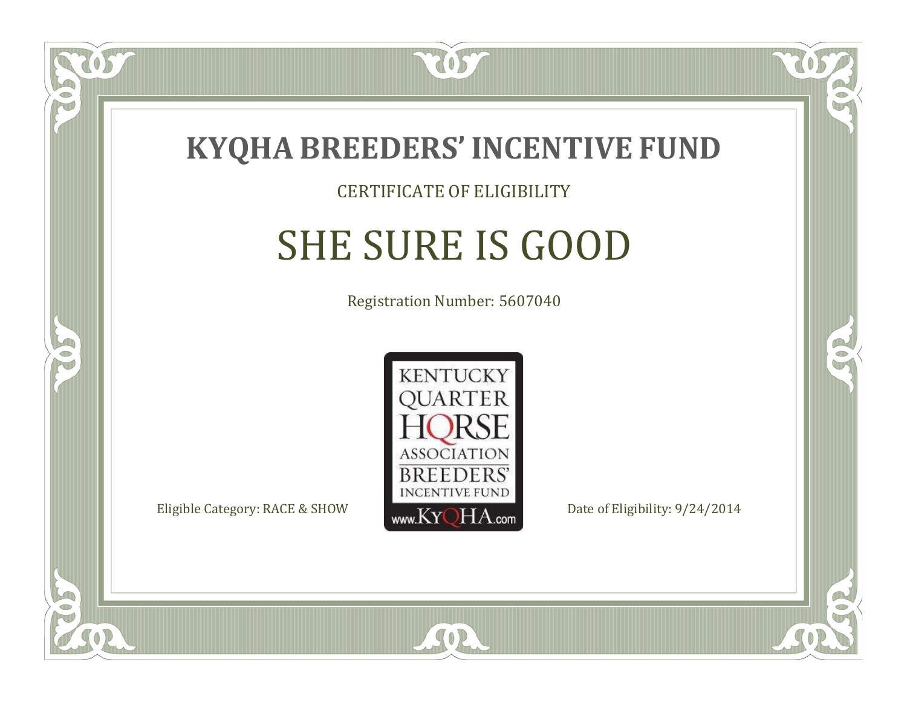# KYQHA BREEDERS' INCENTIVE FUND

CERTIFICATE OF ELIGIBILITY

## SHE SURE IS GOOD

Registration Number: 5607040

KENTUCKY QUARTER HORSE ASSOCIATION BREEDERS' INCENTIVE FUND
www.KyQHA.com

Eligible Category: RACE & SHOW

Date of Eligibility: 9/24/2014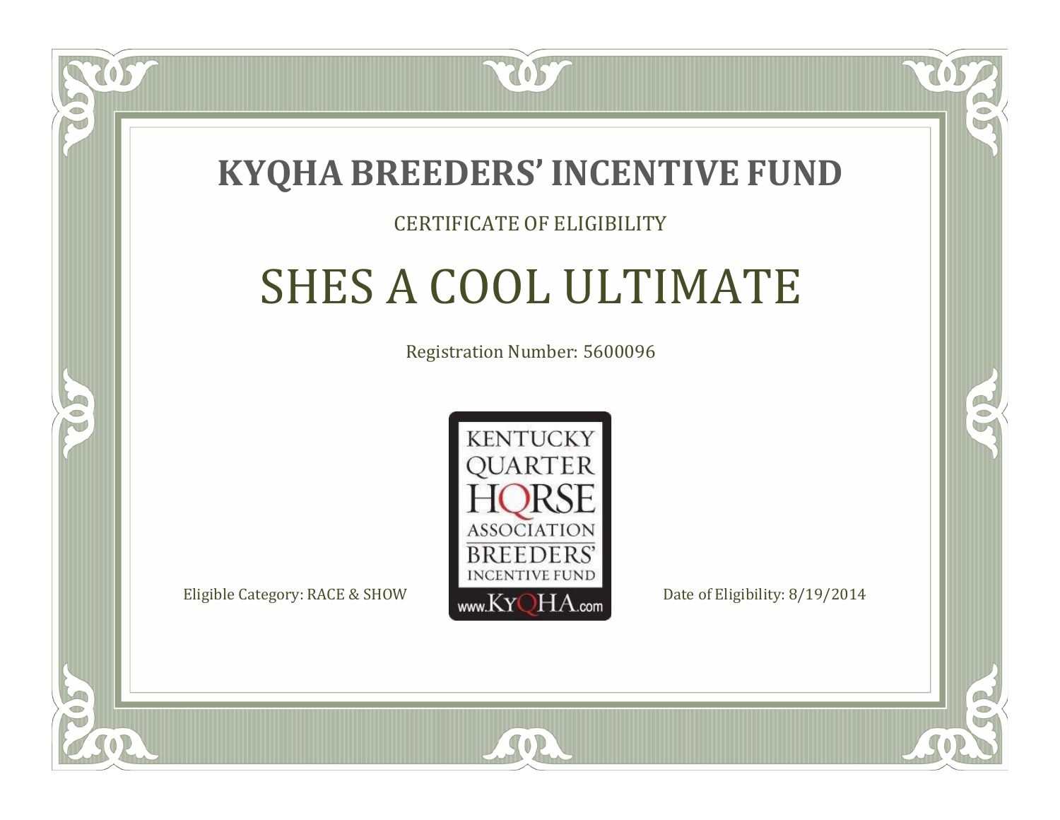# KYQHA BREEDERS' INCENTIVE FUND

CERTIFICATE OF ELIGIBILITY

## SHES A COOL ULTIMATE

Registration Number: 5600096

KENTUCKY QUARTER HORSE ASSOCIATION BREEDERS' INCENTIVE FUND www.KyQHA.com

Eligible Category: RACE & SHOW

Date of Eligibility: 8/19/2014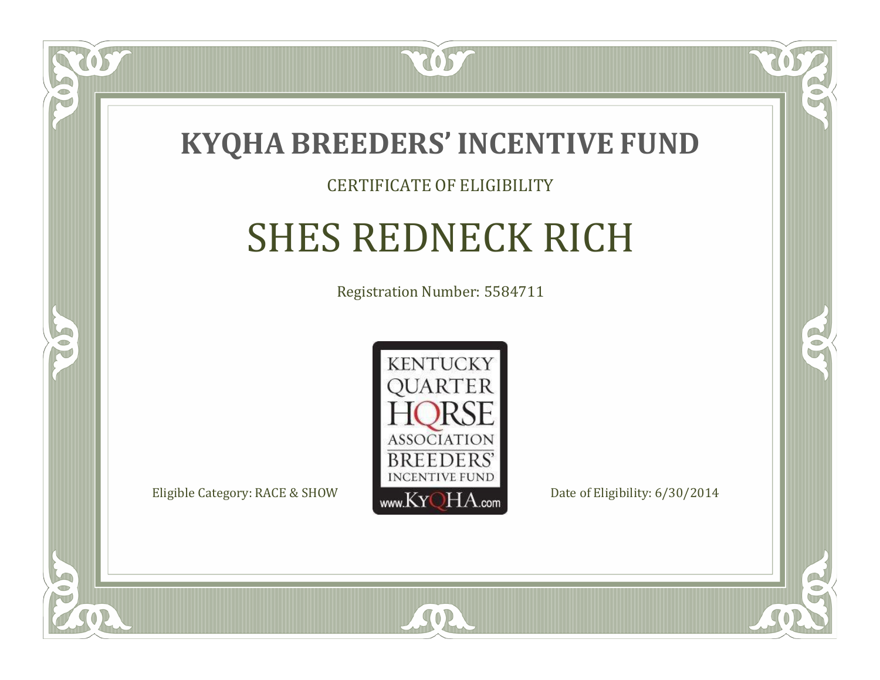# KYQHA BREEDERS' INCENTIVE FUND

CERTIFICATE OF ELIGIBILITY

## SHES REDNECK RICH

Registration Number: 5584711

KENTUCKY QUARTER HORSE ASSOCIATION BREEDERS' INCENTIVE FUND www.KyQHA.com

Eligible Category: RACE & SHOW

Date of Eligibility: 6/30/2014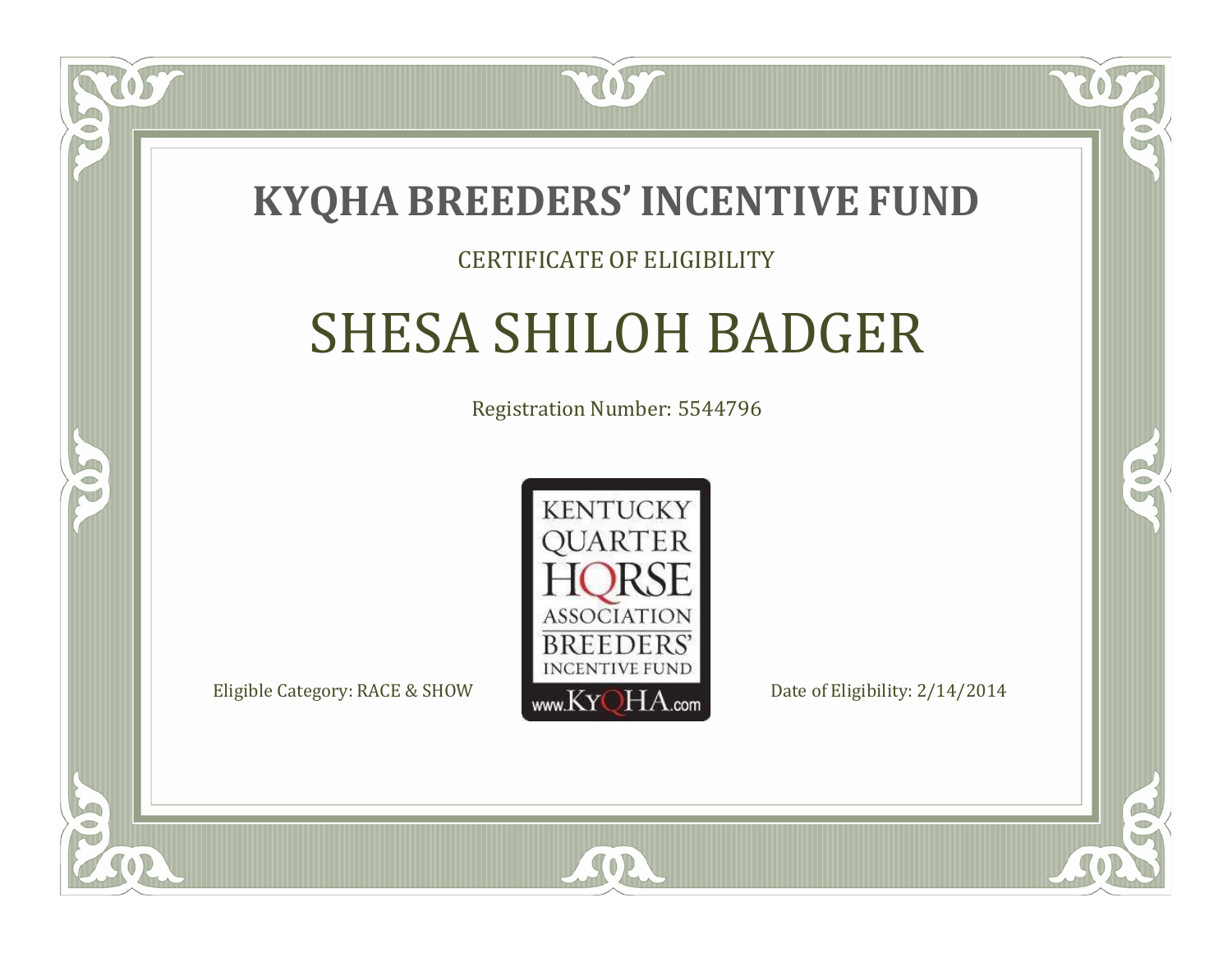# KYQHA BREEDERS' INCENTIVE FUND

CERTIFICATE OF ELIGIBILITY

## SHESA SHILOH BADGER

Registration Number: 5544796

KENTUCKY QUARTER HORSE ASSOCIATION BREEDERS' INCENTIVE FUND www.KyQHA.com

Eligible Category: RACE & SHOW

Date of Eligibility: 2/14/2014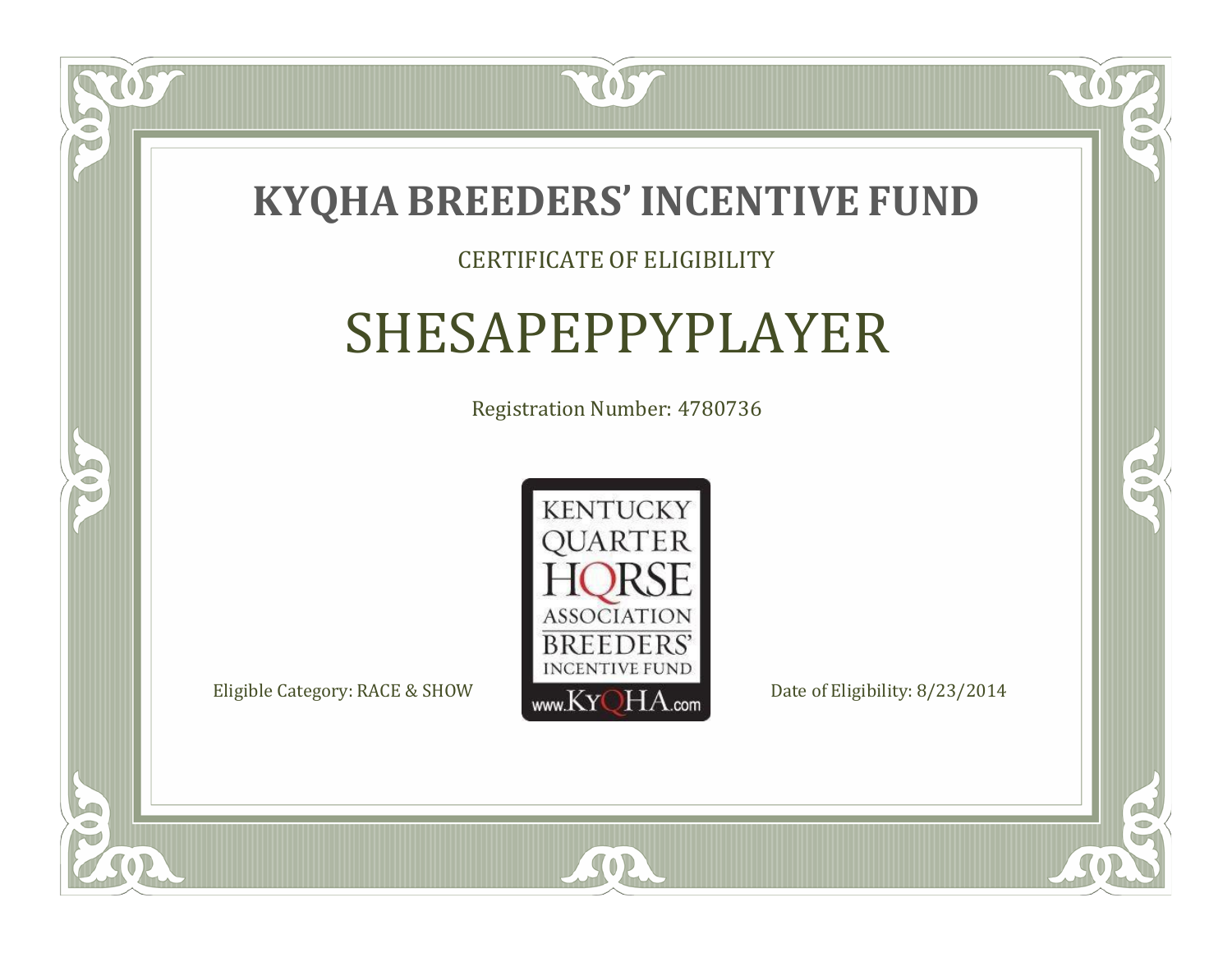# KYQHA BREEDERS' INCENTIVE FUND

CERTIFICATE OF ELIGIBILITY

## SHESAPEPPYPLAYER

Registration Number: 4780736

KENTUCKY QUARTER HORSE ASSOCIATION BREEDERS' INCENTIVE FUND
www.KyQHA.com

Eligible Category: RACE & SHOW

Date of Eligibility: 8/23/2014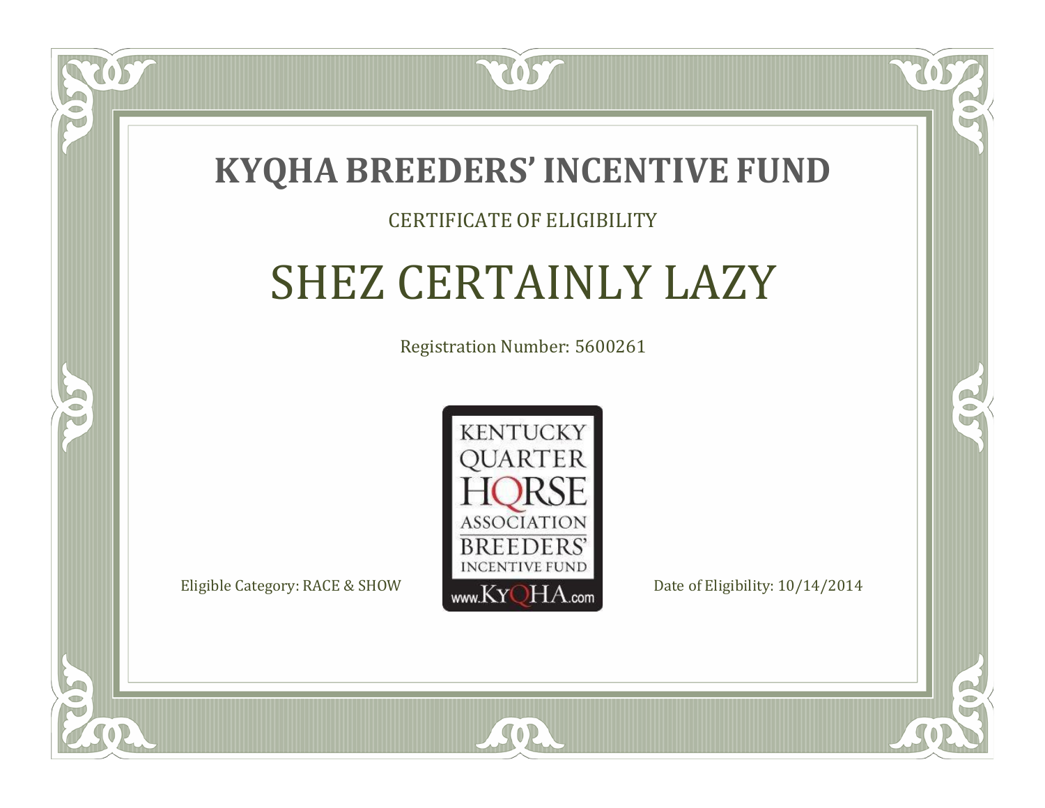# KYQHA BREEDERS' INCENTIVE FUND

CERTIFICATE OF ELIGIBILITY

## SHEZ CERTAINLY LAZY

Registration Number: 5600261

KENTUCKY QUARTER HORSE ASSOCIATION BREEDERS' INCENTIVE FUND

www.KyQHA.com

Eligible Category: RACE & SHOW

Date of Eligibility: 10/14/2014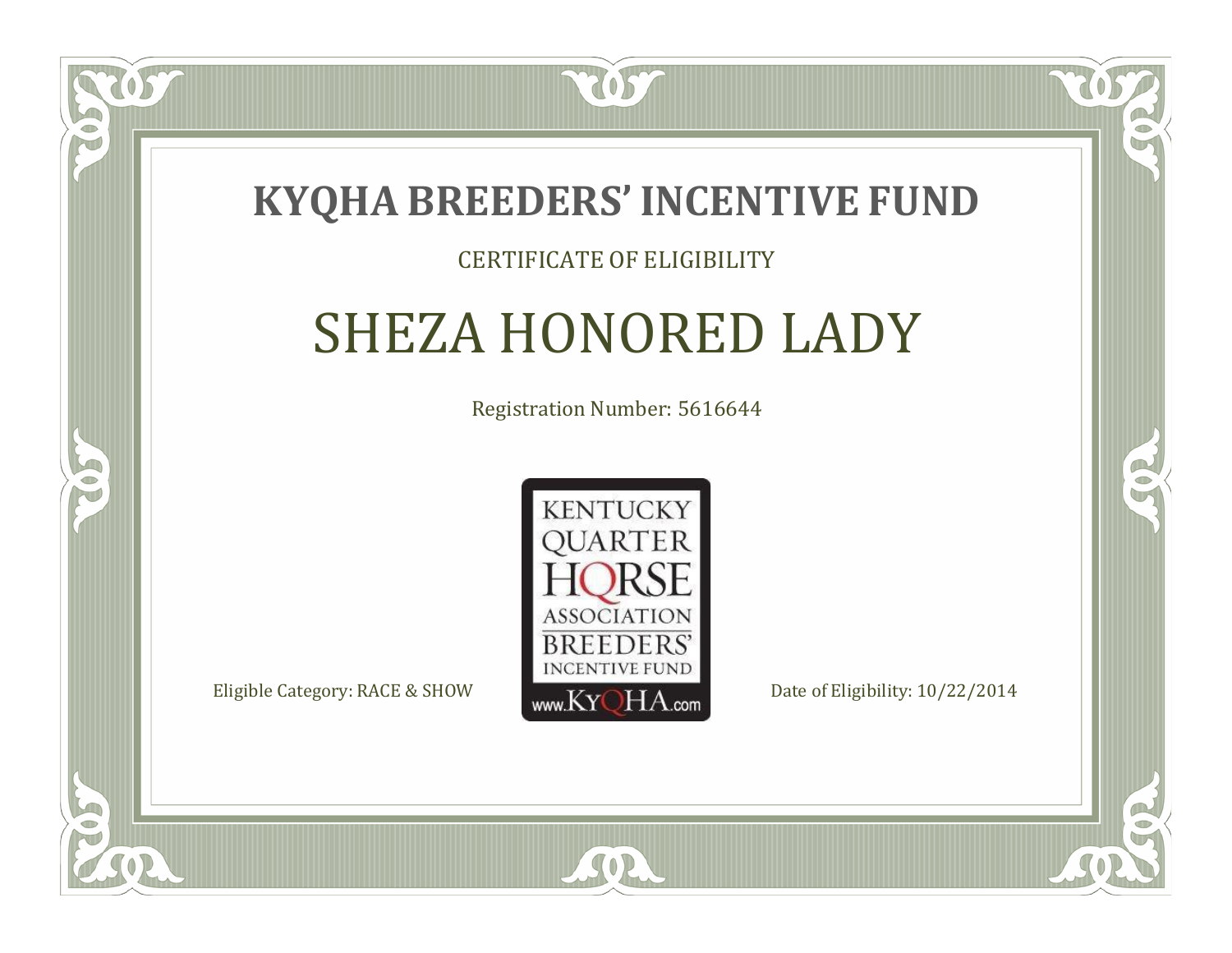# KYQHA BREEDERS' INCENTIVE FUND

CERTIFICATE OF ELIGIBILITY

## SHEZA HONORED LADY

Registration Number: 5616644

KENTUCKY QUARTER HORSE ASSOCIATION BREEDERS' INCENTIVE FUND
www.KyQHA.com

Eligible Category: RACE & SHOW

Date of Eligibility: 10/22/2014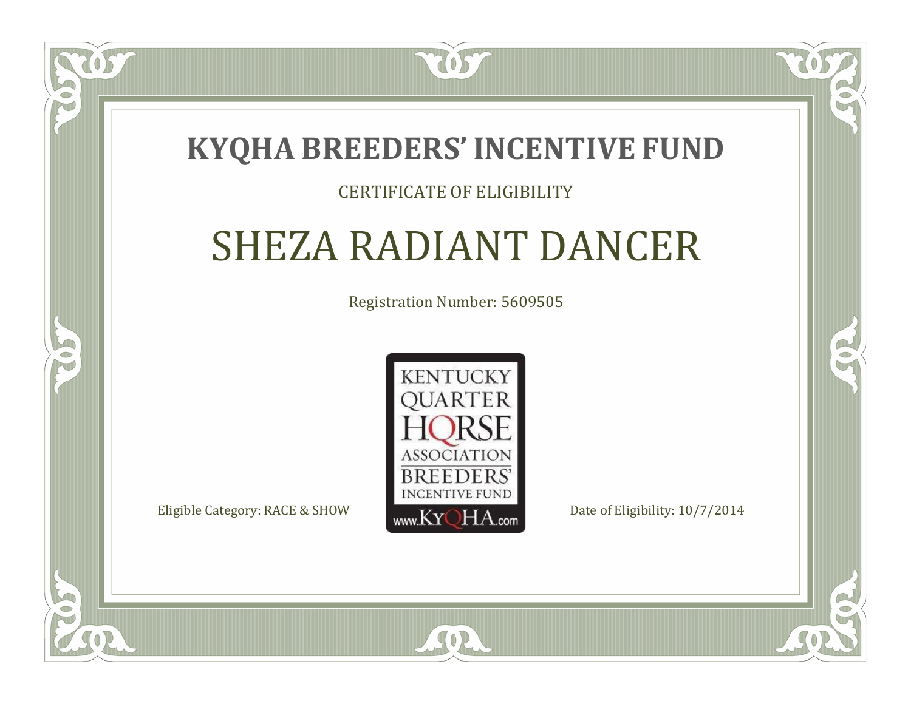# KYQHA BREEDERS' INCENTIVE FUND

CERTIFICATE OF ELIGIBILITY

## SHEZA RADIANT DANCER

Registration Number: 5609505

KENTUCKY QUARTER HORSE ASSOCIATION BREEDERS' INCENTIVE FUND www.KyQHA.com

Eligible Category: RACE & SHOW

Date of Eligibility: 10/7/2014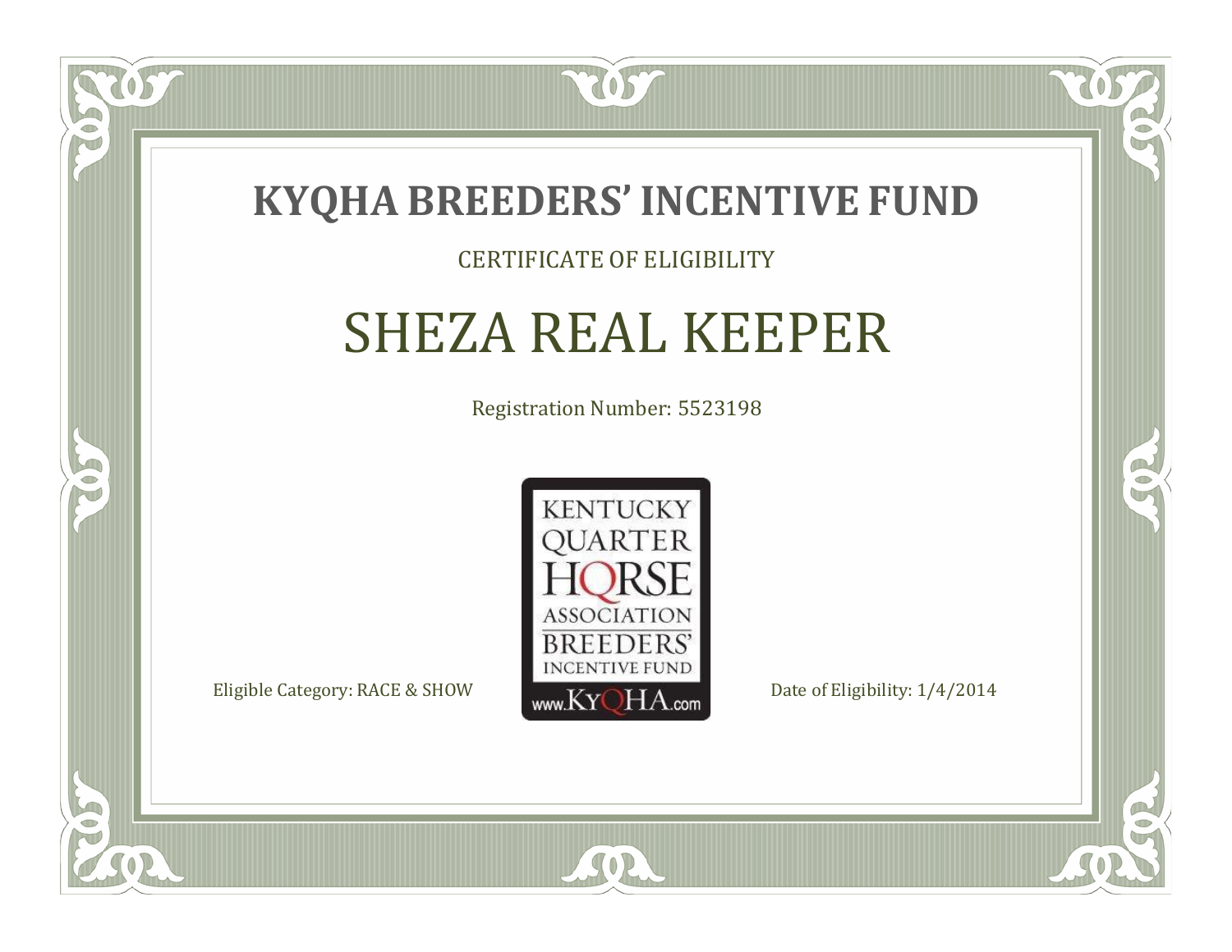# KYQHA BREEDERS' INCENTIVE FUND

CERTIFICATE OF ELIGIBILITY

## SHEZA REAL KEEPER

Registration Number: 5523198

KENTUCKY QUARTER HORSE ASSOCIATION BREEDERS' INCENTIVE FUND www.KyQHA.com

Eligible Category: RACE & SHOW

Date of Eligibility: 1/4/2014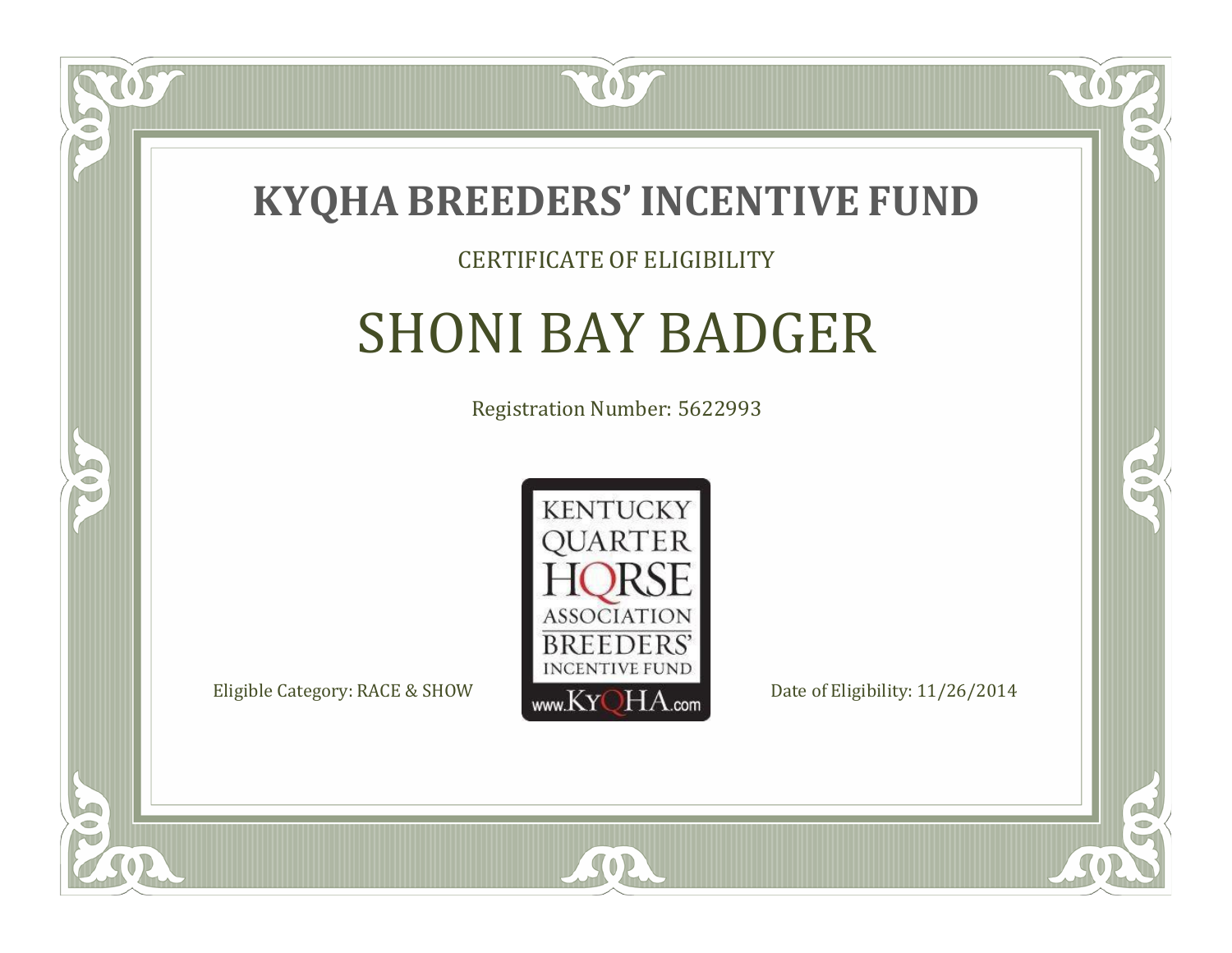# KYQHA BREEDERS' INCENTIVE FUND

CERTIFICATE OF ELIGIBILITY

## SHONI BAY BADGER

Registration Number: 5622993

KENTUCKY QUARTER HORSE ASSOCIATION BREEDERS' INCENTIVE FUND

www.KyQHA.com

Eligible Category: RACE & SHOW

Date of Eligibility: 11/26/2014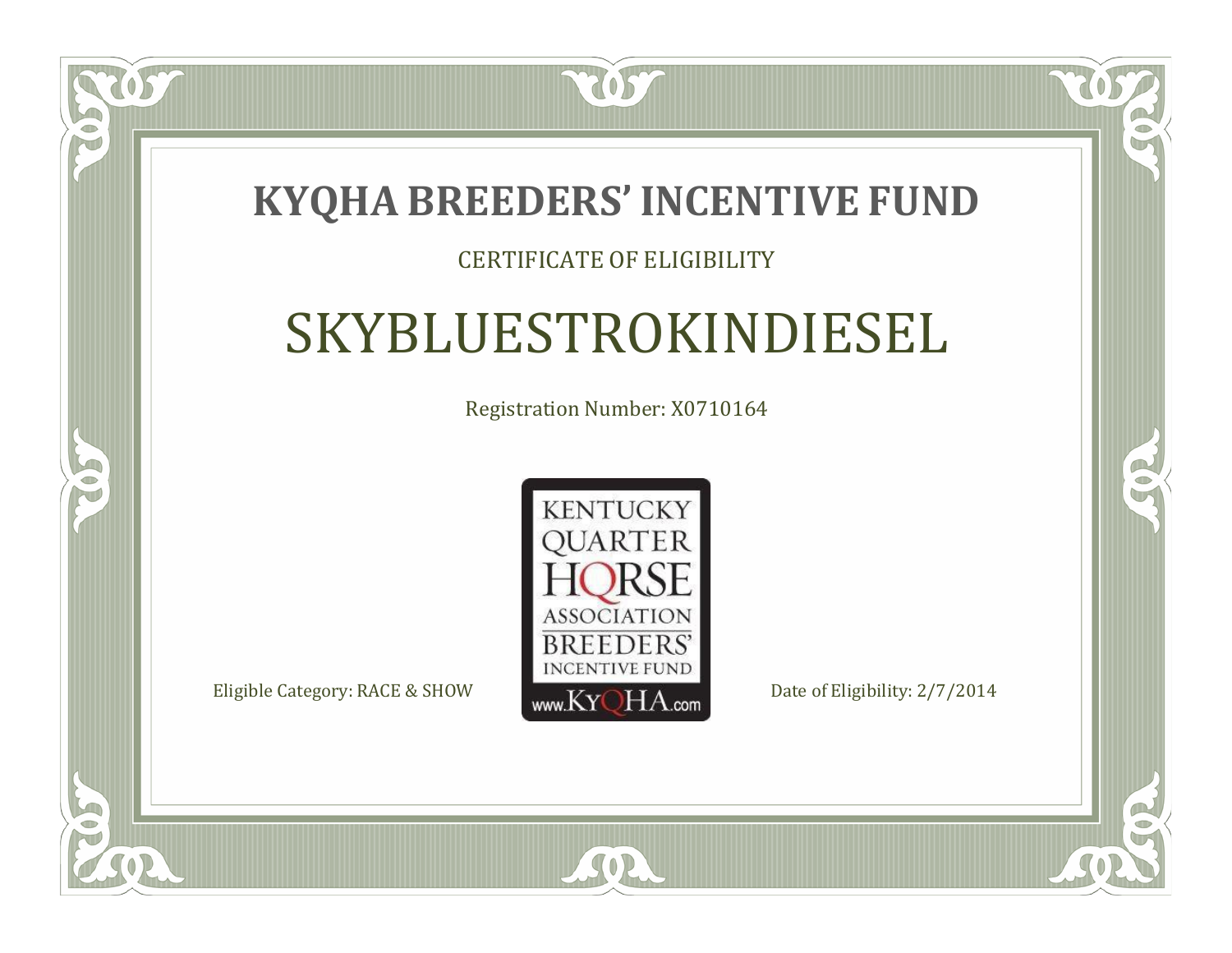# KYQHA BREEDERS' INCENTIVE FUND

CERTIFICATE OF ELIGIBILITY

## SKYBLUESTROKINDIESEL

Registration Number: X0710164

KENTUCKY QUARTER HORSE ASSOCIATION BREEDERS' INCENTIVE FUND www.KyQHA.com

Eligible Category: RACE & SHOW

Date of Eligibility: 2/7/2014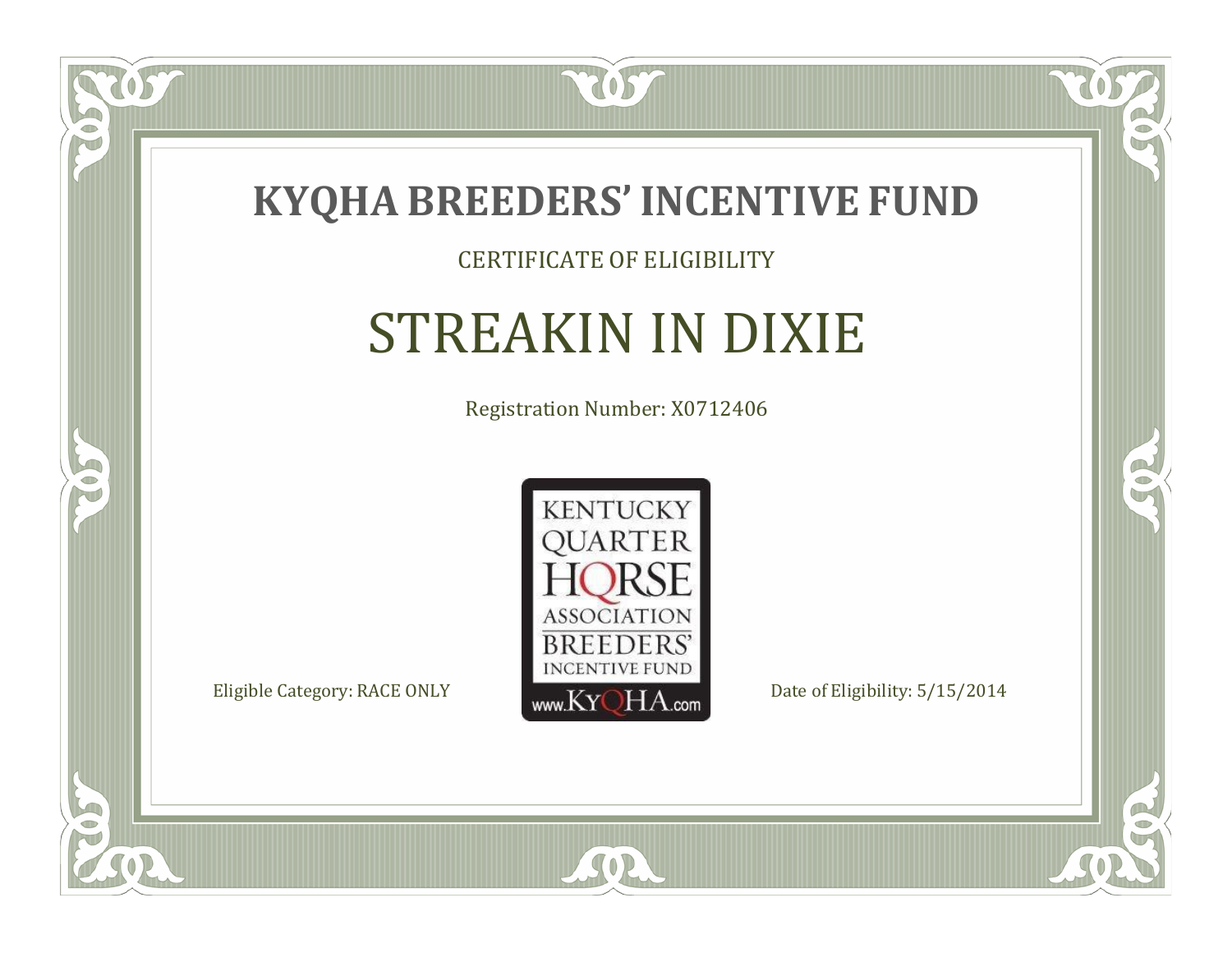# KYQHA BREEDERS' INCENTIVE FUND

CERTIFICATE OF ELIGIBILITY

## STREAKIN IN DIXIE

Registration Number: X0712406

KENTUCKY QUARTER HORSE ASSOCIATION BREEDERS' INCENTIVE FUND www.KyQHA.com

Eligible Category: RACE ONLY

Date of Eligibility: 5/15/2014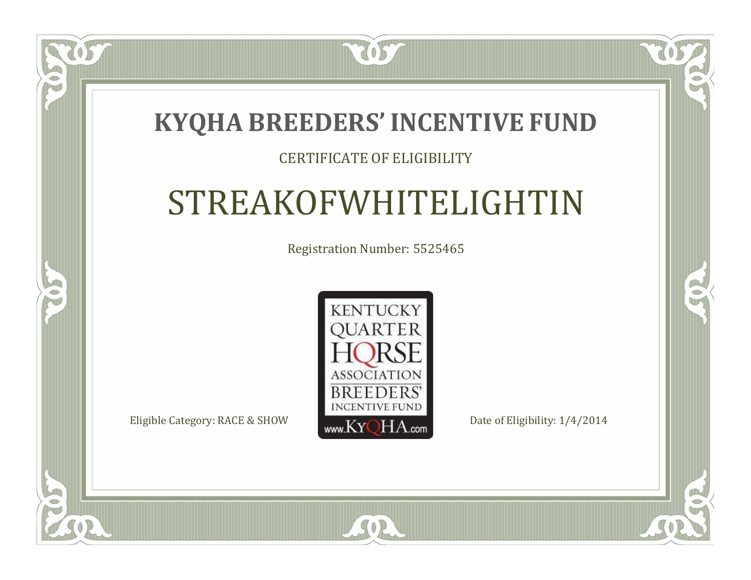# KYQHA BREEDERS' INCENTIVE FUND

CERTIFICATE OF ELIGIBILITY

## STREAKOFWHITELIGHTIN

Registration Number: 5525465

KENTUCKY QUARTER HORSE ASSOCIATION BREEDERS' INCENTIVE FUND www.KyQHA.com

Eligible Category: RACE & SHOW

Date of Eligibility: 1/4/2014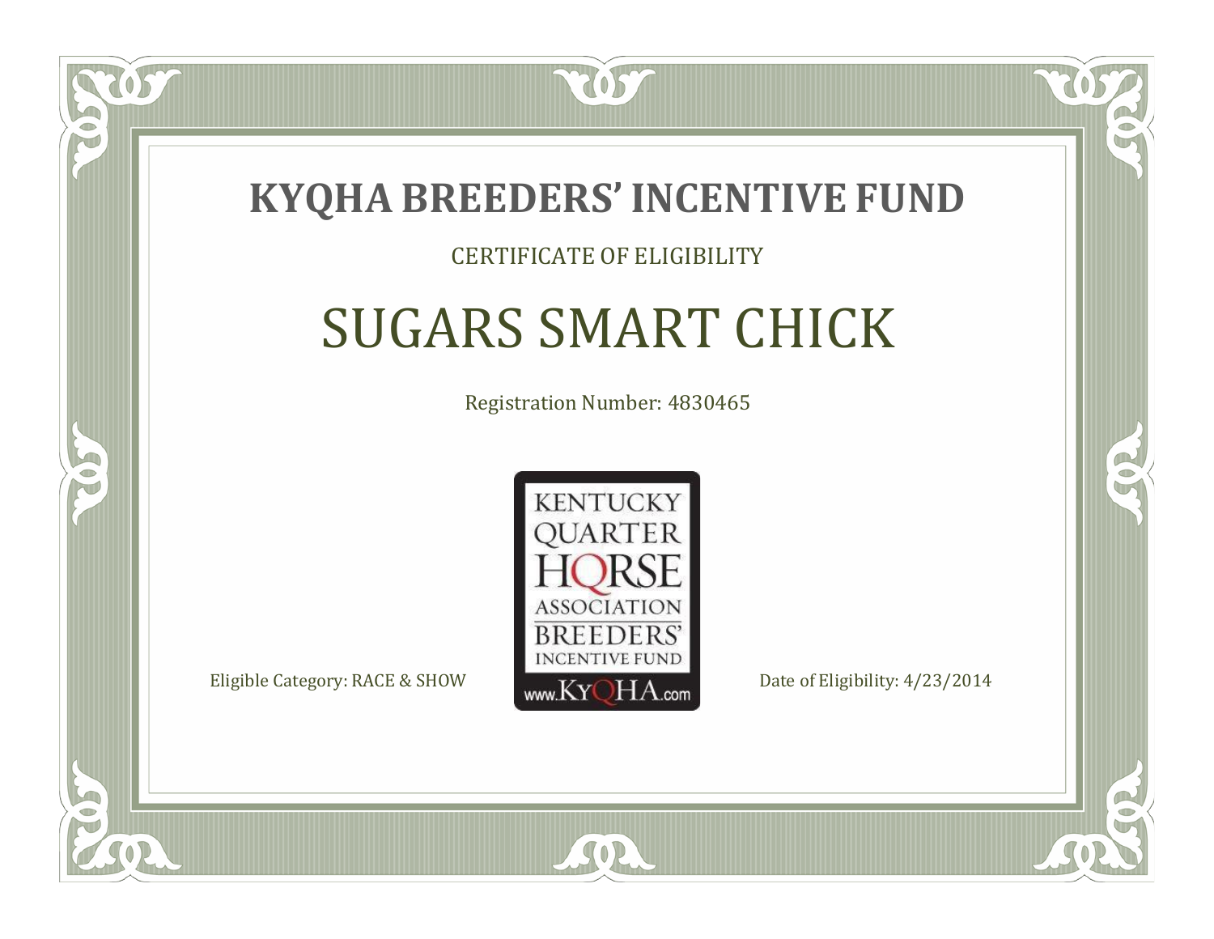# KYQHA BREEDERS' INCENTIVE FUND

CERTIFICATE OF ELIGIBILITY

## SUGARS SMART CHICK

Registration Number: 4830465

KENTUCKY QUARTER HORSE ASSOCIATION BREEDERS' INCENTIVE FUND www.KyQHA.com

Eligible Category: RACE & SHOW

Date of Eligibility: 4/23/2014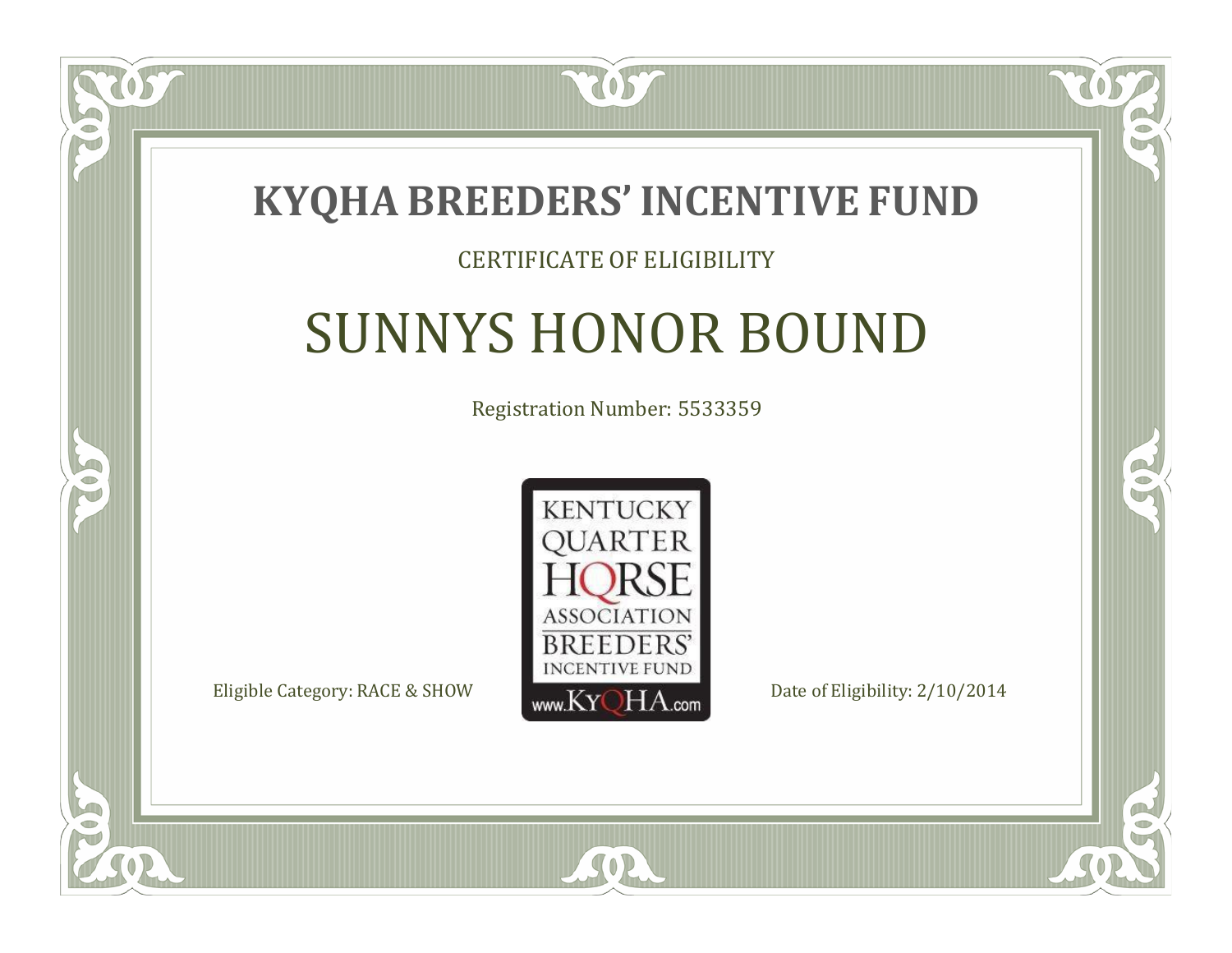# KYQHA BREEDERS' INCENTIVE FUND

CERTIFICATE OF ELIGIBILITY

## SUNNYS HONOR BOUND

Registration Number: 5533359

KENTUCKY QUARTER HORSE ASSOCIATION BREEDERS' INCENTIVE FUND www.KyQHA.com

Eligible Category: RACE & SHOW

Date of Eligibility: 2/10/2014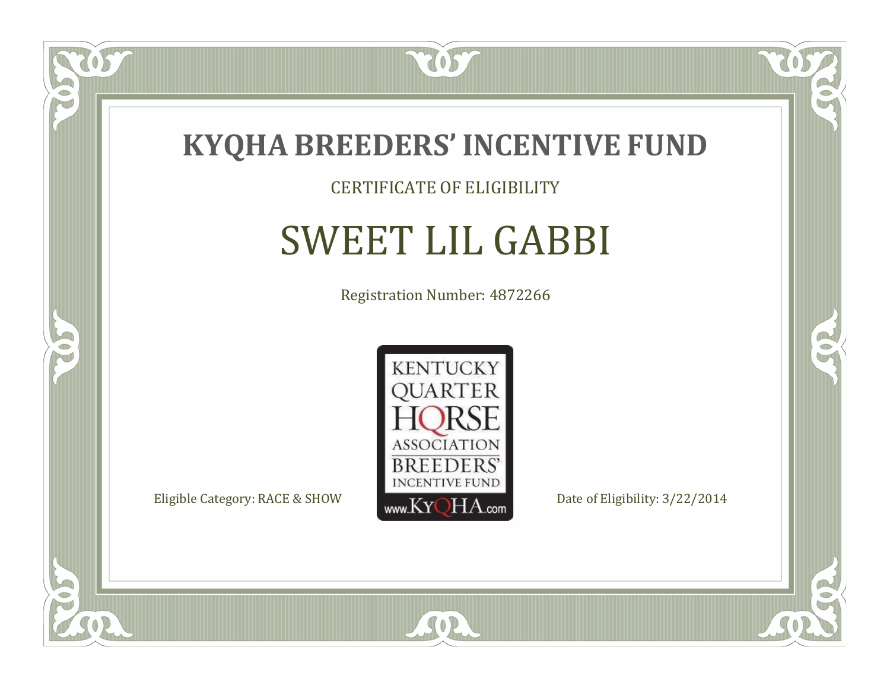# KYQHA BREEDERS' INCENTIVE FUND

CERTIFICATE OF ELIGIBILITY

## SWEET LIL GABBI

Registration Number: 4872266

KENTUCKY QUARTER HORSE ASSOCIATION BREEDERS' INCENTIVE FUND www.KyQHA.com

Eligible Category: RACE & SHOW

Date of Eligibility: 3/22/2014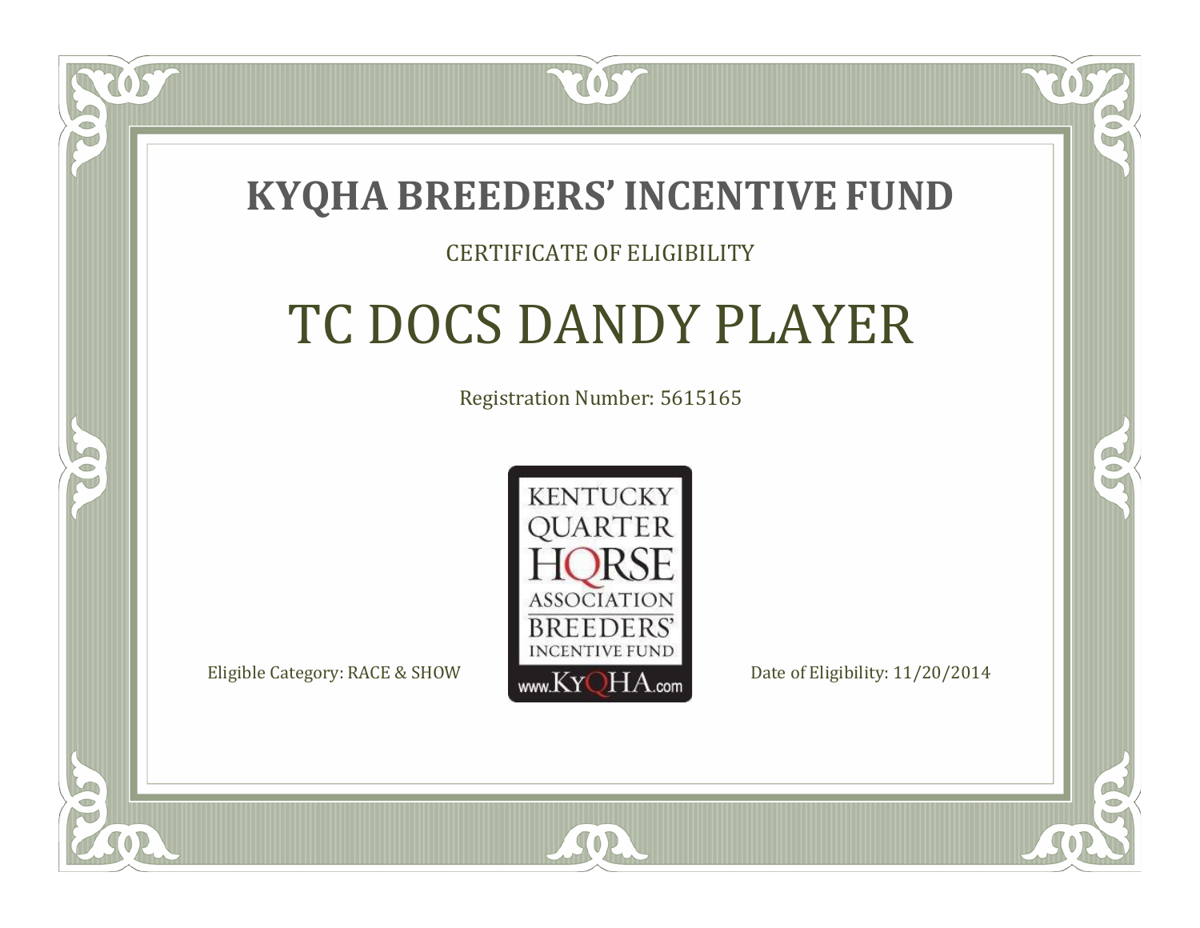# KYQHA BREEDERS' INCENTIVE FUND

CERTIFICATE OF ELIGIBILITY

## TC DOCS DANDY PLAYER

Registration Number: 5615165

KENTUCKY QUARTER HORSE ASSOCIATION BREEDERS' INCENTIVE FUND www.KyQHA.com

Eligible Category: RACE & SHOW

Date of Eligibility: 11/20/2014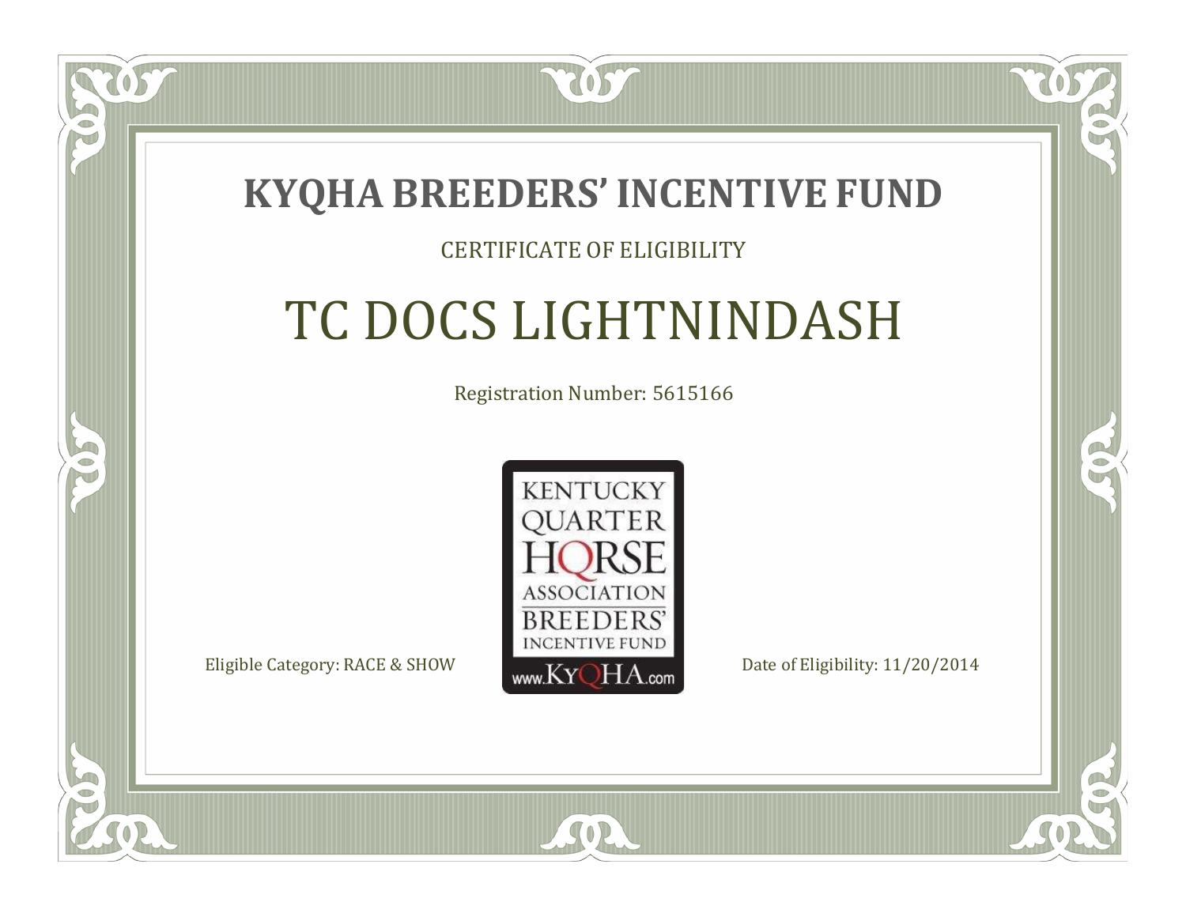# KYQHA BREEDERS' INCENTIVE FUND

CERTIFICATE OF ELIGIBILITY

## TC DOCS LIGHTNINDASH

Registration Number: 5615166

KENTUCKY QUARTER HORSE ASSOCIATION BREEDERS' INCENTIVE FUND www.KyQHA.com

Eligible Category: RACE & SHOW

Date of Eligibility: 11/20/2014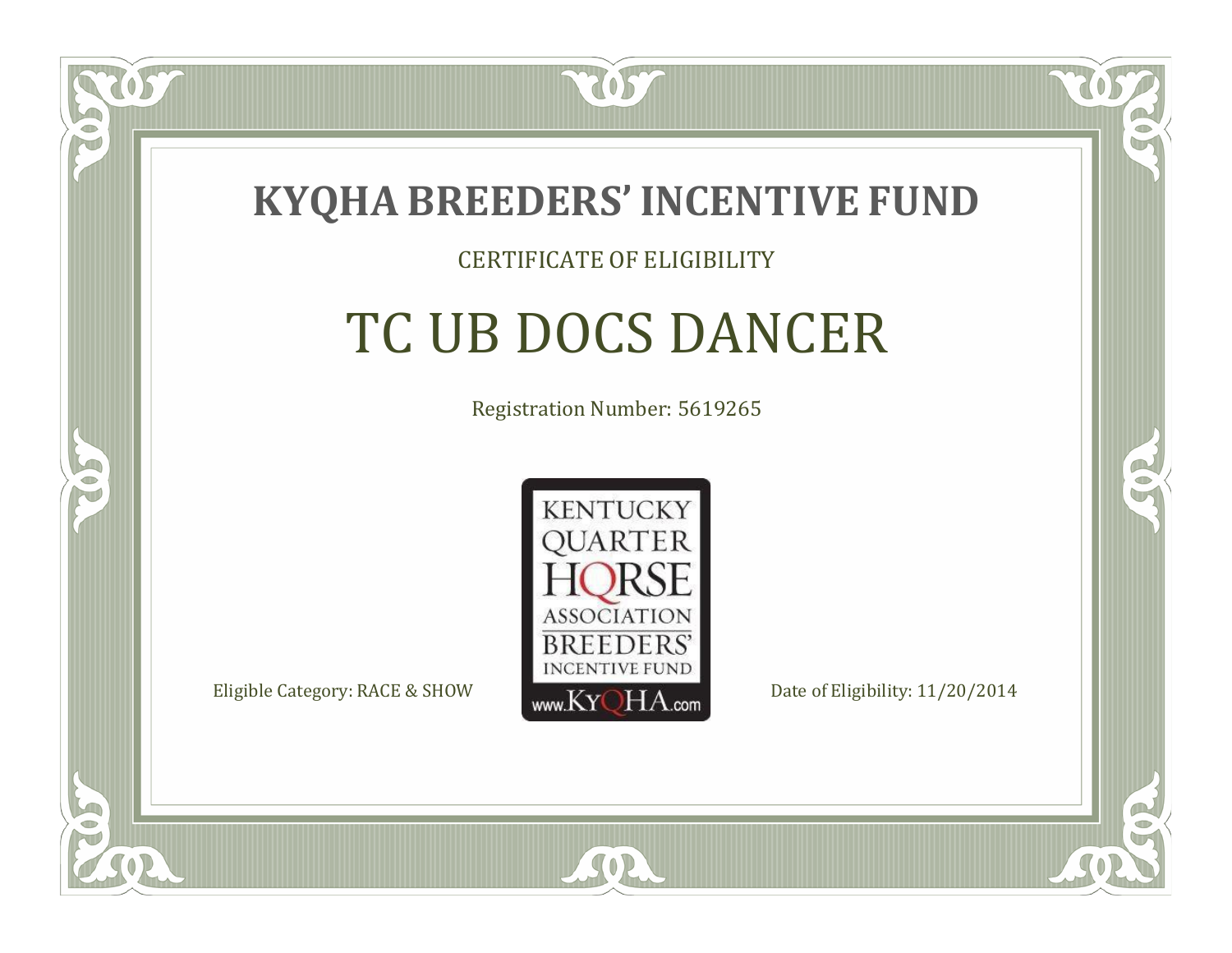# KYQHA BREEDERS' INCENTIVE FUND

CERTIFICATE OF ELIGIBILITY

## TC UB DOCS DANCER

Registration Number: 5619265

KENTUCKY QUARTER HORSE ASSOCIATION BREEDERS' INCENTIVE FUND www.KyQHA.com

Eligible Category: RACE & SHOW

Date of Eligibility: 11/20/2014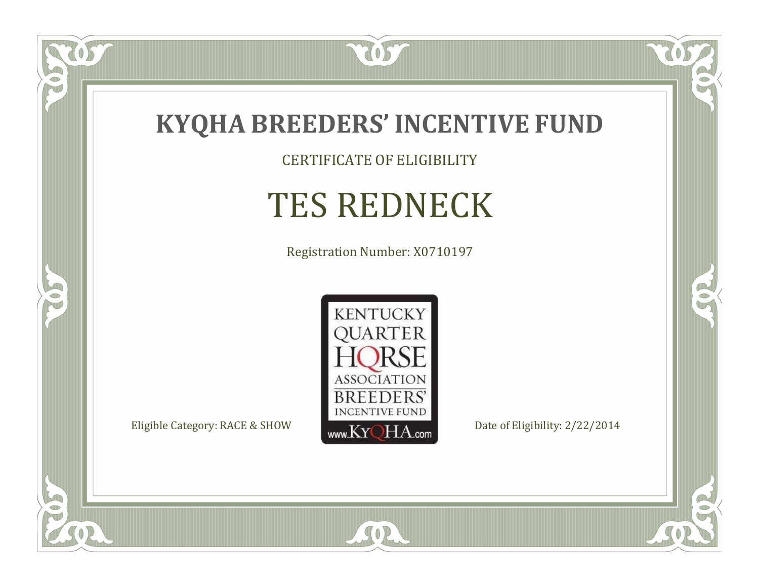# KYQHA BREEDERS' INCENTIVE FUND

CERTIFICATE OF ELIGIBILITY

## TES REDNECK

Registration Number: X0710197

KENTUCKY QUARTER HORSE ASSOCIATION BREEDERS' INCENTIVE FUND www.KyQHA.com

Eligible Category: RACE & SHOW

Date of Eligibility: 2/22/2014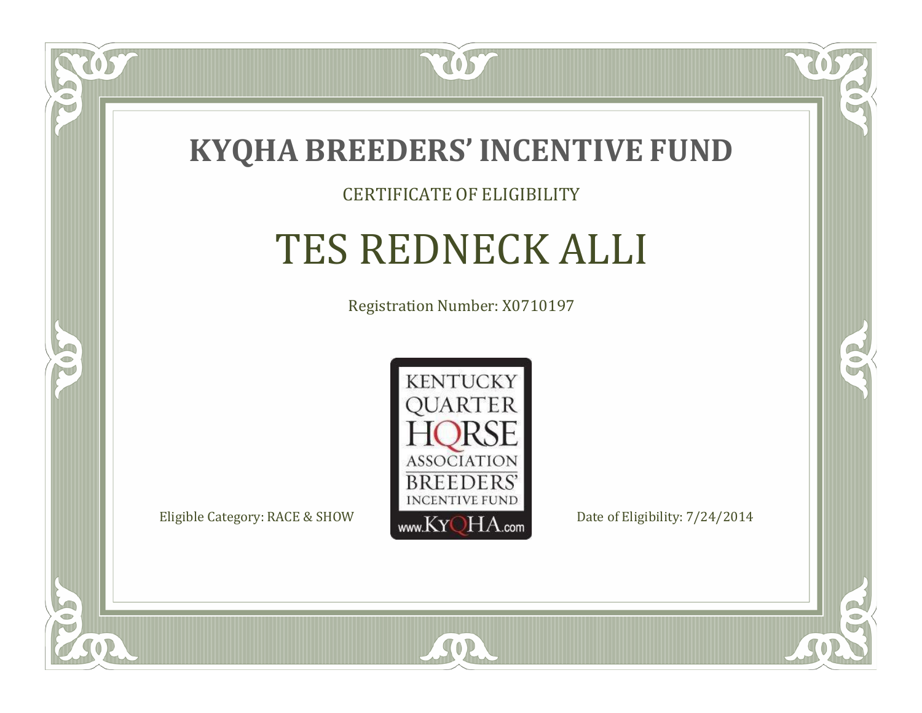# KYQHA BREEDERS' INCENTIVE FUND

CERTIFICATE OF ELIGIBILITY

## TES REDNECK ALLI

Registration Number: X0710197

KENTUCKY QUARTER HORSE ASSOCIATION BREEDERS' INCENTIVE FUND www.KyQHA.com

Eligible Category: RACE & SHOW

Date of Eligibility: 7/24/2014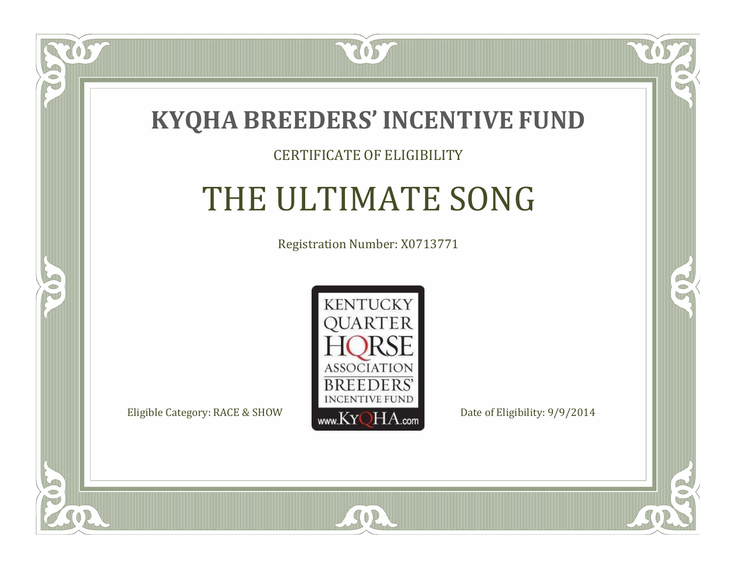# KYQHA BREEDERS' INCENTIVE FUND

CERTIFICATE OF ELIGIBILITY

## THE ULTIMATE SONG

Registration Number: X0713771

KENTUCKY QUARTER HORSE ASSOCIATION BREEDERS' INCENTIVE FUND www.KyQHA.com

Eligible Category: RACE & SHOW

Date of Eligibility: 9/9/2014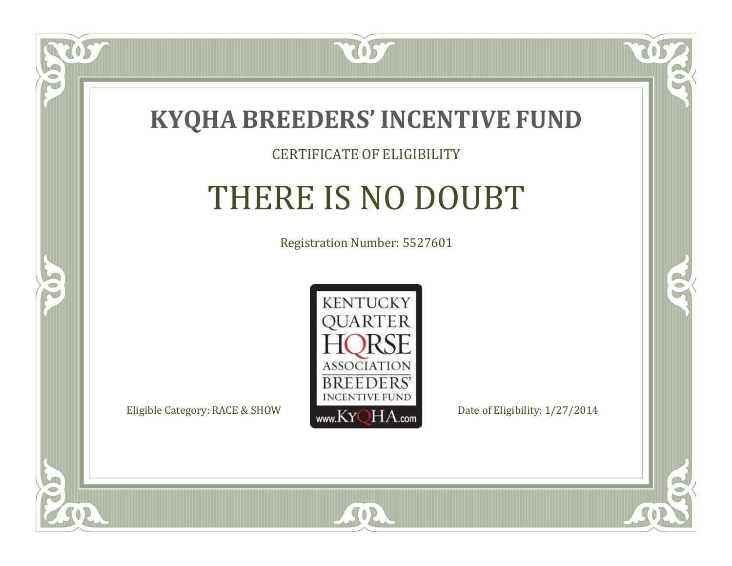# KYQHA BREEDERS' INCENTIVE FUND

CERTIFICATE OF ELIGIBILITY

## THERE IS NO DOUBT

Registration Number: 5527601

KENTUCKY QUARTER HORSE ASSOCIATION BREEDERS' INCENTIVE FUND www.KyQHA.com

Eligible Category: RACE & SHOW

Date of Eligibility: 1/27/2014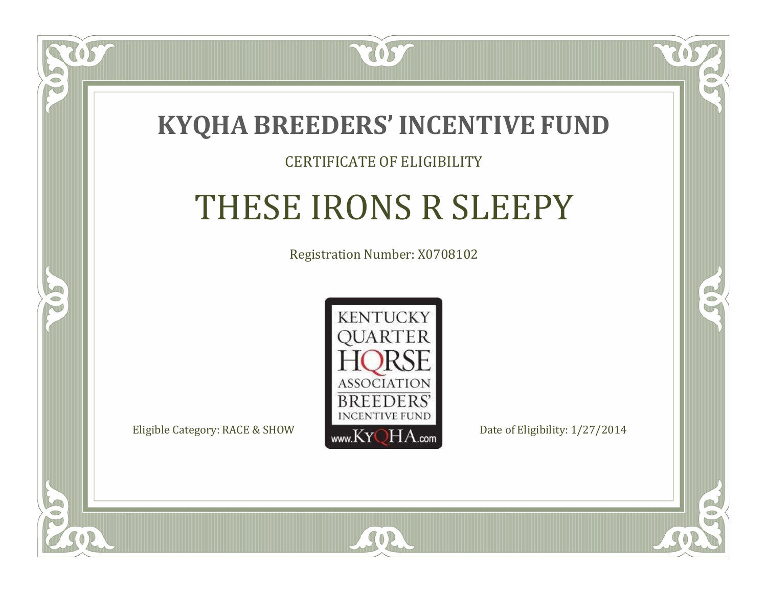# KYQHA BREEDERS' INCENTIVE FUND

CERTIFICATE OF ELIGIBILITY

## THESE IRONS R SLEEPY

Registration Number: X0708102

KENTUCKY QUARTER HORSE ASSOCIATION BREEDERS' INCENTIVE FUND www.KyQHA.com

Eligible Category: RACE & SHOW

Date of Eligibility: 1/27/2014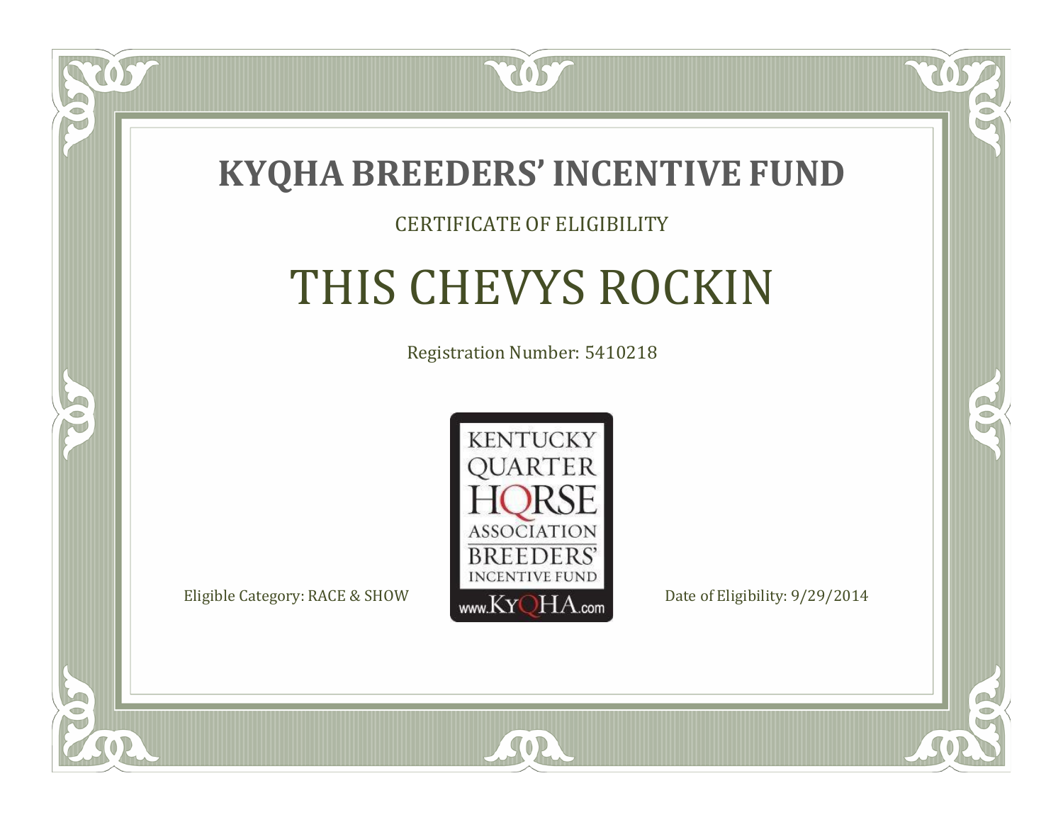# KYQHA BREEDERS' INCENTIVE FUND

CERTIFICATE OF ELIGIBILITY

## THIS CHEVYS ROCKIN

Registration Number: 5410218

KENTUCKY QUARTER HORSE ASSOCIATION BREEDERS' INCENTIVE FUND www.KyQHA.com

Eligible Category: RACE & SHOW

Date of Eligibility: 9/29/2014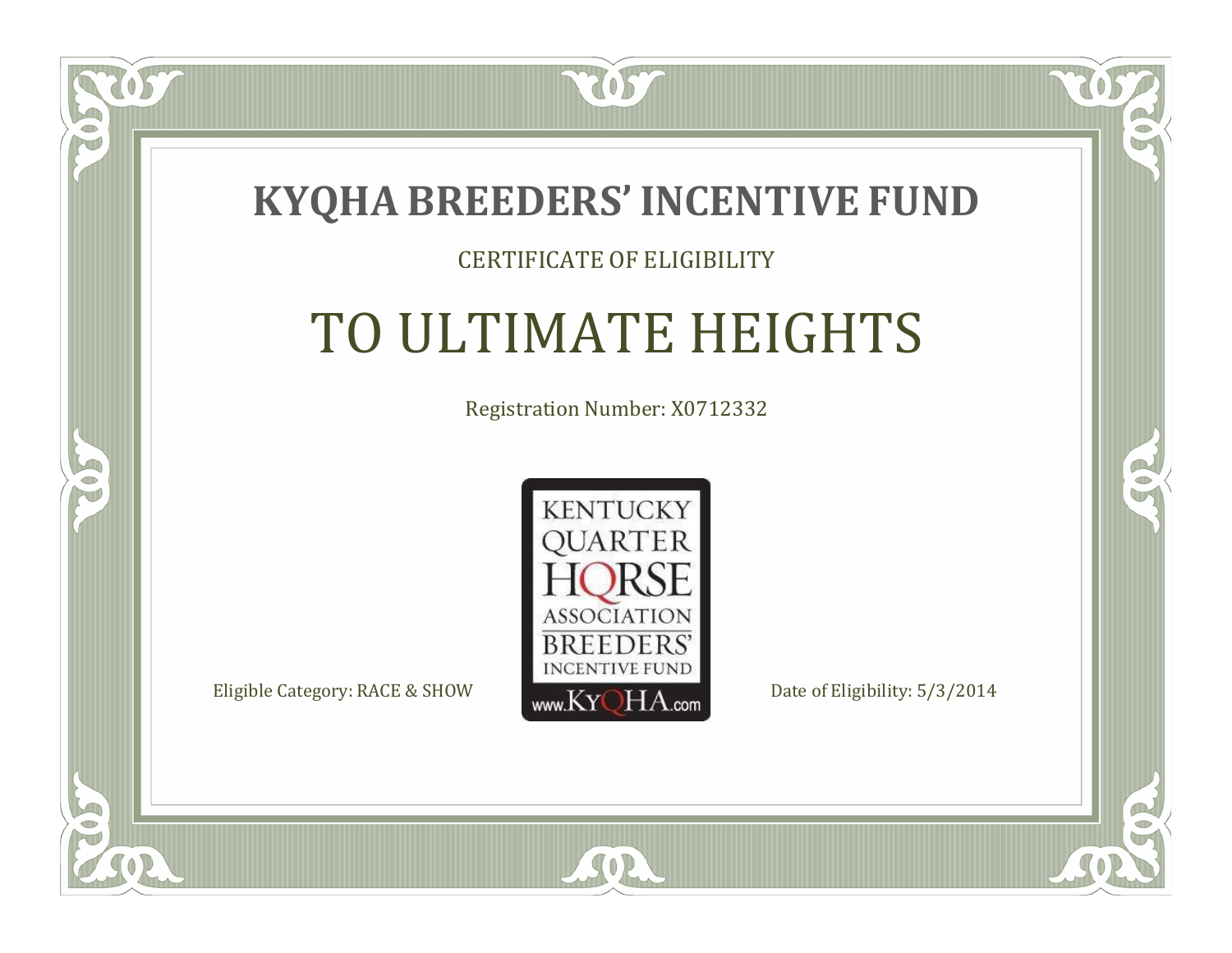# KYQHA BREEDERS' INCENTIVE FUND

CERTIFICATE OF ELIGIBILITY

## TO ULTIMATE HEIGHTS

Registration Number: X0712332

KENTUCKY QUARTER HORSE ASSOCIATION BREEDERS' INCENTIVE FUND www.KyQHA.com

Eligible Category: RACE & SHOW

Date of Eligibility: 5/3/2014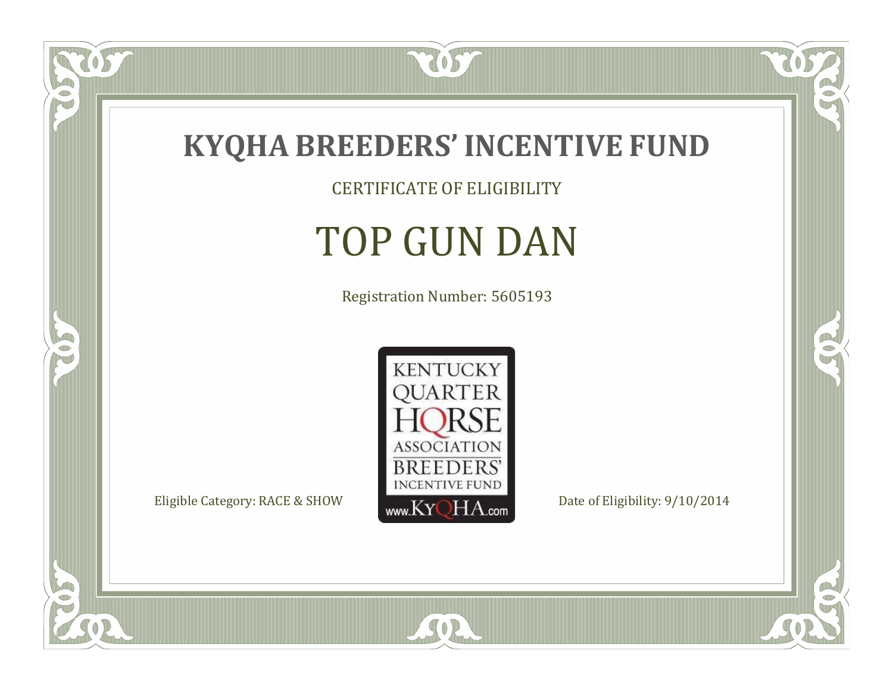# KYQHA BREEDERS' INCENTIVE FUND

CERTIFICATE OF ELIGIBILITY

## TOP GUN DAN

Registration Number: 5605193

KENTUCKY QUARTER HORSE ASSOCIATION BREEDERS' INCENTIVE FUND www.KyQHA.com

Eligible Category: RACE & SHOW

Date of Eligibility: 9/10/2014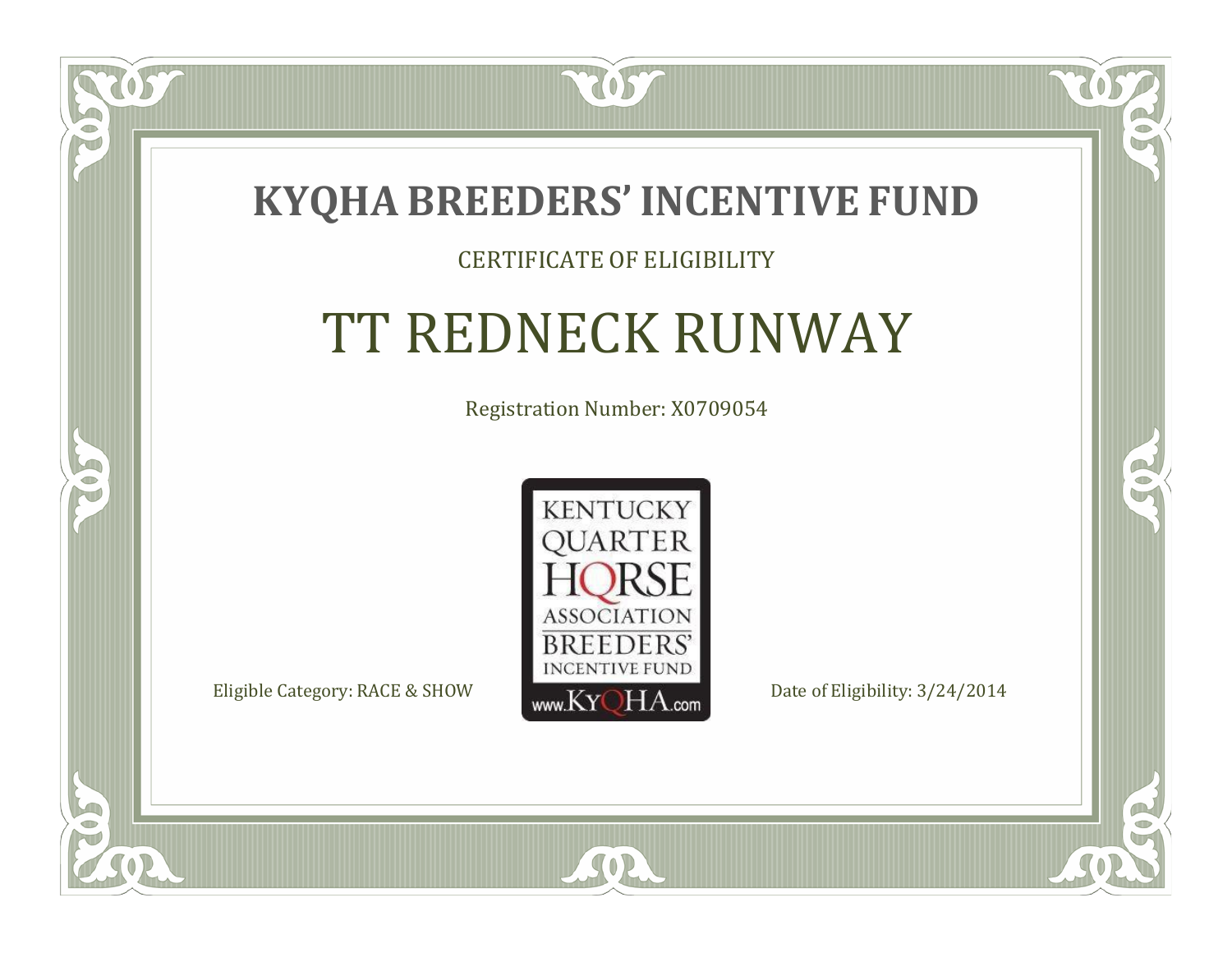# KYQHA BREEDERS' INCENTIVE FUND

CERTIFICATE OF ELIGIBILITY

## TT REDNECK RUNWAY

Registration Number: X0709054

KENTUCKY QUARTER HORSE ASSOCIATION BREEDERS' INCENTIVE FUND www.KyQHA.com

Eligible Category: RACE & SHOW

Date of Eligibility: 3/24/2014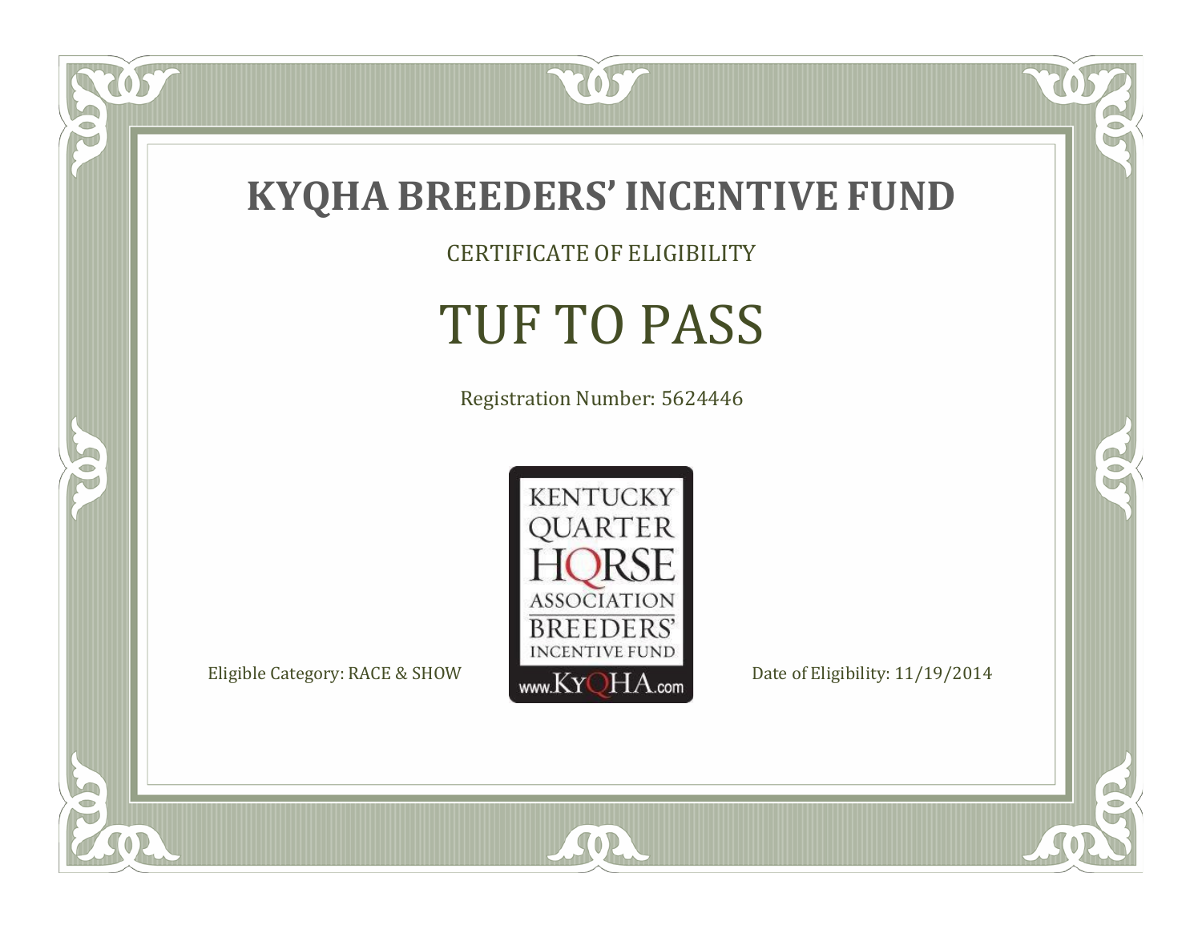# KYQHA BREEDERS' INCENTIVE FUND

CERTIFICATE OF ELIGIBILITY

## TUF TO PASS

Registration Number: 5624446

KENTUCKY QUARTER HORSE ASSOCIATION BREEDERS' INCENTIVE FUND www.KyQHA.com

Eligible Category: RACE & SHOW

Date of Eligibility: 11/19/2014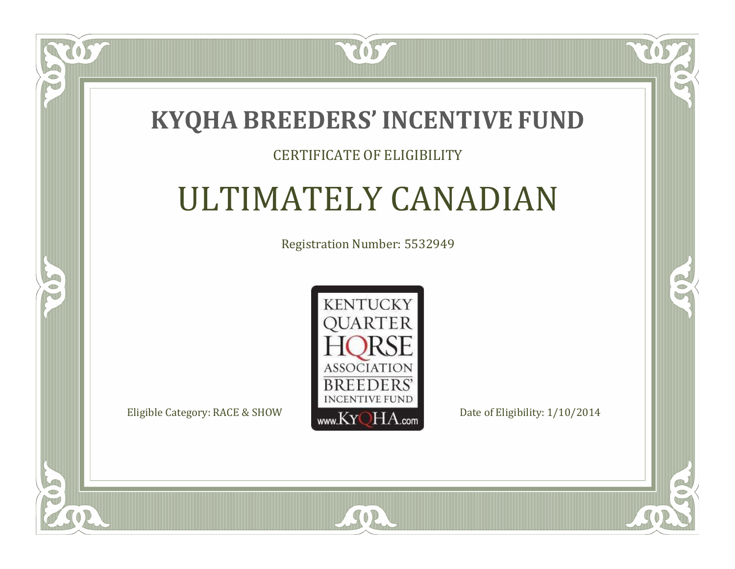# KYQHA BREEDERS' INCENTIVE FUND

CERTIFICATE OF ELIGIBILITY

## ULTIMATELY CANADIAN

Registration Number: 5532949

KENTUCKY QUARTER HORSE ASSOCIATION BREEDERS' INCENTIVE FUND www.KyQHA.com

Eligible Category: RACE & SHOW

Date of Eligibility: 1/10/2014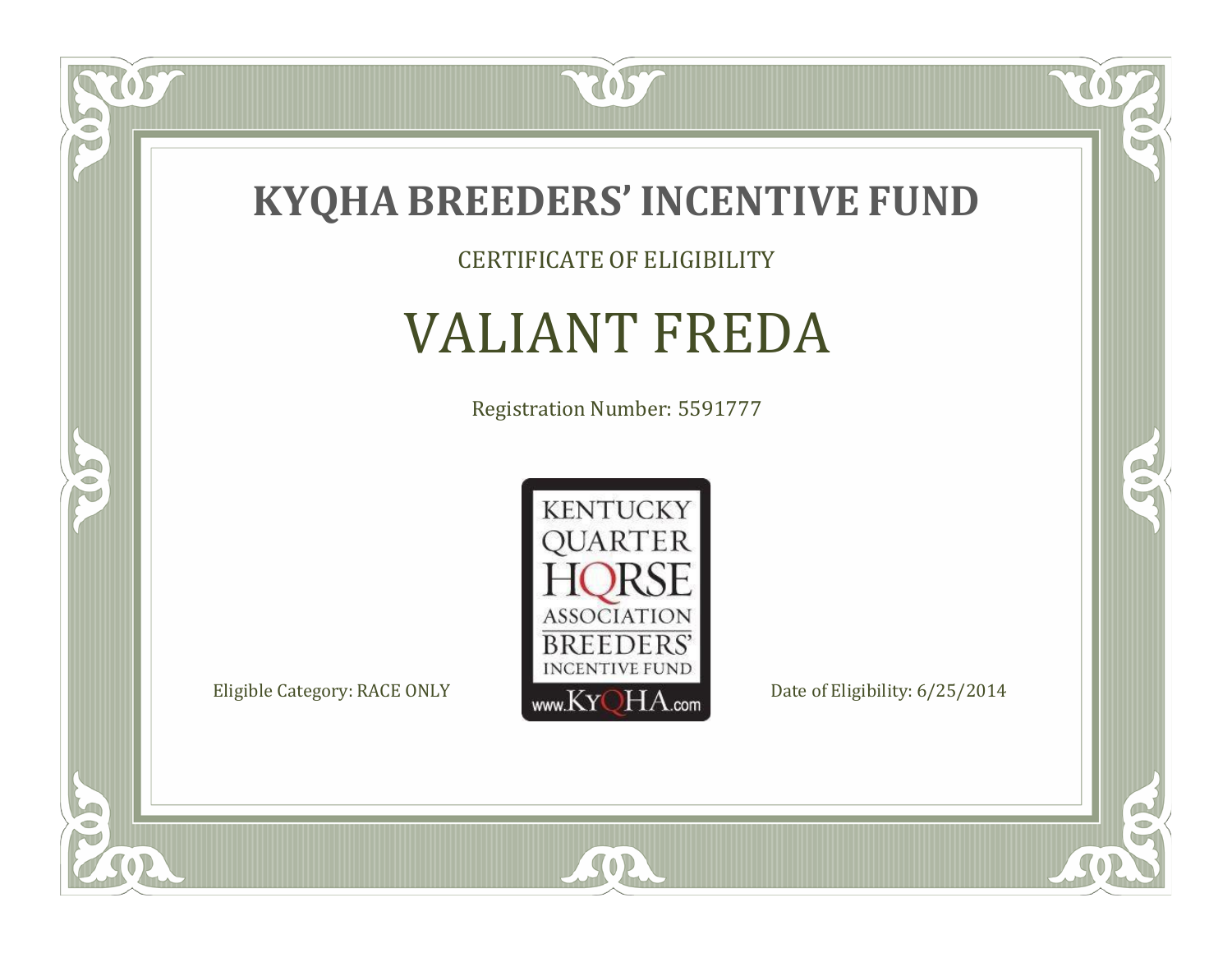# KYQHA BREEDERS' INCENTIVE FUND

CERTIFICATE OF ELIGIBILITY

## VALIANT FREDA

Registration Number: 5591777

KENTUCKY QUARTER HORSE ASSOCIATION BREEDERS' INCENTIVE FUND www.KyQHA.com

Eligible Category: RACE ONLY

Date of Eligibility: 6/25/2014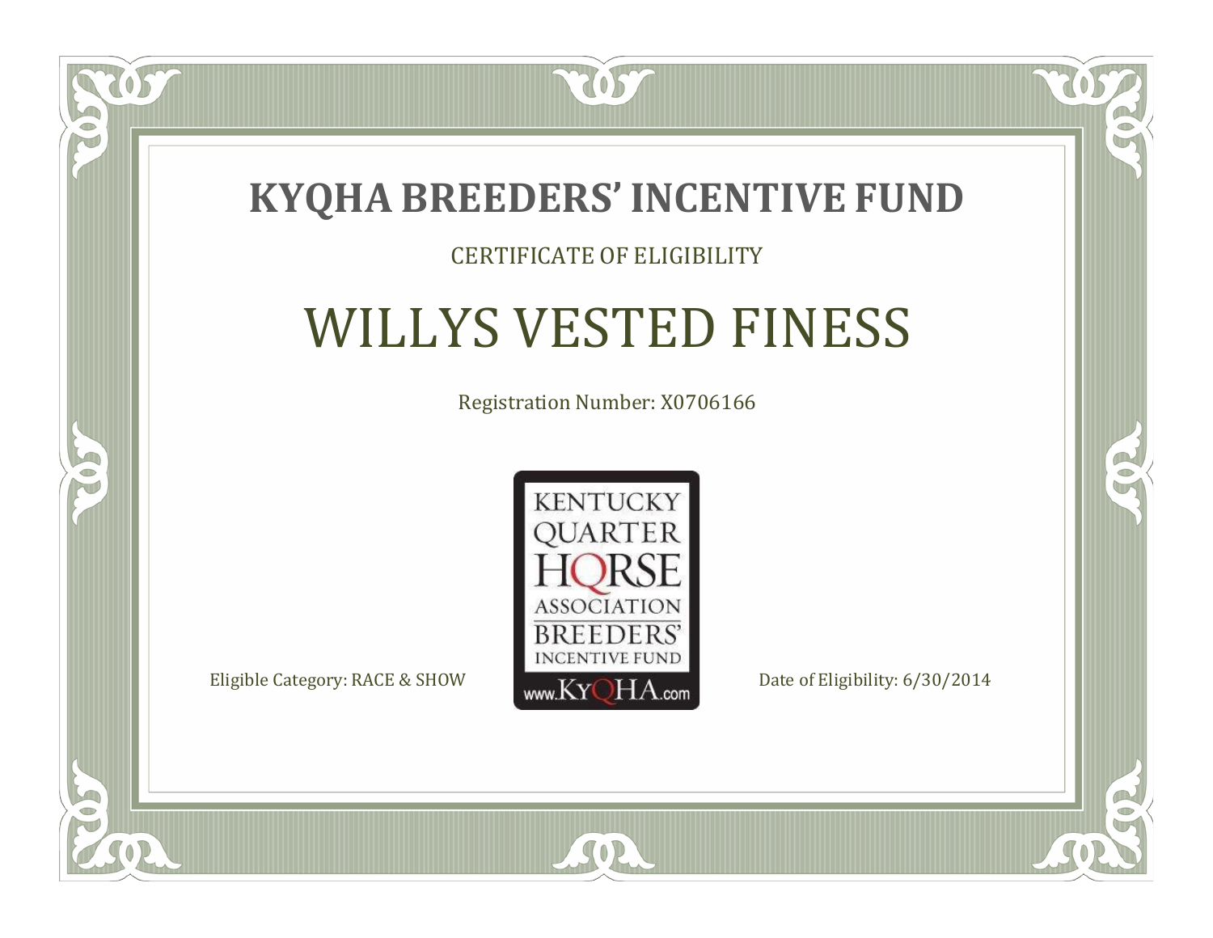# KYQHA BREEDERS' INCENTIVE FUND

CERTIFICATE OF ELIGIBILITY

## WILLYS VESTED FINESS

Registration Number: X0706166

KENTUCKY QUARTER HORSE ASSOCIATION BREEDERS' INCENTIVE FUND www.KyQHA.com

Eligible Category: RACE & SHOW

Date of Eligibility: 6/30/2014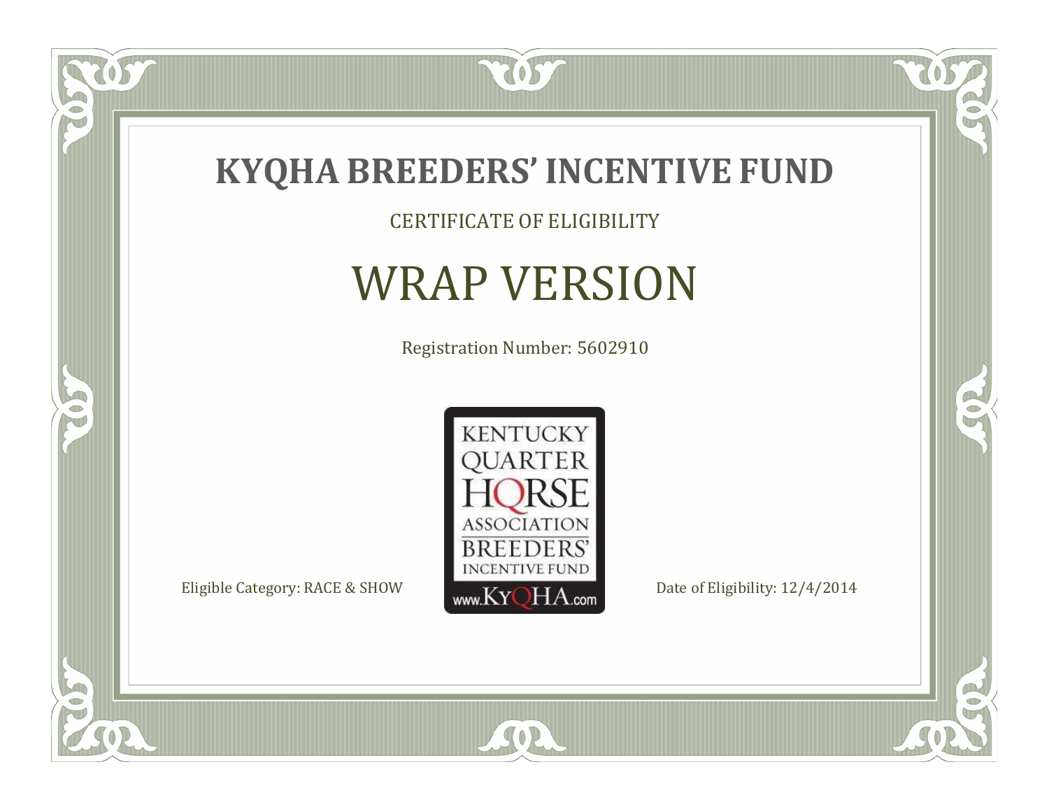# KYQHA BREEDERS' INCENTIVE FUND

CERTIFICATE OF ELIGIBILITY

## WRAP VERSION

Registration Number: 5602910

KENTUCKY QUARTER HORSE ASSOCIATION BREEDERS' INCENTIVE FUND
www.KyQHA.com

Eligible Category: RACE & SHOW

Date of Eligibility: 12/4/2014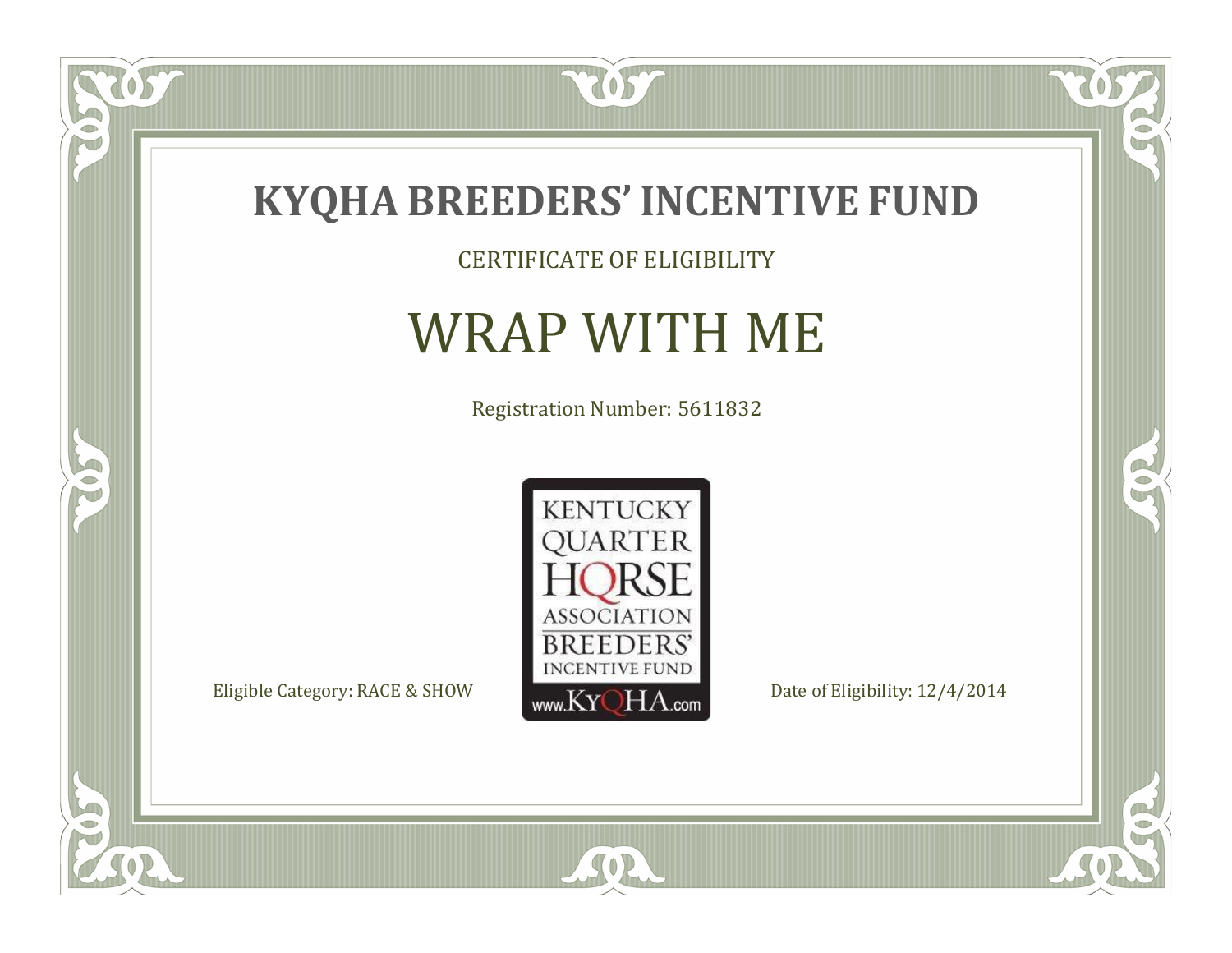# KYQHA BREEDERS' INCENTIVE FUND

CERTIFICATE OF ELIGIBILITY

## WRAP WITH ME

Registration Number: 5611832

KENTUCKY QUARTER HORSE ASSOCIATION BREEDERS' INCENTIVE FUND www.KyQHA.com

Eligible Category: RACE & SHOW

Date of Eligibility: 12/4/2014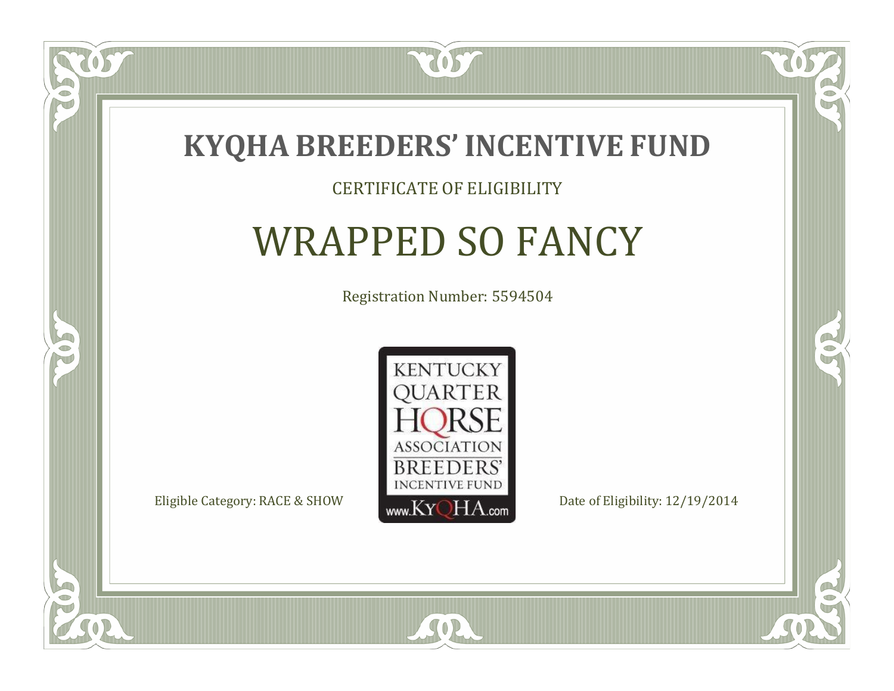# KYQHA BREEDERS' INCENTIVE FUND

CERTIFICATE OF ELIGIBILITY

## WRAPPED SO FANCY

Registration Number: 5594504

KENTUCKY QUARTER HORSE ASSOCIATION BREEDERS' INCENTIVE FUND www.KyQHA.com

Eligible Category: RACE & SHOW

Date of Eligibility: 12/19/2014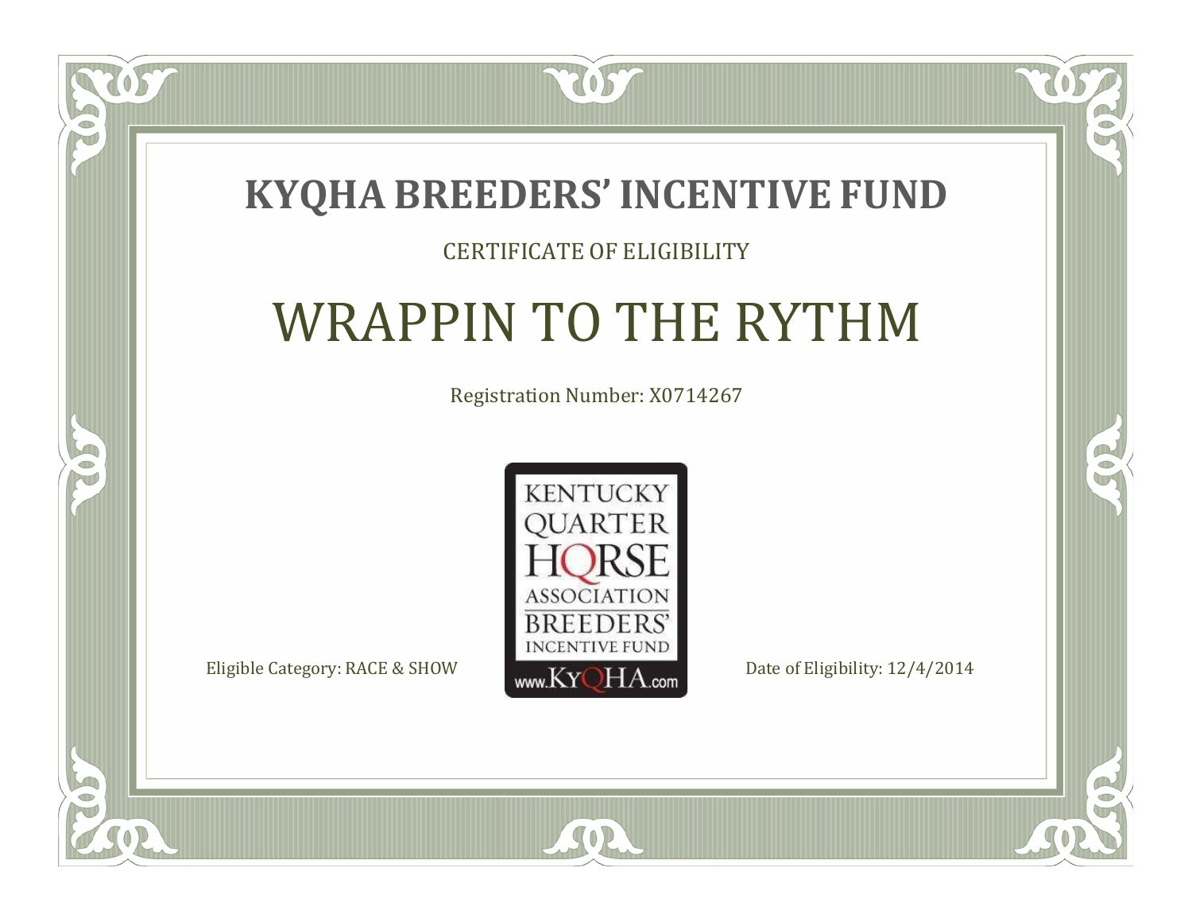# KYQHA BREEDERS' INCENTIVE FUND

CERTIFICATE OF ELIGIBILITY

## WRAPPIN TO THE RYTHM

Registration Number: X0714267

KENTUCKY QUARTER HORSE ASSOCIATION BREEDERS' INCENTIVE FUND www.KyQHA.com

Eligible Category: RACE & SHOW

Date of Eligibility: 12/4/2014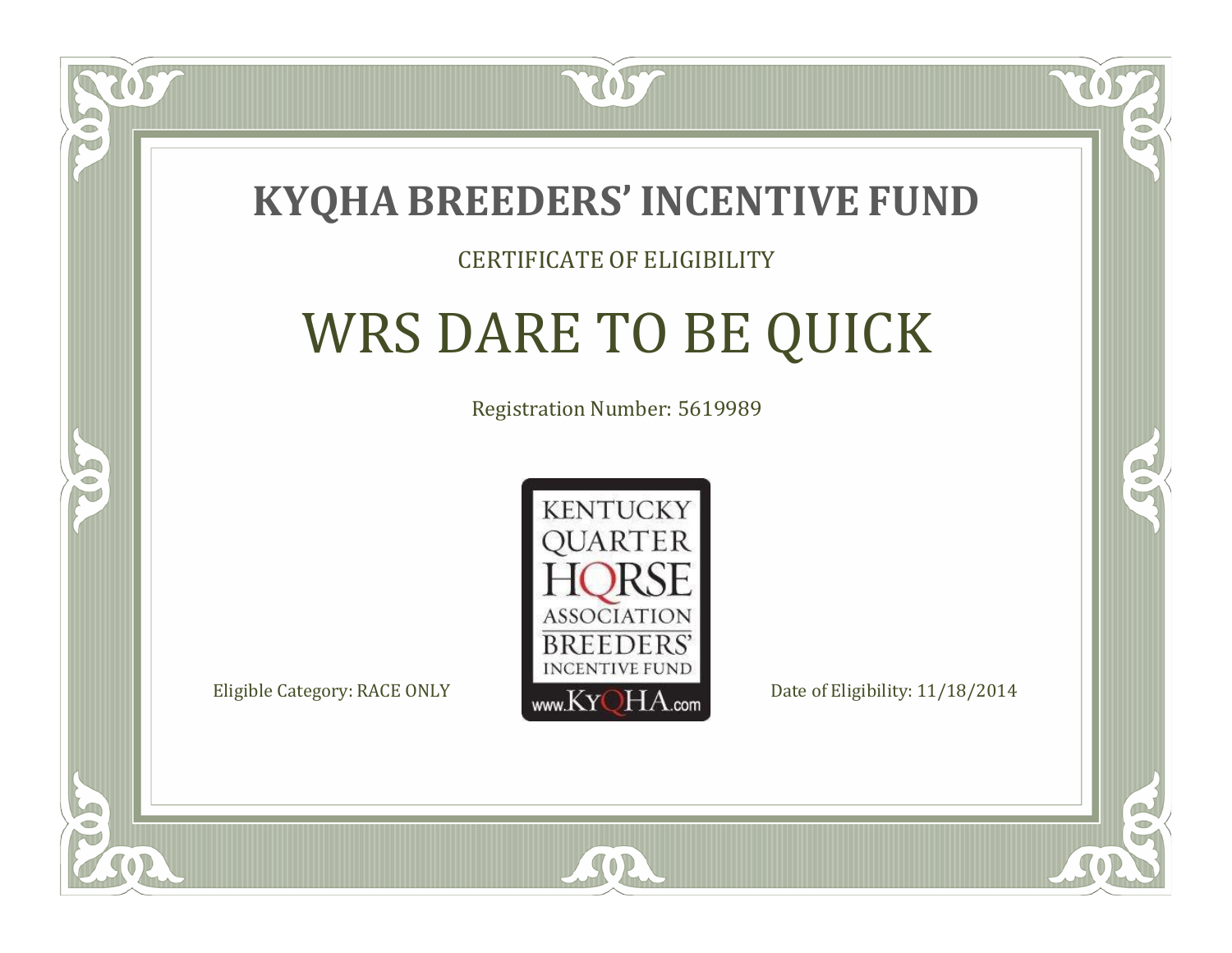# KYQHA BREEDERS' INCENTIVE FUND

CERTIFICATE OF ELIGIBILITY

## WRS DARE TO BE QUICK

Registration Number: 5619989

KENTUCKY QUARTER HORSE ASSOCIATION BREEDERS' INCENTIVE FUND www.KyQHA.com

Eligible Category: RACE ONLY

Date of Eligibility: 11/18/2014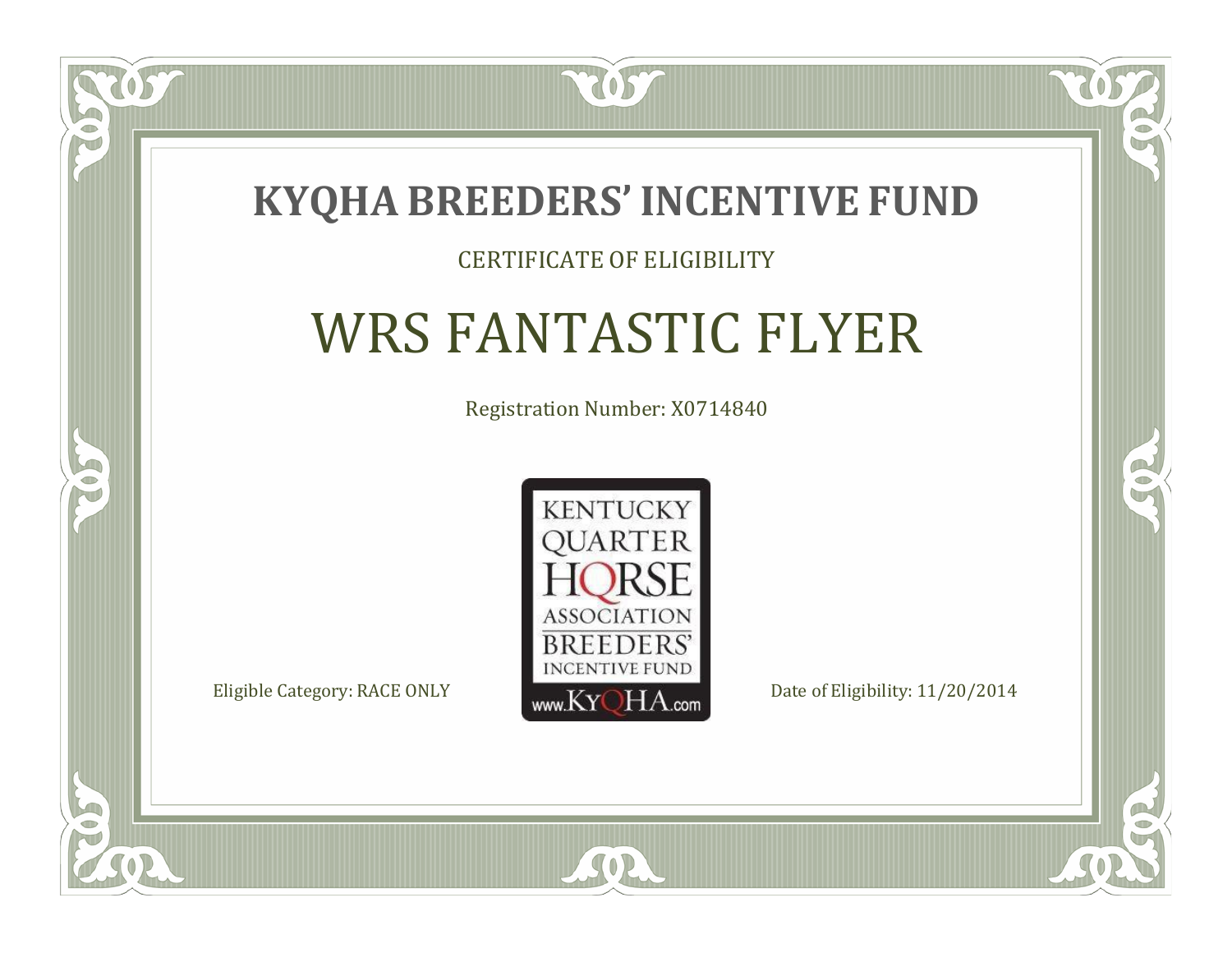# KYQHA BREEDERS' INCENTIVE FUND

CERTIFICATE OF ELIGIBILITY

## WRS FANTASTIC FLYER

Registration Number: X0714840

KENTUCKY QUARTER HORSE ASSOCIATION BREEDERS' INCENTIVE FUND www.KyQHA.com

Eligible Category: RACE ONLY

Date of Eligibility: 11/20/2014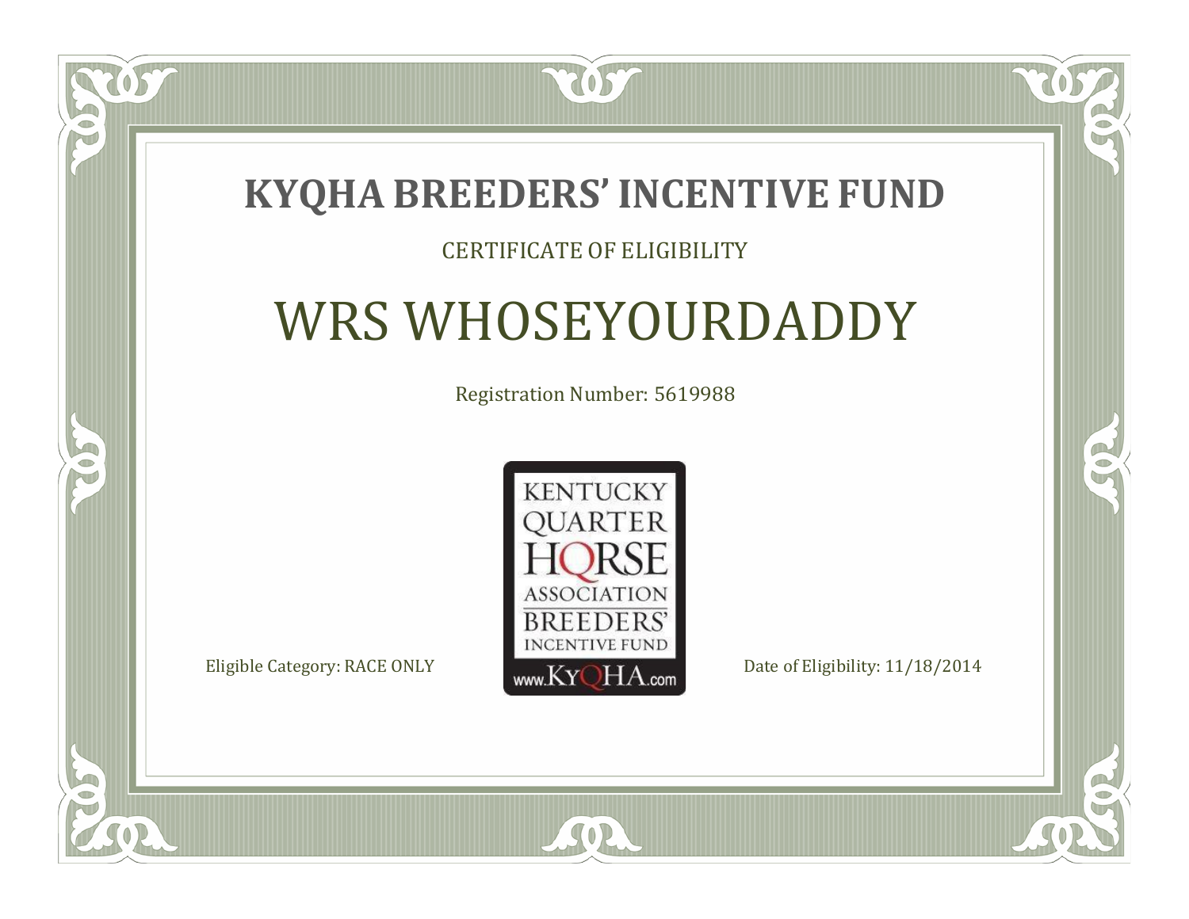# KYQHA BREEDERS' INCENTIVE FUND

CERTIFICATE OF ELIGIBILITY

## WRS WHOSEYOURDADDY

Registration Number: 5619988

KENTUCKY QUARTER HORSE ASSOCIATION BREEDERS' INCENTIVE FUND www.KyQHA.com

Eligible Category: RACE ONLY

Date of Eligibility: 11/18/2014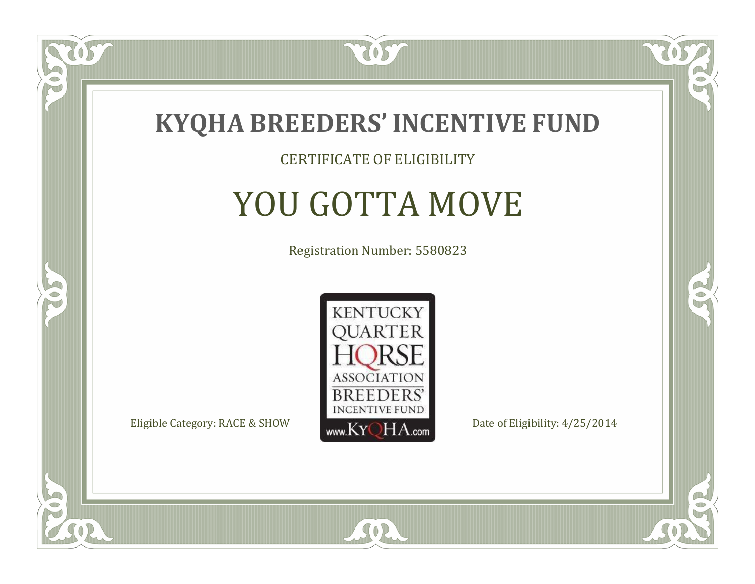# KYQHA BREEDERS' INCENTIVE FUND

CERTIFICATE OF ELIGIBILITY

## YOU GOTTA MOVE

Registration Number: 5580823

KENTUCKY QUARTER HORSE ASSOCIATION BREEDERS' INCENTIVE FUND www.KyQHA.com

Eligible Category: RACE & SHOW

Date of Eligibility: 4/25/2014